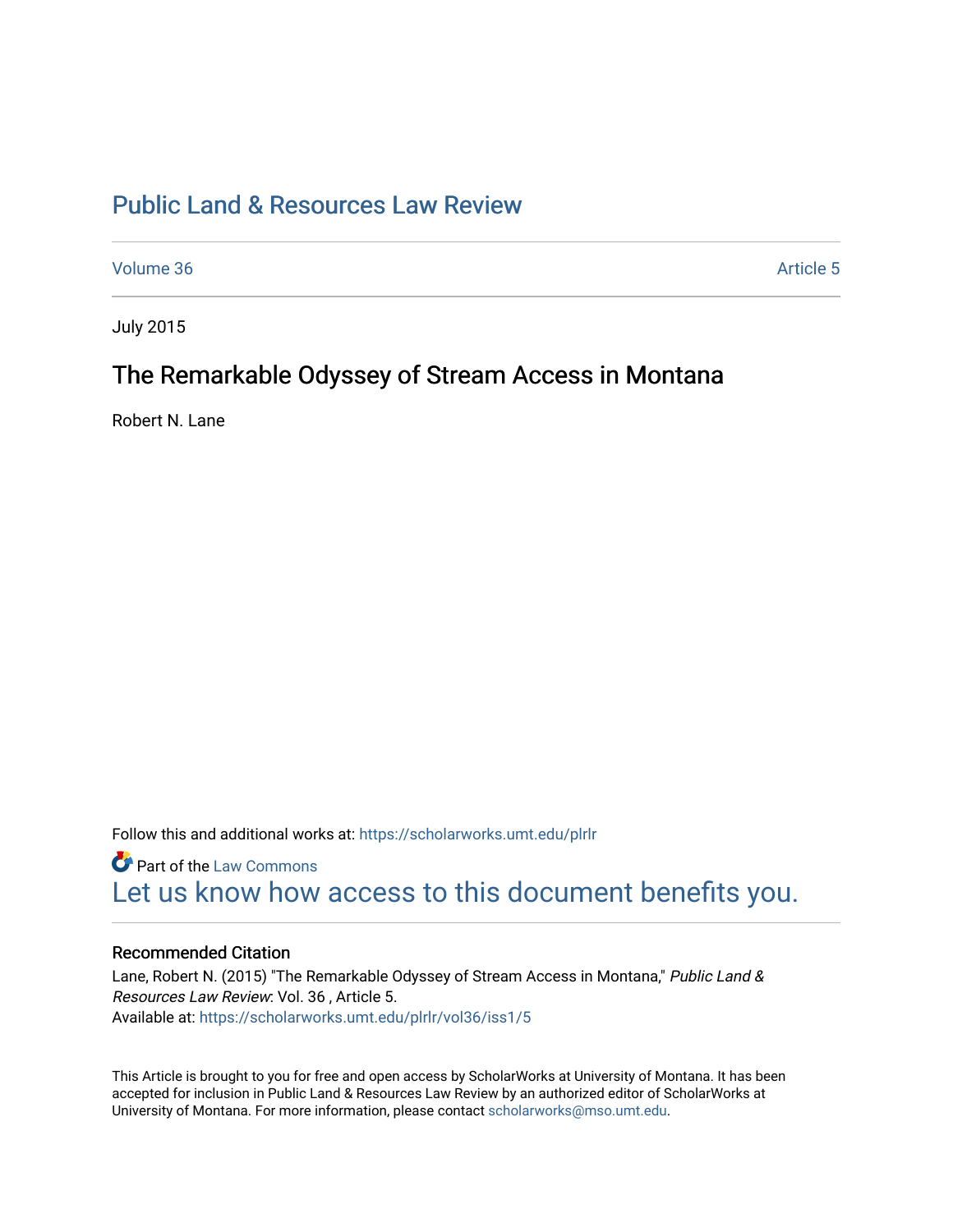# Public Land & Resources Law Review

Volume 36 Article 5

July 2015

## The Remarkable Odyssey of Stream Access in Montana

Robert N. Lane

Follow this and additional works at: https://scholarworks.umt.edu/plrlr

Part of the Law Commons

Let us know how access to this document benefits you.

### Recommended Citation

Lane, Robert N. (2015) "The Remarkable Odyssey of Stream Access in Montana," *Public Land & Resources Law Review*: Vol. 36 , Article 5.
Available at: https://scholarworks.umt.edu/plrlr/vol36/iss1/5

This Article is brought to you for free and open access by ScholarWorks at University of Montana. It has been accepted for inclusion in Public Land & Resources Law Review by an authorized editor of ScholarWorks at University of Montana. For more information, please contact scholarworks@mso.umt.edu.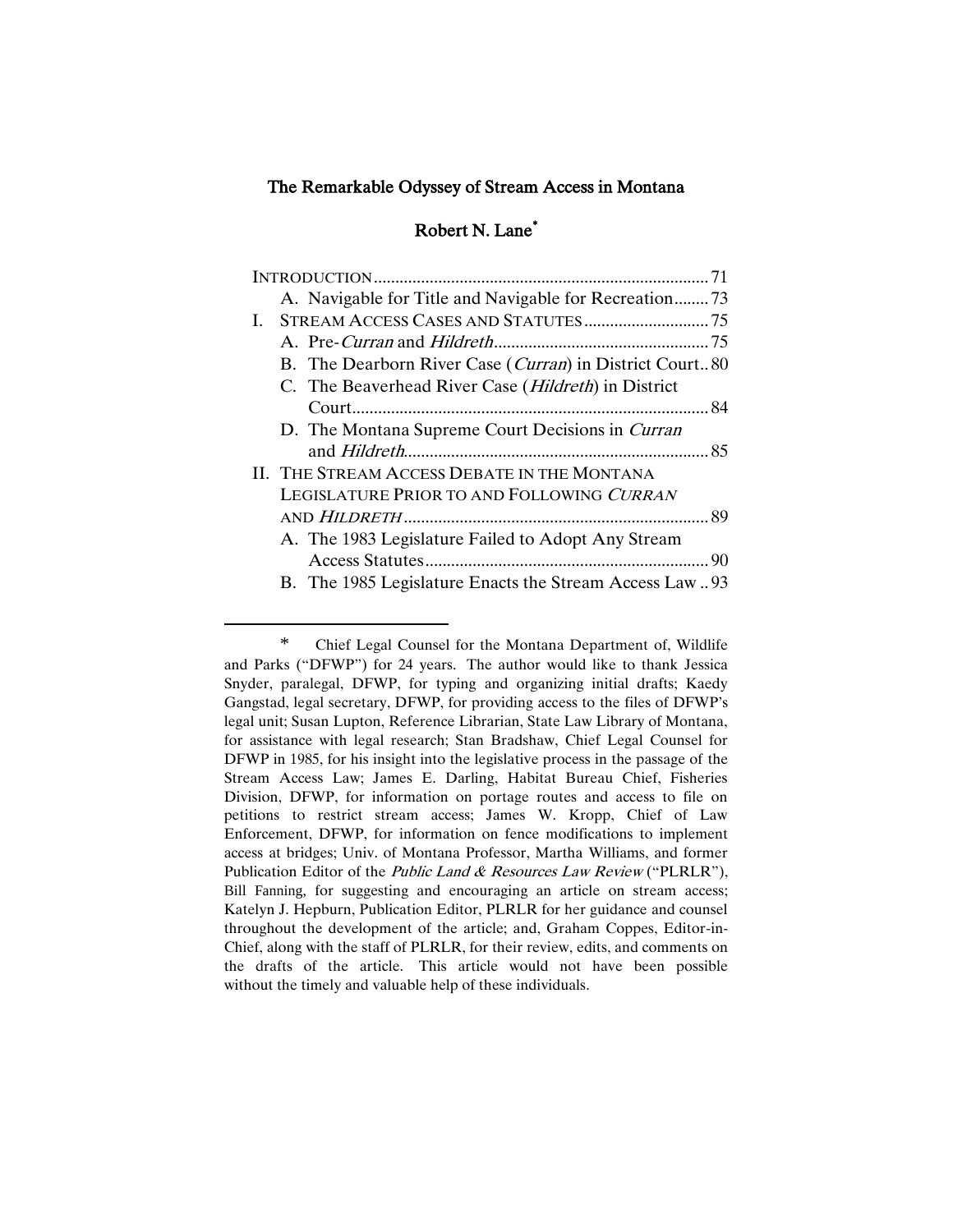# The Remarkable Odyssey of Stream Access in Montana

## Robert N. Lane[*]

INTRODUCTION ............................................................................ 71
- A. Navigable for Title and Navigable for Recreation........ 73

I. STREAM ACCESS CASES AND STATUTES ............................ 75
- A. Pre-*Curran* and *Hildreth*................................................. 75
- B. The Dearborn River Case (*Curran*) in District Court.. 80
- C. The Beaverhead River Case (*Hildreth*) in District Court.................................................................................. 84
- D. The Montana Supreme Court Decisions in *Curran* and *Hildreth*...................................................................... 85

II. THE STREAM ACCESS DEBATE IN THE MONTANA LEGISLATURE PRIOR TO AND FOLLOWING *CURRAN* AND *HILDRETH* ...................................................................... 89
- A. The 1983 Legislature Failed to Adopt Any Stream Access Statutes................................................................. 90
- B. The 1985 Legislature Enacts the Stream Access Law .. 93

---

\* Chief Legal Counsel for the Montana Department of, Wildlife and Parks ("DFWP") for 24 years. The author would like to thank Jessica Snyder, paralegal, DFWP, for typing and organizing initial drafts; Kaedy Gangstad, legal secretary, DFWP, for providing access to the files of DFWP's legal unit; Susan Lupton, Reference Librarian, State Law Library of Montana, for assistance with legal research; Stan Bradshaw, Chief Legal Counsel for DFWP in 1985, for his insight into the legislative process in the passage of the Stream Access Law; James E. Darling, Habitat Bureau Chief, Fisheries Division, DFWP, for information on portage routes and access to file on petitions to restrict stream access; James W. Kropp, Chief of Law Enforcement, DFWP, for information on fence modifications to implement access at bridges; Univ. of Montana Professor, Martha Williams, and former Publication Editor of the *Public Land & Resources Law Review* ("PLRLR"), Bill Fanning, for suggesting and encouraging an article on stream access; Katelyn J. Hepburn, Publication Editor, PLRLR for her guidance and counsel throughout the development of the article; and, Graham Coppes, Editor-in-Chief, along with the staff of PLRLR, for their review, edits, and comments on the drafts of the article. This article would not have been possible without the timely and valuable help of these individuals.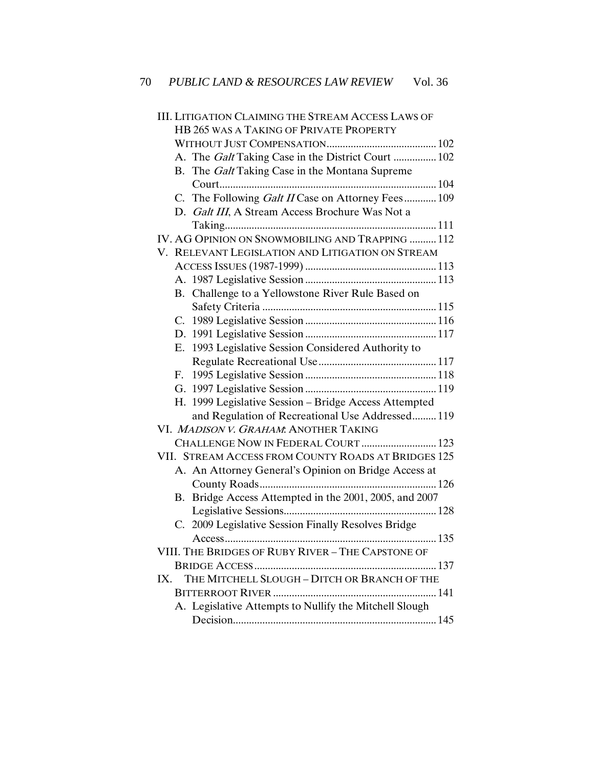III. LITIGATION CLAIMING THE STREAM ACCESS LAWS OF HB 265 WAS A TAKING OF PRIVATE PROPERTY WITHOUT JUST COMPENSATION ........................................ 102
   A. The *Galt* Taking Case in the District Court ................ 102
   B. The *Galt* Taking Case in the Montana Supreme Court ................................................................................ 104
   C. The Following *Galt II* Case on Attorney Fees ............ 109
   D. *Galt III*, A Stream Access Brochure Was Not a Taking .............................................................................. 111
IV. AG OPINION ON SNOWMOBILING AND TRAPPING .......... 112
V. RELEVANT LEGISLATION AND LITIGATION ON STREAM ACCESS ISSUES (1987-1999) ................................................ 113
   A. 1987 Legislative Session ................................................ 113
   B. Challenge to a Yellowstone River Rule Based on Safety Criteria ................................................................ 115
   C. 1989 Legislative Session ................................................ 116
   D. 1991 Legislative Session ................................................ 117
   E. 1993 Legislative Session Considered Authority to Regulate Recreational Use ............................................ 117
   F. 1995 Legislative Session ................................................ 118
   G. 1997 Legislative Session ................................................ 119
   H. 1999 Legislative Session – Bridge Access Attempted and Regulation of Recreational Use Addressed ......... 119
VI. *MADISON V. GRAHAM*: ANOTHER TAKING CHALLENGE NOW IN FEDERAL COURT ............................ 123
VII. STREAM ACCESS FROM COUNTY ROADS AT BRIDGES 125
   A. An Attorney General's Opinion on Bridge Access at County Roads ................................................................. 126
   B. Bridge Access Attempted in the 2001, 2005, and 2007 Legislative Sessions ........................................................ 128
   C. 2009 Legislative Session Finally Resolves Bridge Access .............................................................................. 135
VIII. THE BRIDGES OF RUBY RIVER – THE CAPSTONE OF BRIDGE ACCESS ................................................................... 137
IX. THE MITCHELL SLOUGH – DITCH OR BRANCH OF THE BITTERROOT RIVER ............................................................ 141
   A. Legislative Attempts to Nullify the Mitchell Slough Decision ........................................................................... 145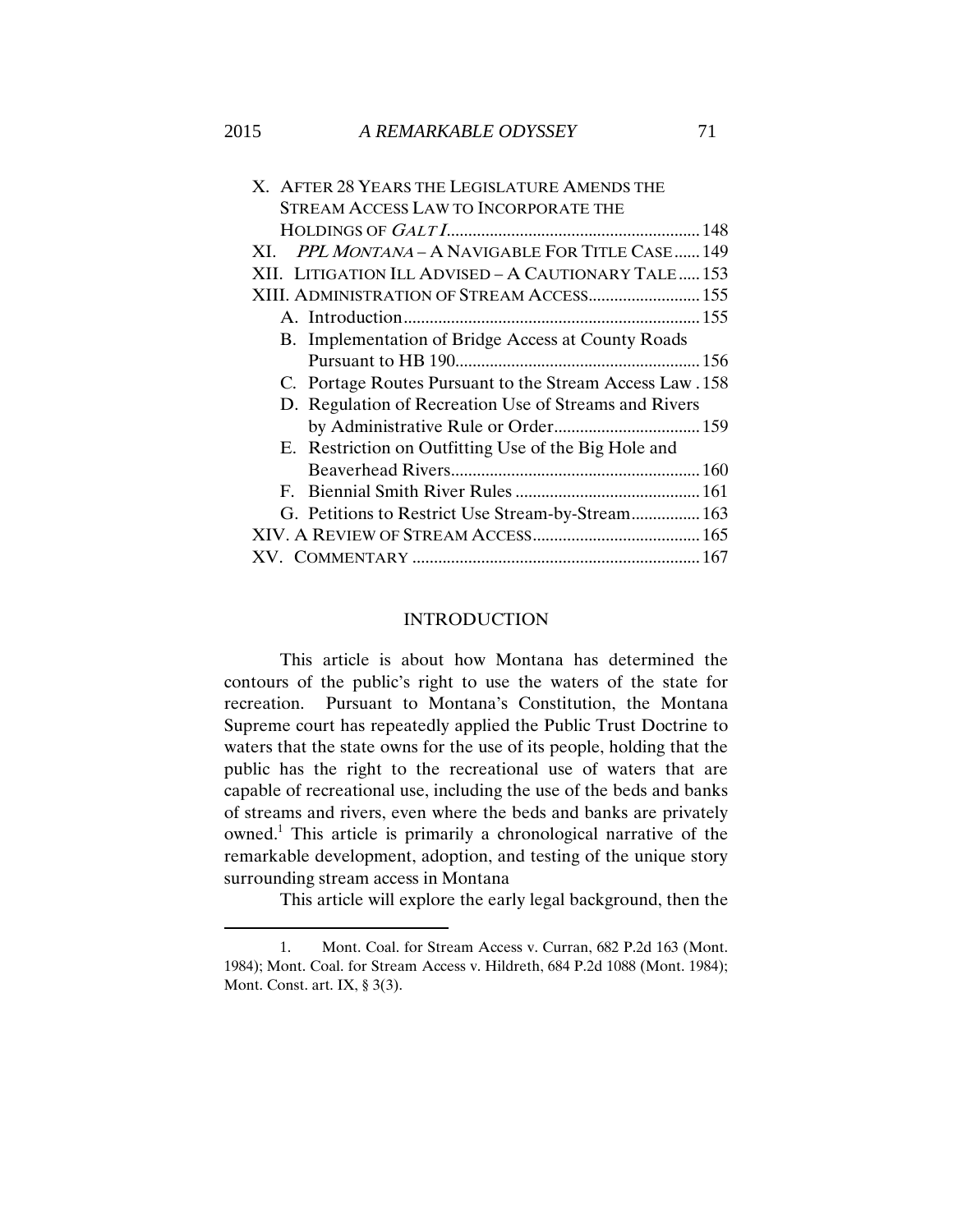X. AFTER 28 YEARS THE LEGISLATURE AMENDS THE STREAM ACCESS LAW TO INCORPORATE THE HOLDINGS OF *GALT I* .......... 148
XI. *PPL MONTANA* – A NAVIGABLE FOR TITLE CASE ...... 149
XII. LITIGATION ILL ADVISED – A CAUTIONARY TALE ..... 153
XIII. ADMINISTRATION OF STREAM ACCESS .......... 155
- A. Introduction .......... 155
- B. Implementation of Bridge Access at County Roads Pursuant to HB 190 .......... 156
- C. Portage Routes Pursuant to the Stream Access Law . 158
- D. Regulation of Recreation Use of Streams and Rivers by Administrative Rule or Order .......... 159
- E. Restriction on Outfitting Use of the Big Hole and Beaverhead Rivers .......... 160
- F. Biennial Smith River Rules .......... 161
- G. Petitions to Restrict Use Stream-by-Stream .......... 163

XIV. A REVIEW OF STREAM ACCESS .......... 165
XV. COMMENTARY .......... 167

## INTRODUCTION

This article is about how Montana has determined the contours of the public's right to use the waters of the state for recreation. Pursuant to Montana's Constitution, the Montana Supreme court has repeatedly applied the Public Trust Doctrine to waters that the state owns for the use of its people, holding that the public has the right to the recreational use of waters that are capable of recreational use, including the use of the beds and banks of streams and rivers, even where the beds and banks are privately owned.[1] This article is primarily a chronological narrative of the remarkable development, adoption, and testing of the unique story surrounding stream access in Montana

This article will explore the early legal background, then the

---

1. Mont. Coal. for Stream Access v. Curran, 682 P.2d 163 (Mont. 1984); Mont. Coal. for Stream Access v. Hildreth, 684 P.2d 1088 (Mont. 1984); Mont. Const. art. IX, § 3(3).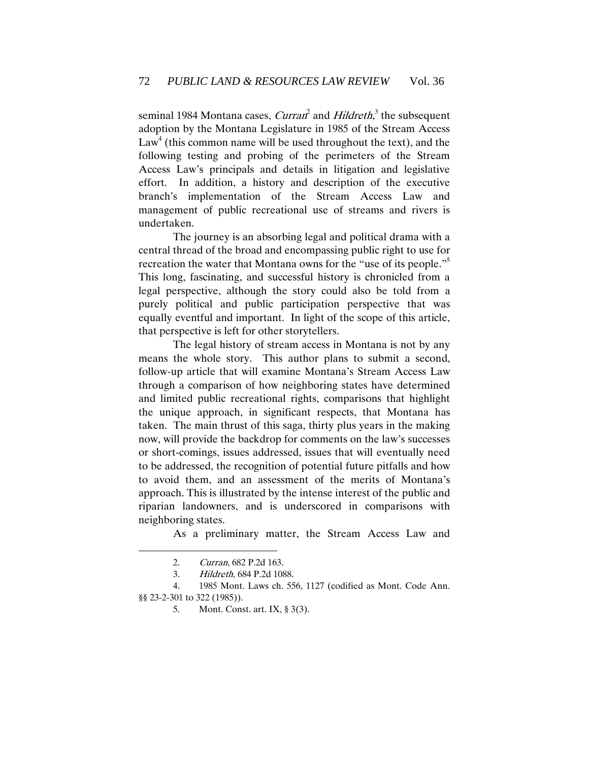seminal 1984 Montana cases, *Curran*[2] and *Hildreth*,[3] the subsequent adoption by the Montana Legislature in 1985 of the Stream Access Law[4] (this common name will be used throughout the text), and the following testing and probing of the perimeters of the Stream Access Law's principals and details in litigation and legislative effort. In addition, a history and description of the executive branch's implementation of the Stream Access Law and management of public recreational use of streams and rivers is undertaken.

The journey is an absorbing legal and political drama with a central thread of the broad and encompassing public right to use for recreation the water that Montana owns for the "use of its people."[5] This long, fascinating, and successful history is chronicled from a legal perspective, although the story could also be told from a purely political and public participation perspective that was equally eventful and important. In light of the scope of this article, that perspective is left for other storytellers.

The legal history of stream access in Montana is not by any means the whole story. This author plans to submit a second, follow-up article that will examine Montana's Stream Access Law through a comparison of how neighboring states have determined and limited public recreational rights, comparisons that highlight the unique approach, in significant respects, that Montana has taken. The main thrust of this saga, thirty plus years in the making now, will provide the backdrop for comments on the law's successes or short-comings, issues addressed, issues that will eventually need to be addressed, the recognition of potential future pitfalls and how to avoid them, and an assessment of the merits of Montana's approach. This is illustrated by the intense interest of the public and riparian landowners, and is underscored in comparisons with neighboring states.

As a preliminary matter, the Stream Access Law and

---

2. *Curran*, 682 P.2d 163.

3. *Hildreth*, 684 P.2d 1088.

4. 1985 Mont. Laws ch. 556, 1127 (codified as Mont. Code Ann. §§ 23-2-301 to 322 (1985)).

5. Mont. Const. art. IX, § 3(3).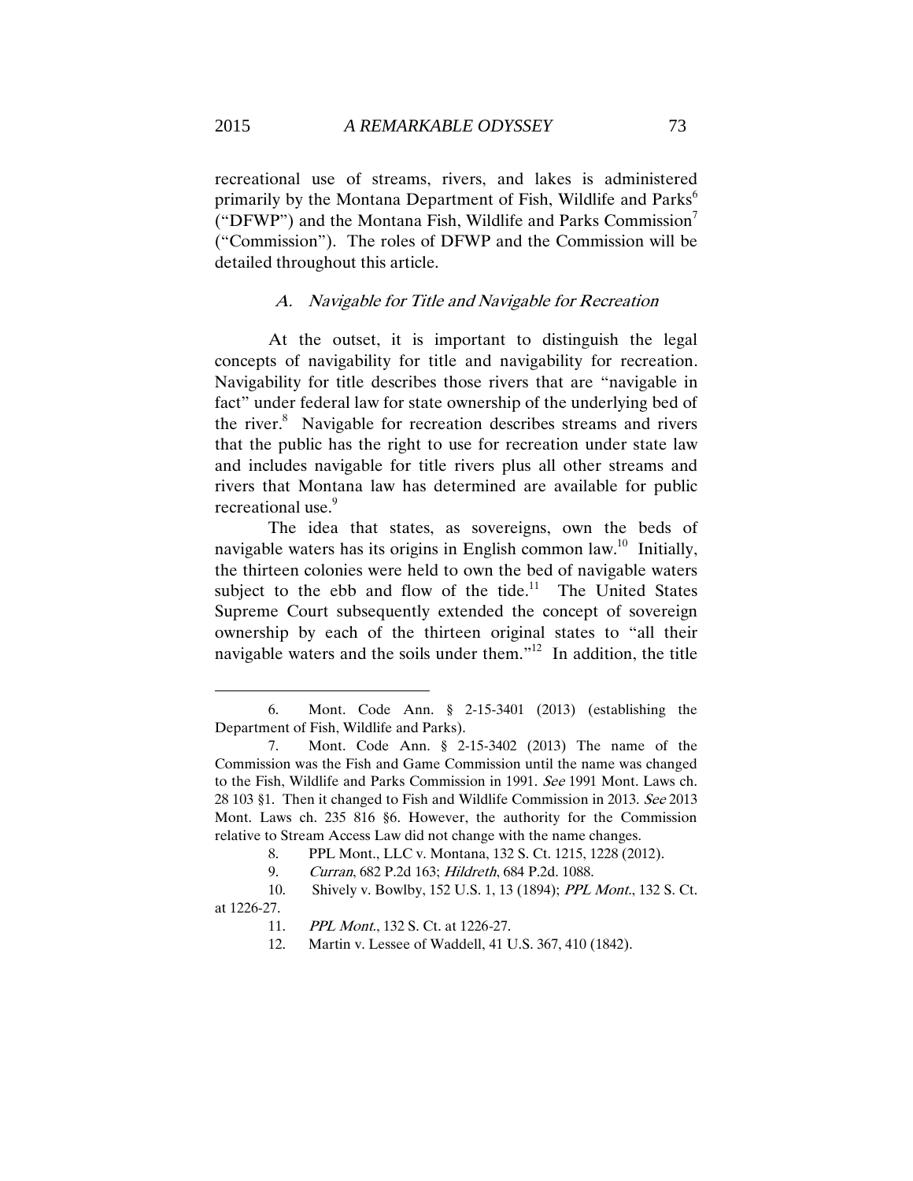recreational use of streams, rivers, and lakes is administered primarily by the Montana Department of Fish, Wildlife and Parks[6] ("DFWP") and the Montana Fish, Wildlife and Parks Commission[7] ("Commission"). The roles of DFWP and the Commission will be detailed throughout this article.

### *A. Navigable for Title and Navigable for Recreation*

At the outset, it is important to distinguish the legal concepts of navigability for title and navigability for recreation. Navigability for title describes those rivers that are "navigable in fact" under federal law for state ownership of the underlying bed of the river.[8] Navigable for recreation describes streams and rivers that the public has the right to use for recreation under state law and includes navigable for title rivers plus all other streams and rivers that Montana law has determined are available for public recreational use.[9]

The idea that states, as sovereigns, own the beds of navigable waters has its origins in English common law.[10] Initially, the thirteen colonies were held to own the bed of navigable waters subject to the ebb and flow of the tide.[11] The United States Supreme Court subsequently extended the concept of sovereign ownership by each of the thirteen original states to "all their navigable waters and the soils under them."[12] In addition, the title

---

6. Mont. Code Ann. § 2-15-3401 (2013) (establishing the Department of Fish, Wildlife and Parks).

7. Mont. Code Ann. § 2-15-3402 (2013) The name of the Commission was the Fish and Game Commission until the name was changed to the Fish, Wildlife and Parks Commission in 1991. *See* 1991 Mont. Laws ch. 28 103 §1. Then it changed to Fish and Wildlife Commission in 2013. *See* 2013 Mont. Laws ch. 235 816 §6. However, the authority for the Commission relative to Stream Access Law did not change with the name changes.

8. PPL Mont., LLC v. Montana, 132 S. Ct. 1215, 1228 (2012).

9. *Curran*, 682 P.2d 163; *Hildreth*, 684 P.2d. 1088.

10. Shively v. Bowlby, 152 U.S. 1, 13 (1894); *PPL Mont.*, 132 S. Ct. at 1226-27.

11. *PPL Mont.*, 132 S. Ct. at 1226-27.

12. Martin v. Lessee of Waddell, 41 U.S. 367, 410 (1842).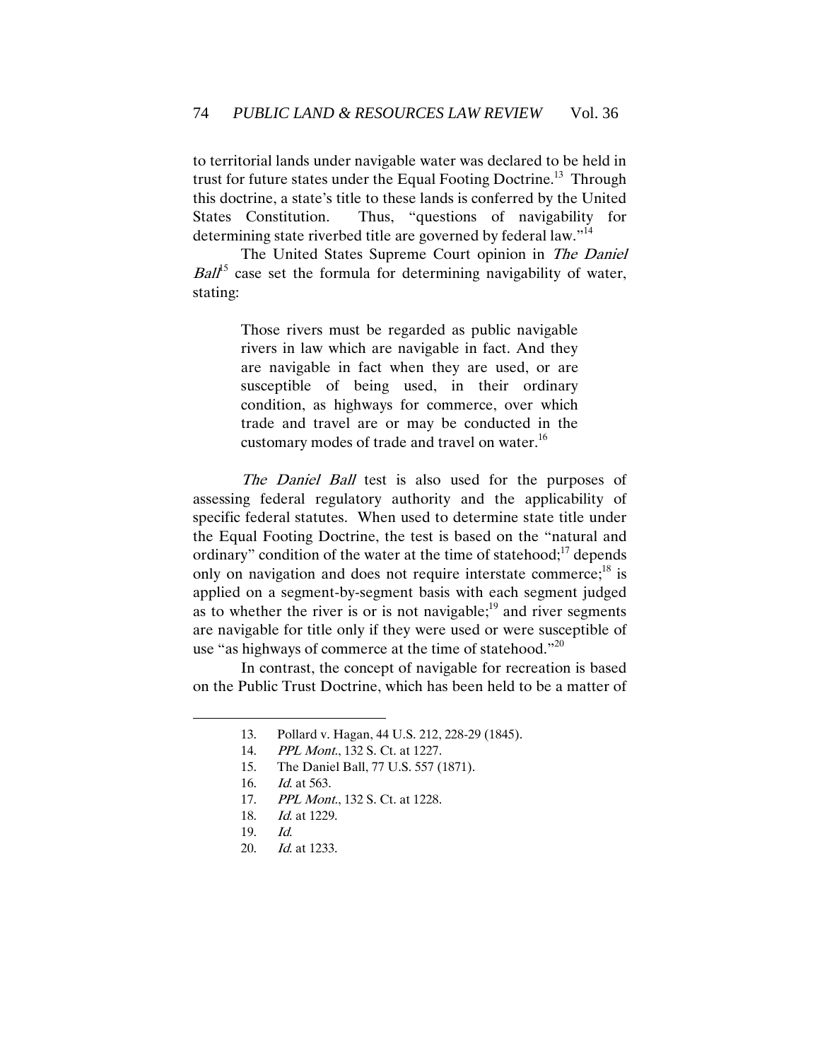to territorial lands under navigable water was declared to be held in trust for future states under the Equal Footing Doctrine.[13] Through this doctrine, a state's title to these lands is conferred by the United States Constitution. Thus, "questions of navigability for determining state riverbed title are governed by federal law."[14]

The United States Supreme Court opinion in *The Daniel Ball*[15] case set the formula for determining navigability of water, stating:

> Those rivers must be regarded as public navigable rivers in law which are navigable in fact. And they are navigable in fact when they are used, or are susceptible of being used, in their ordinary condition, as highways for commerce, over which trade and travel are or may be conducted in the customary modes of trade and travel on water.[16]

*The Daniel Ball* test is also used for the purposes of assessing federal regulatory authority and the applicability of specific federal statutes. When used to determine state title under the Equal Footing Doctrine, the test is based on the "natural and ordinary" condition of the water at the time of statehood;[17] depends only on navigation and does not require interstate commerce;[18] is applied on a segment-by-segment basis with each segment judged as to whether the river is or is not navigable;[19] and river segments are navigable for title only if they were used or were susceptible of use "as highways of commerce at the time of statehood."[20]

In contrast, the concept of navigable for recreation is based on the Public Trust Doctrine, which has been held to be a matter of

---

13. Pollard v. Hagan, 44 U.S. 212, 228-29 (1845).
14. *PPL Mont.*, 132 S. Ct. at 1227.
15. The Daniel Ball, 77 U.S. 557 (1871).
16. *Id.* at 563.
17. *PPL Mont.*, 132 S. Ct. at 1228.
18. *Id.* at 1229.
19. *Id.*
20. *Id.* at 1233.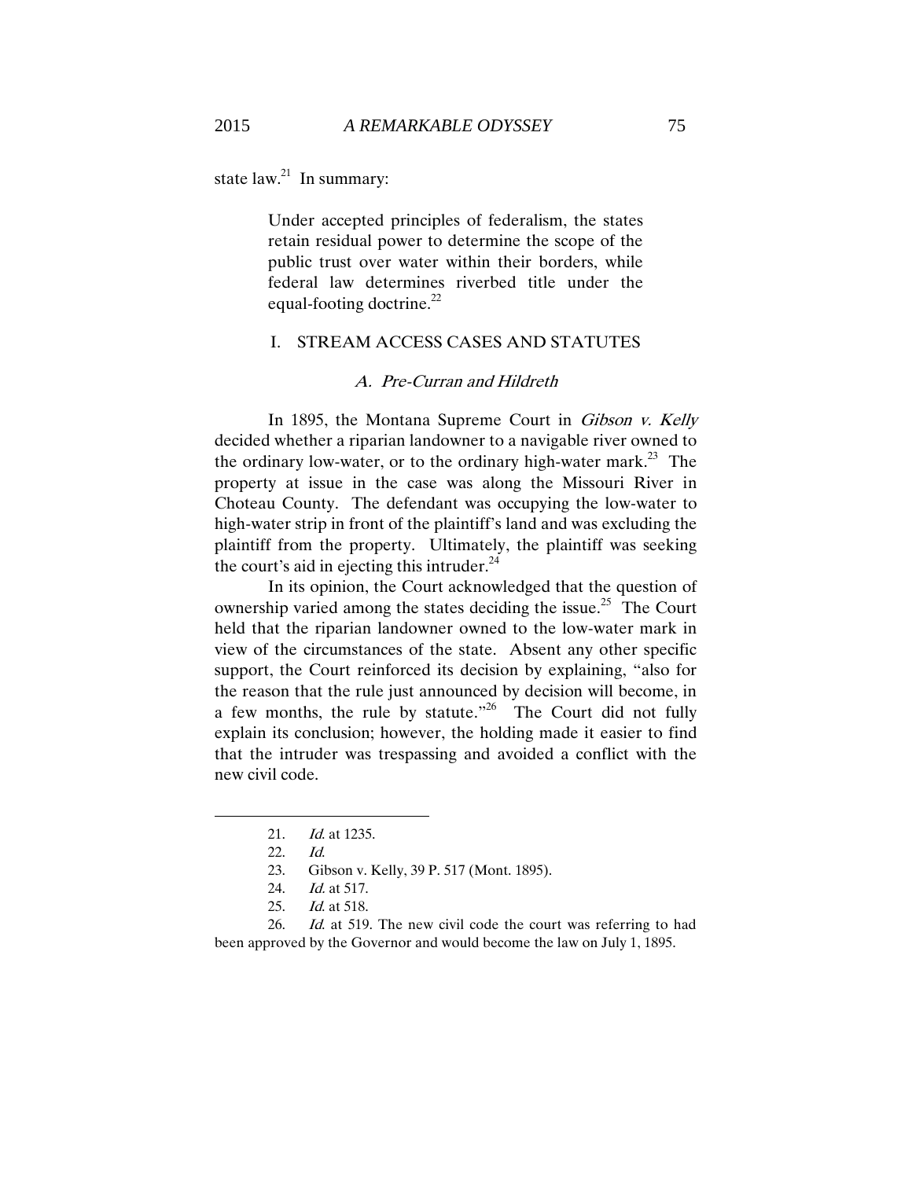state law.[21] In summary:

> Under accepted principles of federalism, the states retain residual power to determine the scope of the public trust over water within their borders, while federal law determines riverbed title under the equal-footing doctrine.[22]

## I. STREAM ACCESS CASES AND STATUTES

### *A. Pre-Curran and Hildreth*

In 1895, the Montana Supreme Court in *Gibson v. Kelly* decided whether a riparian landowner to a navigable river owned to the ordinary low-water, or to the ordinary high-water mark.[23] The property at issue in the case was along the Missouri River in Choteau County. The defendant was occupying the low-water to high-water strip in front of the plaintiff's land and was excluding the plaintiff from the property. Ultimately, the plaintiff was seeking the court's aid in ejecting this intruder.[24]

In its opinion, the Court acknowledged that the question of ownership varied among the states deciding the issue.[25] The Court held that the riparian landowner owned to the low-water mark in view of the circumstances of the state. Absent any other specific support, the Court reinforced its decision by explaining, "also for the reason that the rule just announced by decision will become, in a few months, the rule by statute."[26] The Court did not fully explain its conclusion; however, the holding made it easier to find that the intruder was trespassing and avoided a conflict with the new civil code.

---

21. *Id.* at 1235.

22. *Id.*

23. Gibson v. Kelly, 39 P. 517 (Mont. 1895).

24. *Id.* at 517.

25. *Id.* at 518.

26. *Id.* at 519. The new civil code the court was referring to had been approved by the Governor and would become the law on July 1, 1895.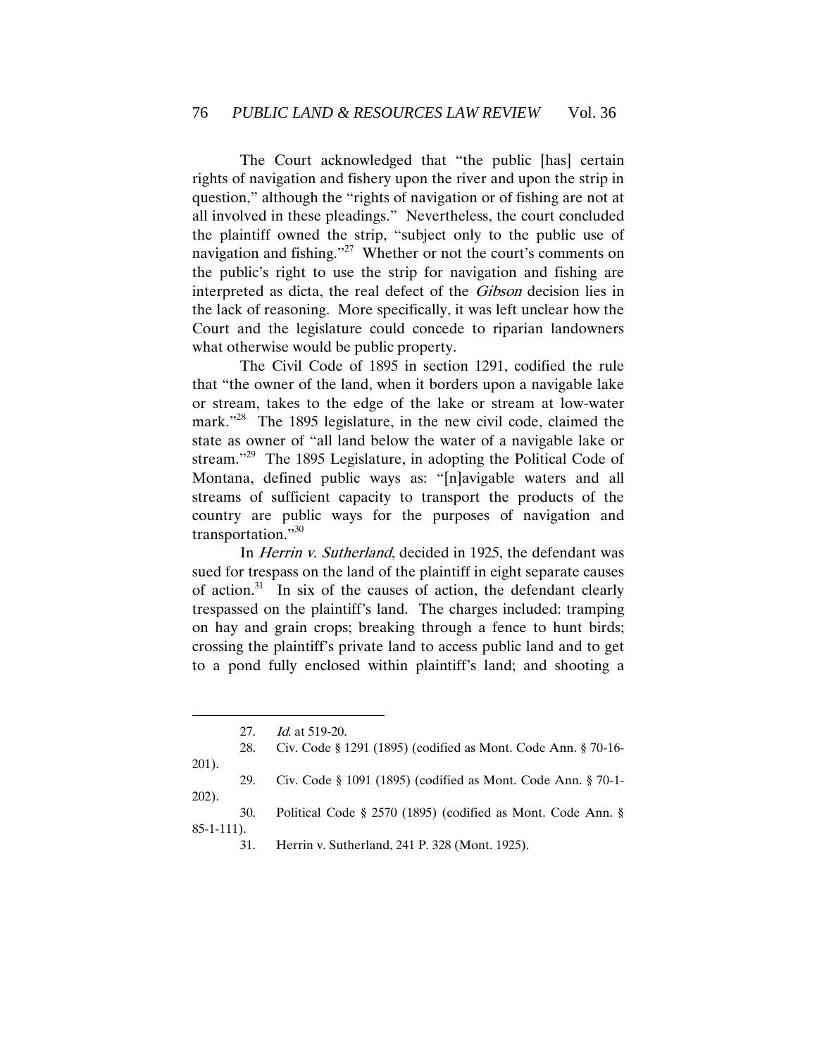The Court acknowledged that "the public [has] certain rights of navigation and fishery upon the river and upon the strip in question," although the "rights of navigation or of fishing are not at all involved in these pleadings." Nevertheless, the court concluded the plaintiff owned the strip, "subject only to the public use of navigation and fishing."[27] Whether or not the court's comments on the public's right to use the strip for navigation and fishing are interpreted as dicta, the real defect of the *Gibson* decision lies in the lack of reasoning. More specifically, it was left unclear how the Court and the legislature could concede to riparian landowners what otherwise would be public property.

The Civil Code of 1895 in section 1291, codified the rule that "the owner of the land, when it borders upon a navigable lake or stream, takes to the edge of the lake or stream at low-water mark."[28] The 1895 legislature, in the new civil code, claimed the state as owner of "all land below the water of a navigable lake or stream."[29] The 1895 Legislature, in adopting the Political Code of Montana, defined public ways as: "[n]avigable waters and all streams of sufficient capacity to transport the products of the country are public ways for the purposes of navigation and transportation."[30]

In *Herrin v. Sutherland*, decided in 1925, the defendant was sued for trespass on the land of the plaintiff in eight separate causes of action.[31] In six of the causes of action, the defendant clearly trespassed on the plaintiff's land. The charges included: tramping on hay and grain crops; breaking through a fence to hunt birds; crossing the plaintiff's private land to access public land and to get to a pond fully enclosed within plaintiff's land; and shooting a

---

27. *Id.* at 519-20.

28. Civ. Code § 1291 (1895) (codified as Mont. Code Ann. § 70-16-201).

29. Civ. Code § 1091 (1895) (codified as Mont. Code Ann. § 70-1-202).

30. Political Code § 2570 (1895) (codified as Mont. Code Ann. § 85-1-111).

31. Herrin v. Sutherland, 241 P. 328 (Mont. 1925).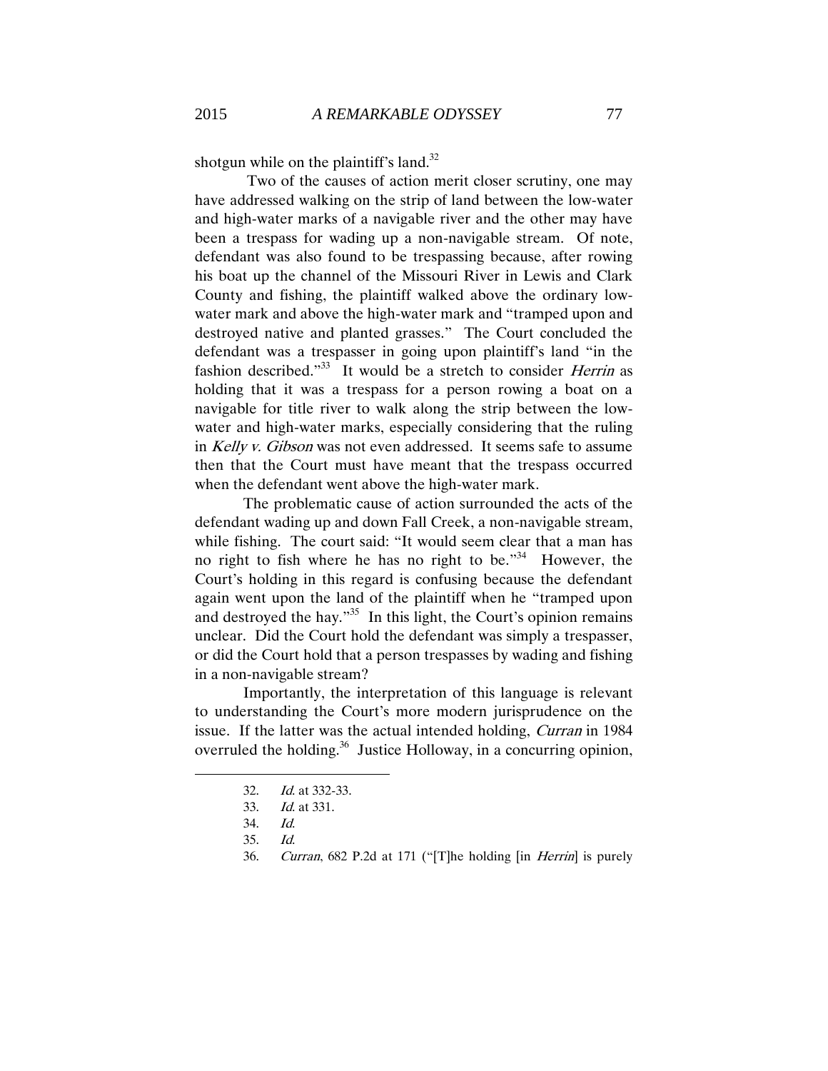shotgun while on the plaintiff's land.[32]

Two of the causes of action merit closer scrutiny, one may have addressed walking on the strip of land between the low-water and high-water marks of a navigable river and the other may have been a trespass for wading up a non-navigable stream. Of note, defendant was also found to be trespassing because, after rowing his boat up the channel of the Missouri River in Lewis and Clark County and fishing, the plaintiff walked above the ordinary low-water mark and above the high-water mark and "tramped upon and destroyed native and planted grasses." The Court concluded the defendant was a trespasser in going upon plaintiff's land "in the fashion described."[33] It would be a stretch to consider *Herrin* as holding that it was a trespass for a person rowing a boat on a navigable for title river to walk along the strip between the low-water and high-water marks, especially considering that the ruling in *Kelly v. Gibson* was not even addressed. It seems safe to assume then that the Court must have meant that the trespass occurred when the defendant went above the high-water mark.

The problematic cause of action surrounded the acts of the defendant wading up and down Fall Creek, a non-navigable stream, while fishing. The court said: "It would seem clear that a man has no right to fish where he has no right to be."[34] However, the Court's holding in this regard is confusing because the defendant again went upon the land of the plaintiff when he "tramped upon and destroyed the hay."[35] In this light, the Court's opinion remains unclear. Did the Court hold the defendant was simply a trespasser, or did the Court hold that a person trespasses by wading and fishing in a non-navigable stream?

Importantly, the interpretation of this language is relevant to understanding the Court's more modern jurisprudence on the issue. If the latter was the actual intended holding, *Curran* in 1984 overruled the holding.[36] Justice Holloway, in a concurring opinion,

---

32. *Id.* at 332-33.

33. *Id.* at 331.

34. *Id.*

35. *Id.*

36. *Curran*, 682 P.2d at 171 ("[T]he holding [in *Herrin*] is purely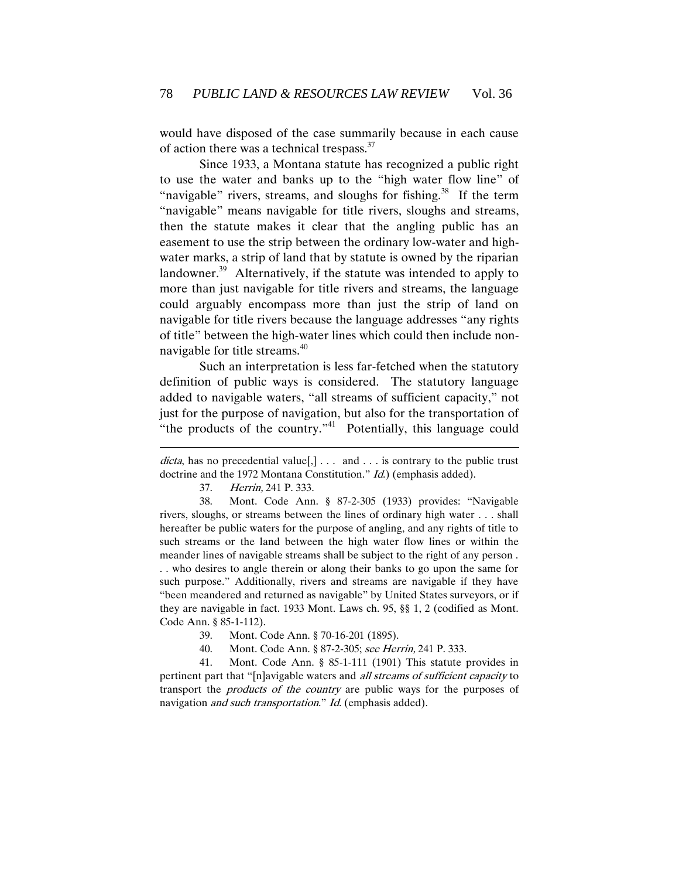would have disposed of the case summarily because in each cause of action there was a technical trespass.[37]

Since 1933, a Montana statute has recognized a public right to use the water and banks up to the "high water flow line" of "navigable" rivers, streams, and sloughs for fishing.[38] If the term "navigable" means navigable for title rivers, sloughs and streams, then the statute makes it clear that the angling public has an easement to use the strip between the ordinary low-water and high-water marks, a strip of land that by statute is owned by the riparian landowner.[39] Alternatively, if the statute was intended to apply to more than just navigable for title rivers and streams, the language could arguably encompass more than just the strip of land on navigable for title rivers because the language addresses "any rights of title" between the high-water lines which could then include non-navigable for title streams.[40]

Such an interpretation is less far-fetched when the statutory definition of public ways is considered. The statutory language added to navigable waters, "all streams of sufficient capacity," not just for the purpose of navigation, but also for the transportation of "the products of the country."[41] Potentially, this language could

---

*dicta*, has no precedential value[,] . . . and . . . is contrary to the public trust doctrine and the 1972 Montana Constitution." *Id.*) (emphasis added).

37. *Herrin,* 241 P. 333.

38. Mont. Code Ann. § 87-2-305 (1933) provides: "Navigable rivers, sloughs, or streams between the lines of ordinary high water . . . shall hereafter be public waters for the purpose of angling, and any rights of title to such streams or the land between the high water flow lines or within the meander lines of navigable streams shall be subject to the right of any person . . . who desires to angle therein or along their banks to go upon the same for such purpose." Additionally, rivers and streams are navigable if they have "been meandered and returned as navigable" by United States surveyors, or if they are navigable in fact. 1933 Mont. Laws ch. 95, §§ 1, 2 (codified as Mont. Code Ann. § 85-1-112).

39. Mont. Code Ann. § 70-16-201 (1895).

40. Mont. Code Ann. § 87-2-305; *see Herrin,* 241 P. 333.

41. Mont. Code Ann. § 85-1-111 (1901) This statute provides in pertinent part that "[n]avigable waters and *all streams of sufficient capacity* to transport the *products of the country* are public ways for the purposes of navigation *and such transportation*." *Id.* (emphasis added).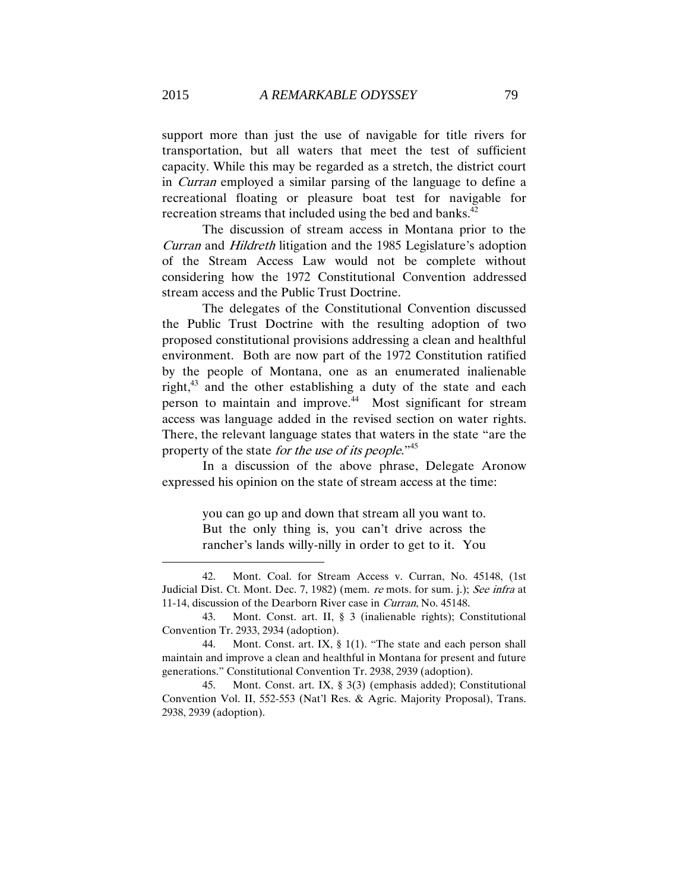support more than just the use of navigable for title rivers for transportation, but all waters that meet the test of sufficient capacity. While this may be regarded as a stretch, the district court in *Curran* employed a similar parsing of the language to define a recreational floating or pleasure boat test for navigable for recreation streams that included using the bed and banks.[42]

The discussion of stream access in Montana prior to the *Curran* and *Hildreth* litigation and the 1985 Legislature's adoption of the Stream Access Law would not be complete without considering how the 1972 Constitutional Convention addressed stream access and the Public Trust Doctrine.

The delegates of the Constitutional Convention discussed the Public Trust Doctrine with the resulting adoption of two proposed constitutional provisions addressing a clean and healthful environment. Both are now part of the 1972 Constitution ratified by the people of Montana, one as an enumerated inalienable right,[43] and the other establishing a duty of the state and each person to maintain and improve.[44] Most significant for stream access was language added in the revised section on water rights. There, the relevant language states that waters in the state "are the property of the state *for the use of its people*."[45]

In a discussion of the above phrase, Delegate Aronow expressed his opinion on the state of stream access at the time:

> you can go up and down that stream all you want to. But the only thing is, you can't drive across the rancher's lands willy-nilly in order to get to it. You

---

42. Mont. Coal. for Stream Access v. Curran, No. 45148, (1st Judicial Dist. Ct. Mont. Dec. 7, 1982) (mem. *re* mots. for sum. j.); *See infra* at 11-14, discussion of the Dearborn River case in *Curran*, No. 45148.

43. Mont. Const. art. II, § 3 (inalienable rights); Constitutional Convention Tr. 2933, 2934 (adoption).

44. Mont. Const. art. IX, § 1(1). "The state and each person shall maintain and improve a clean and healthful in Montana for present and future generations." Constitutional Convention Tr. 2938, 2939 (adoption).

45. Mont. Const. art. IX, § 3(3) (emphasis added); Constitutional Convention Vol. II, 552-553 (Nat'l Res. & Agric. Majority Proposal), Trans. 2938, 2939 (adoption).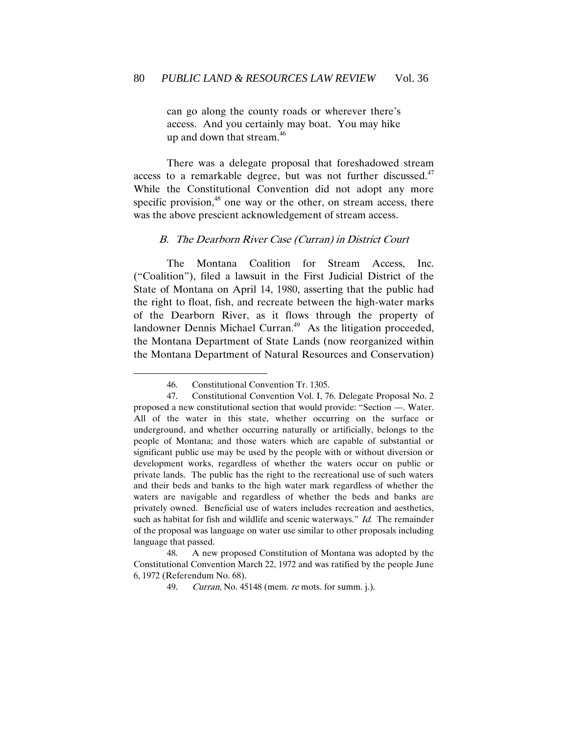> can go along the county roads or wherever there's access. And you certainly may boat. You may hike up and down that stream.[46]

There was a delegate proposal that foreshadowed stream access to a remarkable degree, but was not further discussed.[47] While the Constitutional Convention did not adopt any more specific provision,[48] one way or the other, on stream access, there was the above prescient acknowledgement of stream access.

### *B. The Dearborn River Case (Curran) in District Court*

The Montana Coalition for Stream Access, Inc. ("Coalition"), filed a lawsuit in the First Judicial District of the State of Montana on April 14, 1980, asserting that the public had the right to float, fish, and recreate between the high-water marks of the Dearborn River, as it flows through the property of landowner Dennis Michael Curran.[49] As the litigation proceeded, the Montana Department of State Lands (now reorganized within the Montana Department of Natural Resources and Conservation)

---

46. Constitutional Convention Tr. 1305.

47. Constitutional Convention Vol. I, 76. Delegate Proposal No. 2 proposed a new constitutional section that would provide: "Section ---. Water. All of the water in this state, whether occurring on the surface or underground, and whether occurring naturally or artificially, belongs to the people of Montana; and those waters which are capable of substantial or significant public use may be used by the people with or without diversion or development works, regardless of whether the waters occur on public or private lands. The public has the right to the recreational use of such waters and their beds and banks to the high water mark regardless of whether the waters are navigable and regardless of whether the beds and banks are privately owned. Beneficial use of waters includes recreation and aesthetics, such as habitat for fish and wildlife and scenic waterways." *Id.* The remainder of the proposal was language on water use similar to other proposals including language that passed.

48. A new proposed Constitution of Montana was adopted by the Constitutional Convention March 22, 1972 and was ratified by the people June 6, 1972 (Referendum No. 68).

49. *Curran*, No. 45148 (mem. *re* mots. for summ. j.).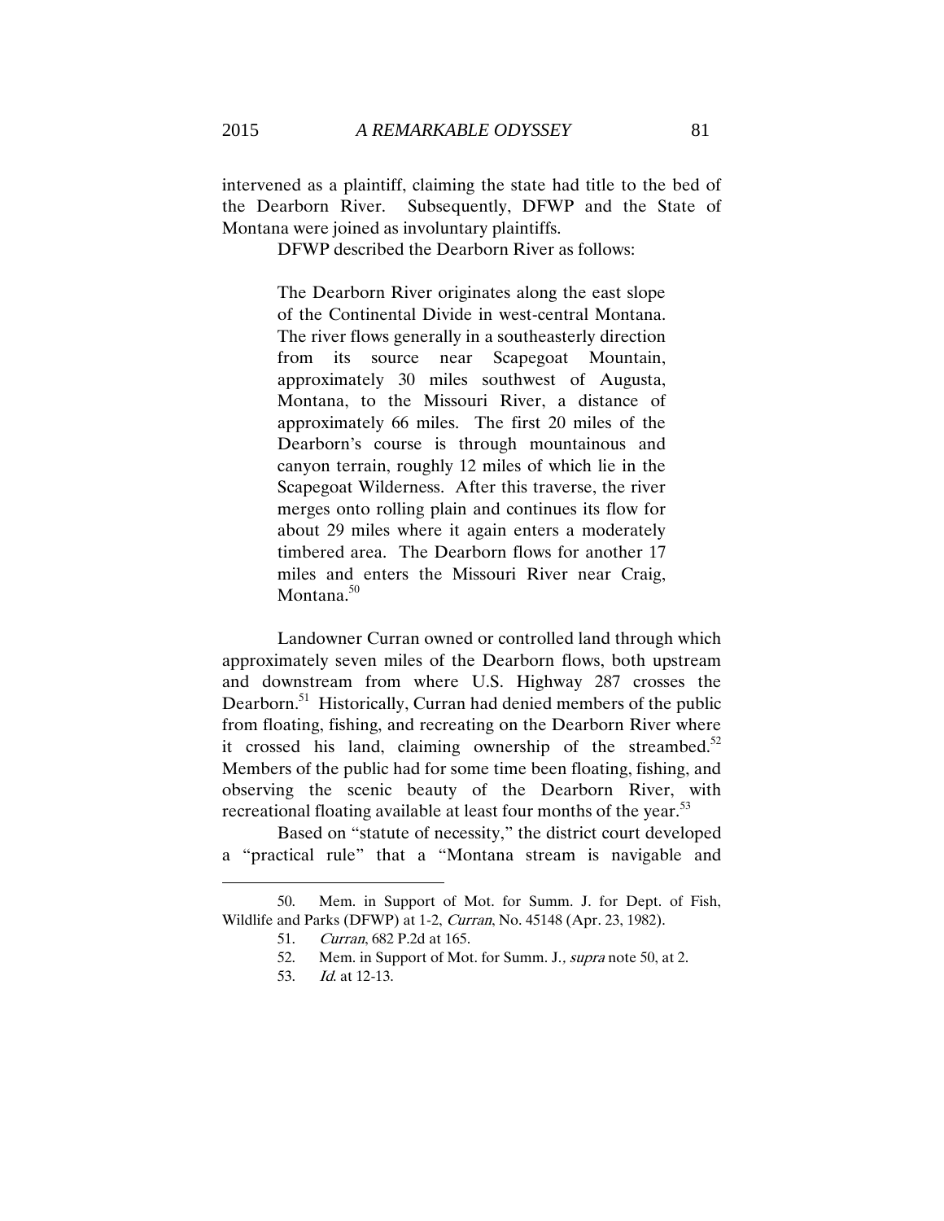intervened as a plaintiff, claiming the state had title to the bed of the Dearborn River. Subsequently, DFWP and the State of Montana were joined as involuntary plaintiffs.

DFWP described the Dearborn River as follows:

> The Dearborn River originates along the east slope of the Continental Divide in west-central Montana. The river flows generally in a southeasterly direction from its source near Scapegoat Mountain, approximately 30 miles southwest of Augusta, Montana, to the Missouri River, a distance of approximately 66 miles. The first 20 miles of the Dearborn's course is through mountainous and canyon terrain, roughly 12 miles of which lie in the Scapegoat Wilderness. After this traverse, the river merges onto rolling plain and continues its flow for about 29 miles where it again enters a moderately timbered area. The Dearborn flows for another 17 miles and enters the Missouri River near Craig, Montana.[50]

Landowner Curran owned or controlled land through which approximately seven miles of the Dearborn flows, both upstream and downstream from where U.S. Highway 287 crosses the Dearborn.[51] Historically, Curran had denied members of the public from floating, fishing, and recreating on the Dearborn River where it crossed his land, claiming ownership of the streambed.[52] Members of the public had for some time been floating, fishing, and observing the scenic beauty of the Dearborn River, with recreational floating available at least four months of the year.[53]

Based on "statute of necessity," the district court developed a "practical rule" that a "Montana stream is navigable and

---

50. Mem. in Support of Mot. for Summ. J. for Dept. of Fish, Wildlife and Parks (DFWP) at 1-2, *Curran*, No. 45148 (Apr. 23, 1982).

51. *Curran*, 682 P.2d at 165.

52. Mem. in Support of Mot. for Summ. J., *supra* note 50, at 2.

53. *Id.* at 12-13.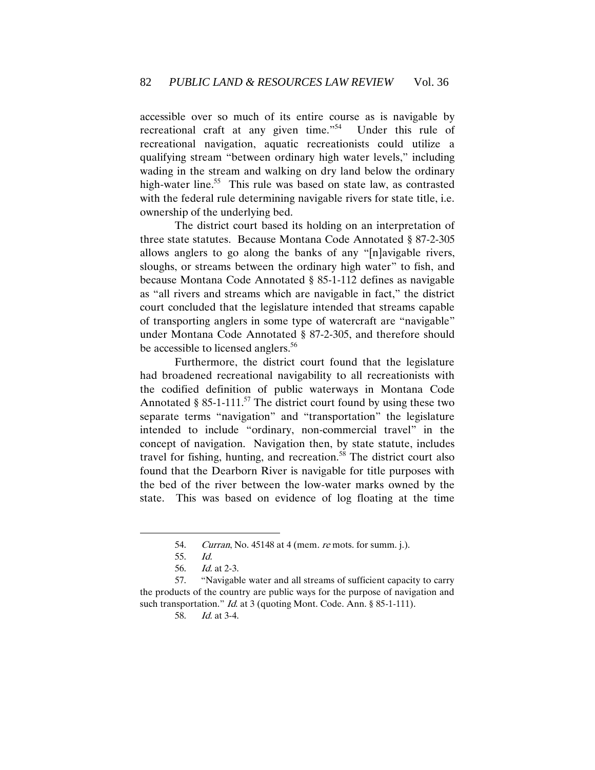accessible over so much of its entire course as is navigable by recreational craft at any given time."[54] Under this rule of recreational navigation, aquatic recreationists could utilize a qualifying stream "between ordinary high water levels," including wading in the stream and walking on dry land below the ordinary high-water line.[55] This rule was based on state law, as contrasted with the federal rule determining navigable rivers for state title, i.e. ownership of the underlying bed.

The district court based its holding on an interpretation of three state statutes. Because Montana Code Annotated § 87-2-305 allows anglers to go along the banks of any "[n]avigable rivers, sloughs, or streams between the ordinary high water" to fish, and because Montana Code Annotated § 85-1-112 defines as navigable as "all rivers and streams which are navigable in fact," the district court concluded that the legislature intended that streams capable of transporting anglers in some type of watercraft are "navigable" under Montana Code Annotated § 87-2-305, and therefore should be accessible to licensed anglers.[56]

Furthermore, the district court found that the legislature had broadened recreational navigability to all recreationists with the codified definition of public waterways in Montana Code Annotated § 85-1-111.[57] The district court found by using these two separate terms "navigation" and "transportation" the legislature intended to include "ordinary, non-commercial travel" in the concept of navigation. Navigation then, by state statute, includes travel for fishing, hunting, and recreation.[58] The district court also found that the Dearborn River is navigable for title purposes with the bed of the river between the low-water marks owned by the state. This was based on evidence of log floating at the time

---

54. *Curran*, No. 45148 at 4 (mem. *re* mots. for summ. j.).

55. *Id.*

56. *Id.* at 2-3.

57. "Navigable water and all streams of sufficient capacity to carry the products of the country are public ways for the purpose of navigation and such transportation." *Id.* at 3 (quoting Mont. Code. Ann. § 85-1-111).

58. *Id.* at 3-4.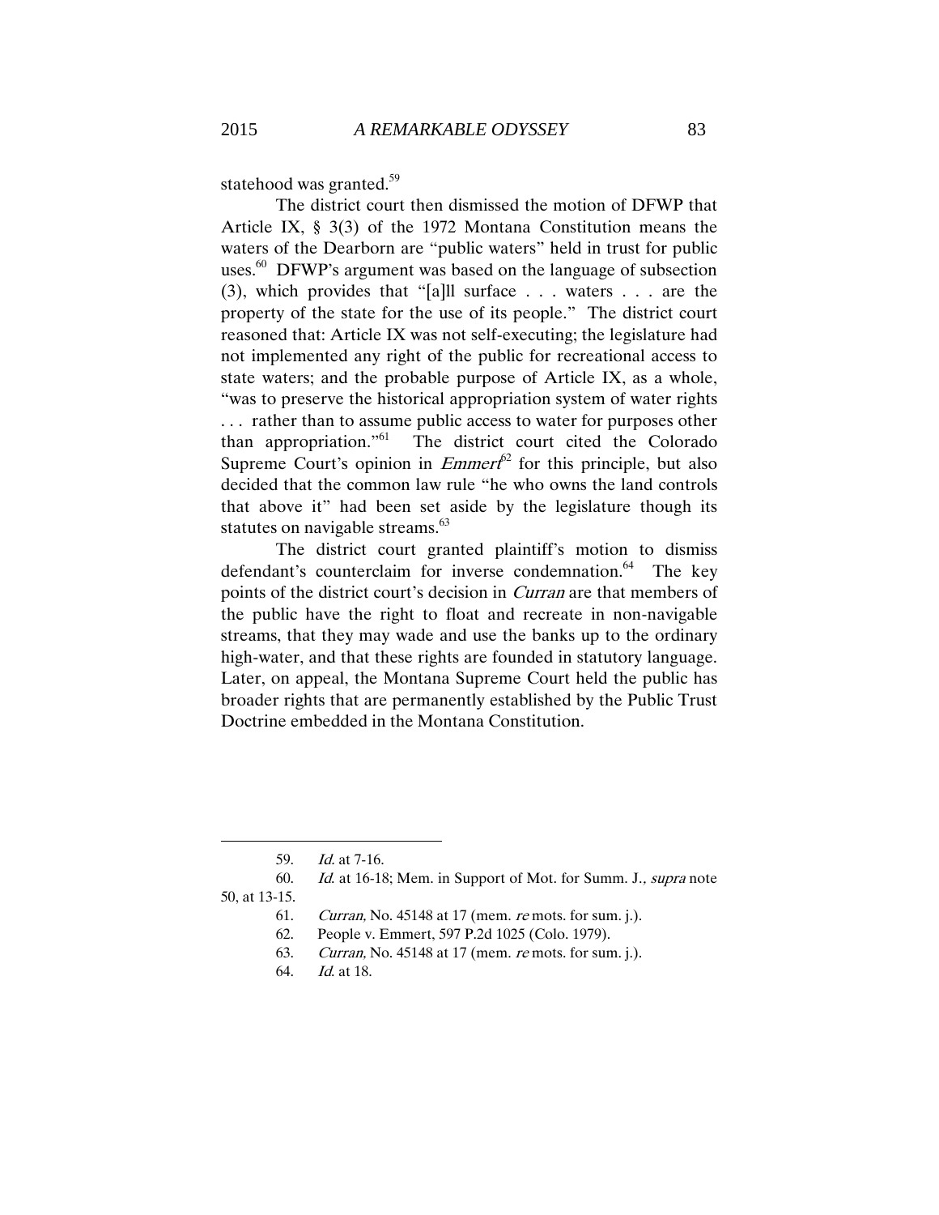statehood was granted.[59]

The district court then dismissed the motion of DFWP that Article IX, § 3(3) of the 1972 Montana Constitution means the waters of the Dearborn are "public waters" held in trust for public uses.[60] DFWP's argument was based on the language of subsection (3), which provides that "[a]ll surface . . . waters . . . are the property of the state for the use of its people." The district court reasoned that: Article IX was not self-executing; the legislature had not implemented any right of the public for recreational access to state waters; and the probable purpose of Article IX, as a whole, "was to preserve the historical appropriation system of water rights . . . rather than to assume public access to water for purposes other than appropriation."[61] The district court cited the Colorado Supreme Court's opinion in *Emmert*[62] for this principle, but also decided that the common law rule "he who owns the land controls that above it" had been set aside by the legislature though its statutes on navigable streams.[63]

The district court granted plaintiff's motion to dismiss defendant's counterclaim for inverse condemnation.[64] The key points of the district court's decision in *Curran* are that members of the public have the right to float and recreate in non-navigable streams, that they may wade and use the banks up to the ordinary high-water, and that these rights are founded in statutory language. Later, on appeal, the Montana Supreme Court held the public has broader rights that are permanently established by the Public Trust Doctrine embedded in the Montana Constitution.

---

59. *Id.* at 7-16.

60. *Id.* at 16-18; Mem. in Support of Mot. for Summ. J., *supra* note 50, at 13-15.

61. *Curran,* No. 45148 at 17 (mem. *re* mots. for sum. j.).

62. People v. Emmert, 597 P.2d 1025 (Colo. 1979).

63. *Curran,* No. 45148 at 17 (mem. *re* mots. for sum. j.).

64. *Id.* at 18.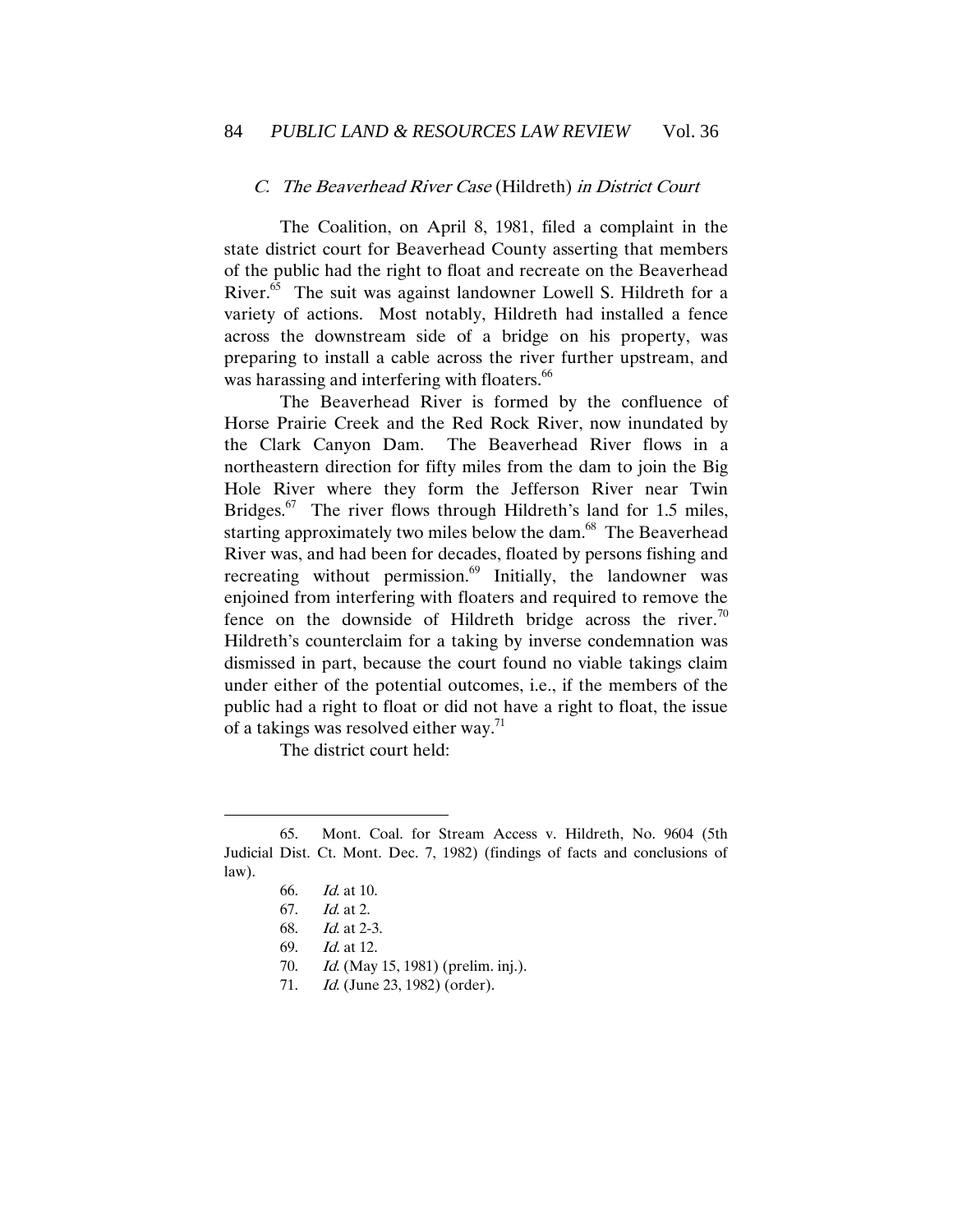### *C. The Beaverhead River Case* (Hildreth) *in District Court*

The Coalition, on April 8, 1981, filed a complaint in the state district court for Beaverhead County asserting that members of the public had the right to float and recreate on the Beaverhead River.[65] The suit was against landowner Lowell S. Hildreth for a variety of actions. Most notably, Hildreth had installed a fence across the downstream side of a bridge on his property, was preparing to install a cable across the river further upstream, and was harassing and interfering with floaters.[66]

The Beaverhead River is formed by the confluence of Horse Prairie Creek and the Red Rock River, now inundated by the Clark Canyon Dam. The Beaverhead River flows in a northeastern direction for fifty miles from the dam to join the Big Hole River where they form the Jefferson River near Twin Bridges.[67] The river flows through Hildreth's land for 1.5 miles, starting approximately two miles below the dam.[68] The Beaverhead River was, and had been for decades, floated by persons fishing and recreating without permission.[69] Initially, the landowner was enjoined from interfering with floaters and required to remove the fence on the downside of Hildreth bridge across the river.[70] Hildreth's counterclaim for a taking by inverse condemnation was dismissed in part, because the court found no viable takings claim under either of the potential outcomes, i.e., if the members of the public had a right to float or did not have a right to float, the issue of a takings was resolved either way.[71]

The district court held:

---

65. Mont. Coal. for Stream Access v. Hildreth, No. 9604 (5th Judicial Dist. Ct. Mont. Dec. 7, 1982) (findings of facts and conclusions of law).

66. *Id.* at 10.

67. *Id.* at 2.

68. *Id.* at 2-3.

69. *Id.* at 12.

70. *Id.* (May 15, 1981) (prelim. inj.).

71. *Id.* (June 23, 1982) (order).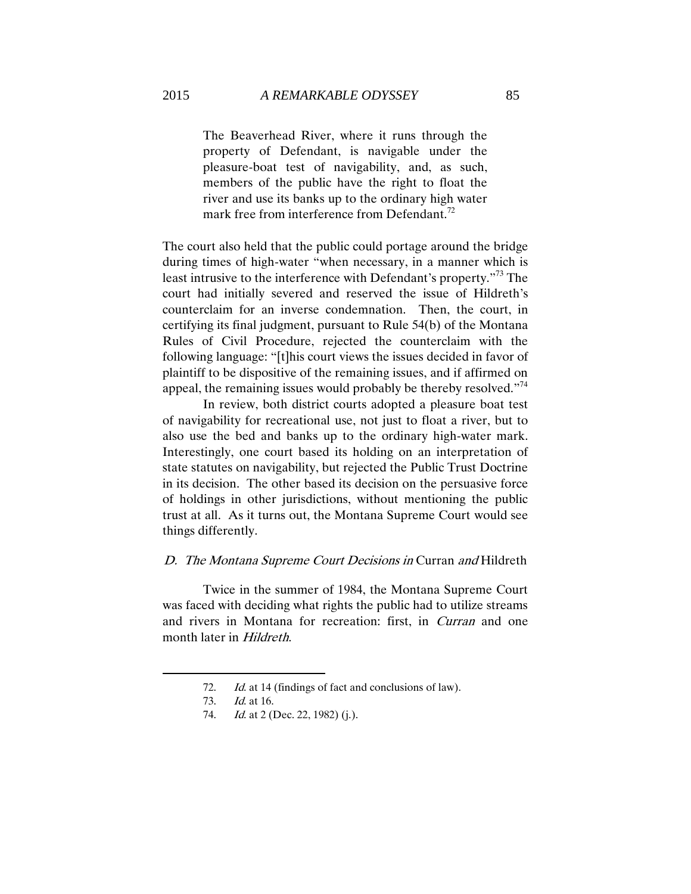> The Beaverhead River, where it runs through the property of Defendant, is navigable under the pleasure-boat test of navigability, and, as such, members of the public have the right to float the river and use its banks up to the ordinary high water mark free from interference from Defendant.[72]

The court also held that the public could portage around the bridge during times of high-water "when necessary, in a manner which is least intrusive to the interference with Defendant's property."[73] The court had initially severed and reserved the issue of Hildreth's counterclaim for an inverse condemnation. Then, the court, in certifying its final judgment, pursuant to Rule 54(b) of the Montana Rules of Civil Procedure, rejected the counterclaim with the following language: "[t]his court views the issues decided in favor of plaintiff to be dispositive of the remaining issues, and if affirmed on appeal, the remaining issues would probably be thereby resolved."[74]

In review, both district courts adopted a pleasure boat test of navigability for recreational use, not just to float a river, but to also use the bed and banks up to the ordinary high-water mark. Interestingly, one court based its holding on an interpretation of state statutes on navigability, but rejected the Public Trust Doctrine in its decision. The other based its decision on the persuasive force of holdings in other jurisdictions, without mentioning the public trust at all. As it turns out, the Montana Supreme Court would see things differently.

### *D. The Montana Supreme Court Decisions in* Curran *and* Hildreth

Twice in the summer of 1984, the Montana Supreme Court was faced with deciding what rights the public had to utilize streams and rivers in Montana for recreation: first, in *Curran* and one month later in *Hildreth*.

---

72. *Id.* at 14 (findings of fact and conclusions of law).

73. *Id.* at 16.

74. *Id.* at 2 (Dec. 22, 1982) (j.).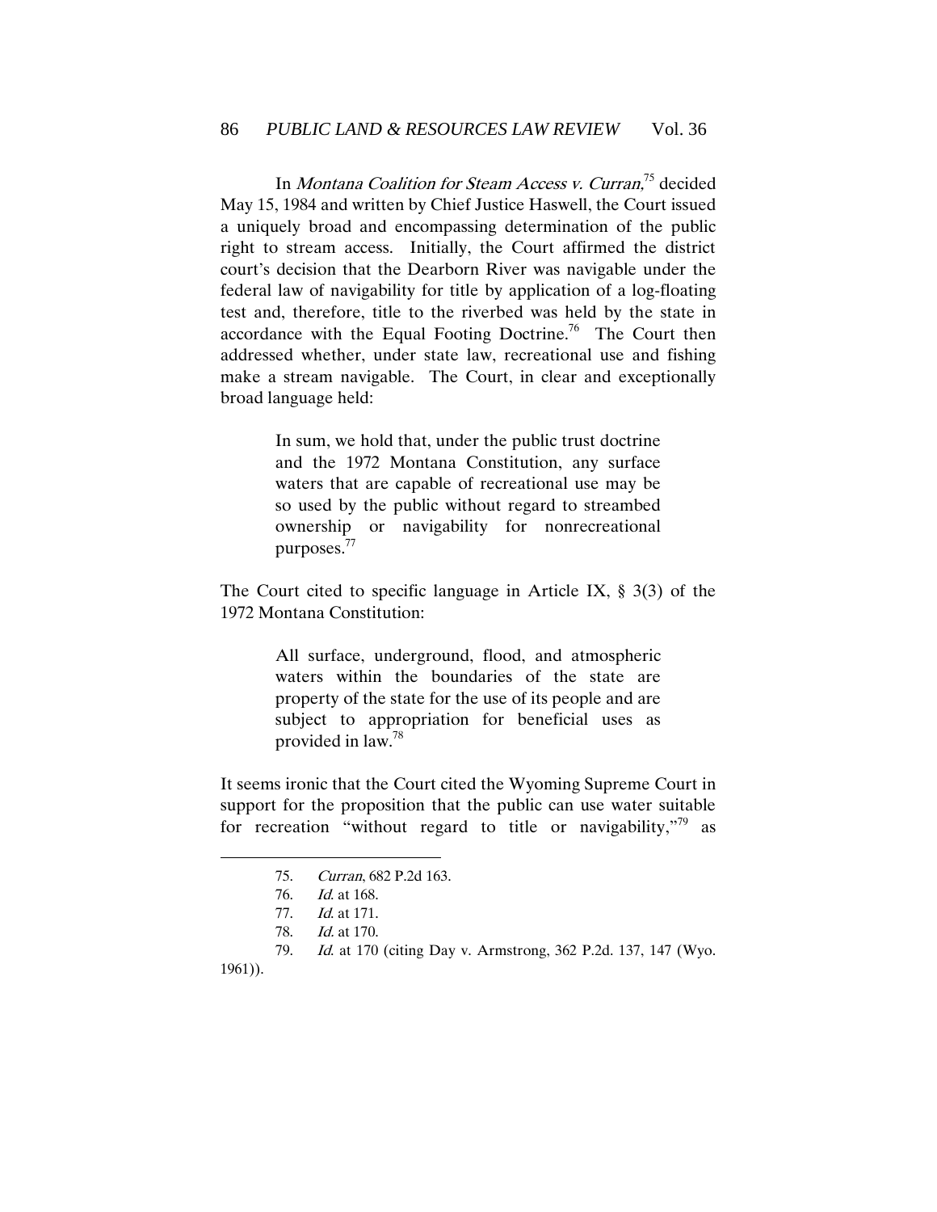In *Montana Coalition for Steam Access v. Curran,*[75] decided May 15, 1984 and written by Chief Justice Haswell, the Court issued a uniquely broad and encompassing determination of the public right to stream access. Initially, the Court affirmed the district court's decision that the Dearborn River was navigable under the federal law of navigability for title by application of a log-floating test and, therefore, title to the riverbed was held by the state in accordance with the Equal Footing Doctrine.[76] The Court then addressed whether, under state law, recreational use and fishing make a stream navigable. The Court, in clear and exceptionally broad language held:

> In sum, we hold that, under the public trust doctrine and the 1972 Montana Constitution, any surface waters that are capable of recreational use may be so used by the public without regard to streambed ownership or navigability for nonrecreational purposes.[77]

The Court cited to specific language in Article IX, § 3(3) of the 1972 Montana Constitution:

> All surface, underground, flood, and atmospheric waters within the boundaries of the state are property of the state for the use of its people and are subject to appropriation for beneficial uses as provided in law.[78]

It seems ironic that the Court cited the Wyoming Supreme Court in support for the proposition that the public can use water suitable for recreation "without regard to title or navigability,"[79] as

---

75. *Curran*, 682 P.2d 163.

76. *Id.* at 168.

77. *Id.* at 171.

78. *Id.* at 170.

79. *Id.* at 170 (citing Day v. Armstrong, 362 P.2d. 137, 147 (Wyo. 1961)).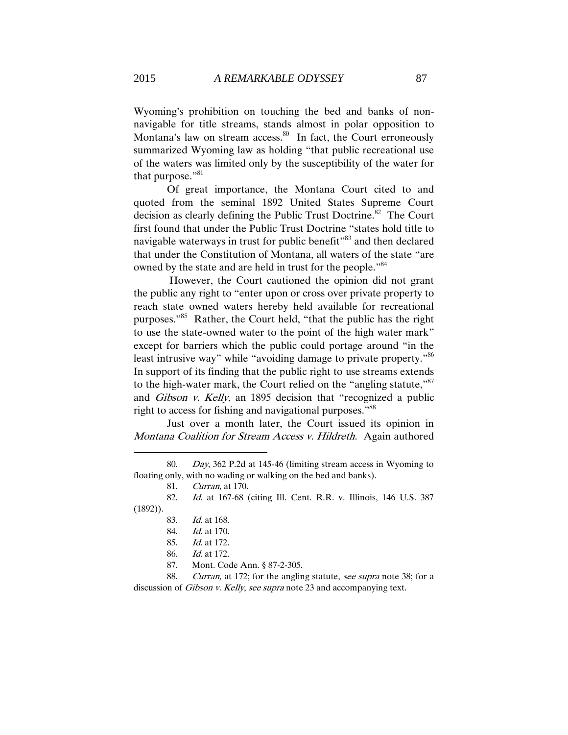Wyoming's prohibition on touching the bed and banks of non-navigable for title streams, stands almost in polar opposition to Montana's law on stream access.[80] In fact, the Court erroneously summarized Wyoming law as holding "that public recreational use of the waters was limited only by the susceptibility of the water for that purpose."[81]

Of great importance, the Montana Court cited to and quoted from the seminal 1892 United States Supreme Court decision as clearly defining the Public Trust Doctrine.[82] The Court first found that under the Public Trust Doctrine "states hold title to navigable waterways in trust for public benefit"[83] and then declared that under the Constitution of Montana, all waters of the state "are owned by the state and are held in trust for the people."[84]

However, the Court cautioned the opinion did not grant the public any right to "enter upon or cross over private property to reach state owned waters hereby held available for recreational purposes."[85] Rather, the Court held, "that the public has the right to use the state-owned water to the point of the high water mark" except for barriers which the public could portage around "in the least intrusive way" while "avoiding damage to private property."[86] In support of its finding that the public right to use streams extends to the high-water mark, the Court relied on the "angling statute,"[87] and *Gibson v. Kelly*, an 1895 decision that "recognized a public right to access for fishing and navigational purposes."[88]

Just over a month later, the Court issued its opinion in *Montana Coalition for Stream Access v. Hildreth*. Again authored

---

80. *Day*, 362 P.2d at 145-46 (limiting stream access in Wyoming to floating only, with no wading or walking on the bed and banks).

81. *Curran,* at 170.

82. *Id.* at 167-68 (citing Ill. Cent. R.R. v. Illinois, 146 U.S. 387 (1892)).

83. *Id.* at 168.

84. *Id.* at 170.

85. *Id.* at 172.

86. *Id.* at 172.

87. Mont. Code Ann. § 87-2-305.

88. *Curran,* at 172; for the angling statute, *see supra* note 38; for a discussion of *Gibson v. Kelly*, *see supra* note 23 and accompanying text.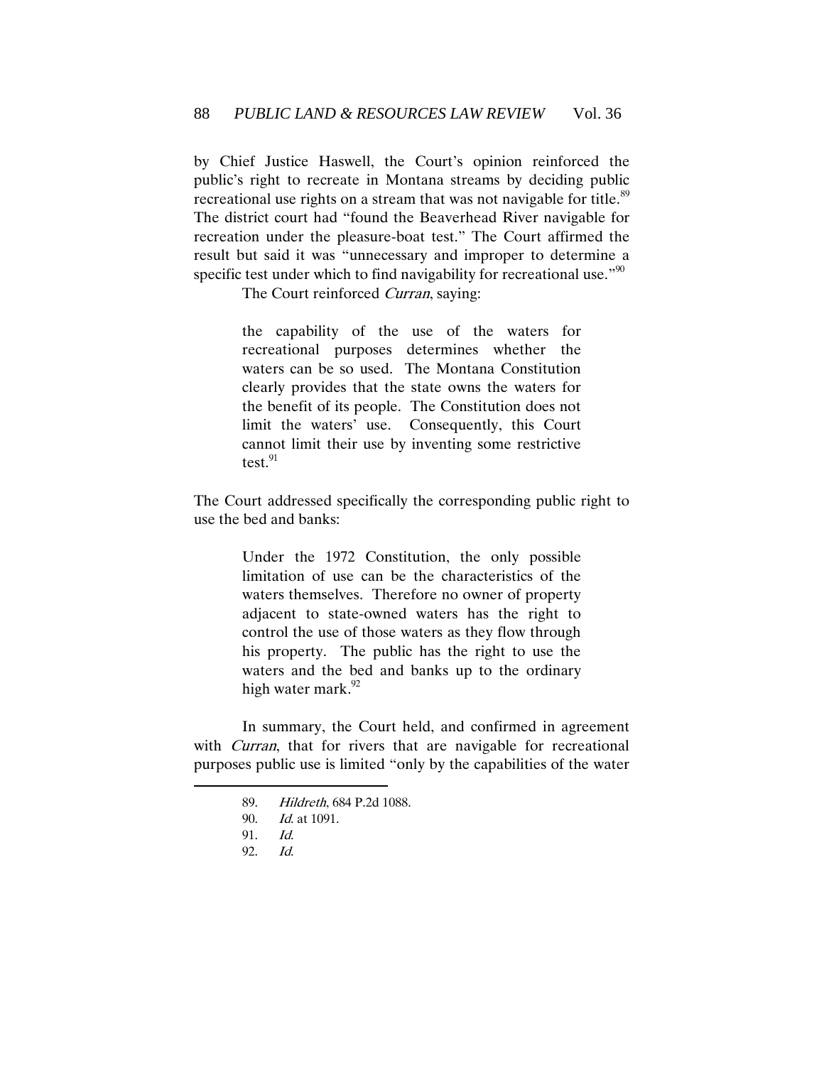by Chief Justice Haswell, the Court's opinion reinforced the public's right to recreate in Montana streams by deciding public recreational use rights on a stream that was not navigable for title.[89] The district court had "found the Beaverhead River navigable for recreation under the pleasure-boat test." The Court affirmed the result but said it was "unnecessary and improper to determine a specific test under which to find navigability for recreational use."[90]

The Court reinforced *Curran*, saying:

> the capability of the use of the waters for recreational purposes determines whether the waters can be so used. The Montana Constitution clearly provides that the state owns the waters for the benefit of its people. The Constitution does not limit the waters' use. Consequently, this Court cannot limit their use by inventing some restrictive test.[91]

The Court addressed specifically the corresponding public right to use the bed and banks:

> Under the 1972 Constitution, the only possible limitation of use can be the characteristics of the waters themselves. Therefore no owner of property adjacent to state-owned waters has the right to control the use of those waters as they flow through his property. The public has the right to use the waters and the bed and banks up to the ordinary high water mark.[92]

In summary, the Court held, and confirmed in agreement with *Curran*, that for rivers that are navigable for recreational purposes public use is limited "only by the capabilities of the water

---

89. *Hildreth*, 684 P.2d 1088.
90. *Id.* at 1091.
91. *Id.*
92. *Id.*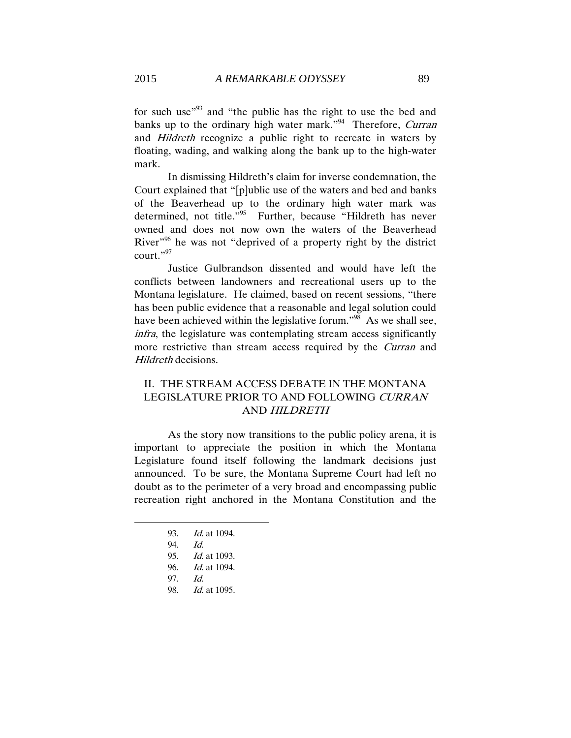for such use"[93] and "the public has the right to use the bed and banks up to the ordinary high water mark."[94] Therefore, *Curran* and *Hildreth* recognize a public right to recreate in waters by floating, wading, and walking along the bank up to the high-water mark.

In dismissing Hildreth's claim for inverse condemnation, the Court explained that "[p]ublic use of the waters and bed and banks of the Beaverhead up to the ordinary high water mark was determined, not title."[95] Further, because "Hildreth has never owned and does not now own the waters of the Beaverhead River"[96] he was not "deprived of a property right by the district court."[97]

Justice Gulbrandson dissented and would have left the conflicts between landowners and recreational users up to the Montana legislature. He claimed, based on recent sessions, "there has been public evidence that a reasonable and legal solution could have been achieved within the legislative forum."[98] As we shall see, *infra*, the legislature was contemplating stream access significantly more restrictive than stream access required by the *Curran* and *Hildreth* decisions.

## II. THE STREAM ACCESS DEBATE IN THE MONTANA LEGISLATURE PRIOR TO AND FOLLOWING *CURRAN* AND *HILDRETH*

As the story now transitions to the public policy arena, it is important to appreciate the position in which the Montana Legislature found itself following the landmark decisions just announced. To be sure, the Montana Supreme Court had left no doubt as to the perimeter of a very broad and encompassing public recreation right anchored in the Montana Constitution and the

---

93. *Id.* at 1094.

94. *Id.*

95. *Id.* at 1093.

96. *Id.* at 1094.

97. *Id.*

98. *Id.* at 1095.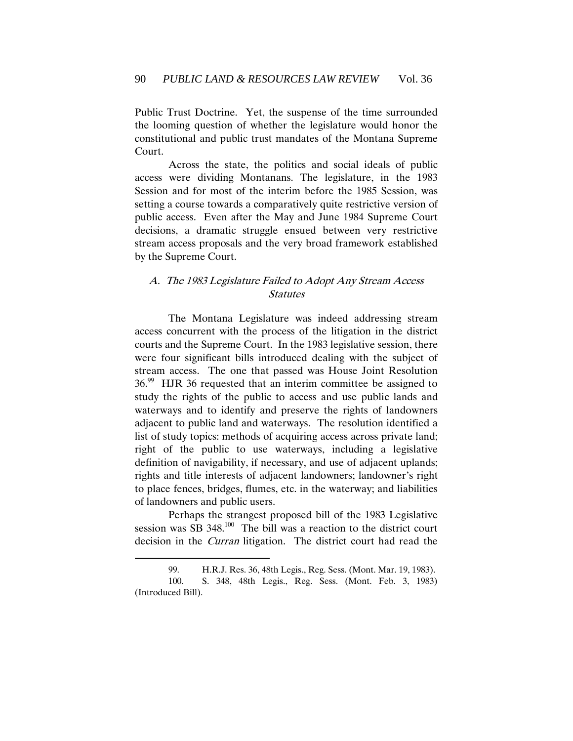Public Trust Doctrine. Yet, the suspense of the time surrounded the looming question of whether the legislature would honor the constitutional and public trust mandates of the Montana Supreme Court.

Across the state, the politics and social ideals of public access were dividing Montanans. The legislature, in the 1983 Session and for most of the interim before the 1985 Session, was setting a course towards a comparatively quite restrictive version of public access. Even after the May and June 1984 Supreme Court decisions, a dramatic struggle ensued between very restrictive stream access proposals and the very broad framework established by the Supreme Court.

### *A. The 1983 Legislature Failed to Adopt Any Stream Access Statutes*

The Montana Legislature was indeed addressing stream access concurrent with the process of the litigation in the district courts and the Supreme Court. In the 1983 legislative session, there were four significant bills introduced dealing with the subject of stream access. The one that passed was House Joint Resolution 36.[99] HJR 36 requested that an interim committee be assigned to study the rights of the public to access and use public lands and waterways and to identify and preserve the rights of landowners adjacent to public land and waterways. The resolution identified a list of study topics: methods of acquiring access across private land; right of the public to use waterways, including a legislative definition of navigability, if necessary, and use of adjacent uplands; rights and title interests of adjacent landowners; landowner's right to place fences, bridges, flumes, etc. in the waterway; and liabilities of landowners and public users.

Perhaps the strangest proposed bill of the 1983 Legislative session was SB 348.[100] The bill was a reaction to the district court decision in the *Curran* litigation. The district court had read the

---

99. H.R.J. Res. 36, 48th Legis., Reg. Sess. (Mont. Mar. 19, 1983).

100. S. 348, 48th Legis., Reg. Sess. (Mont. Feb. 3, 1983) (Introduced Bill).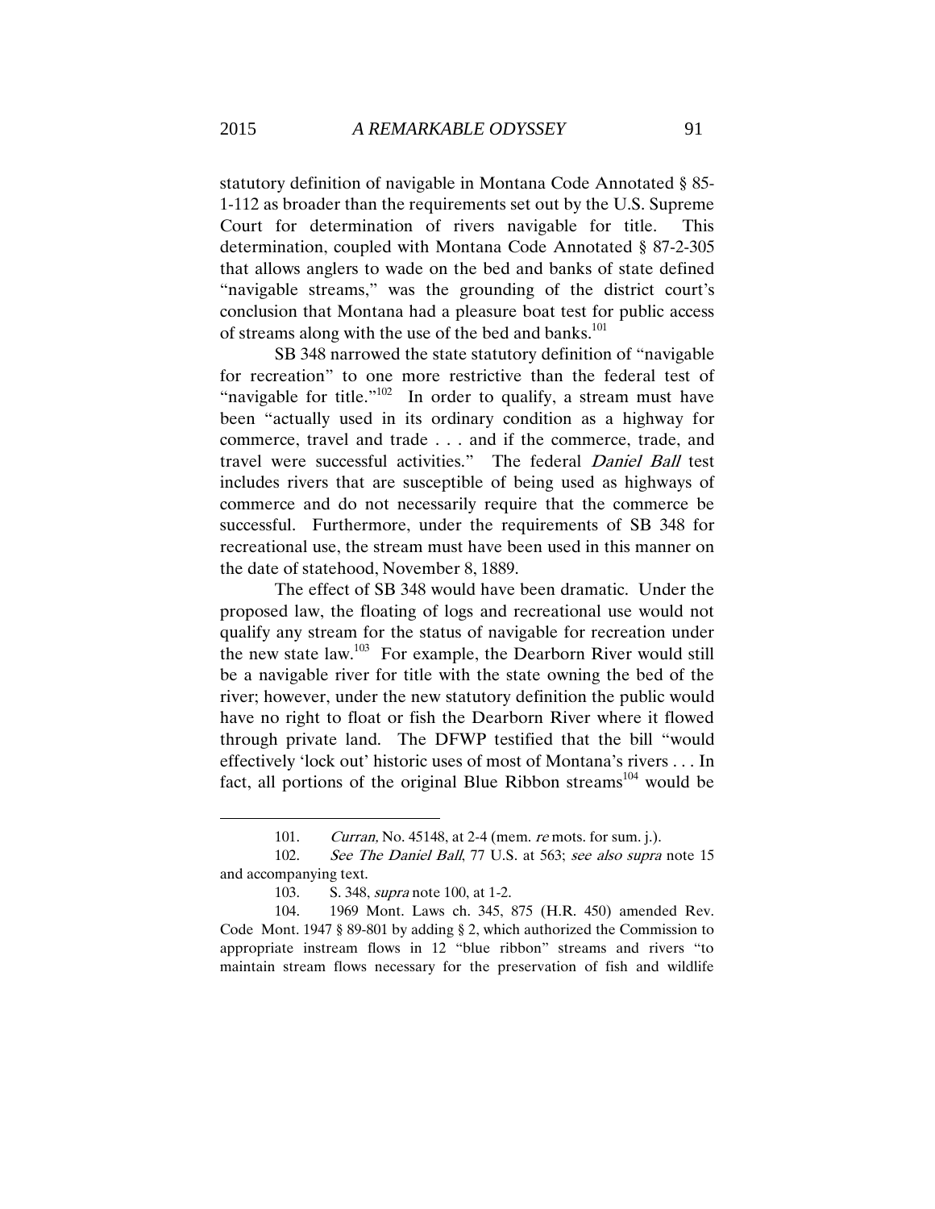statutory definition of navigable in Montana Code Annotated § 85-1-112 as broader than the requirements set out by the U.S. Supreme Court for determination of rivers navigable for title. This determination, coupled with Montana Code Annotated § 87-2-305 that allows anglers to wade on the bed and banks of state defined "navigable streams," was the grounding of the district court's conclusion that Montana had a pleasure boat test for public access of streams along with the use of the bed and banks.[101]

SB 348 narrowed the state statutory definition of "navigable for recreation" to one more restrictive than the federal test of "navigable for title."[102] In order to qualify, a stream must have been "actually used in its ordinary condition as a highway for commerce, travel and trade . . . and if the commerce, trade, and travel were successful activities." The federal *Daniel Ball* test includes rivers that are susceptible of being used as highways of commerce and do not necessarily require that the commerce be successful. Furthermore, under the requirements of SB 348 for recreational use, the stream must have been used in this manner on the date of statehood, November 8, 1889.

The effect of SB 348 would have been dramatic. Under the proposed law, the floating of logs and recreational use would not qualify any stream for the status of navigable for recreation under the new state law.[103] For example, the Dearborn River would still be a navigable river for title with the state owning the bed of the river; however, under the new statutory definition the public would have no right to float or fish the Dearborn River where it flowed through private land. The DFWP testified that the bill "would effectively 'lock out' historic uses of most of Montana's rivers . . . In fact, all portions of the original Blue Ribbon streams[104] would be

---

101. *Curran,* No. 45148, at 2-4 (mem. *re* mots. for sum. j.).

102. *See The Daniel Ball*, 77 U.S. at 563; *see also supra* note 15 and accompanying text.

103. S. 348, *supra* note 100, at 1-2.

104. 1969 Mont. Laws ch. 345, 875 (H.R. 450) amended Rev. Code Mont. 1947 § 89-801 by adding § 2, which authorized the Commission to appropriate instream flows in 12 "blue ribbon" streams and rivers "to maintain stream flows necessary for the preservation of fish and wildlife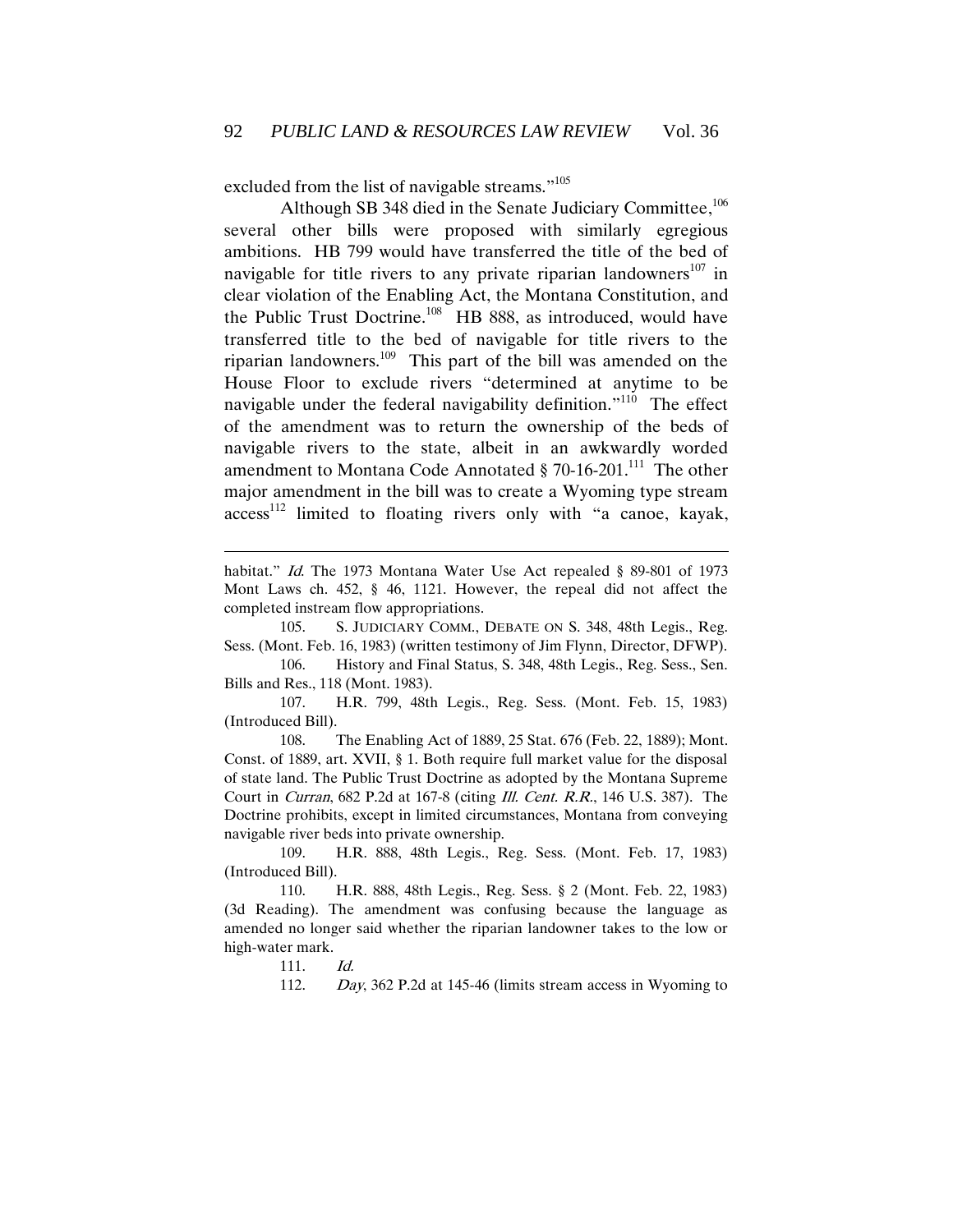excluded from the list of navigable streams."[105]

Although SB 348 died in the Senate Judiciary Committee,[106] several other bills were proposed with similarly egregious ambitions. HB 799 would have transferred the title of the bed of navigable for title rivers to any private riparian landowners[107] in clear violation of the Enabling Act, the Montana Constitution, and the Public Trust Doctrine.[108] HB 888, as introduced, would have transferred title to the bed of navigable for title rivers to the riparian landowners.[109] This part of the bill was amended on the House Floor to exclude rivers "determined at anytime to be navigable under the federal navigability definition."[110] The effect of the amendment was to return the ownership of the beds of navigable rivers to the state, albeit in an awkwardly worded amendment to Montana Code Annotated § 70-16-201.[111] The other major amendment in the bill was to create a Wyoming type stream access[112] limited to floating rivers only with "a canoe, kayak,

---

habitat." *Id.* The 1973 Montana Water Use Act repealed § 89-801 of 1973 Mont Laws ch. 452, § 46, 1121. However, the repeal did not affect the completed instream flow appropriations.

105. S. JUDICIARY COMM., DEBATE ON S. 348, 48th Legis., Reg. Sess. (Mont. Feb. 16, 1983) (written testimony of Jim Flynn, Director, DFWP).

106. History and Final Status, S. 348, 48th Legis., Reg. Sess., Sen. Bills and Res., 118 (Mont. 1983).

107. H.R. 799, 48th Legis., Reg. Sess. (Mont. Feb. 15, 1983) (Introduced Bill).

108. The Enabling Act of 1889, 25 Stat. 676 (Feb. 22, 1889); Mont. Const. of 1889, art. XVII, § 1. Both require full market value for the disposal of state land. The Public Trust Doctrine as adopted by the Montana Supreme Court in *Curran*, 682 P.2d at 167-8 (citing *Ill. Cent. R.R.*, 146 U.S. 387). The Doctrine prohibits, except in limited circumstances, Montana from conveying navigable river beds into private ownership.

109. H.R. 888, 48th Legis., Reg. Sess. (Mont. Feb. 17, 1983) (Introduced Bill).

110. H.R. 888, 48th Legis., Reg. Sess. § 2 (Mont. Feb. 22, 1983) (3d Reading). The amendment was confusing because the language as amended no longer said whether the riparian landowner takes to the low or high-water mark.

111. *Id.*

112. *Day*, 362 P.2d at 145-46 (limits stream access in Wyoming to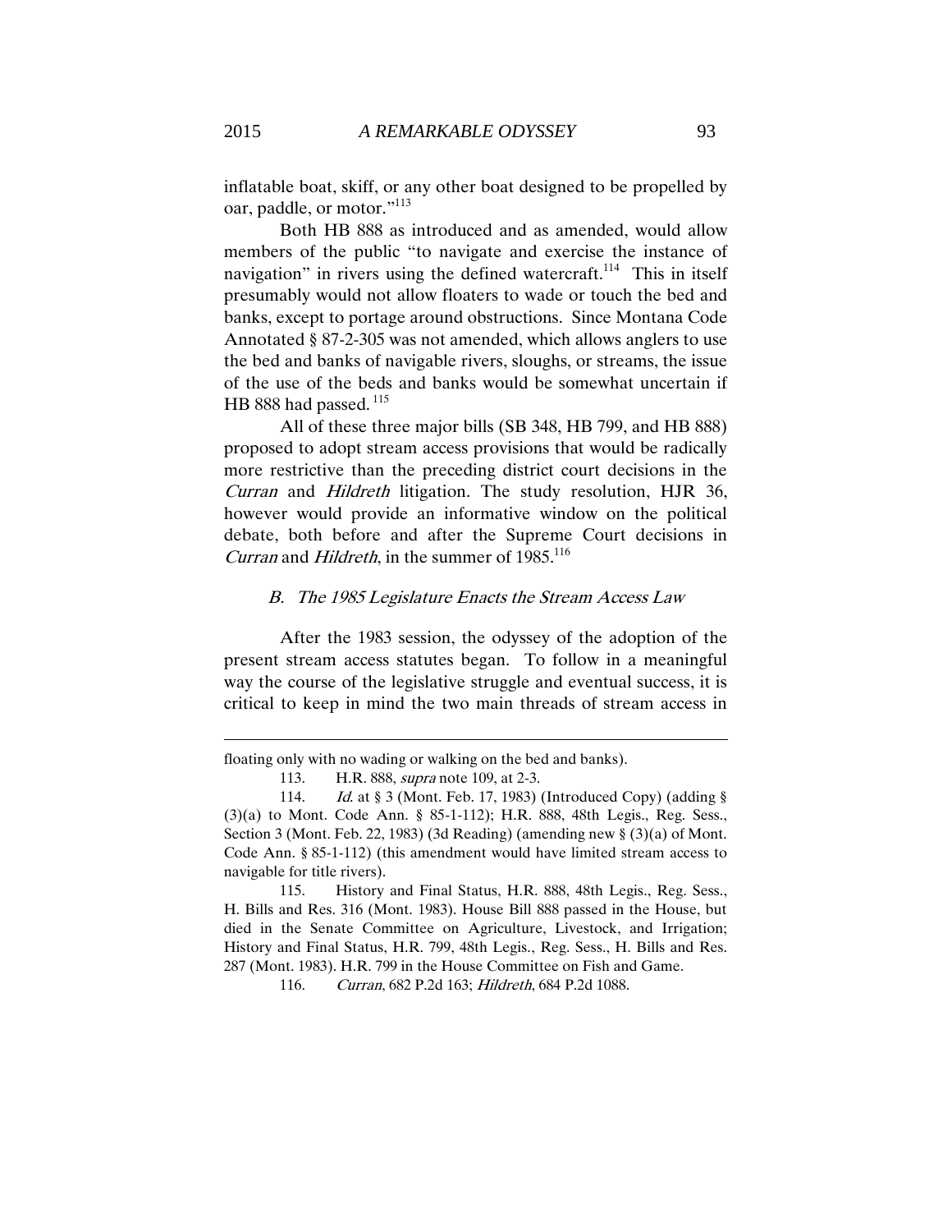inflatable boat, skiff, or any other boat designed to be propelled by oar, paddle, or motor."[113]

Both HB 888 as introduced and as amended, would allow members of the public "to navigate and exercise the instance of navigation" in rivers using the defined watercraft.[114] This in itself presumably would not allow floaters to wade or touch the bed and banks, except to portage around obstructions. Since Montana Code Annotated § 87-2-305 was not amended, which allows anglers to use the bed and banks of navigable rivers, sloughs, or streams, the issue of the use of the beds and banks would be somewhat uncertain if HB 888 had passed.[115]

All of these three major bills (SB 348, HB 799, and HB 888) proposed to adopt stream access provisions that would be radically more restrictive than the preceding district court decisions in the *Curran* and *Hildreth* litigation. The study resolution, HJR 36, however would provide an informative window on the political debate, both before and after the Supreme Court decisions in *Curran* and *Hildreth*, in the summer of 1985.[116]

### *B. The 1985 Legislature Enacts the Stream Access Law*

After the 1983 session, the odyssey of the adoption of the present stream access statutes began. To follow in a meaningful way the course of the legislative struggle and eventual success, it is critical to keep in mind the two main threads of stream access in

---

floating only with no wading or walking on the bed and banks).

113. H.R. 888, *supra* note 109, at 2-3.

114. *Id.* at § 3 (Mont. Feb. 17, 1983) (Introduced Copy) (adding § (3)(a) to Mont. Code Ann. § 85-1-112); H.R. 888, 48th Legis., Reg. Sess., Section 3 (Mont. Feb. 22, 1983) (3d Reading) (amending new § (3)(a) of Mont. Code Ann. § 85-1-112) (this amendment would have limited stream access to navigable for title rivers).

115. History and Final Status, H.R. 888, 48th Legis., Reg. Sess., H. Bills and Res. 316 (Mont. 1983). House Bill 888 passed in the House, but died in the Senate Committee on Agriculture, Livestock, and Irrigation; History and Final Status, H.R. 799, 48th Legis., Reg. Sess., H. Bills and Res. 287 (Mont. 1983). H.R. 799 in the House Committee on Fish and Game.

116. *Curran*, 682 P.2d 163; *Hildreth*, 684 P.2d 1088.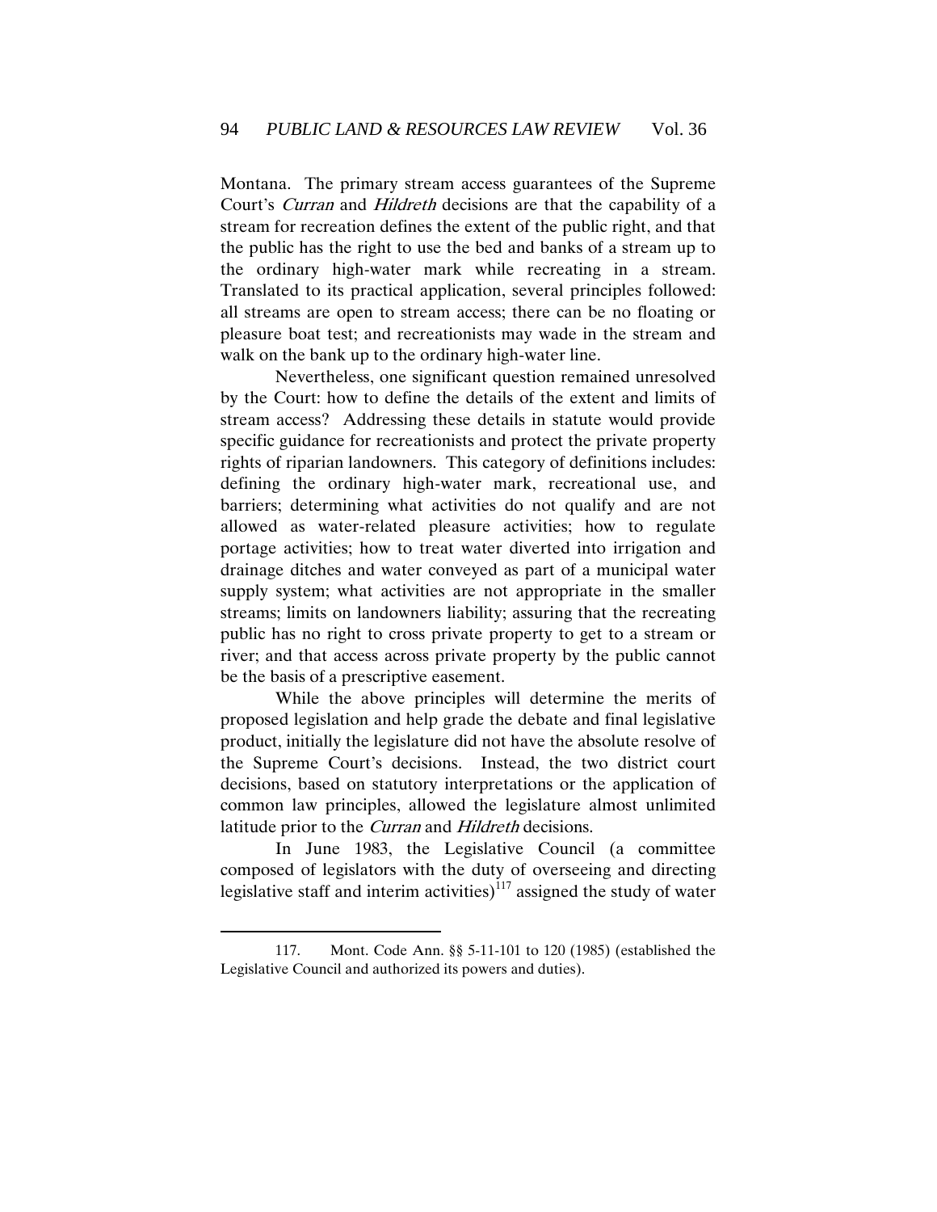Montana. The primary stream access guarantees of the Supreme Court's *Curran* and *Hildreth* decisions are that the capability of a stream for recreation defines the extent of the public right, and that the public has the right to use the bed and banks of a stream up to the ordinary high-water mark while recreating in a stream. Translated to its practical application, several principles followed: all streams are open to stream access; there can be no floating or pleasure boat test; and recreationists may wade in the stream and walk on the bank up to the ordinary high-water line.

Nevertheless, one significant question remained unresolved by the Court: how to define the details of the extent and limits of stream access? Addressing these details in statute would provide specific guidance for recreationists and protect the private property rights of riparian landowners. This category of definitions includes: defining the ordinary high-water mark, recreational use, and barriers; determining what activities do not qualify and are not allowed as water-related pleasure activities; how to regulate portage activities; how to treat water diverted into irrigation and drainage ditches and water conveyed as part of a municipal water supply system; what activities are not appropriate in the smaller streams; limits on landowners liability; assuring that the recreating public has no right to cross private property to get to a stream or river; and that access across private property by the public cannot be the basis of a prescriptive easement.

While the above principles will determine the merits of proposed legislation and help grade the debate and final legislative product, initially the legislature did not have the absolute resolve of the Supreme Court's decisions. Instead, the two district court decisions, based on statutory interpretations or the application of common law principles, allowed the legislature almost unlimited latitude prior to the *Curran* and *Hildreth* decisions.

In June 1983, the Legislative Council (a committee composed of legislators with the duty of overseeing and directing legislative staff and interim activities)[117] assigned the study of water

---

117. Mont. Code Ann. §§ 5-11-101 to 120 (1985) (established the Legislative Council and authorized its powers and duties).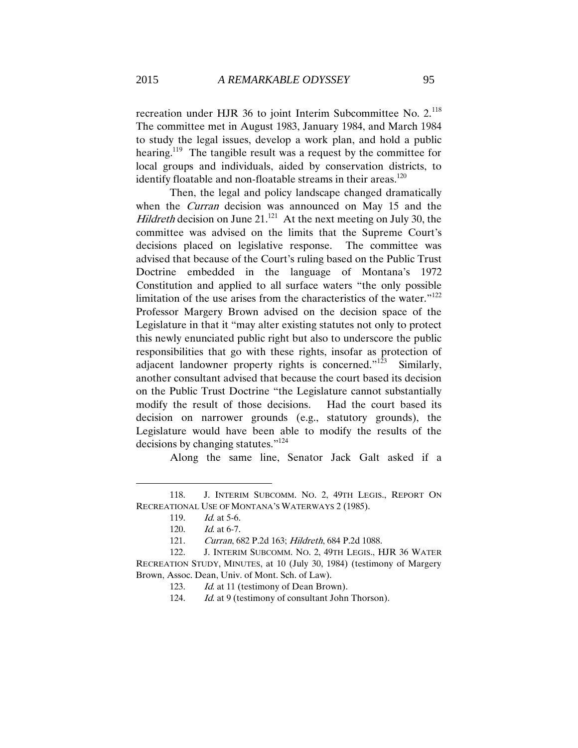recreation under HJR 36 to joint Interim Subcommittee No. 2.[118] The committee met in August 1983, January 1984, and March 1984 to study the legal issues, develop a work plan, and hold a public hearing.[119] The tangible result was a request by the committee for local groups and individuals, aided by conservation districts, to identify floatable and non-floatable streams in their areas.[120]

Then, the legal and policy landscape changed dramatically when the *Curran* decision was announced on May 15 and the *Hildreth* decision on June 21.[121] At the next meeting on July 30, the committee was advised on the limits that the Supreme Court's decisions placed on legislative response. The committee was advised that because of the Court's ruling based on the Public Trust Doctrine embedded in the language of Montana's 1972 Constitution and applied to all surface waters "the only possible limitation of the use arises from the characteristics of the water."[122] Professor Margery Brown advised on the decision space of the Legislature in that it "may alter existing statutes not only to protect this newly enunciated public right but also to underscore the public responsibilities that go with these rights, insofar as protection of adjacent landowner property rights is concerned."[123] Similarly, another consultant advised that because the court based its decision on the Public Trust Doctrine "the Legislature cannot substantially modify the result of those decisions. Had the court based its decision on narrower grounds (e.g., statutory grounds), the Legislature would have been able to modify the results of the decisions by changing statutes."[124]

Along the same line, Senator Jack Galt asked if a

---

118. J. INTERIM SUBCOMM. NO. 2, 49TH LEGIS., REPORT ON RECREATIONAL USE OF MONTANA'S WATERWAYS 2 (1985).

119. *Id.* at 5-6.

120. *Id.* at 6-7.

121. *Curran*, 682 P.2d 163; *Hildreth*, 684 P.2d 1088.

122. J. INTERIM SUBCOMM. NO. 2, 49TH LEGIS., HJR 36 WATER RECREATION STUDY, MINUTES, at 10 (July 30, 1984) (testimony of Margery Brown, Assoc. Dean, Univ. of Mont. Sch. of Law).

123. *Id.* at 11 (testimony of Dean Brown).

124. *Id.* at 9 (testimony of consultant John Thorson).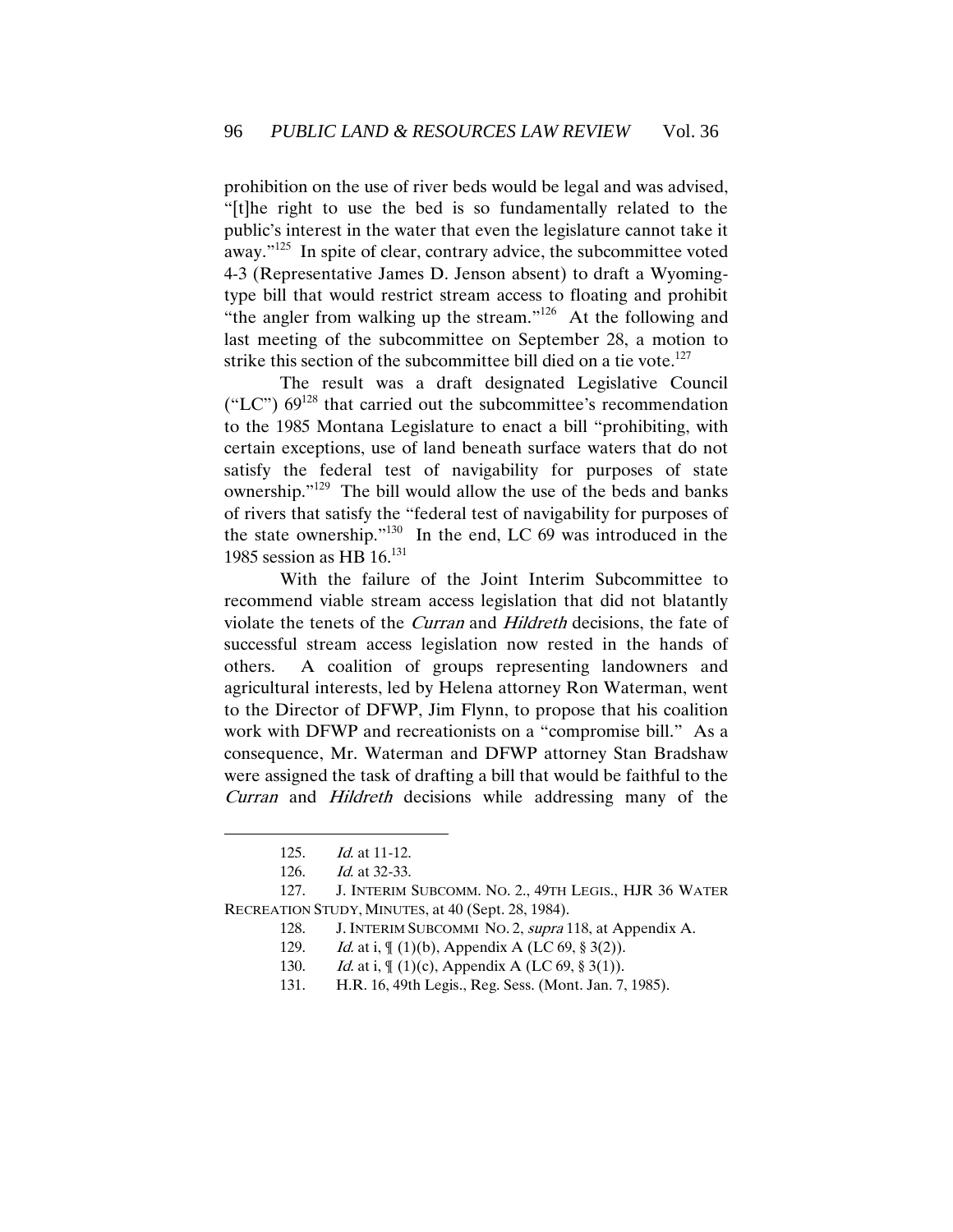prohibition on the use of river beds would be legal and was advised, "[t]he right to use the bed is so fundamentally related to the public's interest in the water that even the legislature cannot take it away."[125] In spite of clear, contrary advice, the subcommittee voted 4-3 (Representative James D. Jenson absent) to draft a Wyoming-type bill that would restrict stream access to floating and prohibit "the angler from walking up the stream."[126] At the following and last meeting of the subcommittee on September 28, a motion to strike this section of the subcommittee bill died on a tie vote.[127]

The result was a draft designated Legislative Council ("LC") 69[128] that carried out the subcommittee's recommendation to the 1985 Montana Legislature to enact a bill "prohibiting, with certain exceptions, use of land beneath surface waters that do not satisfy the federal test of navigability for purposes of state ownership."[129] The bill would allow the use of the beds and banks of rivers that satisfy the "federal test of navigability for purposes of the state ownership."[130] In the end, LC 69 was introduced in the 1985 session as HB 16.[131]

With the failure of the Joint Interim Subcommittee to recommend viable stream access legislation that did not blatantly violate the tenets of the *Curran* and *Hildreth* decisions, the fate of successful stream access legislation now rested in the hands of others. A coalition of groups representing landowners and agricultural interests, led by Helena attorney Ron Waterman, went to the Director of DFWP, Jim Flynn, to propose that his coalition work with DFWP and recreationists on a "compromise bill." As a consequence, Mr. Waterman and DFWP attorney Stan Bradshaw were assigned the task of drafting a bill that would be faithful to the *Curran* and *Hildreth* decisions while addressing many of the

---

125. *Id.* at 11-12.

126. *Id.* at 32-33.

127. J. INTERIM SUBCOMM. NO. 2., 49TH LEGIS., HJR 36 WATER RECREATION STUDY, MINUTES, at 40 (Sept. 28, 1984).

128. J. INTERIM SUBCOMMI NO. 2, *supra* 118, at Appendix A.

129. *Id.* at i, ¶ (1)(b), Appendix A (LC 69, § 3(2)).

130. *Id.* at i, ¶ (1)(c), Appendix A (LC 69, § 3(1)).

131. H.R. 16, 49th Legis., Reg. Sess. (Mont. Jan. 7, 1985).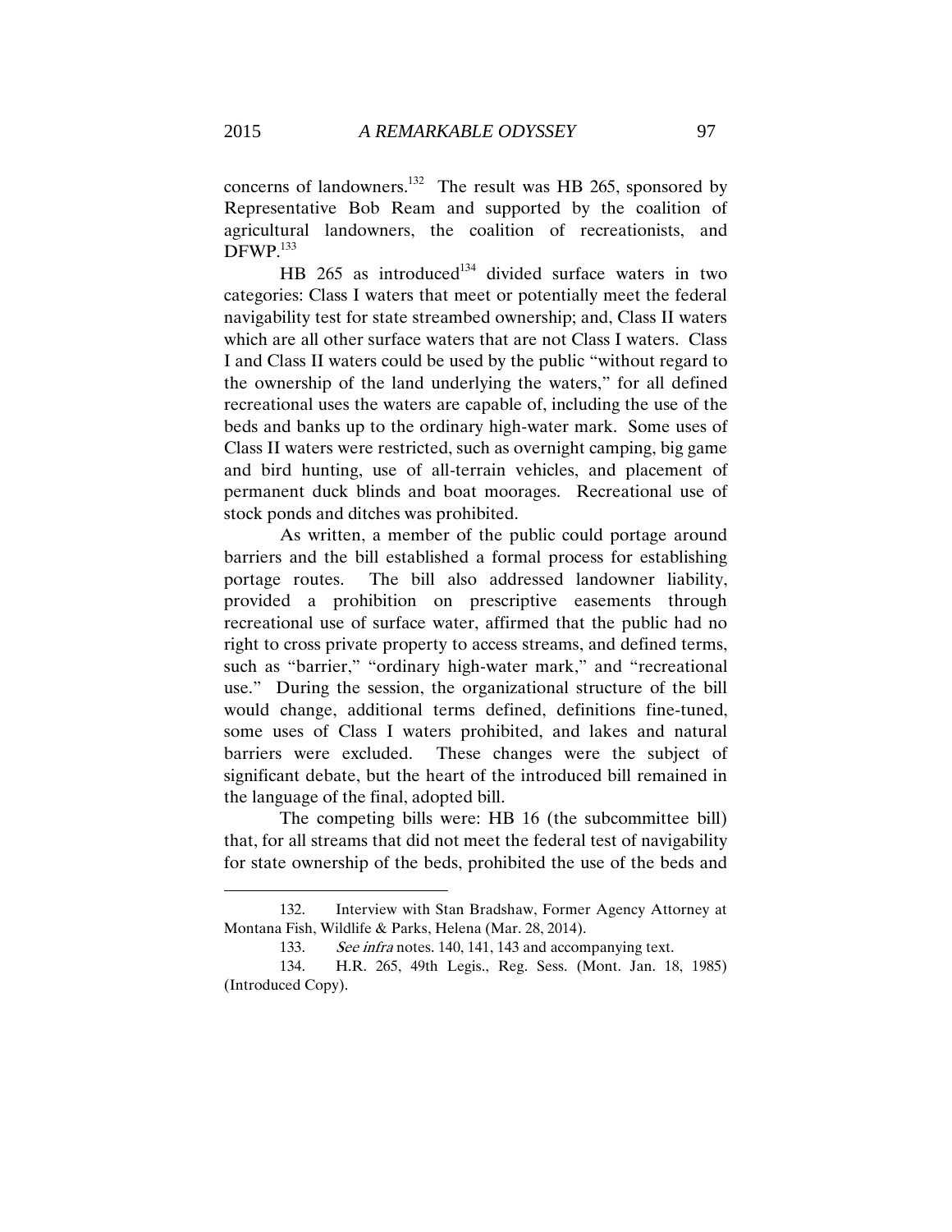concerns of landowners.[132] The result was HB 265, sponsored by Representative Bob Ream and supported by the coalition of agricultural landowners, the coalition of recreationists, and DFWP.[133]

HB 265 as introduced[134] divided surface waters in two categories: Class I waters that meet or potentially meet the federal navigability test for state streambed ownership; and, Class II waters which are all other surface waters that are not Class I waters. Class I and Class II waters could be used by the public "without regard to the ownership of the land underlying the waters," for all defined recreational uses the waters are capable of, including the use of the beds and banks up to the ordinary high-water mark. Some uses of Class II waters were restricted, such as overnight camping, big game and bird hunting, use of all-terrain vehicles, and placement of permanent duck blinds and boat moorages. Recreational use of stock ponds and ditches was prohibited.

As written, a member of the public could portage around barriers and the bill established a formal process for establishing portage routes. The bill also addressed landowner liability, provided a prohibition on prescriptive easements through recreational use of surface water, affirmed that the public had no right to cross private property to access streams, and defined terms, such as "barrier," "ordinary high-water mark," and "recreational use." During the session, the organizational structure of the bill would change, additional terms defined, definitions fine-tuned, some uses of Class I waters prohibited, and lakes and natural barriers were excluded. These changes were the subject of significant debate, but the heart of the introduced bill remained in the language of the final, adopted bill.

The competing bills were: HB 16 (the subcommittee bill) that, for all streams that did not meet the federal test of navigability for state ownership of the beds, prohibited the use of the beds and

---

132. Interview with Stan Bradshaw, Former Agency Attorney at Montana Fish, Wildlife & Parks, Helena (Mar. 28, 2014).

133. *See infra* notes. 140, 141, 143 and accompanying text.

134. H.R. 265, 49th Legis., Reg. Sess. (Mont. Jan. 18, 1985) (Introduced Copy).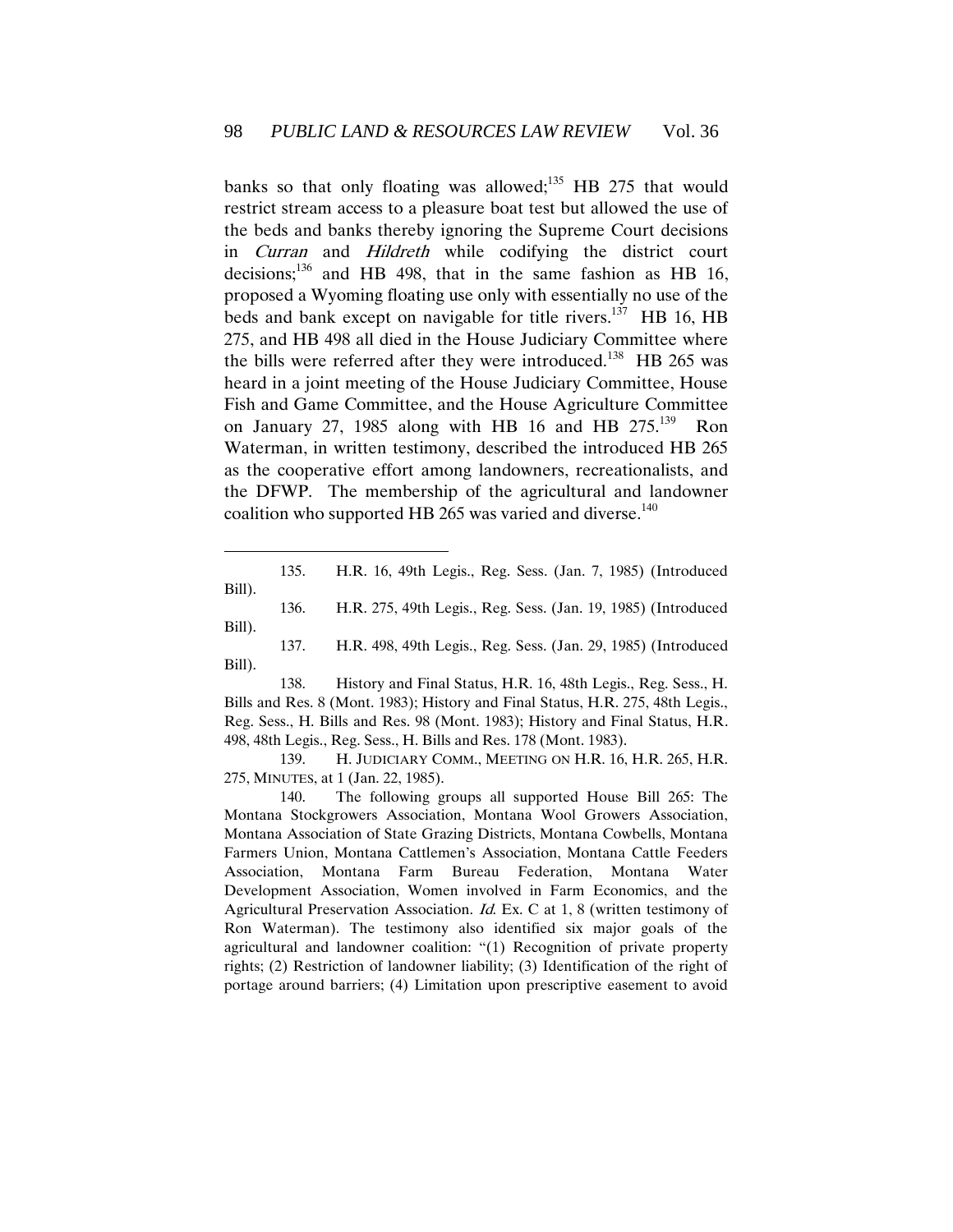banks so that only floating was allowed;[135] HB 275 that would restrict stream access to a pleasure boat test but allowed the use of the beds and banks thereby ignoring the Supreme Court decisions in *Curran* and *Hildreth* while codifying the district court decisions;[136] and HB 498, that in the same fashion as HB 16, proposed a Wyoming floating use only with essentially no use of the beds and bank except on navigable for title rivers.[137] HB 16, HB 275, and HB 498 all died in the House Judiciary Committee where the bills were referred after they were introduced.[138] HB 265 was heard in a joint meeting of the House Judiciary Committee, House Fish and Game Committee, and the House Agriculture Committee on January 27, 1985 along with HB 16 and HB 275.[139] Ron Waterman, in written testimony, described the introduced HB 265 as the cooperative effort among landowners, recreationalists, and the DFWP. The membership of the agricultural and landowner coalition who supported HB 265 was varied and diverse.[140]

---

135. H.R. 16, 49th Legis., Reg. Sess. (Jan. 7, 1985) (Introduced Bill).

136. H.R. 275, 49th Legis., Reg. Sess. (Jan. 19, 1985) (Introduced Bill).

137. H.R. 498, 49th Legis., Reg. Sess. (Jan. 29, 1985) (Introduced Bill).

138. History and Final Status, H.R. 16, 48th Legis., Reg. Sess., H. Bills and Res. 8 (Mont. 1983); History and Final Status, H.R. 275, 48th Legis., Reg. Sess., H. Bills and Res. 98 (Mont. 1983); History and Final Status, H.R. 498, 48th Legis., Reg. Sess., H. Bills and Res. 178 (Mont. 1983).

139. H. JUDICIARY COMM., MEETING ON H.R. 16, H.R. 265, H.R. 275, MINUTES, at 1 (Jan. 22, 1985).

140. The following groups all supported House Bill 265: The Montana Stockgrowers Association, Montana Wool Growers Association, Montana Association of State Grazing Districts, Montana Cowbells, Montana Farmers Union, Montana Cattlemen's Association, Montana Cattle Feeders Association, Montana Farm Bureau Federation, Montana Water Development Association, Women involved in Farm Economics, and the Agricultural Preservation Association. *Id.* Ex. C at 1, 8 (written testimony of Ron Waterman). The testimony also identified six major goals of the agricultural and landowner coalition: "(1) Recognition of private property rights; (2) Restriction of landowner liability; (3) Identification of the right of portage around barriers; (4) Limitation upon prescriptive easement to avoid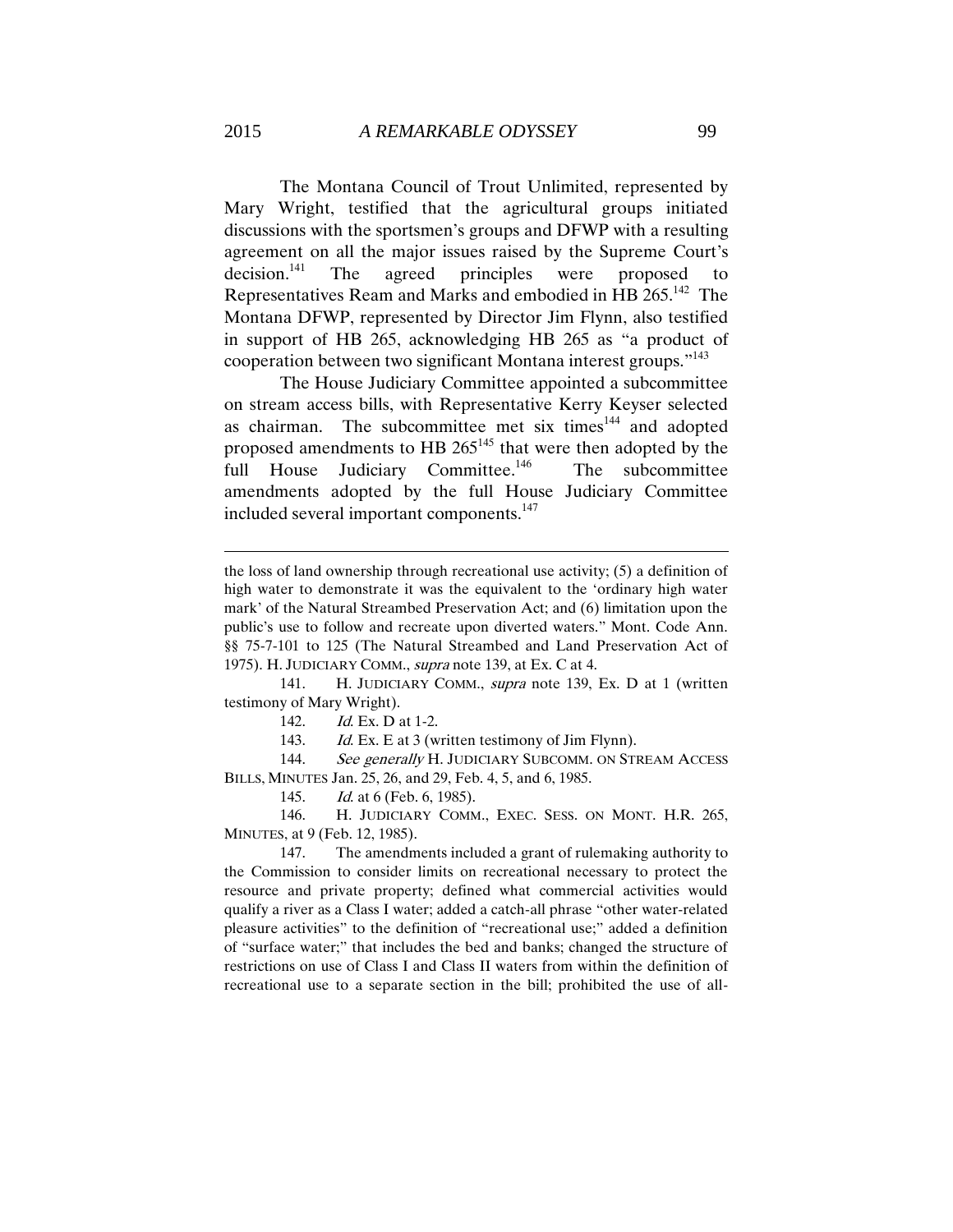The Montana Council of Trout Unlimited, represented by Mary Wright, testified that the agricultural groups initiated discussions with the sportsmen's groups and DFWP with a resulting agreement on all the major issues raised by the Supreme Court's decision.[141] The agreed principles were proposed to Representatives Ream and Marks and embodied in HB 265.[142] The Montana DFWP, represented by Director Jim Flynn, also testified in support of HB 265, acknowledging HB 265 as "a product of cooperation between two significant Montana interest groups."[143]

The House Judiciary Committee appointed a subcommittee on stream access bills, with Representative Kerry Keyser selected as chairman. The subcommittee met six times[144] and adopted proposed amendments to HB 265[145] that were then adopted by the full House Judiciary Committee.[146] The subcommittee amendments adopted by the full House Judiciary Committee included several important components.[147]

---

the loss of land ownership through recreational use activity; (5) a definition of high water to demonstrate it was the equivalent to the 'ordinary high water mark' of the Natural Streambed Preservation Act; and (6) limitation upon the public's use to follow and recreate upon diverted waters." Mont. Code Ann. §§ 75-7-101 to 125 (The Natural Streambed and Land Preservation Act of 1975). H. JUDICIARY COMM., *supra* note 139, at Ex. C at 4.

141. H. JUDICIARY COMM., *supra* note 139, Ex. D at 1 (written testimony of Mary Wright).

142. *Id.* Ex. D at 1-2.

143. *Id.* Ex. E at 3 (written testimony of Jim Flynn).

144. *See generally* H. JUDICIARY SUBCOMM. ON STREAM ACCESS BILLS, MINUTES Jan. 25, 26, and 29, Feb. 4, 5, and 6, 1985.

145. *Id.* at 6 (Feb. 6, 1985).

146. H. JUDICIARY COMM., EXEC. SESS. ON MONT. H.R. 265, MINUTES, at 9 (Feb. 12, 1985).

147. The amendments included a grant of rulemaking authority to the Commission to consider limits on recreational necessary to protect the resource and private property; defined what commercial activities would qualify a river as a Class I water; added a catch-all phrase "other water-related pleasure activities" to the definition of "recreational use;" added a definition of "surface water;" that includes the bed and banks; changed the structure of restrictions on use of Class I and Class II waters from within the definition of recreational use to a separate section in the bill; prohibited the use of all-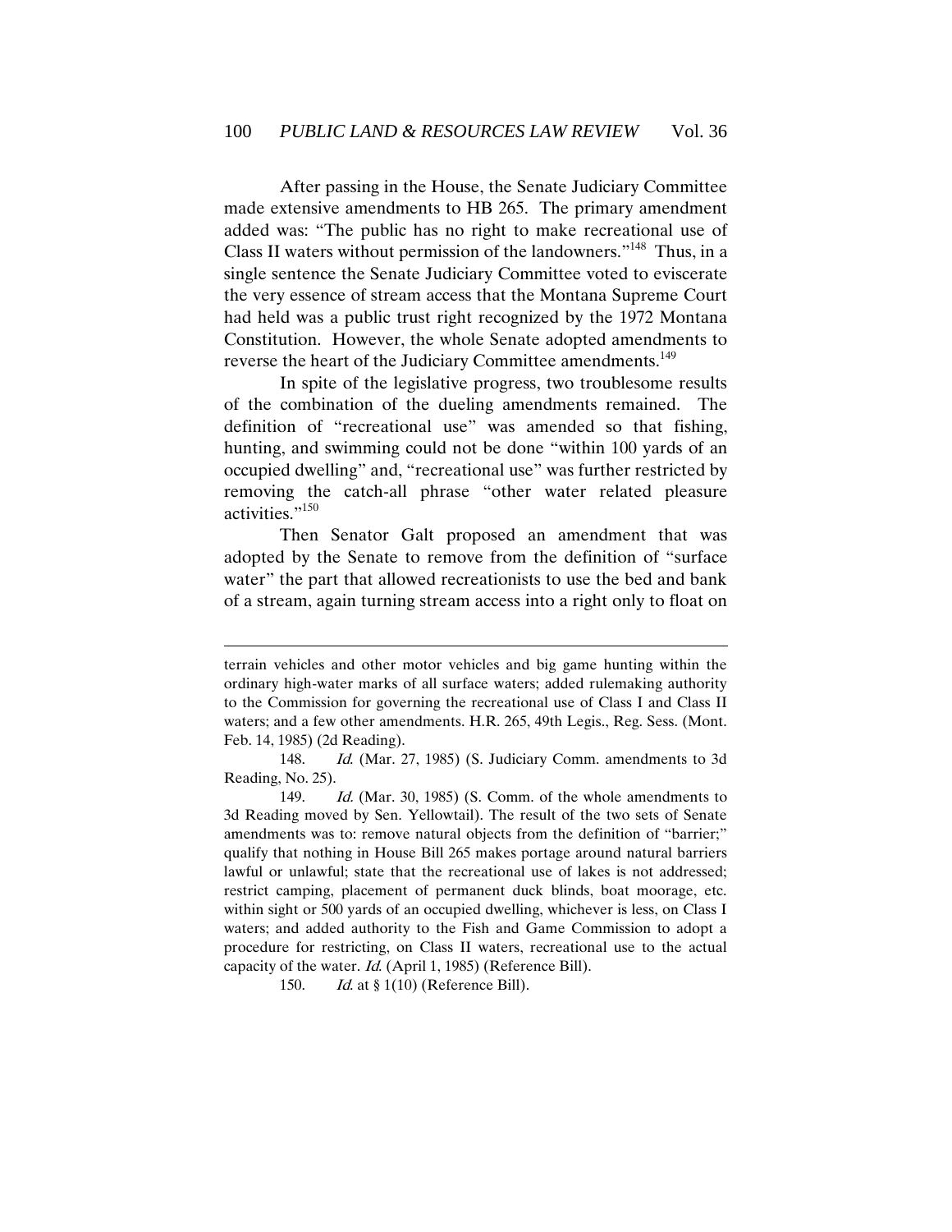After passing in the House, the Senate Judiciary Committee made extensive amendments to HB 265. The primary amendment added was: "The public has no right to make recreational use of Class II waters without permission of the landowners."[148] Thus, in a single sentence the Senate Judiciary Committee voted to eviscerate the very essence of stream access that the Montana Supreme Court had held was a public trust right recognized by the 1972 Montana Constitution. However, the whole Senate adopted amendments to reverse the heart of the Judiciary Committee amendments.[149]

In spite of the legislative progress, two troublesome results of the combination of the dueling amendments remained. The definition of "recreational use" was amended so that fishing, hunting, and swimming could not be done "within 100 yards of an occupied dwelling" and, "recreational use" was further restricted by removing the catch-all phrase "other water related pleasure activities."[150]

Then Senator Galt proposed an amendment that was adopted by the Senate to remove from the definition of "surface water" the part that allowed recreationists to use the bed and bank of a stream, again turning stream access into a right only to float on

---

terrain vehicles and other motor vehicles and big game hunting within the ordinary high-water marks of all surface waters; added rulemaking authority to the Commission for governing the recreational use of Class I and Class II waters; and a few other amendments. H.R. 265, 49th Legis., Reg. Sess. (Mont. Feb. 14, 1985) (2d Reading).

148. *Id.* (Mar. 27, 1985) (S. Judiciary Comm. amendments to 3d Reading, No. 25).

149. *Id.* (Mar. 30, 1985) (S. Comm. of the whole amendments to 3d Reading moved by Sen. Yellowtail). The result of the two sets of Senate amendments was to: remove natural objects from the definition of "barrier;" qualify that nothing in House Bill 265 makes portage around natural barriers lawful or unlawful; state that the recreational use of lakes is not addressed; restrict camping, placement of permanent duck blinds, boat moorage, etc. within sight or 500 yards of an occupied dwelling, whichever is less, on Class I waters; and added authority to the Fish and Game Commission to adopt a procedure for restricting, on Class II waters, recreational use to the actual capacity of the water. *Id.* (April 1, 1985) (Reference Bill).

150. *Id.* at § 1(10) (Reference Bill).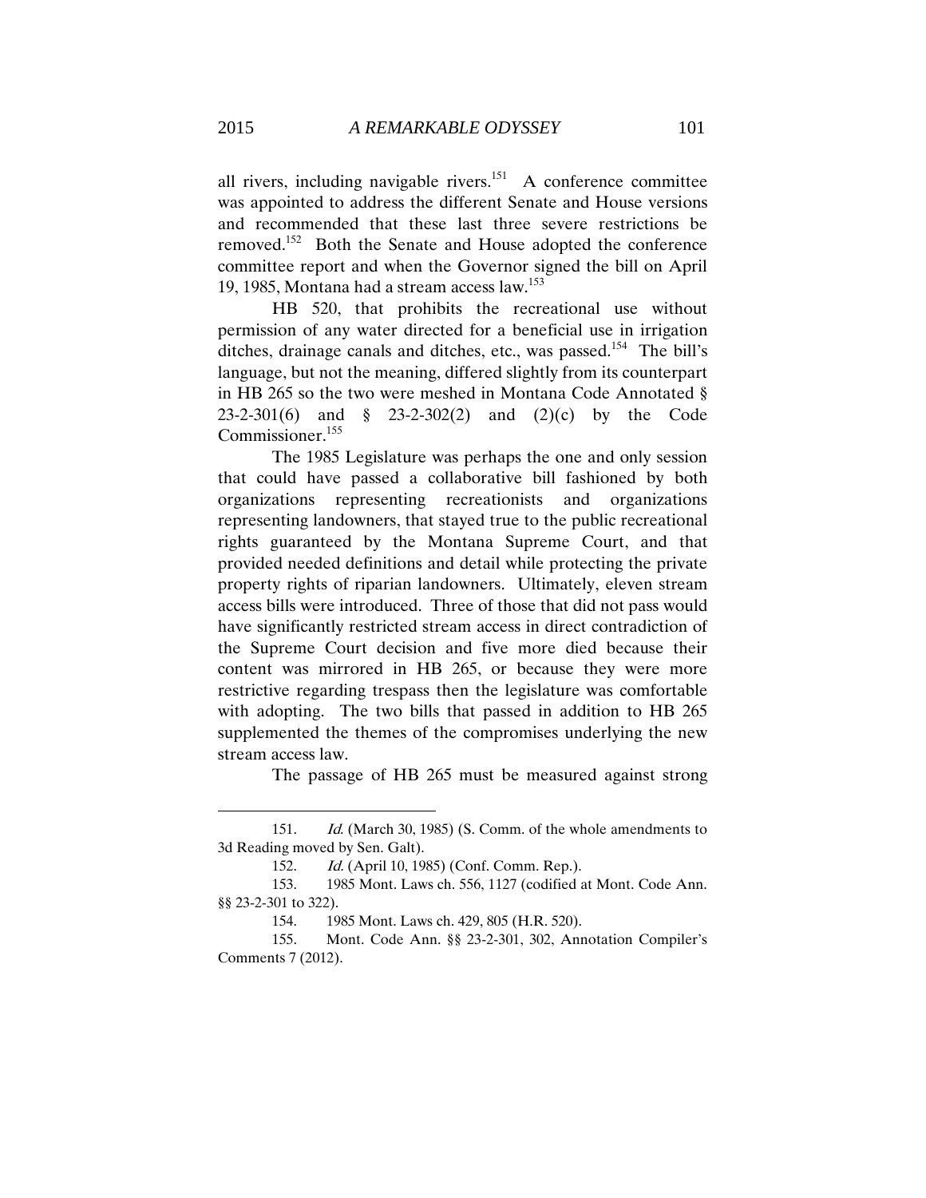all rivers, including navigable rivers.[151] A conference committee was appointed to address the different Senate and House versions and recommended that these last three severe restrictions be removed.[152] Both the Senate and House adopted the conference committee report and when the Governor signed the bill on April 19, 1985, Montana had a stream access law.[153]

HB 520, that prohibits the recreational use without permission of any water directed for a beneficial use in irrigation ditches, drainage canals and ditches, etc., was passed.[154] The bill's language, but not the meaning, differed slightly from its counterpart in HB 265 so the two were meshed in Montana Code Annotated § 23-2-301(6) and § 23-2-302(2) and (2)(c) by the Code Commissioner.[155]

The 1985 Legislature was perhaps the one and only session that could have passed a collaborative bill fashioned by both organizations representing recreationists and organizations representing landowners, that stayed true to the public recreational rights guaranteed by the Montana Supreme Court, and that provided needed definitions and detail while protecting the private property rights of riparian landowners. Ultimately, eleven stream access bills were introduced. Three of those that did not pass would have significantly restricted stream access in direct contradiction of the Supreme Court decision and five more died because their content was mirrored in HB 265, or because they were more restrictive regarding trespass then the legislature was comfortable with adopting. The two bills that passed in addition to HB 265 supplemented the themes of the compromises underlying the new stream access law.

The passage of HB 265 must be measured against strong

---

151. *Id.* (March 30, 1985) (S. Comm. of the whole amendments to 3d Reading moved by Sen. Galt).

152. *Id.* (April 10, 1985) (Conf. Comm. Rep.).

153. 1985 Mont. Laws ch. 556, 1127 (codified at Mont. Code Ann. §§ 23-2-301 to 322).

154. 1985 Mont. Laws ch. 429, 805 (H.R. 520).

155. Mont. Code Ann. §§ 23-2-301, 302, Annotation Compiler's Comments 7 (2012).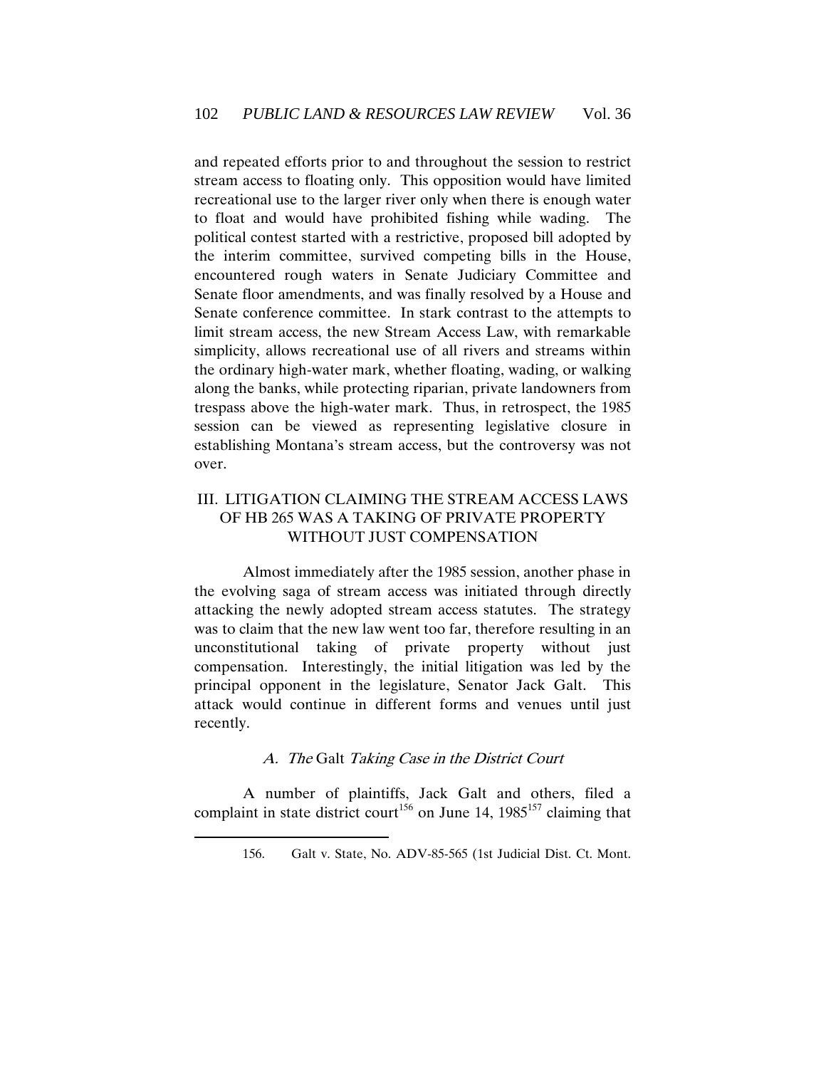and repeated efforts prior to and throughout the session to restrict stream access to floating only. This opposition would have limited recreational use to the larger river only when there is enough water to float and would have prohibited fishing while wading. The political contest started with a restrictive, proposed bill adopted by the interim committee, survived competing bills in the House, encountered rough waters in Senate Judiciary Committee and Senate floor amendments, and was finally resolved by a House and Senate conference committee. In stark contrast to the attempts to limit stream access, the new Stream Access Law, with remarkable simplicity, allows recreational use of all rivers and streams within the ordinary high-water mark, whether floating, wading, or walking along the banks, while protecting riparian, private landowners from trespass above the high-water mark. Thus, in retrospect, the 1985 session can be viewed as representing legislative closure in establishing Montana's stream access, but the controversy was not over.

## III. LITIGATION CLAIMING THE STREAM ACCESS LAWS OF HB 265 WAS A TAKING OF PRIVATE PROPERTY WITHOUT JUST COMPENSATION

Almost immediately after the 1985 session, another phase in the evolving saga of stream access was initiated through directly attacking the newly adopted stream access statutes. The strategy was to claim that the new law went too far, therefore resulting in an unconstitutional taking of private property without just compensation. Interestingly, the initial litigation was led by the principal opponent in the legislature, Senator Jack Galt. This attack would continue in different forms and venues until just recently.

### *A. The* Galt *Taking Case in the District Court*

A number of plaintiffs, Jack Galt and others, filed a complaint in state district court[156] on June 14, 1985[157] claiming that

156. Galt v. State, No. ADV-85-565 (1st Judicial Dist. Ct. Mont.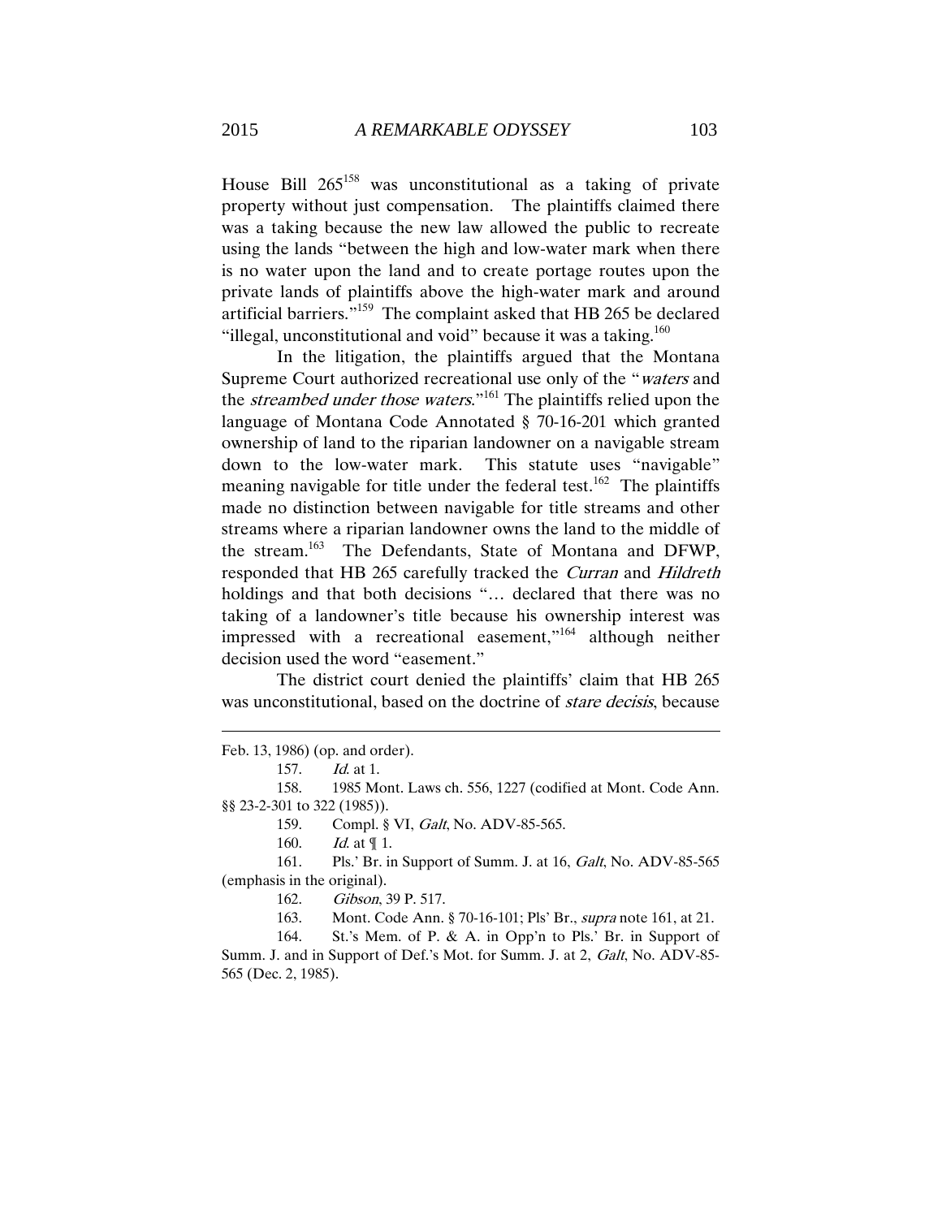House Bill 265[158] was unconstitutional as a taking of private property without just compensation. The plaintiffs claimed there was a taking because the new law allowed the public to recreate using the lands "between the high and low-water mark when there is no water upon the land and to create portage routes upon the private lands of plaintiffs above the high-water mark and around artificial barriers."[159] The complaint asked that HB 265 be declared "illegal, unconstitutional and void" because it was a taking.[160]

In the litigation, the plaintiffs argued that the Montana Supreme Court authorized recreational use only of the "*waters* and the *streambed under those waters*."[161] The plaintiffs relied upon the language of Montana Code Annotated § 70-16-201 which granted ownership of land to the riparian landowner on a navigable stream down to the low-water mark. This statute uses "navigable" meaning navigable for title under the federal test.[162] The plaintiffs made no distinction between navigable for title streams and other streams where a riparian landowner owns the land to the middle of the stream.[163] The Defendants, State of Montana and DFWP, responded that HB 265 carefully tracked the *Curran* and *Hildreth* holdings and that both decisions "… declared that there was no taking of a landowner's title because his ownership interest was impressed with a recreational easement,"[164] although neither decision used the word "easement."

The district court denied the plaintiffs' claim that HB 265 was unconstitutional, based on the doctrine of *stare decisis*, because

---

Feb. 13, 1986) (op. and order).

157. *Id.* at 1.

158. 1985 Mont. Laws ch. 556, 1227 (codified at Mont. Code Ann. §§ 23-2-301 to 322 (1985)).

159. Compl. § VI, *Galt*, No. ADV-85-565.

160. *Id.* at ¶ 1.

161. Pls.' Br. in Support of Summ. J. at 16, *Galt*, No. ADV-85-565 (emphasis in the original).

162. *Gibson*, 39 P. 517.

163. Mont. Code Ann. § 70-16-101; Pls' Br., *supra* note 161, at 21.

164. St.'s Mem. of P. & A. in Opp'n to Pls.' Br. in Support of Summ. J. and in Support of Def.'s Mot. for Summ. J. at 2, *Galt*, No. ADV-85-565 (Dec. 2, 1985).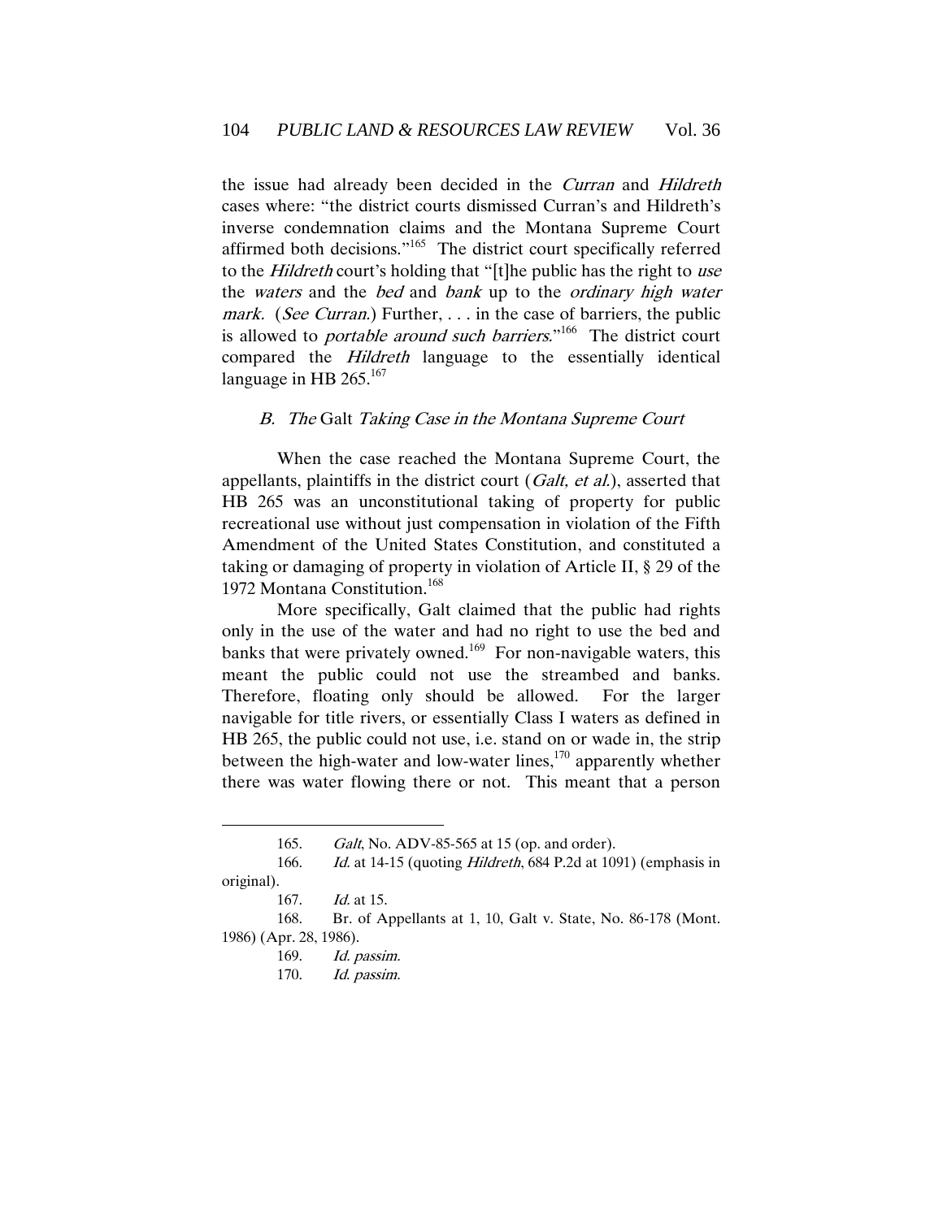the issue had already been decided in the *Curran* and *Hildreth* cases where: "the district courts dismissed Curran's and Hildreth's inverse condemnation claims and the Montana Supreme Court affirmed both decisions."[165] The district court specifically referred to the *Hildreth* court's holding that "[t]he public has the right to *use* the *waters* and the *bed* and *bank* up to the *ordinary high water mark*. (*See Curran*.) Further, . . . in the case of barriers, the public is allowed to *portable around such barriers*."[166] The district court compared the *Hildreth* language to the essentially identical language in HB 265.[167]

### B. *The* Galt *Taking Case in the Montana Supreme Court*

When the case reached the Montana Supreme Court, the appellants, plaintiffs in the district court (*Galt, et al.*), asserted that HB 265 was an unconstitutional taking of property for public recreational use without just compensation in violation of the Fifth Amendment of the United States Constitution, and constituted a taking or damaging of property in violation of Article II, § 29 of the 1972 Montana Constitution.[168]

More specifically, Galt claimed that the public had rights only in the use of the water and had no right to use the bed and banks that were privately owned.[169] For non-navigable waters, this meant the public could not use the streambed and banks. Therefore, floating only should be allowed. For the larger navigable for title rivers, or essentially Class I waters as defined in HB 265, the public could not use, i.e. stand on or wade in, the strip between the high-water and low-water lines,[170] apparently whether there was water flowing there or not. This meant that a person

---

165. *Galt*, No. ADV-85-565 at 15 (op. and order).

166. *Id.* at 14-15 (quoting *Hildreth*, 684 P.2d at 1091) (emphasis in original).

167. *Id.* at 15.

168. Br. of Appellants at 1, 10, Galt v. State, No. 86-178 (Mont. 1986) (Apr. 28, 1986).

169. *Id. passim.*

170. *Id. passim.*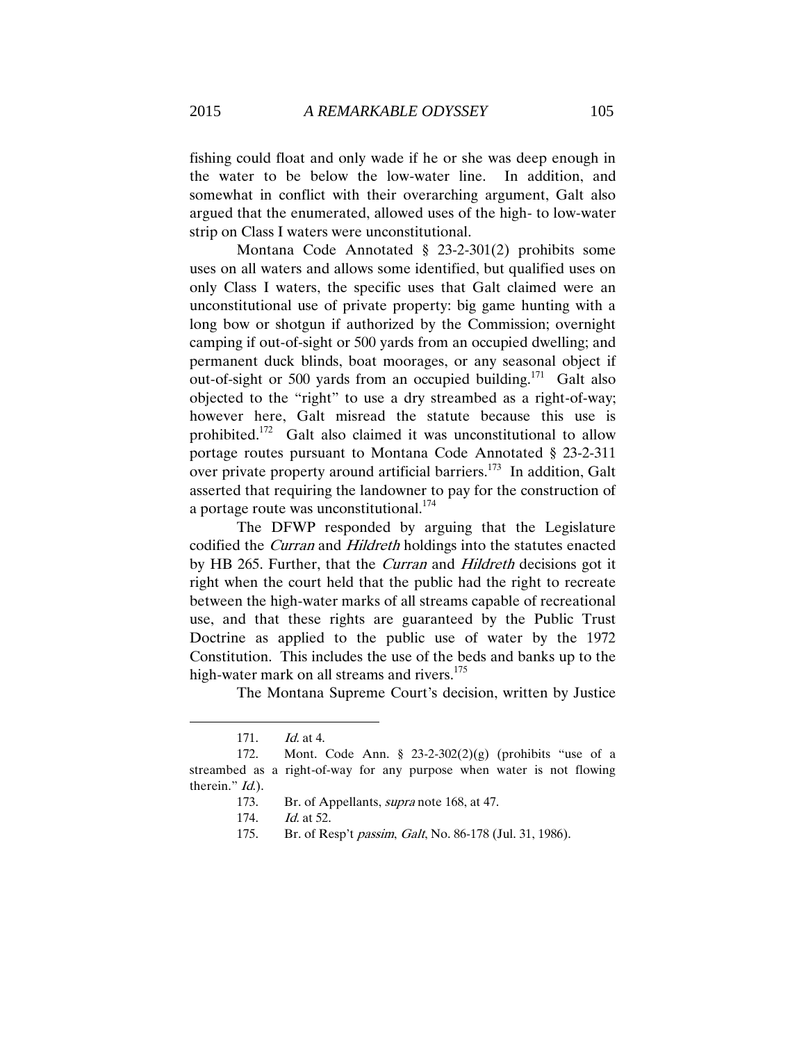fishing could float and only wade if he or she was deep enough in the water to be below the low-water line. In addition, and somewhat in conflict with their overarching argument, Galt also argued that the enumerated, allowed uses of the high- to low-water strip on Class I waters were unconstitutional.

Montana Code Annotated § 23-2-301(2) prohibits some uses on all waters and allows some identified, but qualified uses on only Class I waters, the specific uses that Galt claimed were an unconstitutional use of private property: big game hunting with a long bow or shotgun if authorized by the Commission; overnight camping if out-of-sight or 500 yards from an occupied dwelling; and permanent duck blinds, boat moorages, or any seasonal object if out-of-sight or 500 yards from an occupied building.[171] Galt also objected to the "right" to use a dry streambed as a right-of-way; however here, Galt misread the statute because this use is prohibited.[172] Galt also claimed it was unconstitutional to allow portage routes pursuant to Montana Code Annotated § 23-2-311 over private property around artificial barriers.[173] In addition, Galt asserted that requiring the landowner to pay for the construction of a portage route was unconstitutional.[174]

The DFWP responded by arguing that the Legislature codified the *Curran* and *Hildreth* holdings into the statutes enacted by HB 265. Further, that the *Curran* and *Hildreth* decisions got it right when the court held that the public had the right to recreate between the high-water marks of all streams capable of recreational use, and that these rights are guaranteed by the Public Trust Doctrine as applied to the public use of water by the 1972 Constitution. This includes the use of the beds and banks up to the high-water mark on all streams and rivers.[175]

The Montana Supreme Court's decision, written by Justice

---

171. *Id.* at 4.

172. Mont. Code Ann. § 23-2-302(2)(g) (prohibits "use of a streambed as a right-of-way for any purpose when water is not flowing therein." *Id.*).

173. Br. of Appellants, *supra* note 168, at 47.

174. *Id.* at 52.

175. Br. of Resp't *passim*, *Galt*, No. 86-178 (Jul. 31, 1986).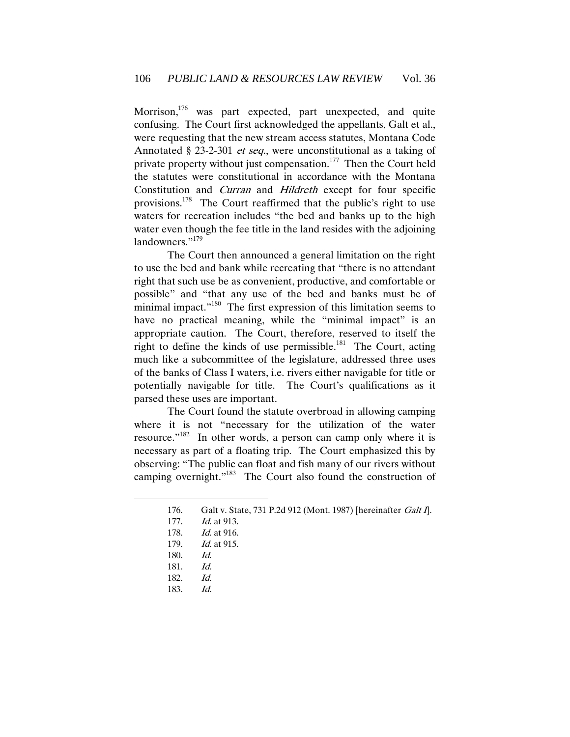Morrison,[176] was part expected, part unexpected, and quite confusing. The Court first acknowledged the appellants, Galt et al., were requesting that the new stream access statutes, Montana Code Annotated § 23-2-301 *et seq.*, were unconstitutional as a taking of private property without just compensation.[177] Then the Court held the statutes were constitutional in accordance with the Montana Constitution and *Curran* and *Hildreth* except for four specific provisions.[178] The Court reaffirmed that the public's right to use waters for recreation includes "the bed and banks up to the high water even though the fee title in the land resides with the adjoining landowners."[179]

The Court then announced a general limitation on the right to use the bed and bank while recreating that "there is no attendant right that such use be as convenient, productive, and comfortable or possible" and "that any use of the bed and banks must be of minimal impact."[180] The first expression of this limitation seems to have no practical meaning, while the "minimal impact" is an appropriate caution. The Court, therefore, reserved to itself the right to define the kinds of use permissible.[181] The Court, acting much like a subcommittee of the legislature, addressed three uses of the banks of Class I waters, i.e. rivers either navigable for title or potentially navigable for title. The Court's qualifications as it parsed these uses are important.

The Court found the statute overbroad in allowing camping where it is not "necessary for the utilization of the water resource."[182] In other words, a person can camp only where it is necessary as part of a floating trip. The Court emphasized this by observing: "The public can float and fish many of our rivers without camping overnight."[183] The Court also found the construction of

---

176. Galt v. State, 731 P.2d 912 (Mont. 1987) [hereinafter *Galt I*].
177. *Id.* at 913.
178. *Id.* at 916.
179. *Id.* at 915.
180. *Id.*
181. *Id.*
182. *Id.*
183. *Id.*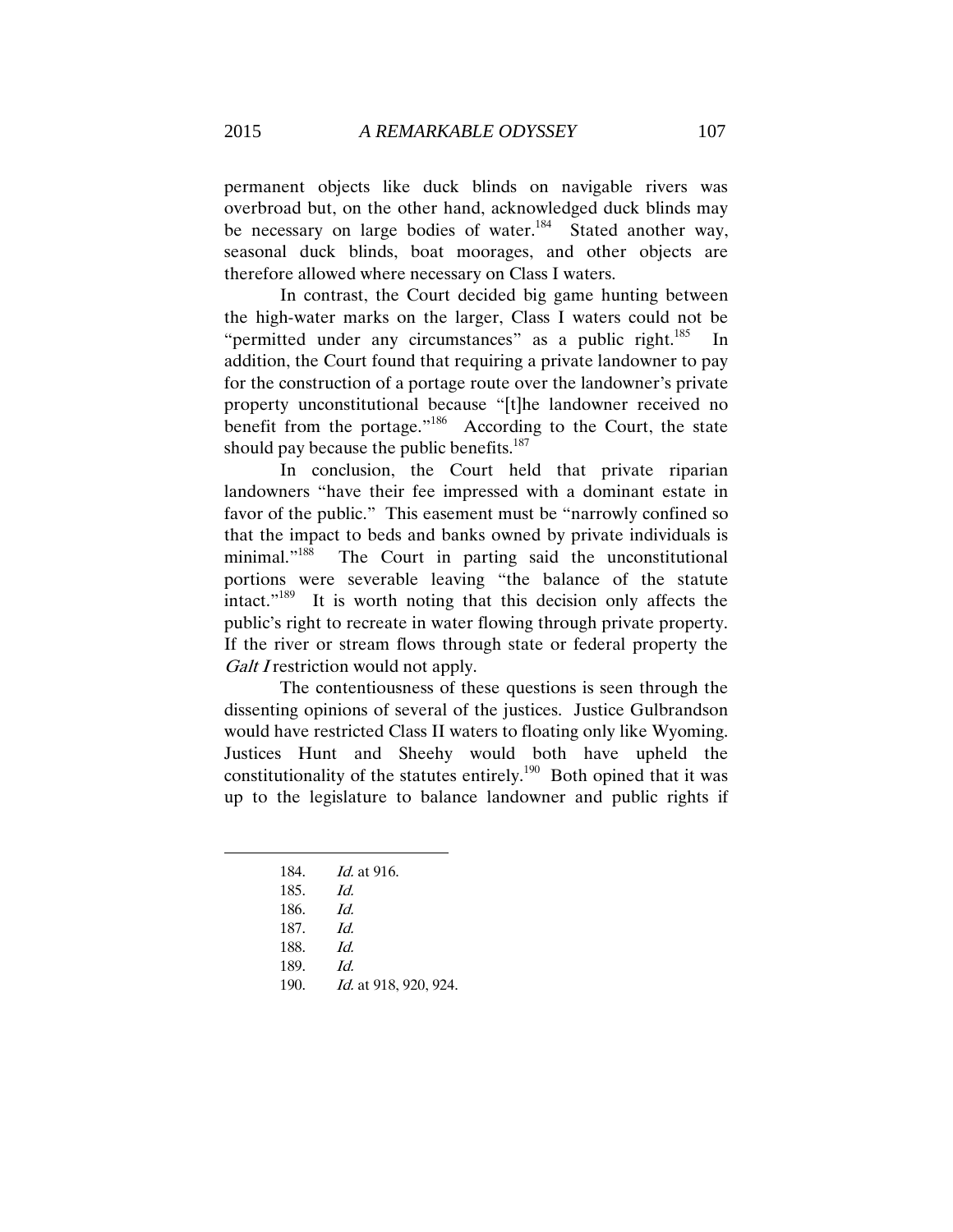permanent objects like duck blinds on navigable rivers was overbroad but, on the other hand, acknowledged duck blinds may be necessary on large bodies of water.[184] Stated another way, seasonal duck blinds, boat moorages, and other objects are therefore allowed where necessary on Class I waters.

In contrast, the Court decided big game hunting between the high-water marks on the larger, Class I waters could not be "permitted under any circumstances" as a public right.[185] In addition, the Court found that requiring a private landowner to pay for the construction of a portage route over the landowner's private property unconstitutional because "[t]he landowner received no benefit from the portage."[186] According to the Court, the state should pay because the public benefits.[187]

In conclusion, the Court held that private riparian landowners "have their fee impressed with a dominant estate in favor of the public." This easement must be "narrowly confined so that the impact to beds and banks owned by private individuals is minimal."[188] The Court in parting said the unconstitutional portions were severable leaving "the balance of the statute intact."[189] It is worth noting that this decision only affects the public's right to recreate in water flowing through private property. If the river or stream flows through state or federal property the *Galt I* restriction would not apply.

The contentiousness of these questions is seen through the dissenting opinions of several of the justices. Justice Gulbrandson would have restricted Class II waters to floating only like Wyoming. Justices Hunt and Sheehy would both have upheld the constitutionality of the statutes entirely.[190] Both opined that it was up to the legislature to balance landowner and public rights if

---

184. *Id.* at 916.
185. *Id.*
186. *Id.*
187. *Id.*
188. *Id.*
189. *Id.*
190. *Id.* at 918, 920, 924.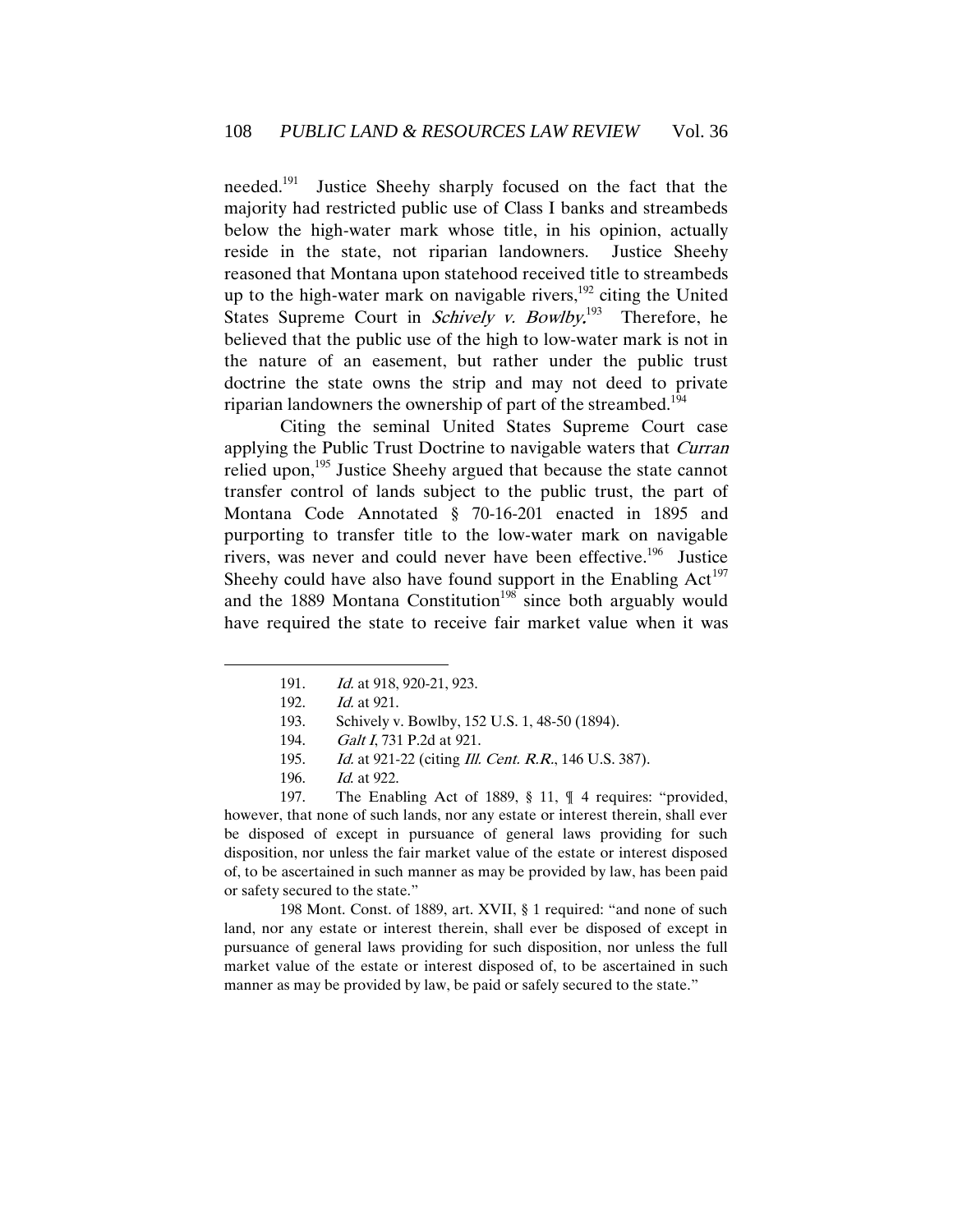needed.[191] Justice Sheehy sharply focused on the fact that the majority had restricted public use of Class I banks and streambeds below the high-water mark whose title, in his opinion, actually reside in the state, not riparian landowners. Justice Sheehy reasoned that Montana upon statehood received title to streambeds up to the high-water mark on navigable rivers,[192] citing the United States Supreme Court in *Schively v. Bowlby*.[193] Therefore, he believed that the public use of the high to low-water mark is not in the nature of an easement, but rather under the public trust doctrine the state owns the strip and may not deed to private riparian landowners the ownership of part of the streambed.[194]

Citing the seminal United States Supreme Court case applying the Public Trust Doctrine to navigable waters that *Curran* relied upon,[195] Justice Sheehy argued that because the state cannot transfer control of lands subject to the public trust, the part of Montana Code Annotated § 70-16-201 enacted in 1895 and purporting to transfer title to the low-water mark on navigable rivers, was never and could never have been effective.[196] Justice Sheehy could have also have found support in the Enabling Act[197] and the 1889 Montana Constitution[198] since both arguably would have required the state to receive fair market value when it was

---

191. *Id.* at 918, 920-21, 923.

192. *Id.* at 921.

193. Schively v. Bowlby, 152 U.S. 1, 48-50 (1894).

194. *Galt I*, 731 P.2d at 921.

195. *Id.* at 921-22 (citing *Ill. Cent. R.R.*, 146 U.S. 387).

196. *Id.* at 922.

197. The Enabling Act of 1889, § 11, ¶ 4 requires: "provided, however, that none of such lands, nor any estate or interest therein, shall ever be disposed of except in pursuance of general laws providing for such disposition, nor unless the fair market value of the estate or interest disposed of, to be ascertained in such manner as may be provided by law, has been paid or safety secured to the state."

198 Mont. Const. of 1889, art. XVII, § 1 required: "and none of such land, nor any estate or interest therein, shall ever be disposed of except in pursuance of general laws providing for such disposition, nor unless the full market value of the estate or interest disposed of, to be ascertained in such manner as may be provided by law, be paid or safely secured to the state."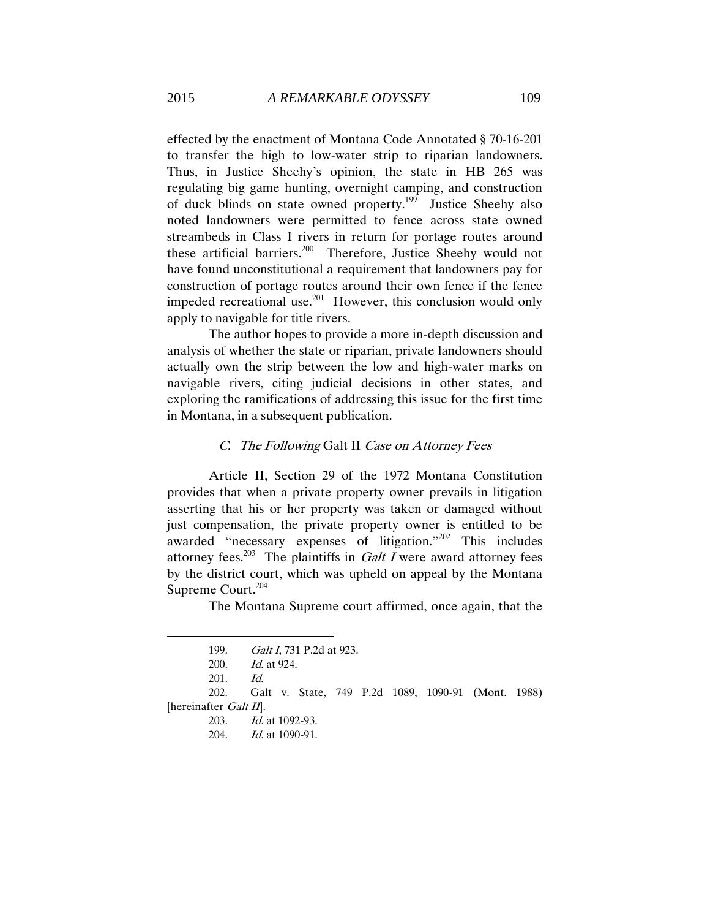effected by the enactment of Montana Code Annotated § 70-16-201 to transfer the high to low-water strip to riparian landowners. Thus, in Justice Sheehy's opinion, the state in HB 265 was regulating big game hunting, overnight camping, and construction of duck blinds on state owned property.[199] Justice Sheehy also noted landowners were permitted to fence across state owned streambeds in Class I rivers in return for portage routes around these artificial barriers.[200] Therefore, Justice Sheehy would not have found unconstitutional a requirement that landowners pay for construction of portage routes around their own fence if the fence impeded recreational use.[201] However, this conclusion would only apply to navigable for title rivers.

The author hopes to provide a more in-depth discussion and analysis of whether the state or riparian, private landowners should actually own the strip between the low and high-water marks on navigable rivers, citing judicial decisions in other states, and exploring the ramifications of addressing this issue for the first time in Montana, in a subsequent publication.

### *C. The Following* Galt II *Case on Attorney Fees*

Article II, Section 29 of the 1972 Montana Constitution provides that when a private property owner prevails in litigation asserting that his or her property was taken or damaged without just compensation, the private property owner is entitled to be awarded "necessary expenses of litigation."[202] This includes attorney fees.[203] The plaintiffs in *Galt I* were award attorney fees by the district court, which was upheld on appeal by the Montana Supreme Court.[204]

The Montana Supreme court affirmed, once again, that the

---

199. *Galt I*, 731 P.2d at 923.

200. *Id.* at 924.

201. *Id.*

202. Galt v. State, 749 P.2d 1089, 1090-91 (Mont. 1988) [hereinafter *Galt II*].

203. *Id.* at 1092-93.

204. *Id.* at 1090-91.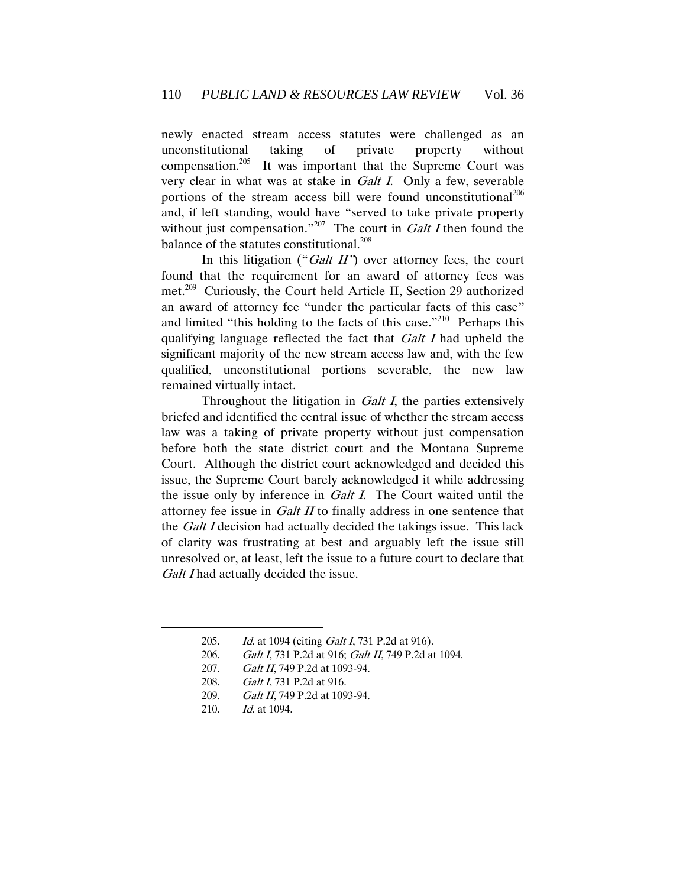newly enacted stream access statutes were challenged as an unconstitutional taking of private property without compensation.[205] It was important that the Supreme Court was very clear in what was at stake in *Galt I*. Only a few, severable portions of the stream access bill were found unconstitutional[206] and, if left standing, would have "served to take private property without just compensation."[207] The court in *Galt I* then found the balance of the statutes constitutional.[208]

In this litigation ("*Galt II*") over attorney fees, the court found that the requirement for an award of attorney fees was met.[209] Curiously, the Court held Article II, Section 29 authorized an award of attorney fee "under the particular facts of this case" and limited "this holding to the facts of this case."[210] Perhaps this qualifying language reflected the fact that *Galt I* had upheld the significant majority of the new stream access law and, with the few qualified, unconstitutional portions severable, the new law remained virtually intact.

Throughout the litigation in *Galt I*, the parties extensively briefed and identified the central issue of whether the stream access law was a taking of private property without just compensation before both the state district court and the Montana Supreme Court. Although the district court acknowledged and decided this issue, the Supreme Court barely acknowledged it while addressing the issue only by inference in *Galt I*. The Court waited until the attorney fee issue in *Galt II* to finally address in one sentence that the *Galt I* decision had actually decided the takings issue. This lack of clarity was frustrating at best and arguably left the issue still unresolved or, at least, left the issue to a future court to declare that *Galt I* had actually decided the issue.

---

205. *Id.* at 1094 (citing *Galt I*, 731 P.2d at 916).
206. *Galt I*, 731 P.2d at 916; *Galt II*, 749 P.2d at 1094.
207. *Galt II*, 749 P.2d at 1093-94.
208. *Galt I*, 731 P.2d at 916.
209. *Galt II*, 749 P.2d at 1093-94.
210. *Id.* at 1094.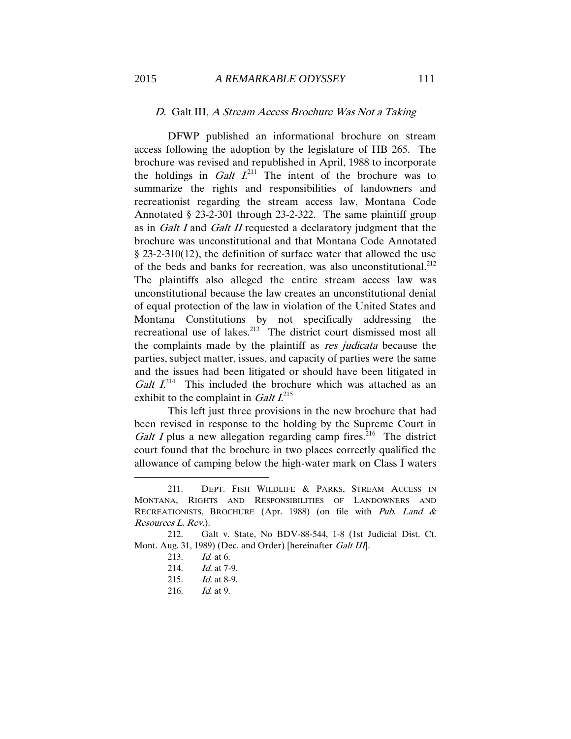### *D.* Galt III, *A Stream Access Brochure Was Not a Taking*

DFWP published an informational brochure on stream access following the adoption by the legislature of HB 265. The brochure was revised and republished in April, 1988 to incorporate the holdings in *Galt I*.[211] The intent of the brochure was to summarize the rights and responsibilities of landowners and recreationist regarding the stream access law, Montana Code Annotated § 23-2-301 through 23-2-322. The same plaintiff group as in *Galt I* and *Galt II* requested a declaratory judgment that the brochure was unconstitutional and that Montana Code Annotated § 23-2-310(12), the definition of surface water that allowed the use of the beds and banks for recreation, was also unconstitutional.[212] The plaintiffs also alleged the entire stream access law was unconstitutional because the law creates an unconstitutional denial of equal protection of the law in violation of the United States and Montana Constitutions by not specifically addressing the recreational use of lakes.[213] The district court dismissed most all the complaints made by the plaintiff as *res judicata* because the parties, subject matter, issues, and capacity of parties were the same and the issues had been litigated or should have been litigated in *Galt I*.[214] This included the brochure which was attached as an exhibit to the complaint in *Galt I*.[215]

This left just three provisions in the new brochure that had been revised in response to the holding by the Supreme Court in *Galt I* plus a new allegation regarding camp fires.[216] The district court found that the brochure in two places correctly qualified the allowance of camping below the high-water mark on Class I waters

---

211. DEPT. FISH WILDLIFE & PARKS, STREAM ACCESS IN MONTANA, RIGHTS AND RESPONSIBILITIES OF LANDOWNERS AND RECREATIONISTS, BROCHURE (Apr. 1988) (on file with *Pub. Land & Resources L. Rev.*).

212. Galt v. State, No BDV-88-544, 1-8 (1st Judicial Dist. Ct. Mont. Aug. 31, 1989) (Dec. and Order) [hereinafter *Galt III*].

213. *Id.* at 6.

214. *Id.* at 7-9.

215. *Id.* at 8-9.

216. *Id.* at 9.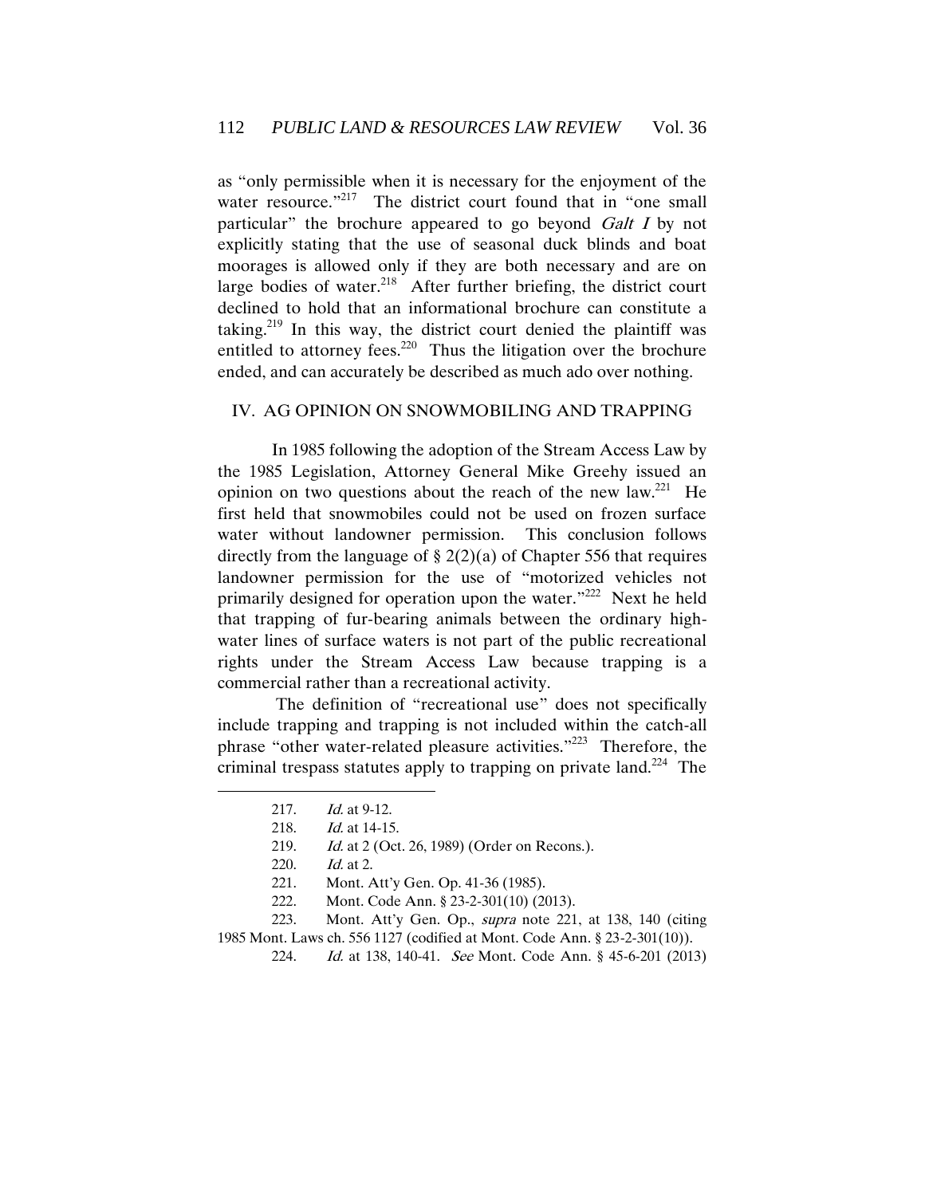as "only permissible when it is necessary for the enjoyment of the water resource."[217] The district court found that in "one small particular" the brochure appeared to go beyond *Galt I* by not explicitly stating that the use of seasonal duck blinds and boat moorages is allowed only if they are both necessary and are on large bodies of water.[218] After further briefing, the district court declined to hold that an informational brochure can constitute a taking.[219] In this way, the district court denied the plaintiff was entitled to attorney fees.[220] Thus the litigation over the brochure ended, and can accurately be described as much ado over nothing.

## IV. AG OPINION ON SNOWMOBILING AND TRAPPING

In 1985 following the adoption of the Stream Access Law by the 1985 Legislation, Attorney General Mike Greehy issued an opinion on two questions about the reach of the new law.[221] He first held that snowmobiles could not be used on frozen surface water without landowner permission. This conclusion follows directly from the language of § 2(2)(a) of Chapter 556 that requires landowner permission for the use of "motorized vehicles not primarily designed for operation upon the water."[222] Next he held that trapping of fur-bearing animals between the ordinary high-water lines of surface waters is not part of the public recreational rights under the Stream Access Law because trapping is a commercial rather than a recreational activity.

The definition of "recreational use" does not specifically include trapping and trapping is not included within the catch-all phrase "other water-related pleasure activities."[223] Therefore, the criminal trespass statutes apply to trapping on private land.[224] The

---

217. *Id.* at 9-12.

218. *Id.* at 14-15.

219. *Id.* at 2 (Oct. 26, 1989) (Order on Recons.).

220. *Id.* at 2.

221. Mont. Att'y Gen. Op. 41-36 (1985).

222. Mont. Code Ann. § 23-2-301(10) (2013).

223. Mont. Att'y Gen. Op., *supra* note 221, at 138, 140 (citing 1985 Mont. Laws ch. 556 1127 (codified at Mont. Code Ann. § 23-2-301(10)).

224. *Id.* at 138, 140-41. *See* Mont. Code Ann. § 45-6-201 (2013)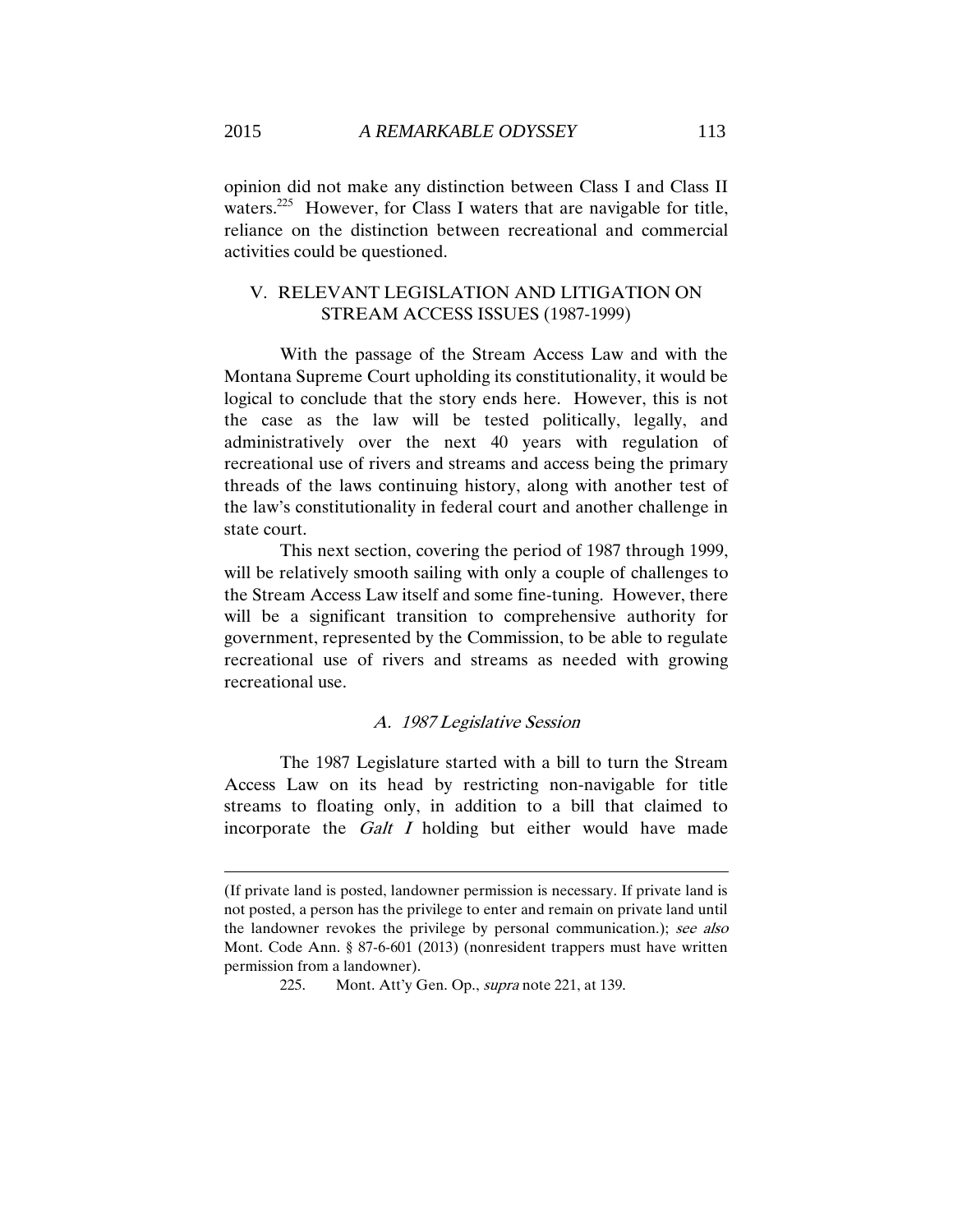opinion did not make any distinction between Class I and Class II waters.[225] However, for Class I waters that are navigable for title, reliance on the distinction between recreational and commercial activities could be questioned.

## V. RELEVANT LEGISLATION AND LITIGATION ON STREAM ACCESS ISSUES (1987-1999)

With the passage of the Stream Access Law and with the Montana Supreme Court upholding its constitutionality, it would be logical to conclude that the story ends here. However, this is not the case as the law will be tested politically, legally, and administratively over the next 40 years with regulation of recreational use of rivers and streams and access being the primary threads of the laws continuing history, along with another test of the law's constitutionality in federal court and another challenge in state court.

This next section, covering the period of 1987 through 1999, will be relatively smooth sailing with only a couple of challenges to the Stream Access Law itself and some fine-tuning. However, there will be a significant transition to comprehensive authority for government, represented by the Commission, to be able to regulate recreational use of rivers and streams as needed with growing recreational use.

### *A. 1987 Legislative Session*

The 1987 Legislature started with a bill to turn the Stream Access Law on its head by restricting non-navigable for title streams to floating only, in addition to a bill that claimed to incorporate the *Galt I* holding but either would have made

---

(If private land is posted, landowner permission is necessary. If private land is not posted, a person has the privilege to enter and remain on private land until the landowner revokes the privilege by personal communication.); *see also* Mont. Code Ann. § 87-6-601 (2013) (nonresident trappers must have written permission from a landowner).

225. Mont. Att'y Gen. Op., *supra* note 221, at 139.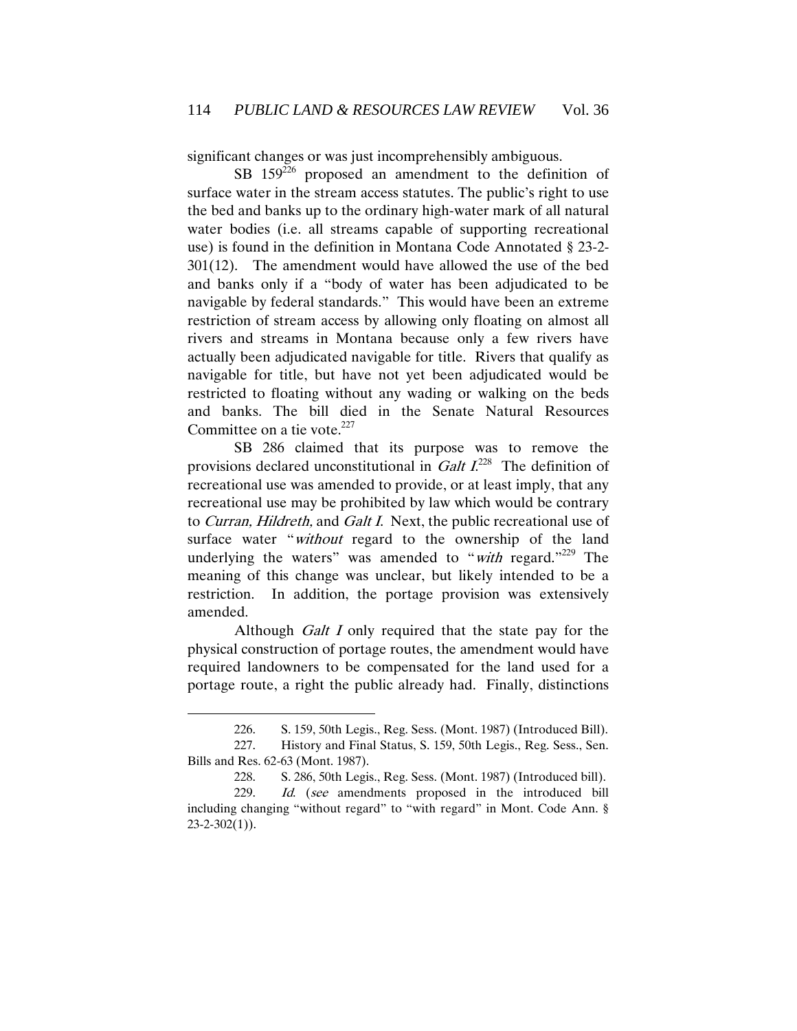significant changes or was just incomprehensibly ambiguous.

SB 159[226] proposed an amendment to the definition of surface water in the stream access statutes. The public's right to use the bed and banks up to the ordinary high-water mark of all natural water bodies (i.e. all streams capable of supporting recreational use) is found in the definition in Montana Code Annotated § 23-2-301(12). The amendment would have allowed the use of the bed and banks only if a "body of water has been adjudicated to be navigable by federal standards." This would have been an extreme restriction of stream access by allowing only floating on almost all rivers and streams in Montana because only a few rivers have actually been adjudicated navigable for title. Rivers that qualify as navigable for title, but have not yet been adjudicated would be restricted to floating without any wading or walking on the beds and banks. The bill died in the Senate Natural Resources Committee on a tie vote.[227]

SB 286 claimed that its purpose was to remove the provisions declared unconstitutional in *Galt I*.[228] The definition of recreational use was amended to provide, or at least imply, that any recreational use may be prohibited by law which would be contrary to *Curran, Hildreth,* and *Galt I*. Next, the public recreational use of surface water "*without* regard to the ownership of the land underlying the waters" was amended to "*with* regard."[229] The meaning of this change was unclear, but likely intended to be a restriction. In addition, the portage provision was extensively amended.

Although *Galt I* only required that the state pay for the physical construction of portage routes, the amendment would have required landowners to be compensated for the land used for a portage route, a right the public already had. Finally, distinctions

---

226. S. 159, 50th Legis., Reg. Sess. (Mont. 1987) (Introduced Bill).

227. History and Final Status, S. 159, 50th Legis., Reg. Sess., Sen. Bills and Res. 62-63 (Mont. 1987).

228. S. 286, 50th Legis., Reg. Sess. (Mont. 1987) (Introduced bill).

229. *Id.* (*see* amendments proposed in the introduced bill including changing "without regard" to "with regard" in Mont. Code Ann. § 23-2-302(1)).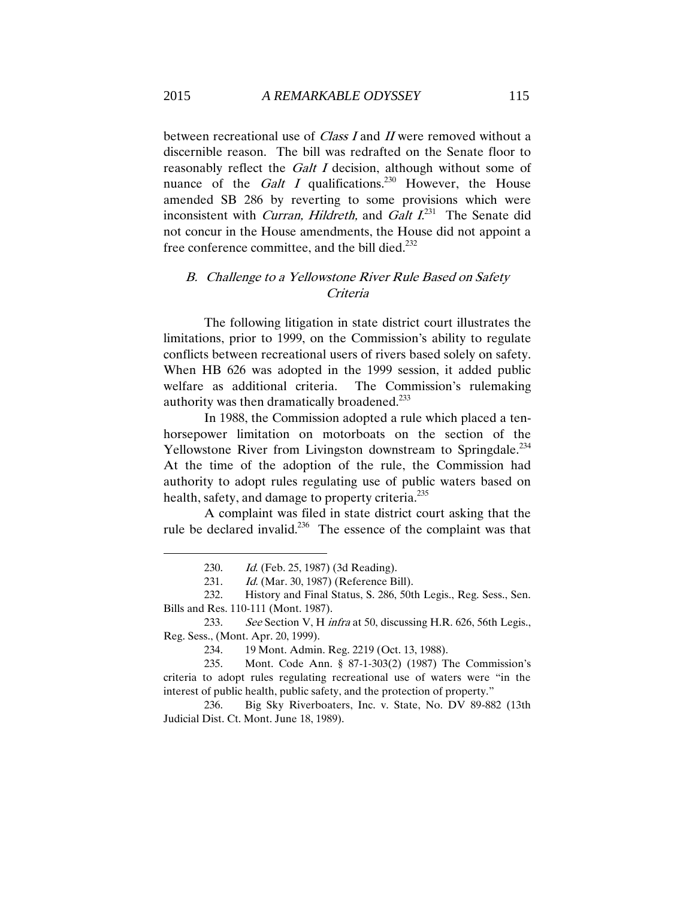between recreational use of *Class I* and *II* were removed without a discernible reason. The bill was redrafted on the Senate floor to reasonably reflect the *Galt I* decision, although without some of nuance of the *Galt I* qualifications.[230] However, the House amended SB 286 by reverting to some provisions which were inconsistent with *Curran, Hildreth,* and *Galt I*.[231] The Senate did not concur in the House amendments, the House did not appoint a free conference committee, and the bill died.[232]

### *B. Challenge to a Yellowstone River Rule Based on Safety Criteria*

The following litigation in state district court illustrates the limitations, prior to 1999, on the Commission's ability to regulate conflicts between recreational users of rivers based solely on safety. When HB 626 was adopted in the 1999 session, it added public welfare as additional criteria. The Commission's rulemaking authority was then dramatically broadened.[233]

In 1988, the Commission adopted a rule which placed a ten-horsepower limitation on motorboats on the section of the Yellowstone River from Livingston downstream to Springdale.[234] At the time of the adoption of the rule, the Commission had authority to adopt rules regulating use of public waters based on health, safety, and damage to property criteria.[235]

A complaint was filed in state district court asking that the rule be declared invalid.[236] The essence of the complaint was that

---

230. *Id.* (Feb. 25, 1987) (3d Reading).

231. *Id.* (Mar. 30, 1987) (Reference Bill).

232. History and Final Status, S. 286, 50th Legis., Reg. Sess., Sen. Bills and Res. 110-111 (Mont. 1987).

233. *See* Section V, H *infra* at 50, discussing H.R. 626, 56th Legis., Reg. Sess., (Mont. Apr. 20, 1999).

234. 19 Mont. Admin. Reg. 2219 (Oct. 13, 1988).

235. Mont. Code Ann. § 87-1-303(2) (1987) The Commission's criteria to adopt rules regulating recreational use of waters were "in the interest of public health, public safety, and the protection of property."

236. Big Sky Riverboaters, Inc. v. State, No. DV 89-882 (13th Judicial Dist. Ct. Mont. June 18, 1989).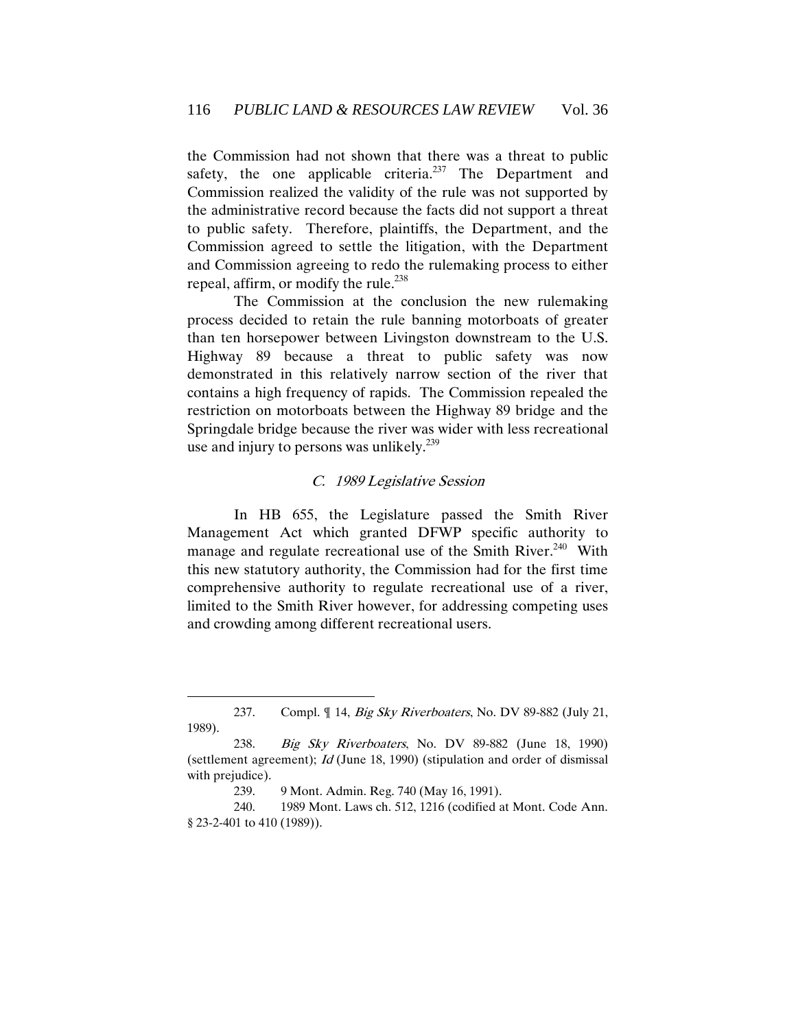the Commission had not shown that there was a threat to public safety, the one applicable criteria.[237] The Department and Commission realized the validity of the rule was not supported by the administrative record because the facts did not support a threat to public safety. Therefore, plaintiffs, the Department, and the Commission agreed to settle the litigation, with the Department and Commission agreeing to redo the rulemaking process to either repeal, affirm, or modify the rule.[238]

The Commission at the conclusion the new rulemaking process decided to retain the rule banning motorboats of greater than ten horsepower between Livingston downstream to the U.S. Highway 89 because a threat to public safety was now demonstrated in this relatively narrow section of the river that contains a high frequency of rapids. The Commission repealed the restriction on motorboats between the Highway 89 bridge and the Springdale bridge because the river was wider with less recreational use and injury to persons was unlikely.[239]

### *C. 1989 Legislative Session*

In HB 655, the Legislature passed the Smith River Management Act which granted DFWP specific authority to manage and regulate recreational use of the Smith River.[240] With this new statutory authority, the Commission had for the first time comprehensive authority to regulate recreational use of a river, limited to the Smith River however, for addressing competing uses and crowding among different recreational users.

---

237. Compl. ¶ 14, *Big Sky Riverboaters*, No. DV 89-882 (July 21, 1989).

238. *Big Sky Riverboaters*, No. DV 89-882 (June 18, 1990) (settlement agreement); *Id* (June 18, 1990) (stipulation and order of dismissal with prejudice).

239. 9 Mont. Admin. Reg. 740 (May 16, 1991).

240. 1989 Mont. Laws ch. 512, 1216 (codified at Mont. Code Ann. § 23-2-401 to 410 (1989)).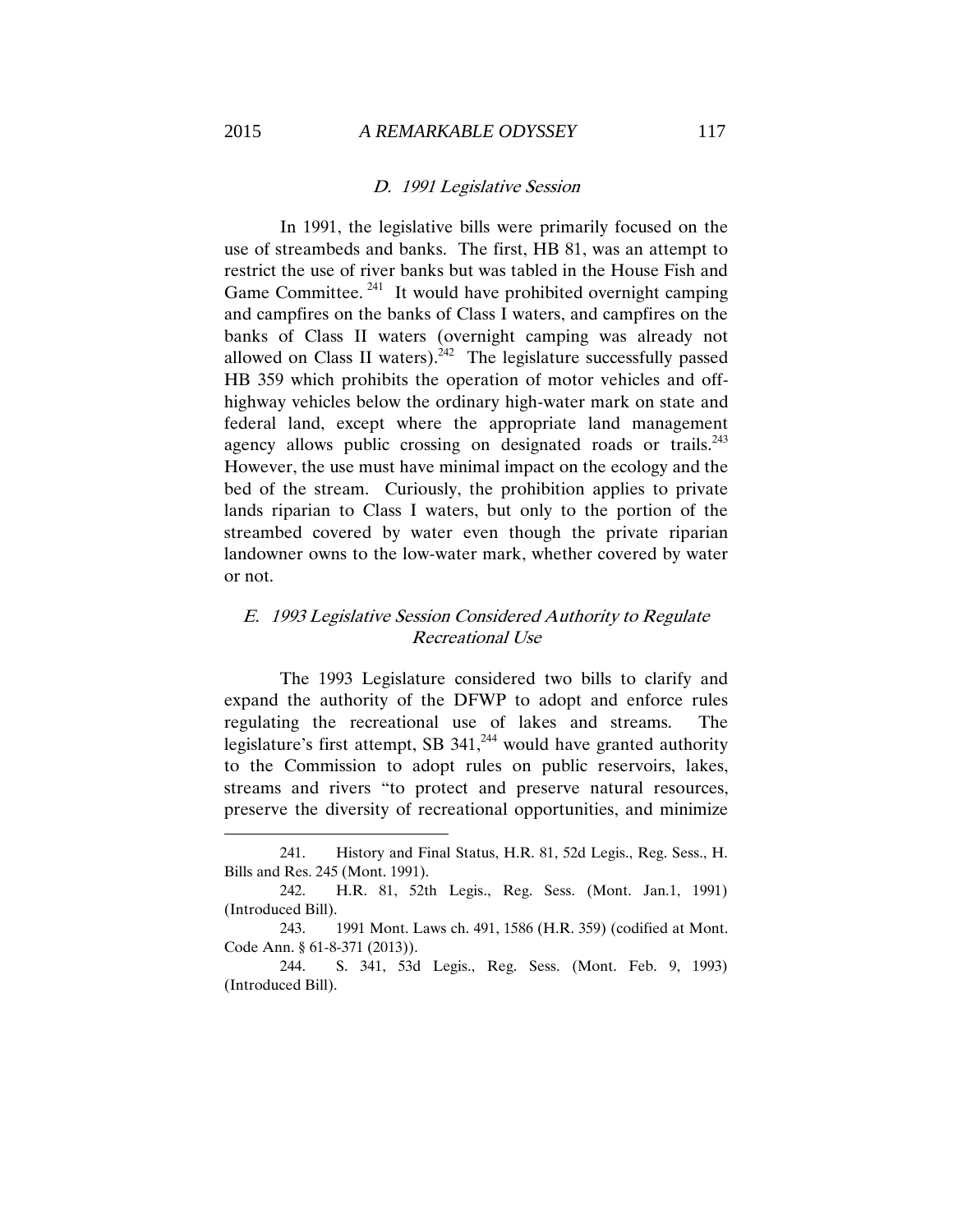### *D. 1991 Legislative Session*

In 1991, the legislative bills were primarily focused on the use of streambeds and banks. The first, HB 81, was an attempt to restrict the use of river banks but was tabled in the House Fish and Game Committee.[241] It would have prohibited overnight camping and campfires on the banks of Class I waters, and campfires on the banks of Class II waters (overnight camping was already not allowed on Class II waters).[242] The legislature successfully passed HB 359 which prohibits the operation of motor vehicles and off-highway vehicles below the ordinary high-water mark on state and federal land, except where the appropriate land management agency allows public crossing on designated roads or trails.[243] However, the use must have minimal impact on the ecology and the bed of the stream. Curiously, the prohibition applies to private lands riparian to Class I waters, but only to the portion of the streambed covered by water even though the private riparian landowner owns to the low-water mark, whether covered by water or not.

### *E. 1993 Legislative Session Considered Authority to Regulate Recreational Use*

The 1993 Legislature considered two bills to clarify and expand the authority of the DFWP to adopt and enforce rules regulating the recreational use of lakes and streams. The legislature's first attempt, SB 341,[244] would have granted authority to the Commission to adopt rules on public reservoirs, lakes, streams and rivers "to protect and preserve natural resources, preserve the diversity of recreational opportunities, and minimize

---

241. History and Final Status, H.R. 81, 52d Legis., Reg. Sess., H. Bills and Res. 245 (Mont. 1991).

242. H.R. 81, 52th Legis., Reg. Sess. (Mont. Jan.1, 1991) (Introduced Bill).

243. 1991 Mont. Laws ch. 491, 1586 (H.R. 359) (codified at Mont. Code Ann. § 61-8-371 (2013)).

244. S. 341, 53d Legis., Reg. Sess. (Mont. Feb. 9, 1993) (Introduced Bill).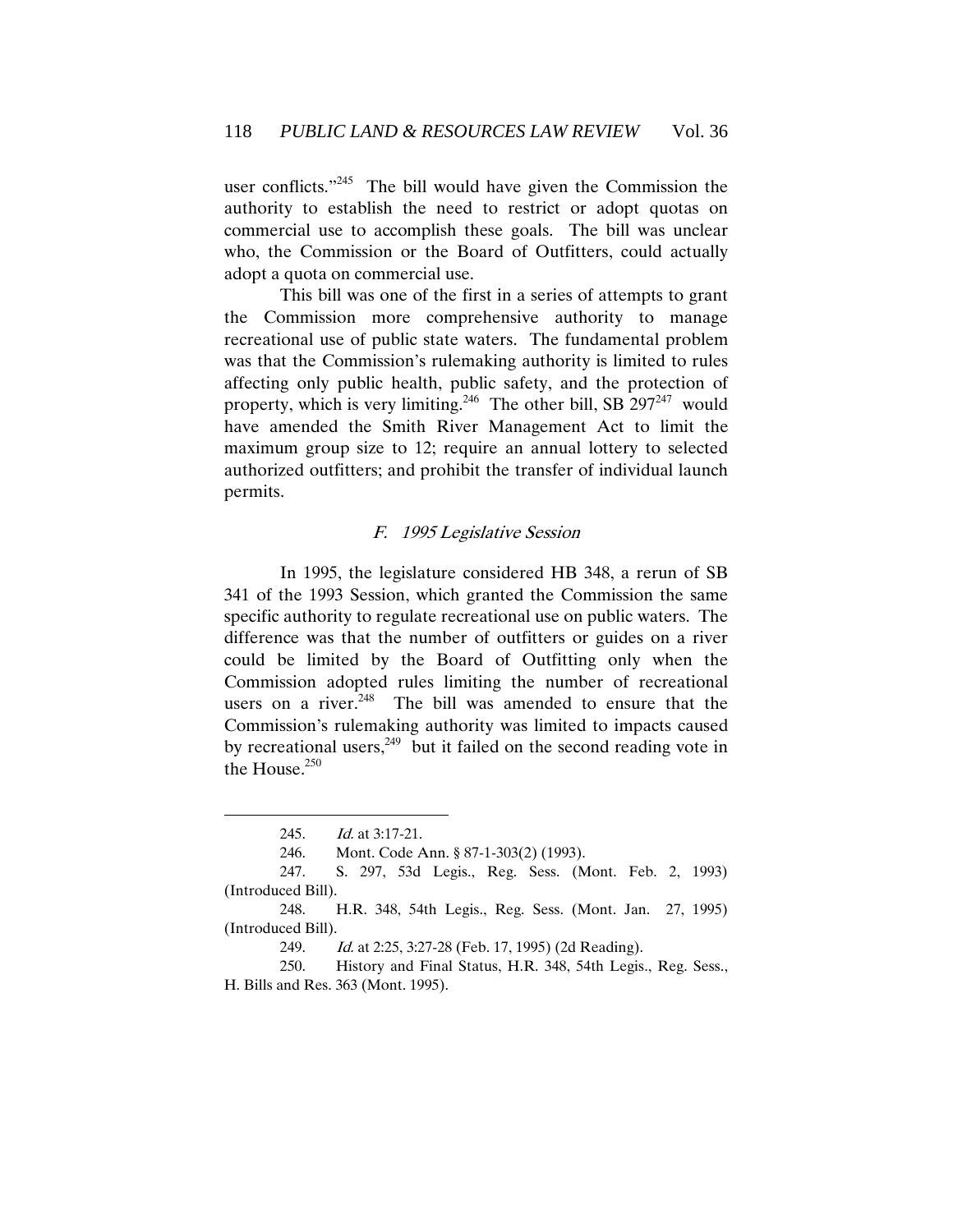user conflicts."[245] The bill would have given the Commission the authority to establish the need to restrict or adopt quotas on commercial use to accomplish these goals. The bill was unclear who, the Commission or the Board of Outfitters, could actually adopt a quota on commercial use.

This bill was one of the first in a series of attempts to grant the Commission more comprehensive authority to manage recreational use of public state waters. The fundamental problem was that the Commission's rulemaking authority is limited to rules affecting only public health, public safety, and the protection of property, which is very limiting.[246] The other bill, SB 297[247] would have amended the Smith River Management Act to limit the maximum group size to 12; require an annual lottery to selected authorized outfitters; and prohibit the transfer of individual launch permits.

### *F. 1995 Legislative Session*

In 1995, the legislature considered HB 348, a rerun of SB 341 of the 1993 Session, which granted the Commission the same specific authority to regulate recreational use on public waters. The difference was that the number of outfitters or guides on a river could be limited by the Board of Outfitting only when the Commission adopted rules limiting the number of recreational users on a river.[248] The bill was amended to ensure that the Commission's rulemaking authority was limited to impacts caused by recreational users,[249] but it failed on the second reading vote in the House.[250]

---

245. *Id.* at 3:17-21.

246. Mont. Code Ann. § 87-1-303(2) (1993).

247. S. 297, 53d Legis., Reg. Sess. (Mont. Feb. 2, 1993) (Introduced Bill).

248. H.R. 348, 54th Legis., Reg. Sess. (Mont. Jan. 27, 1995) (Introduced Bill).

249. *Id.* at 2:25, 3:27-28 (Feb. 17, 1995) (2d Reading).

250. History and Final Status, H.R. 348, 54th Legis., Reg. Sess., H. Bills and Res. 363 (Mont. 1995).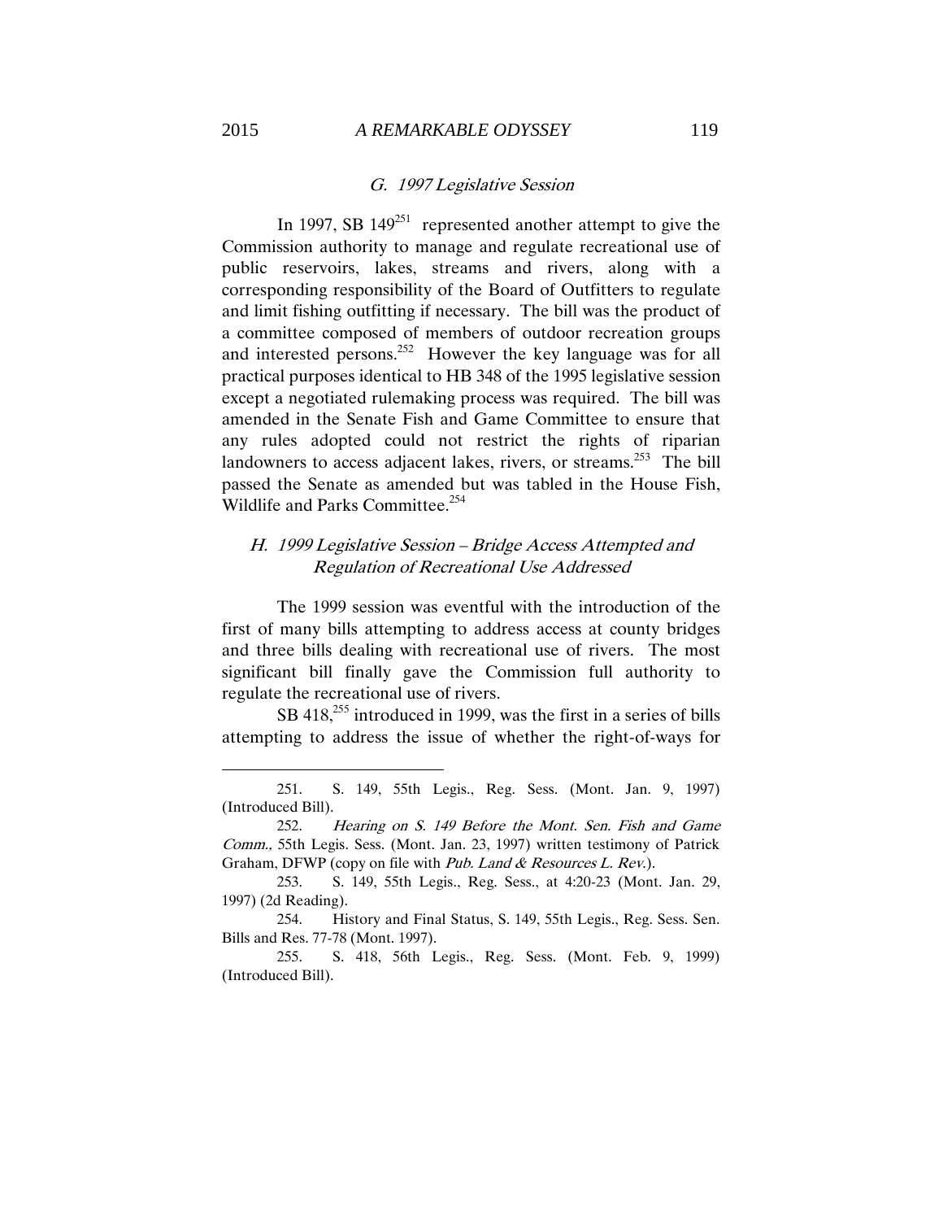### *G. 1997 Legislative Session*

In 1997, SB 149[251] represented another attempt to give the Commission authority to manage and regulate recreational use of public reservoirs, lakes, streams and rivers, along with a corresponding responsibility of the Board of Outfitters to regulate and limit fishing outfitting if necessary. The bill was the product of a committee composed of members of outdoor recreation groups and interested persons.[252] However the key language was for all practical purposes identical to HB 348 of the 1995 legislative session except a negotiated rulemaking process was required. The bill was amended in the Senate Fish and Game Committee to ensure that any rules adopted could not restrict the rights of riparian landowners to access adjacent lakes, rivers, or streams.[253] The bill passed the Senate as amended but was tabled in the House Fish, Wildlife and Parks Committee.[254]

### *H. 1999 Legislative Session – Bridge Access Attempted and Regulation of Recreational Use Addressed*

The 1999 session was eventful with the introduction of the first of many bills attempting to address access at county bridges and three bills dealing with recreational use of rivers. The most significant bill finally gave the Commission full authority to regulate the recreational use of rivers.

SB 418,[255] introduced in 1999, was the first in a series of bills attempting to address the issue of whether the right-of-ways for

---

251. S. 149, 55th Legis., Reg. Sess. (Mont. Jan. 9, 1997) (Introduced Bill).

252. *Hearing on S. 149 Before the Mont. Sen. Fish and Game Comm.,* 55th Legis. Sess. (Mont. Jan. 23, 1997) written testimony of Patrick Graham, DFWP (copy on file with *Pub. Land & Resources L. Rev.*).

253. S. 149, 55th Legis., Reg. Sess., at 4:20-23 (Mont. Jan. 29, 1997) (2d Reading).

254. History and Final Status, S. 149, 55th Legis., Reg. Sess. Sen. Bills and Res. 77-78 (Mont. 1997).

255. S. 418, 56th Legis., Reg. Sess. (Mont. Feb. 9, 1999) (Introduced Bill).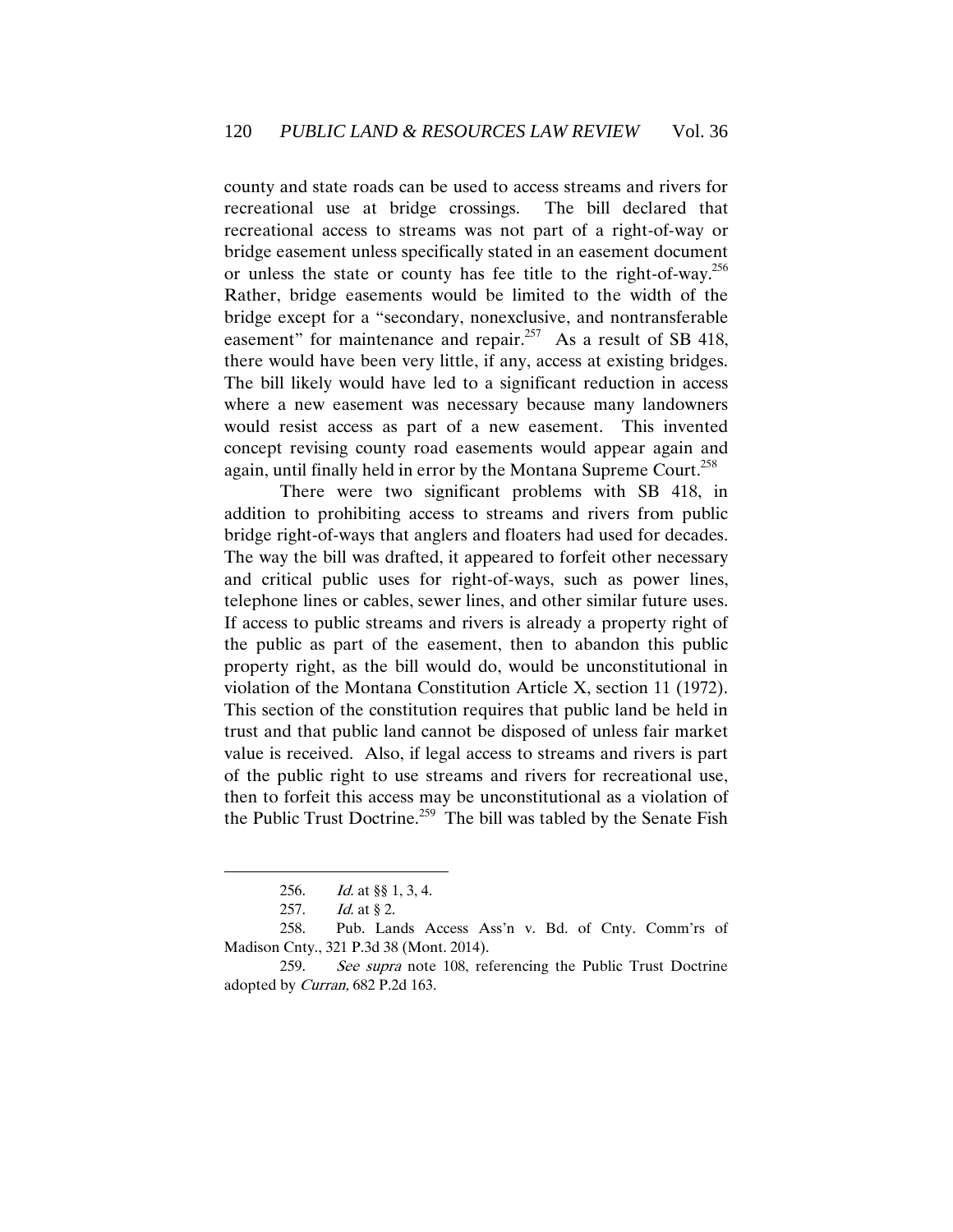county and state roads can be used to access streams and rivers for recreational use at bridge crossings. The bill declared that recreational access to streams was not part of a right-of-way or bridge easement unless specifically stated in an easement document or unless the state or county has fee title to the right-of-way.[256] Rather, bridge easements would be limited to the width of the bridge except for a "secondary, nonexclusive, and nontransferable easement" for maintenance and repair.[257] As a result of SB 418, there would have been very little, if any, access at existing bridges. The bill likely would have led to a significant reduction in access where a new easement was necessary because many landowners would resist access as part of a new easement. This invented concept revising county road easements would appear again and again, until finally held in error by the Montana Supreme Court.[258]

There were two significant problems with SB 418, in addition to prohibiting access to streams and rivers from public bridge right-of-ways that anglers and floaters had used for decades. The way the bill was drafted, it appeared to forfeit other necessary and critical public uses for right-of-ways, such as power lines, telephone lines or cables, sewer lines, and other similar future uses. If access to public streams and rivers is already a property right of the public as part of the easement, then to abandon this public property right, as the bill would do, would be unconstitutional in violation of the Montana Constitution Article X, section 11 (1972). This section of the constitution requires that public land be held in trust and that public land cannot be disposed of unless fair market value is received. Also, if legal access to streams and rivers is part of the public right to use streams and rivers for recreational use, then to forfeit this access may be unconstitutional as a violation of the Public Trust Doctrine.[259] The bill was tabled by the Senate Fish

---

256. *Id.* at §§ 1, 3, 4.

257. *Id.* at § 2.

258. Pub. Lands Access Ass'n v. Bd. of Cnty. Comm'rs of Madison Cnty., 321 P.3d 38 (Mont. 2014).

259. *See supra* note 108, referencing the Public Trust Doctrine adopted by *Curran,* 682 P.2d 163.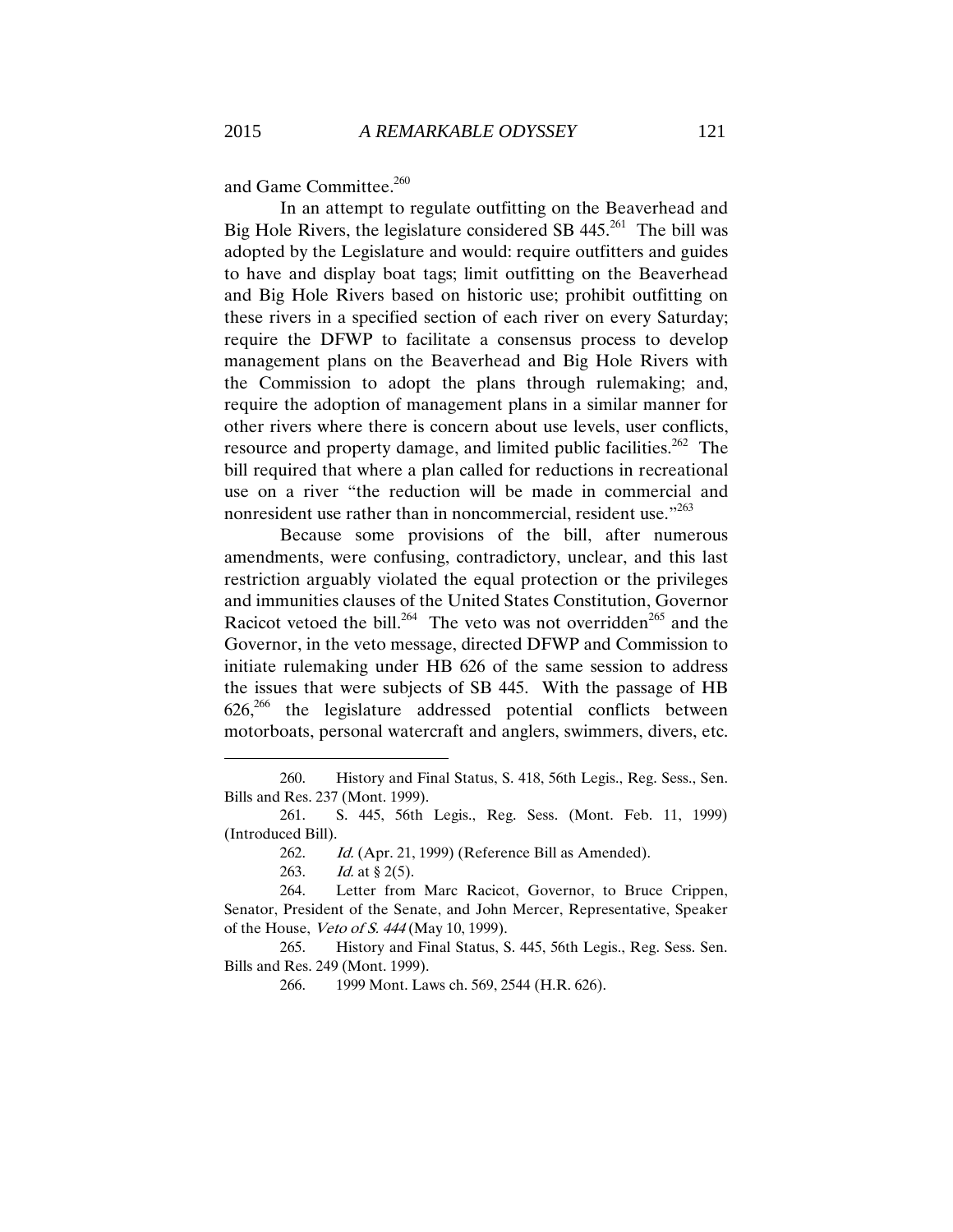and Game Committee.[260]

In an attempt to regulate outfitting on the Beaverhead and Big Hole Rivers, the legislature considered SB 445.[261] The bill was adopted by the Legislature and would: require outfitters and guides to have and display boat tags; limit outfitting on the Beaverhead and Big Hole Rivers based on historic use; prohibit outfitting on these rivers in a specified section of each river on every Saturday; require the DFWP to facilitate a consensus process to develop management plans on the Beaverhead and Big Hole Rivers with the Commission to adopt the plans through rulemaking; and, require the adoption of management plans in a similar manner for other rivers where there is concern about use levels, user conflicts, resource and property damage, and limited public facilities.[262] The bill required that where a plan called for reductions in recreational use on a river "the reduction will be made in commercial and nonresident use rather than in noncommercial, resident use."[263]

Because some provisions of the bill, after numerous amendments, were confusing, contradictory, unclear, and this last restriction arguably violated the equal protection or the privileges and immunities clauses of the United States Constitution, Governor Racicot vetoed the bill.[264] The veto was not overridden[265] and the Governor, in the veto message, directed DFWP and Commission to initiate rulemaking under HB 626 of the same session to address the issues that were subjects of SB 445. With the passage of HB 626,[266] the legislature addressed potential conflicts between motorboats, personal watercraft and anglers, swimmers, divers, etc.

---

260. History and Final Status, S. 418, 56th Legis., Reg. Sess., Sen. Bills and Res. 237 (Mont. 1999).

261. S. 445, 56th Legis., Reg. Sess. (Mont. Feb. 11, 1999) (Introduced Bill).

262. *Id.* (Apr. 21, 1999) (Reference Bill as Amended).

263. *Id.* at § 2(5).

264. Letter from Marc Racicot, Governor, to Bruce Crippen, Senator, President of the Senate, and John Mercer, Representative, Speaker of the House, *Veto of S. 444* (May 10, 1999).

265. History and Final Status, S. 445, 56th Legis., Reg. Sess. Sen. Bills and Res. 249 (Mont. 1999).

266. 1999 Mont. Laws ch. 569, 2544 (H.R. 626).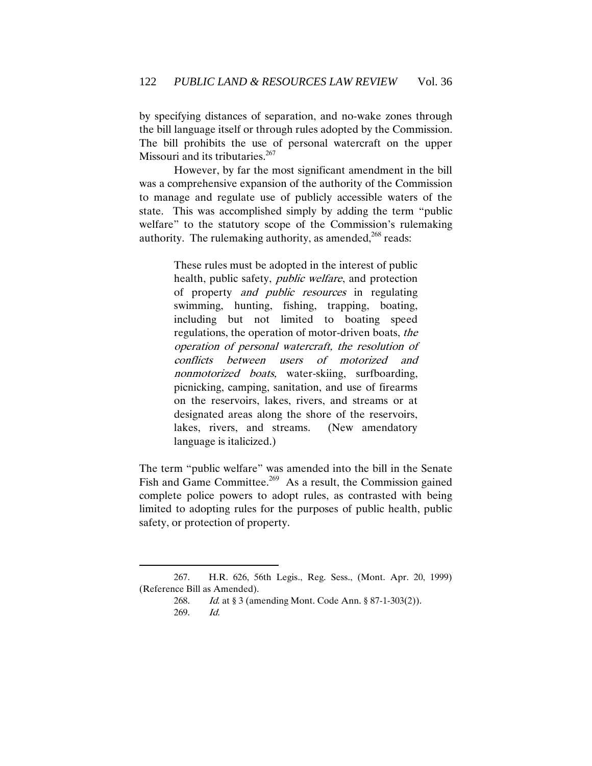by specifying distances of separation, and no-wake zones through the bill language itself or through rules adopted by the Commission. The bill prohibits the use of personal watercraft on the upper Missouri and its tributaries.[267]

However, by far the most significant amendment in the bill was a comprehensive expansion of the authority of the Commission to manage and regulate use of publicly accessible waters of the state. This was accomplished simply by adding the term "public welfare" to the statutory scope of the Commission's rulemaking authority. The rulemaking authority, as amended,[268] reads:

> These rules must be adopted in the interest of public health, public safety, *public welfare*, and protection of property *and public resources* in regulating swimming, hunting, fishing, trapping, boating, including but not limited to boating speed regulations, the operation of motor-driven boats, *the operation of personal watercraft, the resolution of conflicts between users of motorized and nonmotorized boats,* water-skiing, surfboarding, picnicking, camping, sanitation, and use of firearms on the reservoirs, lakes, rivers, and streams or at designated areas along the shore of the reservoirs, lakes, rivers, and streams. (New amendatory language is italicized.)

The term "public welfare" was amended into the bill in the Senate Fish and Game Committee.[269] As a result, the Commission gained complete police powers to adopt rules, as contrasted with being limited to adopting rules for the purposes of public health, public safety, or protection of property.

---

267. H.R. 626, 56th Legis., Reg. Sess., (Mont. Apr. 20, 1999) (Reference Bill as Amended).

268. *Id.* at § 3 (amending Mont. Code Ann. § 87-1-303(2)).

269. *Id.*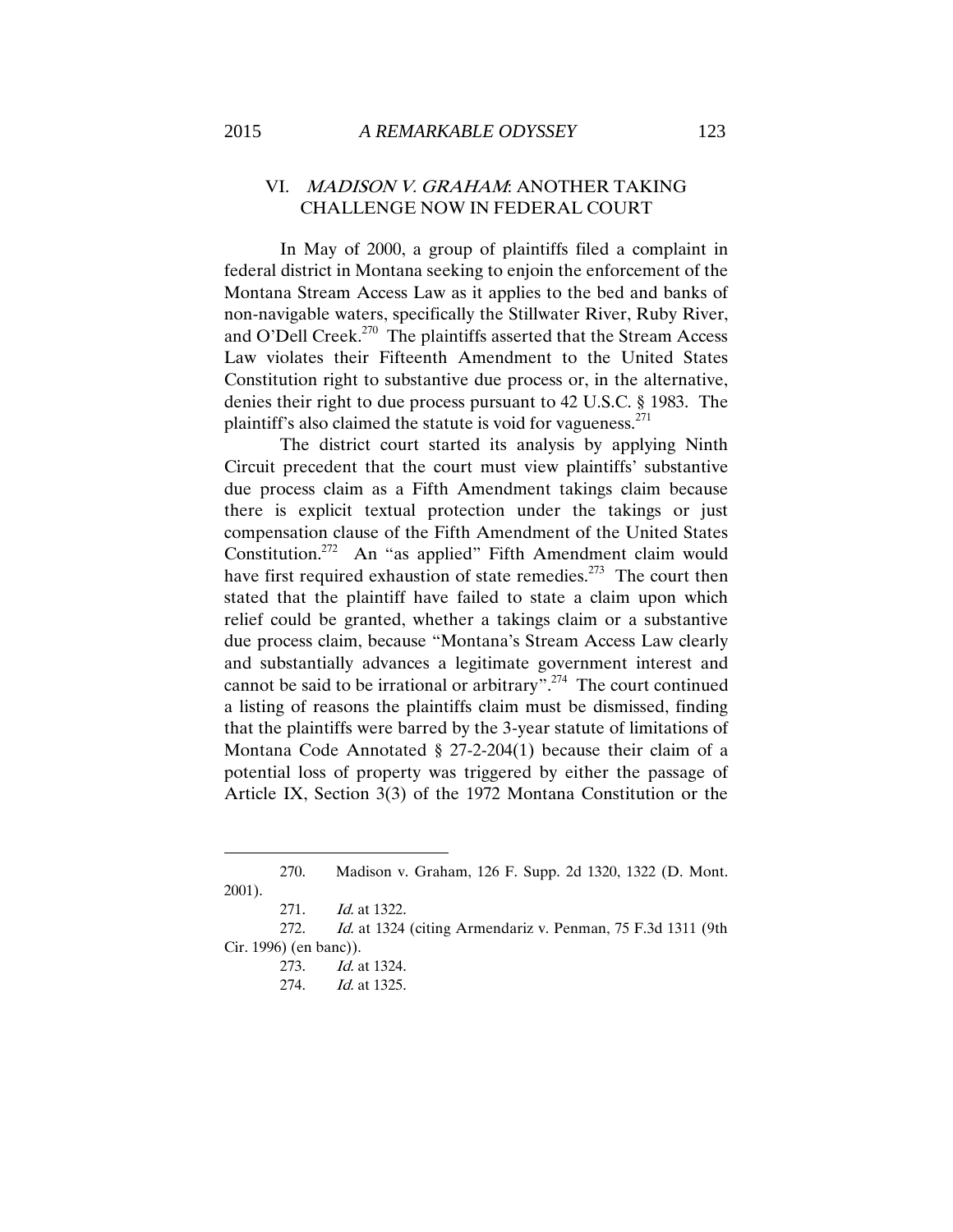## VI. *MADISON V. GRAHAM*: ANOTHER TAKING CHALLENGE NOW IN FEDERAL COURT

In May of 2000, a group of plaintiffs filed a complaint in federal district in Montana seeking to enjoin the enforcement of the Montana Stream Access Law as it applies to the bed and banks of non-navigable waters, specifically the Stillwater River, Ruby River, and O'Dell Creek.[270] The plaintiffs asserted that the Stream Access Law violates their Fifteenth Amendment to the United States Constitution right to substantive due process or, in the alternative, denies their right to due process pursuant to 42 U.S.C. § 1983. The plaintiff's also claimed the statute is void for vagueness.[271]

The district court started its analysis by applying Ninth Circuit precedent that the court must view plaintiffs' substantive due process claim as a Fifth Amendment takings claim because there is explicit textual protection under the takings or just compensation clause of the Fifth Amendment of the United States Constitution.[272] An "as applied" Fifth Amendment claim would have first required exhaustion of state remedies.[273] The court then stated that the plaintiff have failed to state a claim upon which relief could be granted, whether a takings claim or a substantive due process claim, because "Montana's Stream Access Law clearly and substantially advances a legitimate government interest and cannot be said to be irrational or arbitrary".[274] The court continued a listing of reasons the plaintiffs claim must be dismissed, finding that the plaintiffs were barred by the 3-year statute of limitations of Montana Code Annotated § 27-2-204(1) because their claim of a potential loss of property was triggered by either the passage of Article IX, Section 3(3) of the 1972 Montana Constitution or the

---

270. Madison v. Graham, 126 F. Supp. 2d 1320, 1322 (D. Mont. 2001).

271. *Id.* at 1322.

272. *Id.* at 1324 (citing Armendariz v. Penman, 75 F.3d 1311 (9th Cir. 1996) (en banc)).

273. *Id.* at 1324.

274. *Id.* at 1325.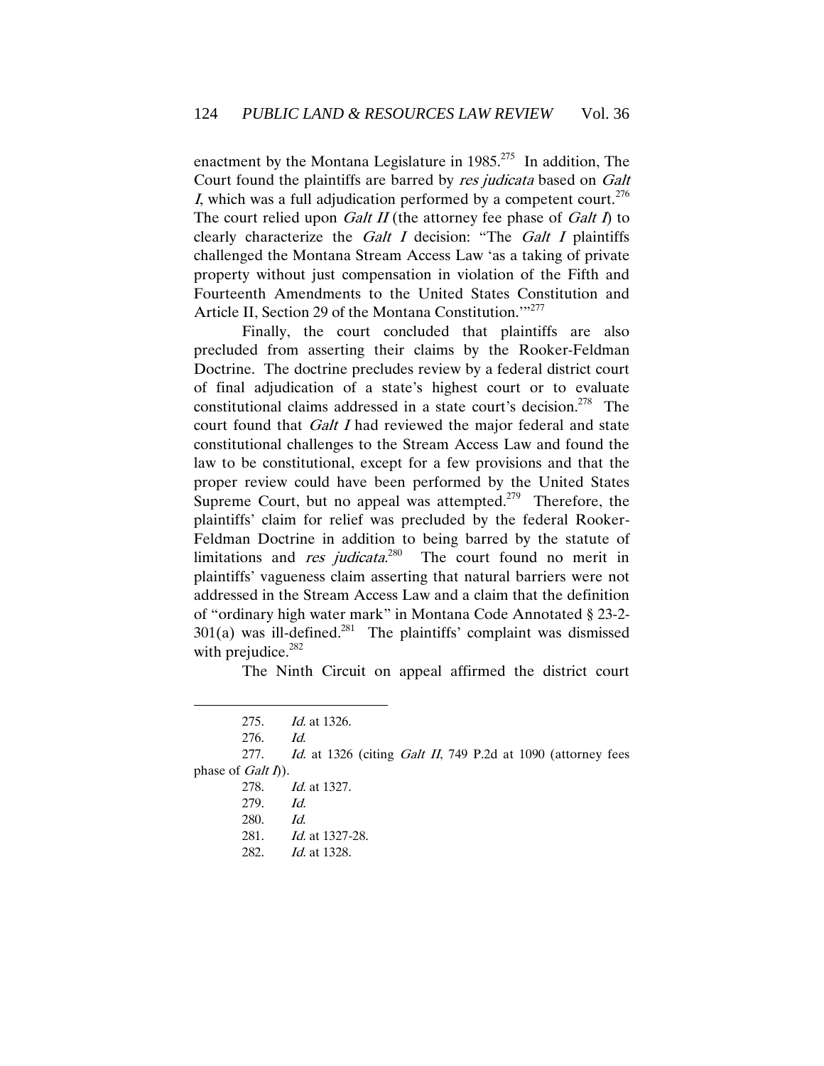enactment by the Montana Legislature in 1985.[275] In addition, The Court found the plaintiffs are barred by *res judicata* based on *Galt I*, which was a full adjudication performed by a competent court.[276] The court relied upon *Galt II* (the attorney fee phase of *Galt I*) to clearly characterize the *Galt I* decision: "The *Galt I* plaintiffs challenged the Montana Stream Access Law 'as a taking of private property without just compensation in violation of the Fifth and Fourteenth Amendments to the United States Constitution and Article II, Section 29 of the Montana Constitution.'"[277]

Finally, the court concluded that plaintiffs are also precluded from asserting their claims by the Rooker-Feldman Doctrine. The doctrine precludes review by a federal district court of final adjudication of a state's highest court or to evaluate constitutional claims addressed in a state court's decision.[278] The court found that *Galt I* had reviewed the major federal and state constitutional challenges to the Stream Access Law and found the law to be constitutional, except for a few provisions and that the proper review could have been performed by the United States Supreme Court, but no appeal was attempted.[279] Therefore, the plaintiffs' claim for relief was precluded by the federal Rooker-Feldman Doctrine in addition to being barred by the statute of limitations and *res judicata*.[280] The court found no merit in plaintiffs' vagueness claim asserting that natural barriers were not addressed in the Stream Access Law and a claim that the definition of "ordinary high water mark" in Montana Code Annotated § 23-2-301(a) was ill-defined.[281] The plaintiffs' complaint was dismissed with prejudice.[282]

The Ninth Circuit on appeal affirmed the district court

---

275. *Id.* at 1326.

276. *Id.*

277. *Id.* at 1326 (citing *Galt II*, 749 P.2d at 1090 (attorney fees phase of *Galt I*)).

278. *Id.* at 1327.

279. *Id.*

280. *Id.*

281. *Id.* at 1327-28.

282. *Id.* at 1328.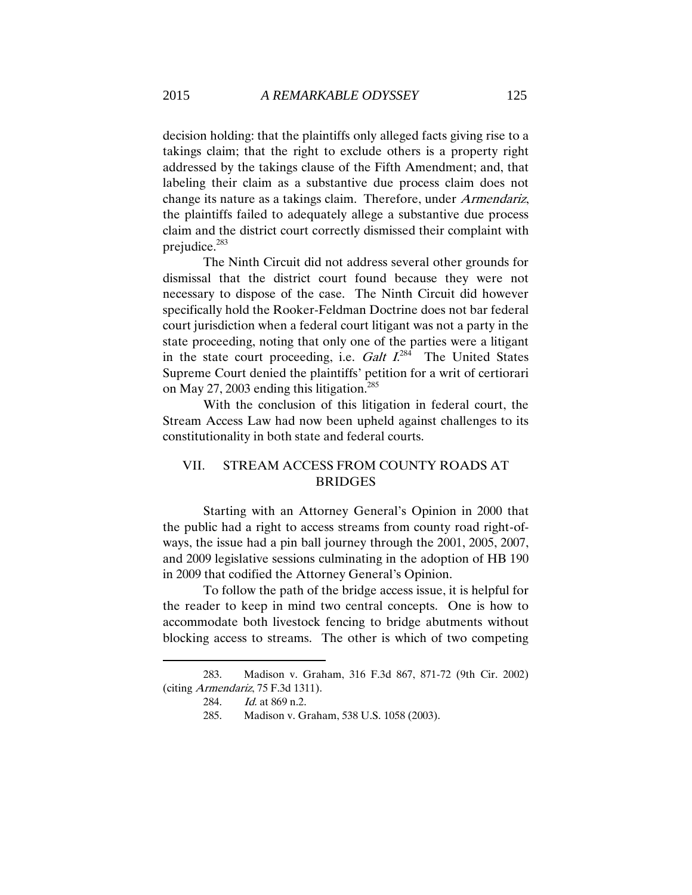decision holding: that the plaintiffs only alleged facts giving rise to a takings claim; that the right to exclude others is a property right addressed by the takings clause of the Fifth Amendment; and, that labeling their claim as a substantive due process claim does not change its nature as a takings claim. Therefore, under *Armendariz*, the plaintiffs failed to adequately allege a substantive due process claim and the district court correctly dismissed their complaint with prejudice.[283]

The Ninth Circuit did not address several other grounds for dismissal that the district court found because they were not necessary to dispose of the case. The Ninth Circuit did however specifically hold the Rooker-Feldman Doctrine does not bar federal court jurisdiction when a federal court litigant was not a party in the state proceeding, noting that only one of the parties were a litigant in the state court proceeding, i.e. *Galt I*.[284] The United States Supreme Court denied the plaintiffs' petition for a writ of certiorari on May 27, 2003 ending this litigation.[285]

With the conclusion of this litigation in federal court, the Stream Access Law had now been upheld against challenges to its constitutionality in both state and federal courts.

## VII. STREAM ACCESS FROM COUNTY ROADS AT BRIDGES

Starting with an Attorney General's Opinion in 2000 that the public had a right to access streams from county road right-of-ways, the issue had a pin ball journey through the 2001, 2005, 2007, and 2009 legislative sessions culminating in the adoption of HB 190 in 2009 that codified the Attorney General's Opinion.

To follow the path of the bridge access issue, it is helpful for the reader to keep in mind two central concepts. One is how to accommodate both livestock fencing to bridge abutments without blocking access to streams. The other is which of two competing

---

283. Madison v. Graham, 316 F.3d 867, 871-72 (9th Cir. 2002) (citing *Armendariz*, 75 F.3d 1311).

284. *Id.* at 869 n.2.

285. Madison v. Graham, 538 U.S. 1058 (2003).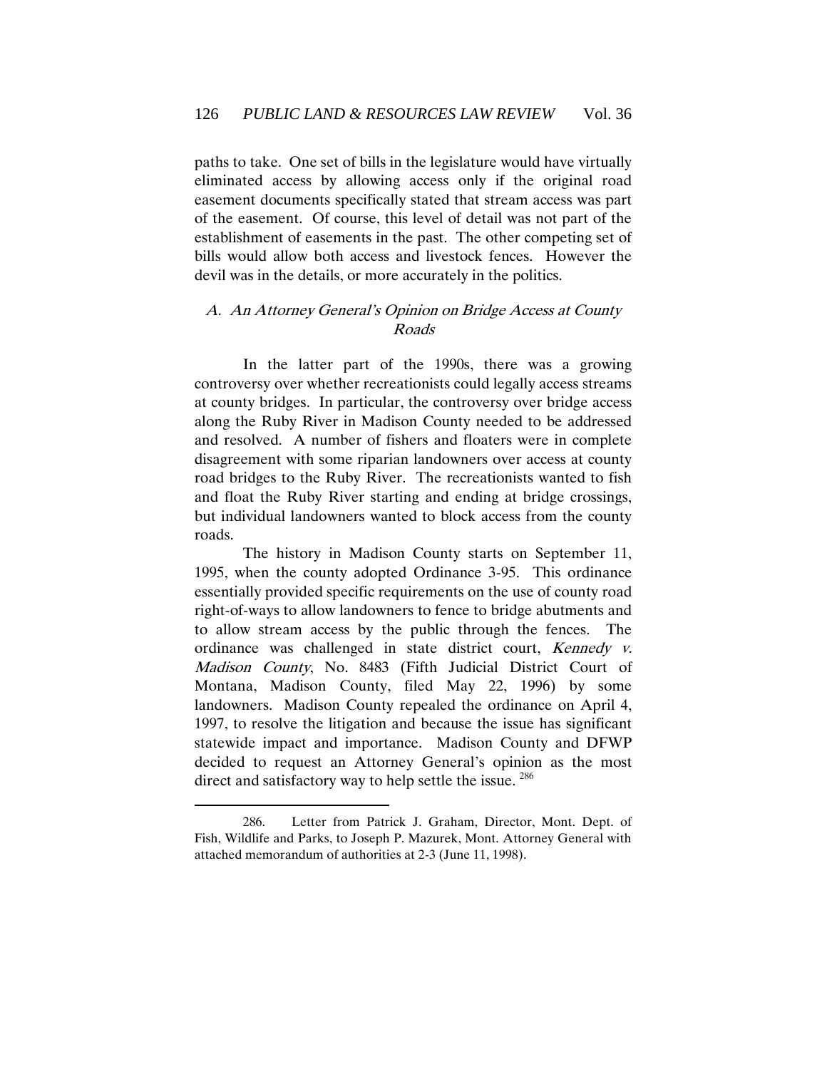paths to take. One set of bills in the legislature would have virtually eliminated access by allowing access only if the original road easement documents specifically stated that stream access was part of the easement. Of course, this level of detail was not part of the establishment of easements in the past. The other competing set of bills would allow both access and livestock fences. However the devil was in the details, or more accurately in the politics.

### *A. An Attorney General's Opinion on Bridge Access at County Roads*

In the latter part of the 1990s, there was a growing controversy over whether recreationists could legally access streams at county bridges. In particular, the controversy over bridge access along the Ruby River in Madison County needed to be addressed and resolved. A number of fishers and floaters were in complete disagreement with some riparian landowners over access at county road bridges to the Ruby River. The recreationists wanted to fish and float the Ruby River starting and ending at bridge crossings, but individual landowners wanted to block access from the county roads.

The history in Madison County starts on September 11, 1995, when the county adopted Ordinance 3-95. This ordinance essentially provided specific requirements on the use of county road right-of-ways to allow landowners to fence to bridge abutments and to allow stream access by the public through the fences. The ordinance was challenged in state district court, *Kennedy v. Madison County*, No. 8483 (Fifth Judicial District Court of Montana, Madison County, filed May 22, 1996) by some landowners. Madison County repealed the ordinance on April 4, 1997, to resolve the litigation and because the issue has significant statewide impact and importance. Madison County and DFWP decided to request an Attorney General's opinion as the most direct and satisfactory way to help settle the issue. [286]

---

286. Letter from Patrick J. Graham, Director, Mont. Dept. of Fish, Wildlife and Parks, to Joseph P. Mazurek, Mont. Attorney General with attached memorandum of authorities at 2-3 (June 11, 1998).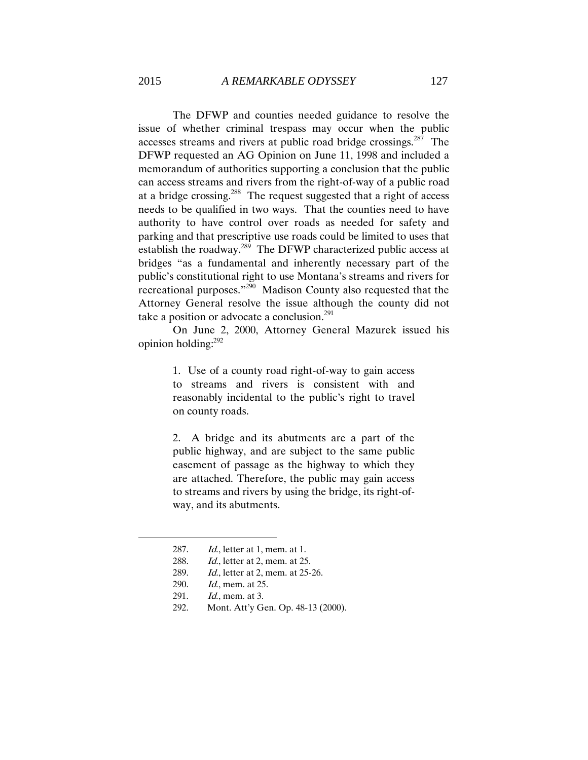The DFWP and counties needed guidance to resolve the issue of whether criminal trespass may occur when the public accesses streams and rivers at public road bridge crossings.[287] The DFWP requested an AG Opinion on June 11, 1998 and included a memorandum of authorities supporting a conclusion that the public can access streams and rivers from the right-of-way of a public road at a bridge crossing.[288] The request suggested that a right of access needs to be qualified in two ways. That the counties need to have authority to have control over roads as needed for safety and parking and that prescriptive use roads could be limited to uses that establish the roadway.[289] The DFWP characterized public access at bridges "as a fundamental and inherently necessary part of the public's constitutional right to use Montana's streams and rivers for recreational purposes."[290] Madison County also requested that the Attorney General resolve the issue although the county did not take a position or advocate a conclusion.[291]

On June 2, 2000, Attorney General Mazurek issued his opinion holding:[292]

> 1. Use of a county road right-of-way to gain access to streams and rivers is consistent with and reasonably incidental to the public's right to travel on county roads.
>
> 2. A bridge and its abutments are a part of the public highway, and are subject to the same public easement of passage as the highway to which they are attached. Therefore, the public may gain access to streams and rivers by using the bridge, its right-of-way, and its abutments.

---

287. *Id.*, letter at 1, mem. at 1.
288. *Id.*, letter at 2, mem. at 25.
289. *Id.*, letter at 2, mem. at 25-26.
290. *Id.*, mem. at 25.
291. *Id.*, mem. at 3.
292. Mont. Att'y Gen. Op. 48-13 (2000).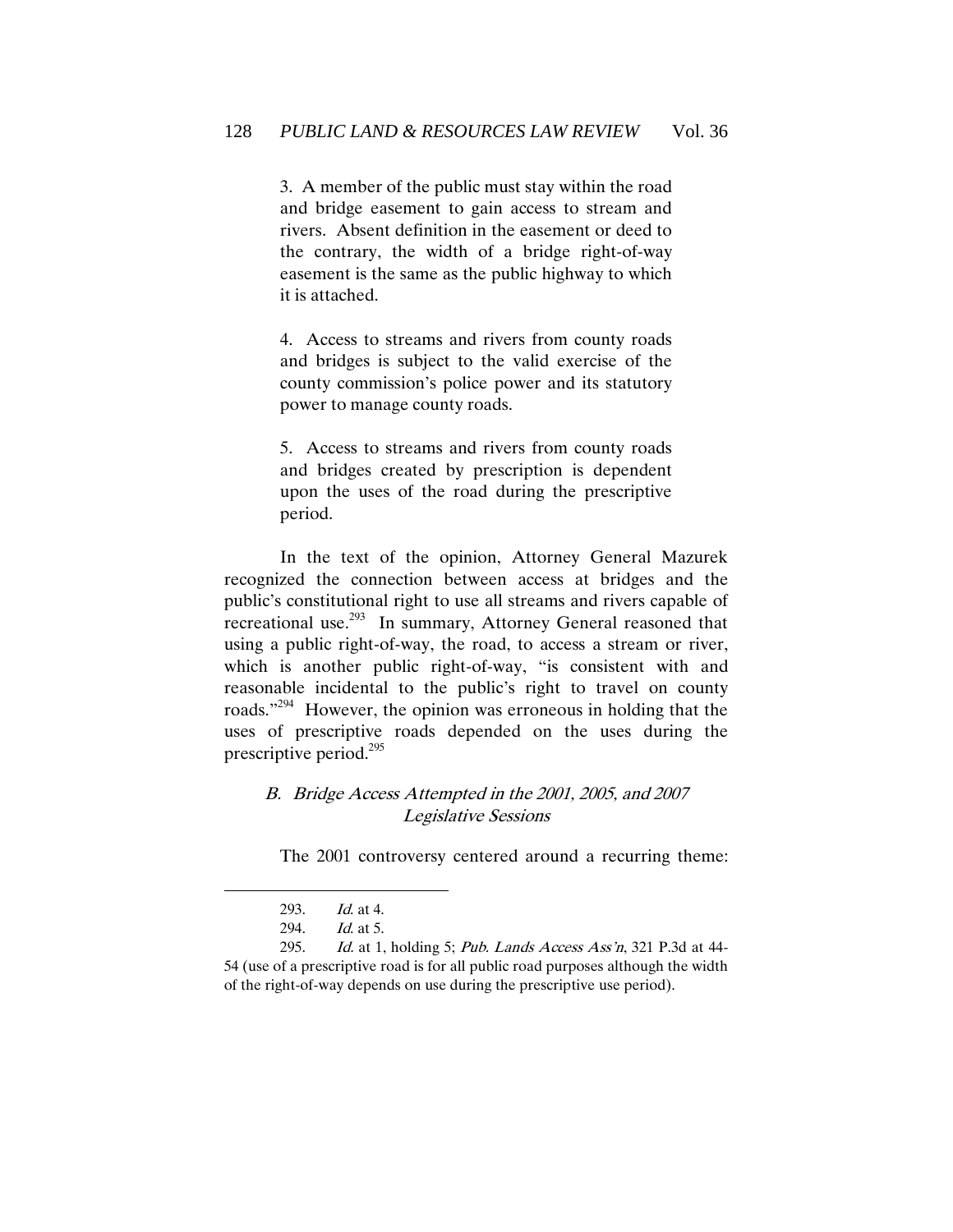> 3. A member of the public must stay within the road and bridge easement to gain access to stream and rivers. Absent definition in the easement or deed to the contrary, the width of a bridge right-of-way easement is the same as the public highway to which it is attached.
>
> 4. Access to streams and rivers from county roads and bridges is subject to the valid exercise of the county commission's police power and its statutory power to manage county roads.
>
> 5. Access to streams and rivers from county roads and bridges created by prescription is dependent upon the uses of the road during the prescriptive period.

In the text of the opinion, Attorney General Mazurek recognized the connection between access at bridges and the public's constitutional right to use all streams and rivers capable of recreational use.[293] In summary, Attorney General reasoned that using a public right-of-way, the road, to access a stream or river, which is another public right-of-way, "is consistent with and reasonable incidental to the public's right to travel on county roads."[294] However, the opinion was erroneous in holding that the uses of prescriptive roads depended on the uses during the prescriptive period.[295]

### *B. Bridge Access Attempted in the 2001, 2005, and 2007 Legislative Sessions*

The 2001 controversy centered around a recurring theme:

---

293. *Id.* at 4.

294. *Id.* at 5.

295. *Id.* at 1, holding 5; *Pub. Lands Access Ass'n*, 321 P.3d at 44-54 (use of a prescriptive road is for all public road purposes although the width of the right-of-way depends on use during the prescriptive use period).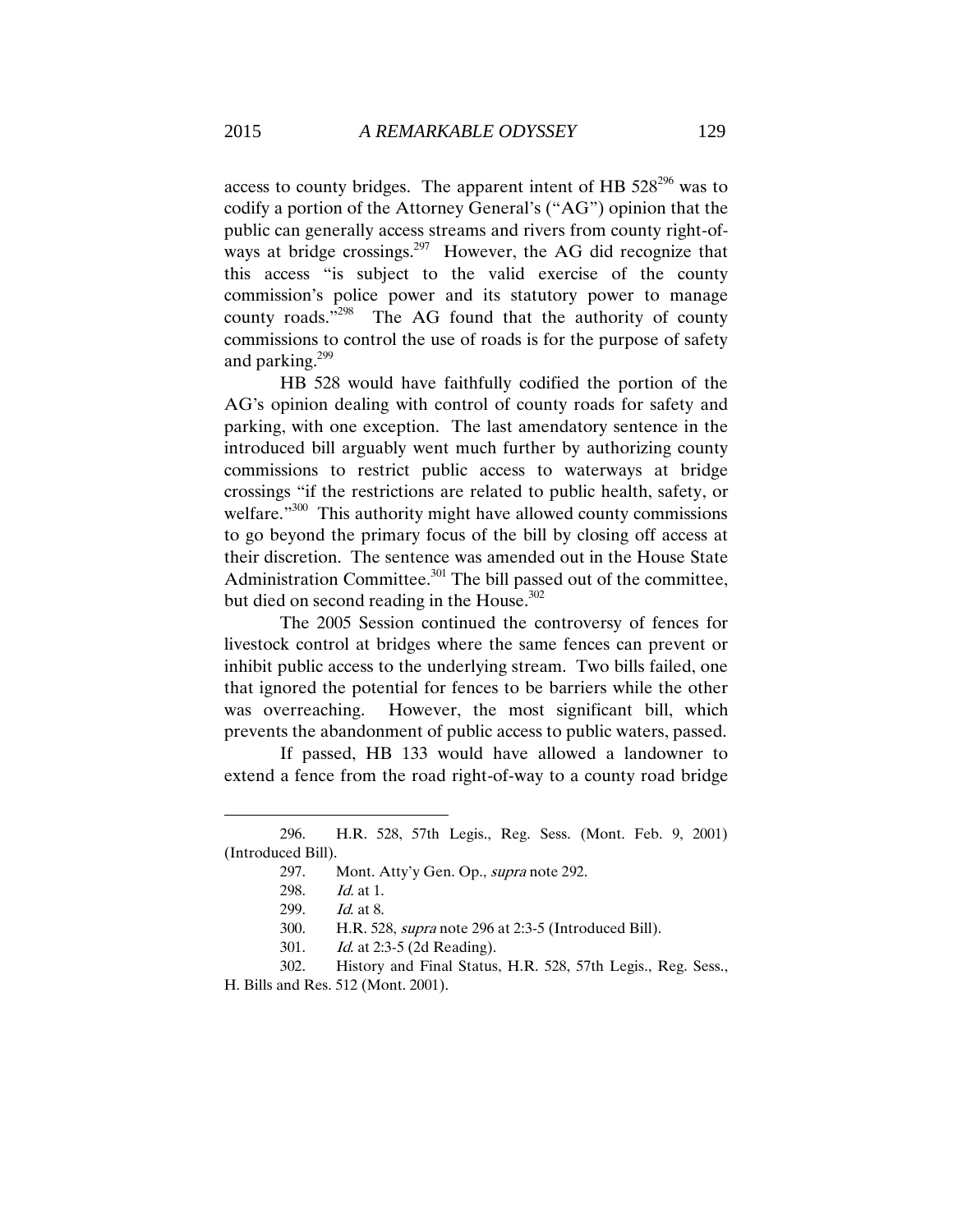access to county bridges. The apparent intent of HB 528[296] was to codify a portion of the Attorney General's ("AG") opinion that the public can generally access streams and rivers from county right-of-ways at bridge crossings.[297] However, the AG did recognize that this access "is subject to the valid exercise of the county commission's police power and its statutory power to manage county roads."[298] The AG found that the authority of county commissions to control the use of roads is for the purpose of safety and parking.[299]

HB 528 would have faithfully codified the portion of the AG's opinion dealing with control of county roads for safety and parking, with one exception. The last amendatory sentence in the introduced bill arguably went much further by authorizing county commissions to restrict public access to waterways at bridge crossings "if the restrictions are related to public health, safety, or welfare."[300] This authority might have allowed county commissions to go beyond the primary focus of the bill by closing off access at their discretion. The sentence was amended out in the House State Administration Committee.[301] The bill passed out of the committee, but died on second reading in the House.[302]

The 2005 Session continued the controversy of fences for livestock control at bridges where the same fences can prevent or inhibit public access to the underlying stream. Two bills failed, one that ignored the potential for fences to be barriers while the other was overreaching. However, the most significant bill, which prevents the abandonment of public access to public waters, passed.

If passed, HB 133 would have allowed a landowner to extend a fence from the road right-of-way to a county road bridge

---

296. H.R. 528, 57th Legis., Reg. Sess. (Mont. Feb. 9, 2001) (Introduced Bill).

297. Mont. Atty'y Gen. Op., *supra* note 292.

298. *Id.* at 1.

299. *Id.* at 8.

300. H.R. 528, *supra* note 296 at 2:3-5 (Introduced Bill).

301. *Id.* at 2:3-5 (2d Reading).

302. History and Final Status, H.R. 528, 57th Legis., Reg. Sess., H. Bills and Res. 512 (Mont. 2001).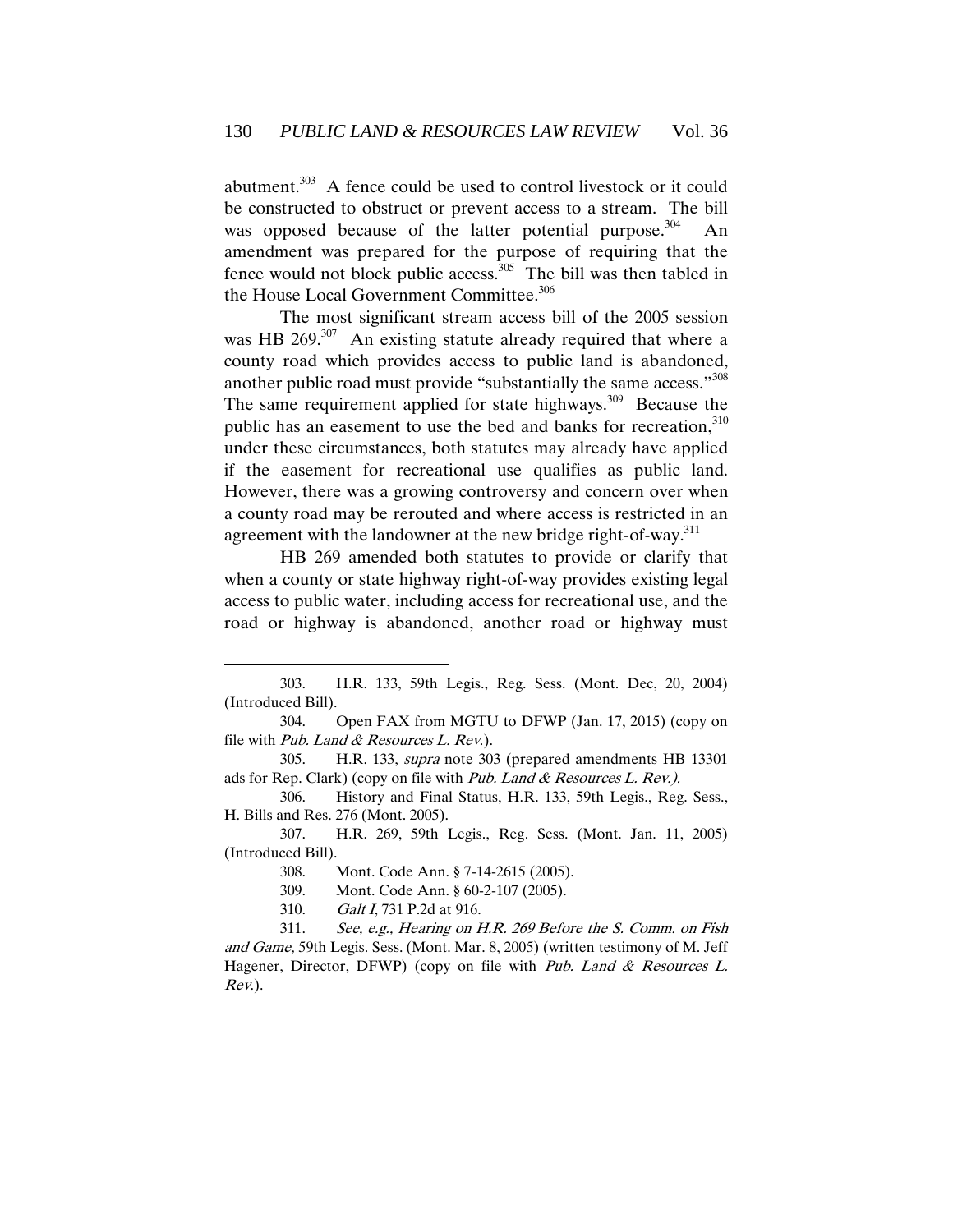abutment.[303] A fence could be used to control livestock or it could be constructed to obstruct or prevent access to a stream. The bill was opposed because of the latter potential purpose.[304] An amendment was prepared for the purpose of requiring that the fence would not block public access.[305] The bill was then tabled in the House Local Government Committee.[306]

The most significant stream access bill of the 2005 session was HB 269.[307] An existing statute already required that where a county road which provides access to public land is abandoned, another public road must provide "substantially the same access."[308] The same requirement applied for state highways.[309] Because the public has an easement to use the bed and banks for recreation,[310] under these circumstances, both statutes may already have applied if the easement for recreational use qualifies as public land. However, there was a growing controversy and concern over when a county road may be rerouted and where access is restricted in an agreement with the landowner at the new bridge right-of-way.[311]

HB 269 amended both statutes to provide or clarify that when a county or state highway right-of-way provides existing legal access to public water, including access for recreational use, and the road or highway is abandoned, another road or highway must

---

303. H.R. 133, 59th Legis., Reg. Sess. (Mont. Dec, 20, 2004) (Introduced Bill).

304. Open FAX from MGTU to DFWP (Jan. 17, 2015) (copy on file with *Pub. Land & Resources L. Rev.*).

305. H.R. 133, *supra* note 303 (prepared amendments HB 13301 ads for Rep. Clark) (copy on file with *Pub. Land & Resources L. Rev.).*

306. History and Final Status, H.R. 133, 59th Legis., Reg. Sess., H. Bills and Res. 276 (Mont. 2005).

307. H.R. 269, 59th Legis., Reg. Sess. (Mont. Jan. 11, 2005) (Introduced Bill).

308. Mont. Code Ann. § 7-14-2615 (2005).

309. Mont. Code Ann. § 60-2-107 (2005).

310. *Galt I*, 731 P.2d at 916.

311. *See, e.g., Hearing on H.R. 269 Before the S. Comm. on Fish and Game*, 59th Legis. Sess. (Mont. Mar. 8, 2005) (written testimony of M. Jeff Hagener, Director, DFWP) (copy on file with *Pub. Land & Resources L. Rev.*).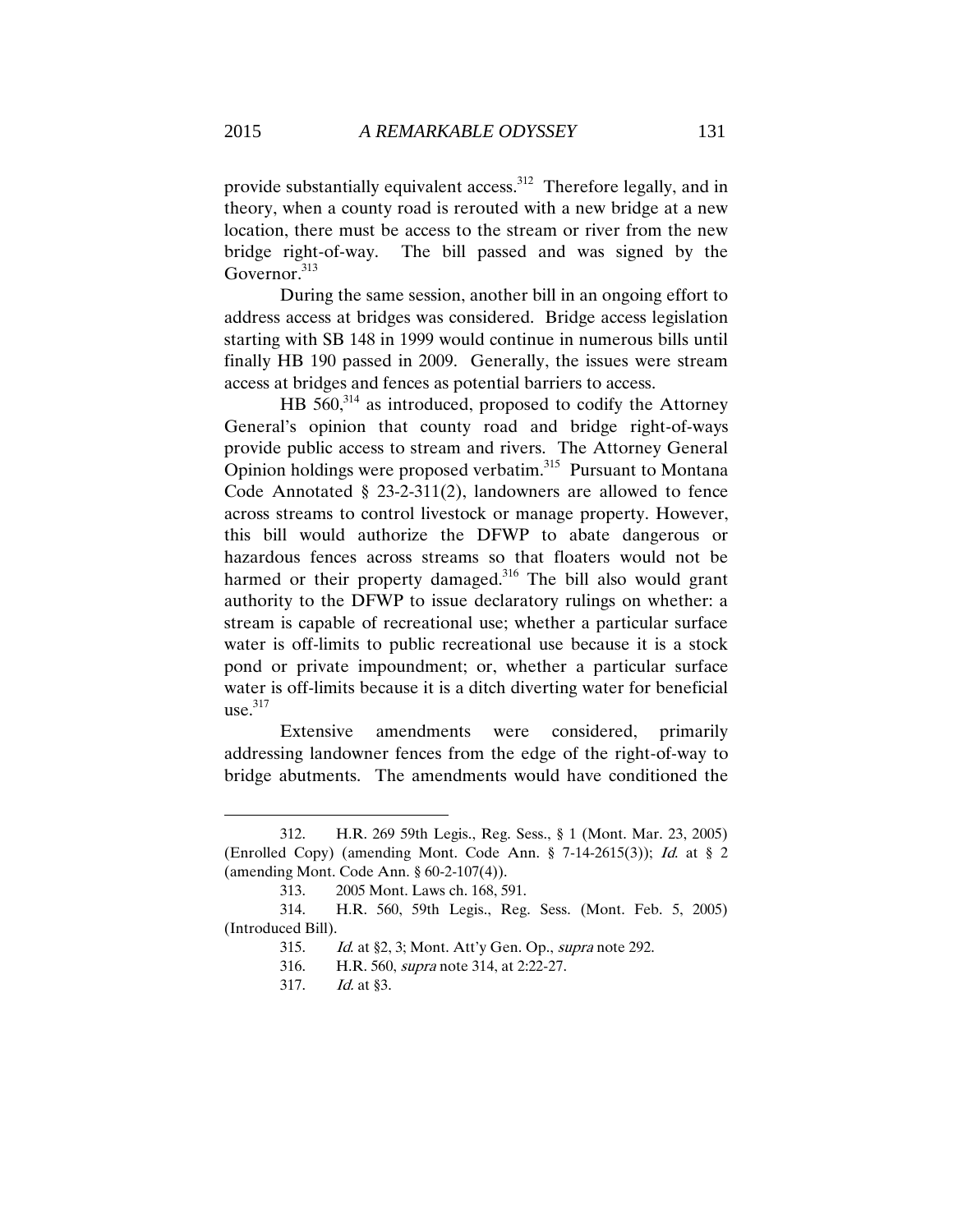provide substantially equivalent access.[312] Therefore legally, and in theory, when a county road is rerouted with a new bridge at a new location, there must be access to the stream or river from the new bridge right-of-way. The bill passed and was signed by the Governor.[313]

During the same session, another bill in an ongoing effort to address access at bridges was considered. Bridge access legislation starting with SB 148 in 1999 would continue in numerous bills until finally HB 190 passed in 2009. Generally, the issues were stream access at bridges and fences as potential barriers to access.

HB 560,[314] as introduced, proposed to codify the Attorney General's opinion that county road and bridge right-of-ways provide public access to stream and rivers. The Attorney General Opinion holdings were proposed verbatim.[315] Pursuant to Montana Code Annotated § 23-2-311(2), landowners are allowed to fence across streams to control livestock or manage property. However, this bill would authorize the DFWP to abate dangerous or hazardous fences across streams so that floaters would not be harmed or their property damaged.[316] The bill also would grant authority to the DFWP to issue declaratory rulings on whether: a stream is capable of recreational use; whether a particular surface water is off-limits to public recreational use because it is a stock pond or private impoundment; or, whether a particular surface water is off-limits because it is a ditch diverting water for beneficial use.[317]

Extensive amendments were considered, primarily addressing landowner fences from the edge of the right-of-way to bridge abutments. The amendments would have conditioned the

---

312. H.R. 269 59th Legis., Reg. Sess., § 1 (Mont. Mar. 23, 2005) (Enrolled Copy) (amending Mont. Code Ann. § 7-14-2615(3)); *Id.* at § 2 (amending Mont. Code Ann. § 60-2-107(4)).

313. 2005 Mont. Laws ch. 168, 591.

314. H.R. 560, 59th Legis., Reg. Sess. (Mont. Feb. 5, 2005) (Introduced Bill).

315. *Id.* at §2, 3; Mont. Att'y Gen. Op., *supra* note 292.

316. H.R. 560, *supra* note 314, at 2:22-27.

317. *Id.* at §3.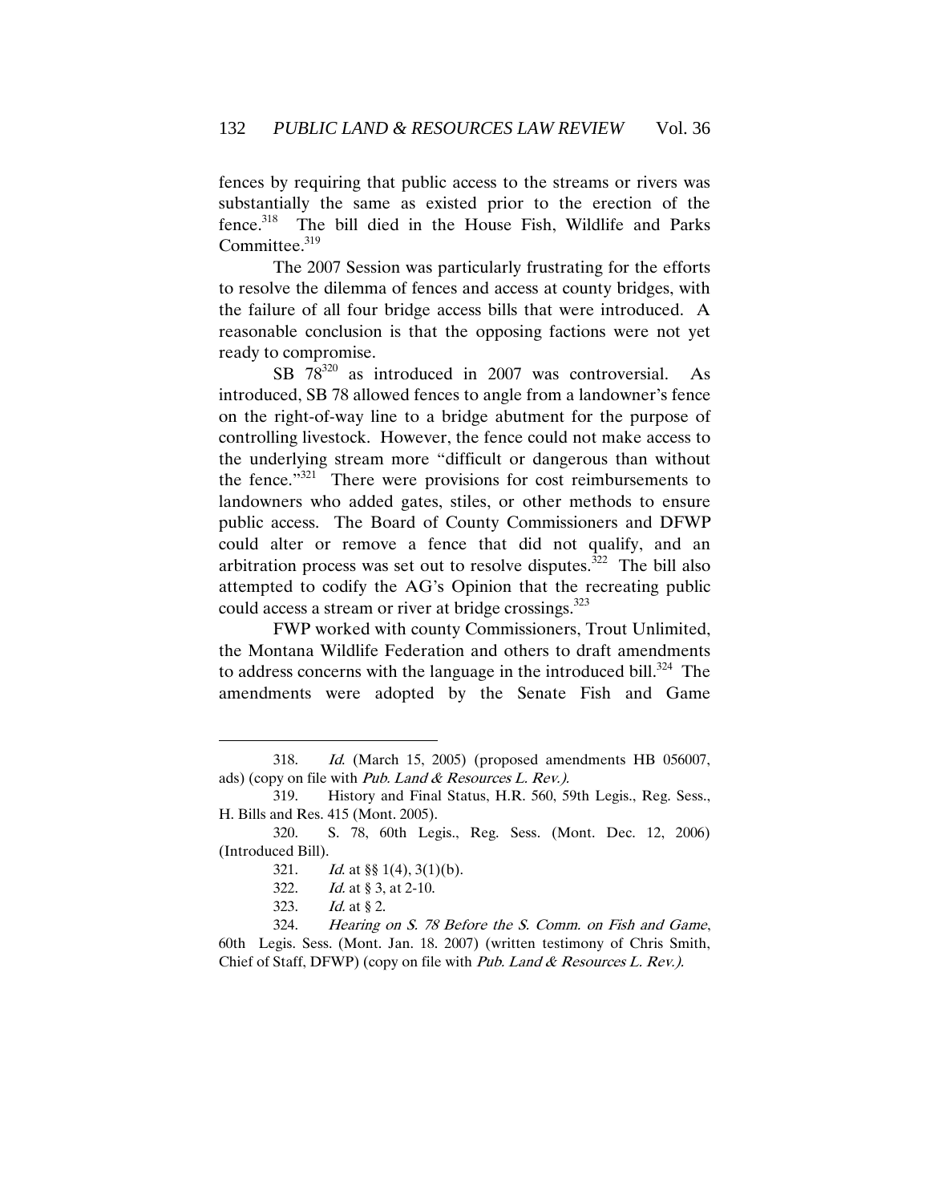fences by requiring that public access to the streams or rivers was substantially the same as existed prior to the erection of the fence.[318] The bill died in the House Fish, Wildlife and Parks Committee.[319]

The 2007 Session was particularly frustrating for the efforts to resolve the dilemma of fences and access at county bridges, with the failure of all four bridge access bills that were introduced. A reasonable conclusion is that the opposing factions were not yet ready to compromise.

SB 78[320] as introduced in 2007 was controversial. As introduced, SB 78 allowed fences to angle from a landowner's fence on the right-of-way line to a bridge abutment for the purpose of controlling livestock. However, the fence could not make access to the underlying stream more "difficult or dangerous than without the fence."[321] There were provisions for cost reimbursements to landowners who added gates, stiles, or other methods to ensure public access. The Board of County Commissioners and DFWP could alter or remove a fence that did not qualify, and an arbitration process was set out to resolve disputes.[322] The bill also attempted to codify the AG's Opinion that the recreating public could access a stream or river at bridge crossings.[323]

FWP worked with county Commissioners, Trout Unlimited, the Montana Wildlife Federation and others to draft amendments to address concerns with the language in the introduced bill.[324] The amendments were adopted by the Senate Fish and Game

---

318. *Id.* (March 15, 2005) (proposed amendments HB 056007, ads) (copy on file with *Pub. Land & Resources L. Rev.).*

319. History and Final Status, H.R. 560, 59th Legis., Reg. Sess., H. Bills and Res. 415 (Mont. 2005).

320. S. 78, 60th Legis., Reg. Sess. (Mont. Dec. 12, 2006) (Introduced Bill).

321. *Id.* at §§ 1(4), 3(1)(b).

322. *Id.* at § 3, at 2-10.

323. *Id.* at § 2.

324. *Hearing on S. 78 Before the S. Comm. on Fish and Game*, 60th Legis. Sess. (Mont. Jan. 18. 2007) (written testimony of Chris Smith, Chief of Staff, DFWP) (copy on file with *Pub. Land & Resources L. Rev.).*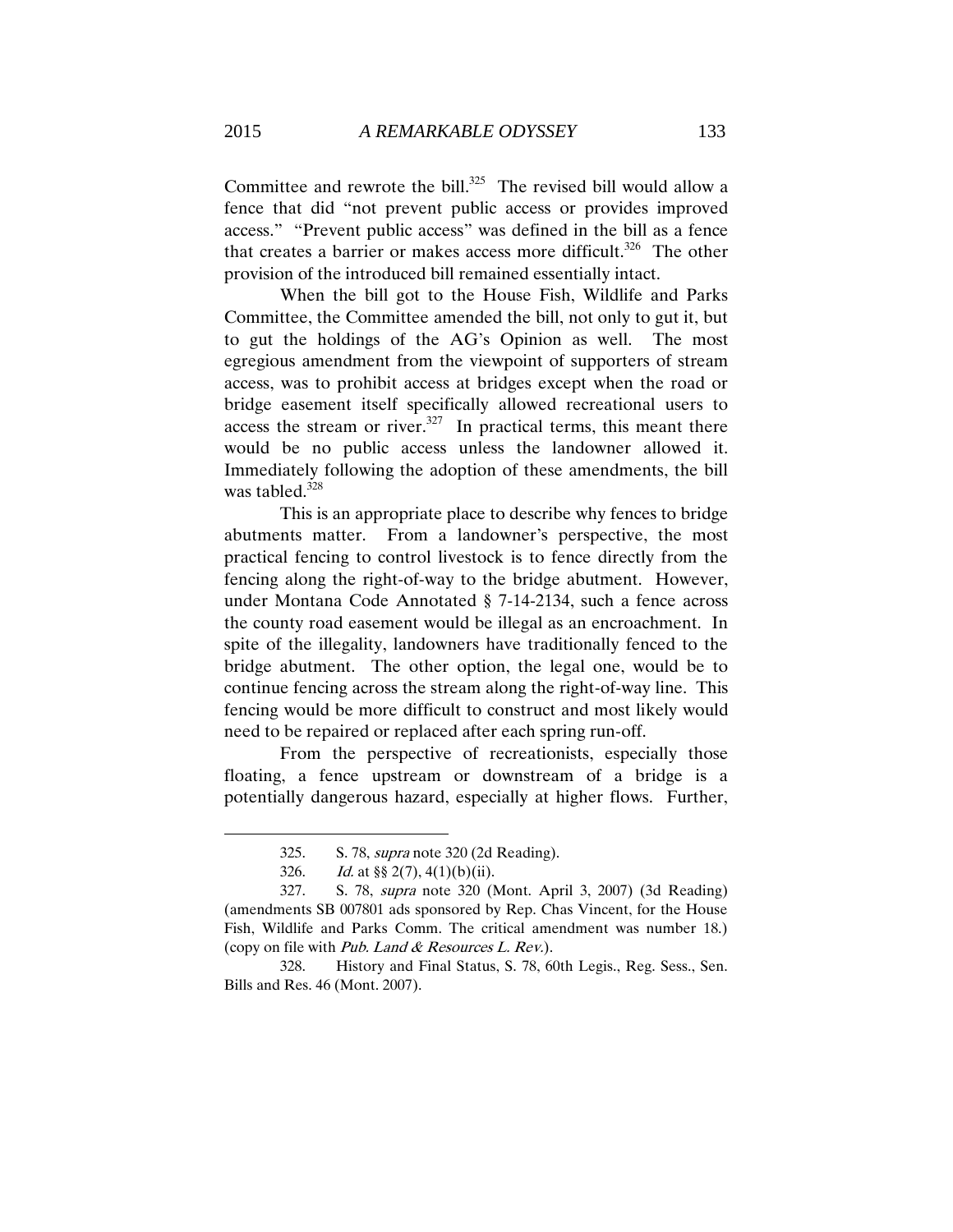Committee and rewrote the bill.[325] The revised bill would allow a fence that did "not prevent public access or provides improved access." "Prevent public access" was defined in the bill as a fence that creates a barrier or makes access more difficult.[326] The other provision of the introduced bill remained essentially intact.

When the bill got to the House Fish, Wildlife and Parks Committee, the Committee amended the bill, not only to gut it, but to gut the holdings of the AG's Opinion as well. The most egregious amendment from the viewpoint of supporters of stream access, was to prohibit access at bridges except when the road or bridge easement itself specifically allowed recreational users to access the stream or river.[327] In practical terms, this meant there would be no public access unless the landowner allowed it. Immediately following the adoption of these amendments, the bill was tabled.[328]

This is an appropriate place to describe why fences to bridge abutments matter. From a landowner's perspective, the most practical fencing to control livestock is to fence directly from the fencing along the right-of-way to the bridge abutment. However, under Montana Code Annotated § 7-14-2134, such a fence across the county road easement would be illegal as an encroachment. In spite of the illegality, landowners have traditionally fenced to the bridge abutment. The other option, the legal one, would be to continue fencing across the stream along the right-of-way line. This fencing would be more difficult to construct and most likely would need to be repaired or replaced after each spring run-off.

From the perspective of recreationists, especially those floating, a fence upstream or downstream of a bridge is a potentially dangerous hazard, especially at higher flows. Further,

---

325. S. 78, *supra* note 320 (2d Reading).

326. *Id.* at §§ 2(7), 4(1)(b)(ii).

327. S. 78, *supra* note 320 (Mont. April 3, 2007) (3d Reading) (amendments SB 007801 ads sponsored by Rep. Chas Vincent, for the House Fish, Wildlife and Parks Comm. The critical amendment was number 18.) (copy on file with *Pub. Land & Resources L. Rev.*).

328. History and Final Status, S. 78, 60th Legis., Reg. Sess., Sen. Bills and Res. 46 (Mont. 2007).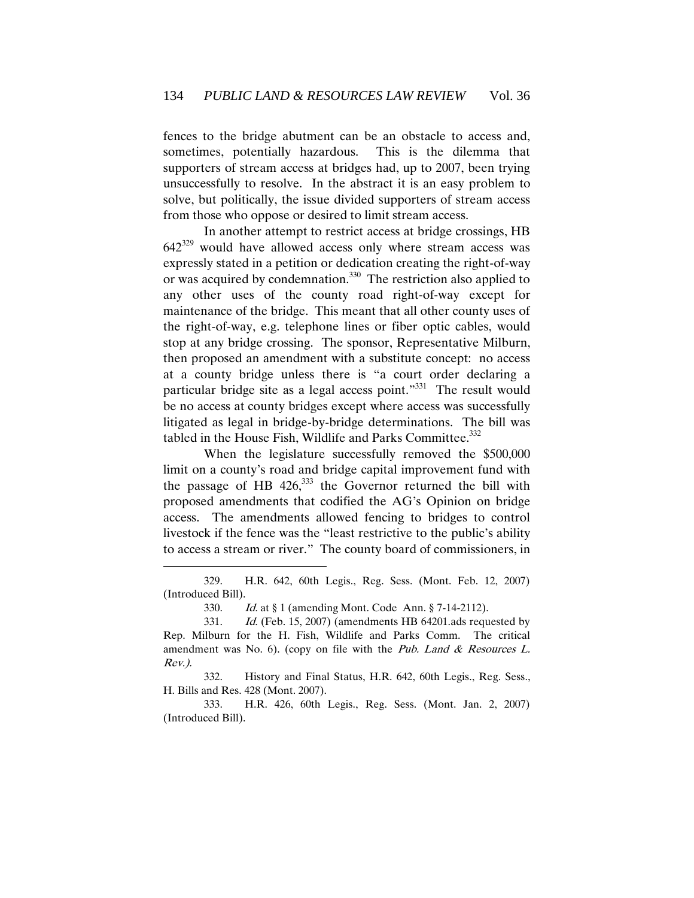fences to the bridge abutment can be an obstacle to access and, sometimes, potentially hazardous. This is the dilemma that supporters of stream access at bridges had, up to 2007, been trying unsuccessfully to resolve. In the abstract it is an easy problem to solve, but politically, the issue divided supporters of stream access from those who oppose or desired to limit stream access.

In another attempt to restrict access at bridge crossings, HB 642[329] would have allowed access only where stream access was expressly stated in a petition or dedication creating the right-of-way or was acquired by condemnation.[330] The restriction also applied to any other uses of the county road right-of-way except for maintenance of the bridge. This meant that all other county uses of the right-of-way, e.g. telephone lines or fiber optic cables, would stop at any bridge crossing. The sponsor, Representative Milburn, then proposed an amendment with a substitute concept: no access at a county bridge unless there is "a court order declaring a particular bridge site as a legal access point."[331] The result would be no access at county bridges except where access was successfully litigated as legal in bridge-by-bridge determinations. The bill was tabled in the House Fish, Wildlife and Parks Committee.[332]

When the legislature successfully removed the $500,000 limit on a county's road and bridge capital improvement fund with the passage of HB 426,[333] the Governor returned the bill with proposed amendments that codified the AG's Opinion on bridge access. The amendments allowed fencing to bridges to control livestock if the fence was the "least restrictive to the public's ability to access a stream or river." The county board of commissioners, in

---

329. H.R. 642, 60th Legis., Reg. Sess. (Mont. Feb. 12, 2007) (Introduced Bill).

330. *Id.* at § 1 (amending Mont. Code Ann. § 7-14-2112).

331. *Id.* (Feb. 15, 2007) (amendments HB 64201.ads requested by Rep. Milburn for the H. Fish, Wildlife and Parks Comm. The critical amendment was No. 6). (copy on file with the *Pub. Land & Resources L. Rev.).*

332. History and Final Status, H.R. 642, 60th Legis., Reg. Sess., H. Bills and Res. 428 (Mont. 2007).

333. H.R. 426, 60th Legis., Reg. Sess. (Mont. Jan. 2, 2007) (Introduced Bill).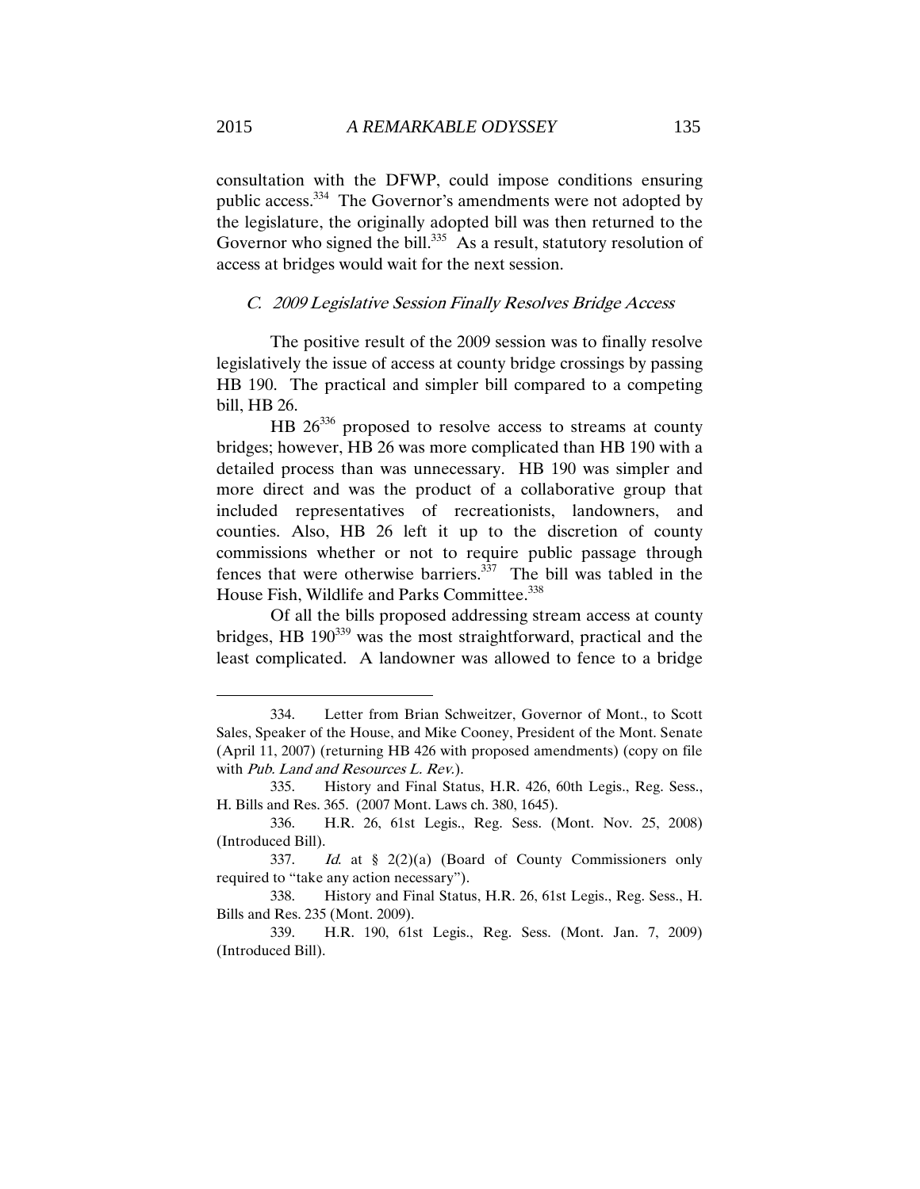consultation with the DFWP, could impose conditions ensuring public access.[334] The Governor's amendments were not adopted by the legislature, the originally adopted bill was then returned to the Governor who signed the bill.[335] As a result, statutory resolution of access at bridges would wait for the next session.

### *C. 2009 Legislative Session Finally Resolves Bridge Access*

The positive result of the 2009 session was to finally resolve legislatively the issue of access at county bridge crossings by passing HB 190. The practical and simpler bill compared to a competing bill, HB 26.

HB 26[336] proposed to resolve access to streams at county bridges; however, HB 26 was more complicated than HB 190 with a detailed process than was unnecessary. HB 190 was simpler and more direct and was the product of a collaborative group that included representatives of recreationists, landowners, and counties. Also, HB 26 left it up to the discretion of county commissions whether or not to require public passage through fences that were otherwise barriers.[337] The bill was tabled in the House Fish, Wildlife and Parks Committee.[338]

Of all the bills proposed addressing stream access at county bridges, HB 190[339] was the most straightforward, practical and the least complicated. A landowner was allowed to fence to a bridge

---

334. Letter from Brian Schweitzer, Governor of Mont., to Scott Sales, Speaker of the House, and Mike Cooney, President of the Mont. Senate (April 11, 2007) (returning HB 426 with proposed amendments) (copy on file with *Pub. Land and Resources L. Rev.*).

335. History and Final Status, H.R. 426, 60th Legis., Reg. Sess., H. Bills and Res. 365. (2007 Mont. Laws ch. 380, 1645).

336. H.R. 26, 61st Legis., Reg. Sess. (Mont. Nov. 25, 2008) (Introduced Bill).

337. *Id.* at § 2(2)(a) (Board of County Commissioners only required to "take any action necessary").

338. History and Final Status, H.R. 26, 61st Legis., Reg. Sess., H. Bills and Res. 235 (Mont. 2009).

339. H.R. 190, 61st Legis., Reg. Sess. (Mont. Jan. 7, 2009) (Introduced Bill).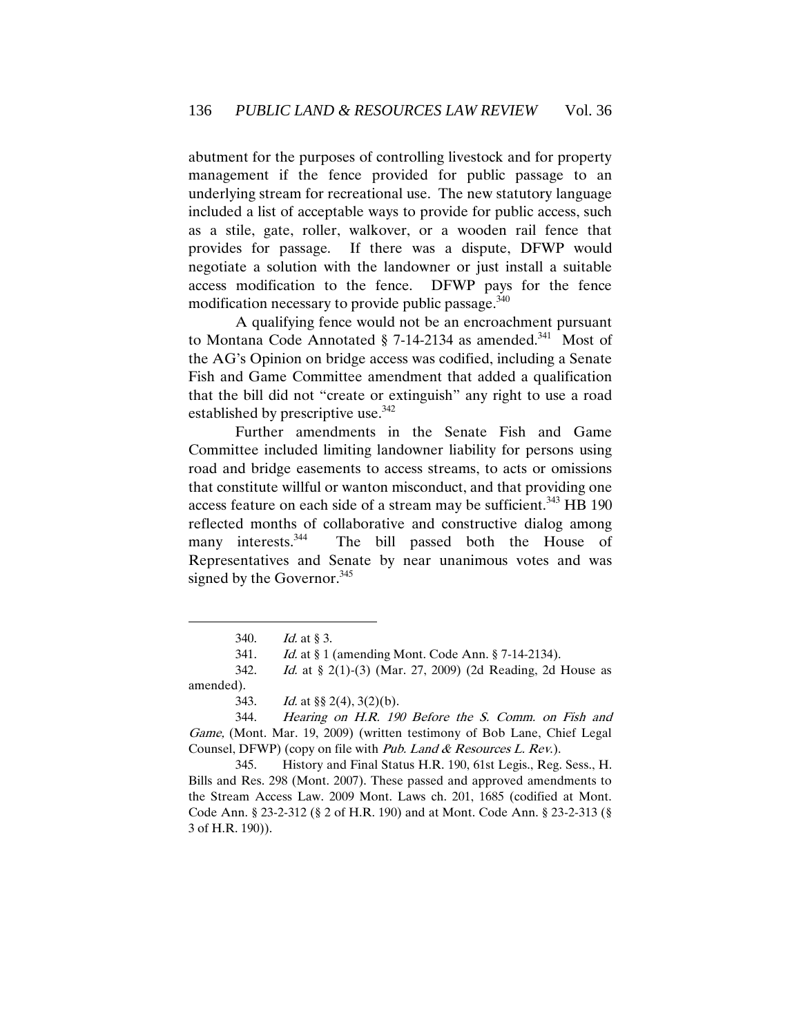abutment for the purposes of controlling livestock and for property management if the fence provided for public passage to an underlying stream for recreational use. The new statutory language included a list of acceptable ways to provide for public access, such as a stile, gate, roller, walkover, or a wooden rail fence that provides for passage. If there was a dispute, DFWP would negotiate a solution with the landowner or just install a suitable access modification to the fence. DFWP pays for the fence modification necessary to provide public passage.[340]

A qualifying fence would not be an encroachment pursuant to Montana Code Annotated § 7-14-2134 as amended.[341] Most of the AG's Opinion on bridge access was codified, including a Senate Fish and Game Committee amendment that added a qualification that the bill did not "create or extinguish" any right to use a road established by prescriptive use.[342]

Further amendments in the Senate Fish and Game Committee included limiting landowner liability for persons using road and bridge easements to access streams, to acts or omissions that constitute willful or wanton misconduct, and that providing one access feature on each side of a stream may be sufficient.[343] HB 190 reflected months of collaborative and constructive dialog among many interests.[344] The bill passed both the House of Representatives and Senate by near unanimous votes and was signed by the Governor.[345]

---

340. *Id.* at § 3.

341. *Id.* at § 1 (amending Mont. Code Ann. § 7-14-2134).

342. *Id.* at § 2(1)-(3) (Mar. 27, 2009) (2d Reading, 2d House as amended).

343. *Id.* at §§ 2(4), 3(2)(b).

344. *Hearing on H.R. 190 Before the S. Comm. on Fish and Game,* (Mont. Mar. 19, 2009) (written testimony of Bob Lane, Chief Legal Counsel, DFWP) (copy on file with *Pub. Land & Resources L. Rev.*).

345. History and Final Status H.R. 190, 61st Legis., Reg. Sess., H. Bills and Res. 298 (Mont. 2007). These passed and approved amendments to the Stream Access Law. 2009 Mont. Laws ch. 201, 1685 (codified at Mont. Code Ann. § 23-2-312 (§ 2 of H.R. 190) and at Mont. Code Ann. § 23-2-313 (§ 3 of H.R. 190)).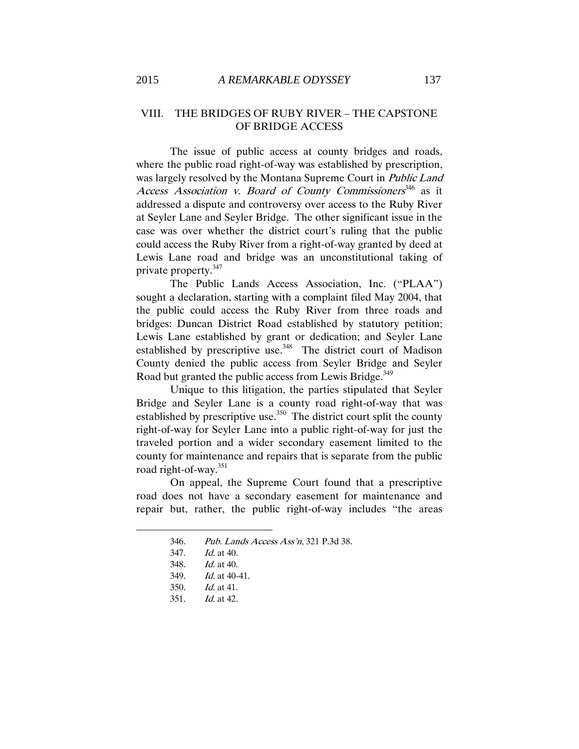## VIII. THE BRIDGES OF RUBY RIVER – THE CAPSTONE OF BRIDGE ACCESS

The issue of public access at county bridges and roads, where the public road right-of-way was established by prescription, was largely resolved by the Montana Supreme Court in *Public Land Access Association v. Board of County Commissioners*[346] as it addressed a dispute and controversy over access to the Ruby River at Seyler Lane and Seyler Bridge. The other significant issue in the case was over whether the district court's ruling that the public could access the Ruby River from a right-of-way granted by deed at Lewis Lane road and bridge was an unconstitutional taking of private property.[347]

The Public Lands Access Association, Inc. ("PLAA") sought a declaration, starting with a complaint filed May 2004, that the public could access the Ruby River from three roads and bridges: Duncan District Road established by statutory petition; Lewis Lane established by grant or dedication; and Seyler Lane established by prescriptive use.[348] The district court of Madison County denied the public access from Seyler Bridge and Seyler Road but granted the public access from Lewis Bridge.[349]

Unique to this litigation, the parties stipulated that Seyler Bridge and Seyler Lane is a county road right-of-way that was established by prescriptive use.[350] The district court split the county right-of-way for Seyler Lane into a public right-of-way for just the traveled portion and a wider secondary easement limited to the county for maintenance and repairs that is separate from the public road right-of-way.[351]

On appeal, the Supreme Court found that a prescriptive road does not have a secondary easement for maintenance and repair but, rather, the public right-of-way includes "the areas

---

346. *Pub. Lands Access Ass'n*, 321 P.3d 38.

347. *Id.* at 40.

348. *Id.* at 40.

349. *Id.* at 40-41.

350. *Id.* at 41.

351. *Id.* at 42.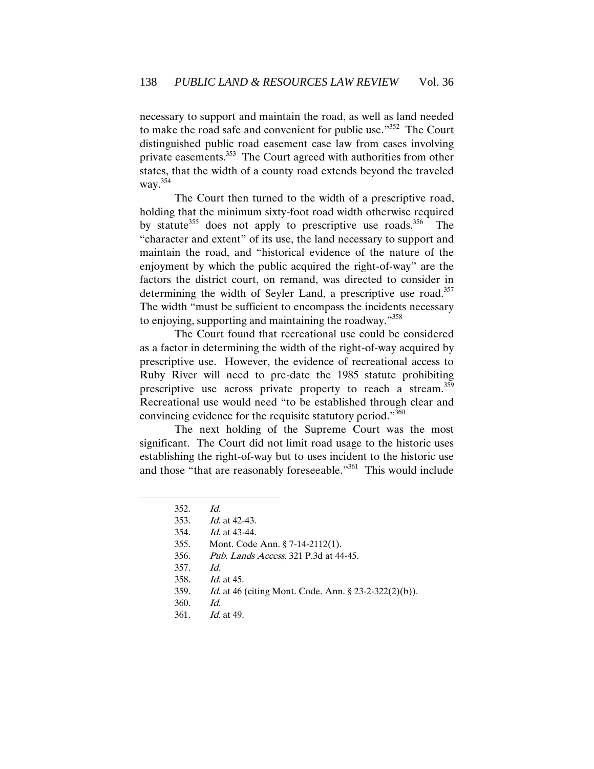necessary to support and maintain the road, as well as land needed to make the road safe and convenient for public use."[352] The Court distinguished public road easement case law from cases involving private easements.[353] The Court agreed with authorities from other states, that the width of a county road extends beyond the traveled way.[354]

The Court then turned to the width of a prescriptive road, holding that the minimum sixty-foot road width otherwise required by statute[355] does not apply to prescriptive use roads.[356] The "character and extent" of its use, the land necessary to support and maintain the road, and "historical evidence of the nature of the enjoyment by which the public acquired the right-of-way" are the factors the district court, on remand, was directed to consider in determining the width of Seyler Land, a prescriptive use road.[357] The width "must be sufficient to encompass the incidents necessary to enjoying, supporting and maintaining the roadway."[358]

The Court found that recreational use could be considered as a factor in determining the width of the right-of-way acquired by prescriptive use. However, the evidence of recreational access to Ruby River will need to pre-date the 1985 statute prohibiting prescriptive use across private property to reach a stream.[359] Recreational use would need "to be established through clear and convincing evidence for the requisite statutory period."[360]

The next holding of the Supreme Court was the most significant. The Court did not limit road usage to the historic uses establishing the right-of-way but to uses incident to the historic use and those "that are reasonably foreseeable."[361] This would include

---

352. *Id.*
353. *Id.* at 42-43.
354. *Id.* at 43-44.
355. Mont. Code Ann. § 7-14-2112(1).
356. *Pub. Lands Access*, 321 P.3d at 44-45.
357. *Id.*
358. *Id.* at 45.
359. *Id.* at 46 (citing Mont. Code. Ann. § 23-2-322(2)(b)).
360. *Id.*
361. *Id.* at 49.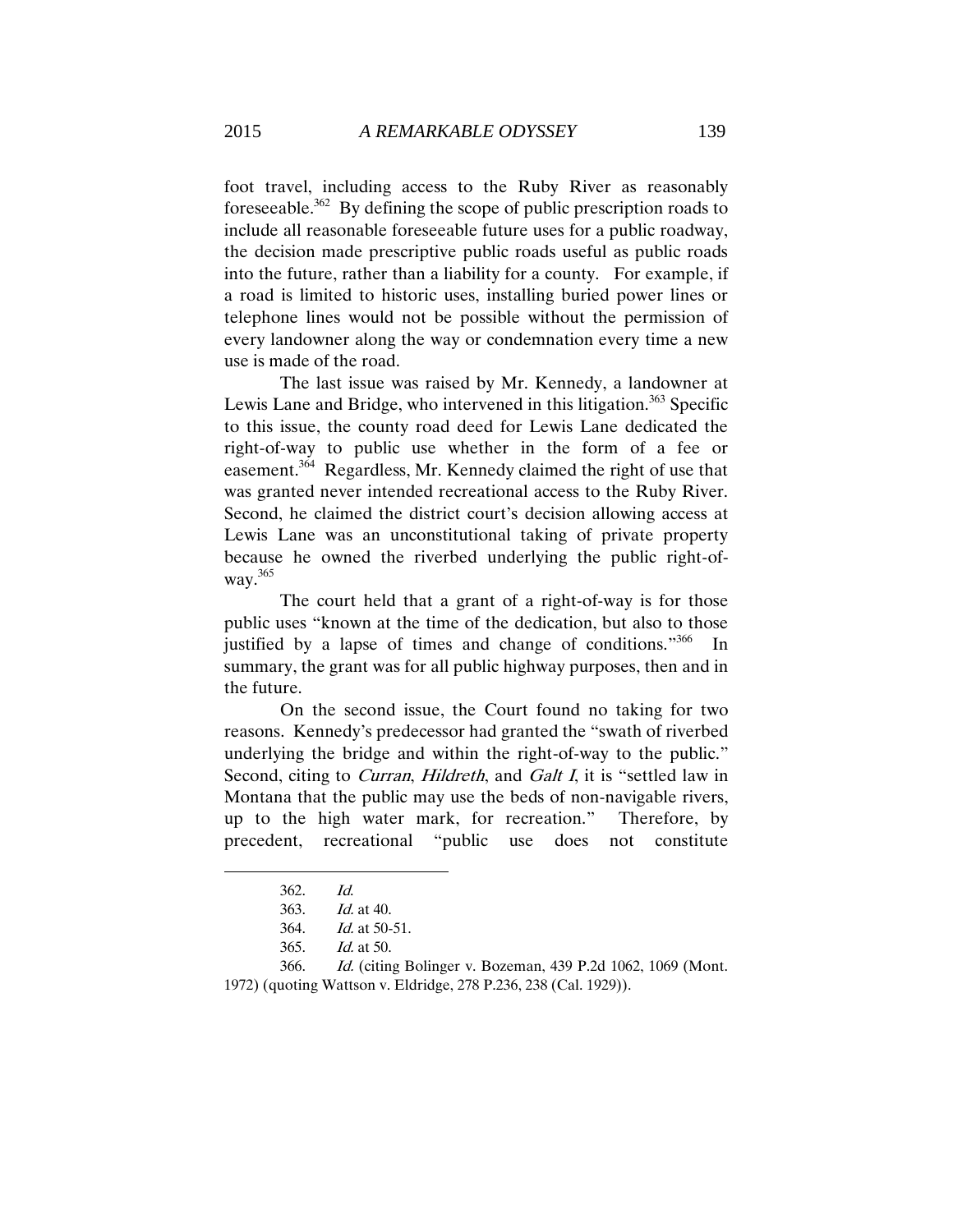foot travel, including access to the Ruby River as reasonably foreseeable.[362] By defining the scope of public prescription roads to include all reasonable foreseeable future uses for a public roadway, the decision made prescriptive public roads useful as public roads into the future, rather than a liability for a county. For example, if a road is limited to historic uses, installing buried power lines or telephone lines would not be possible without the permission of every landowner along the way or condemnation every time a new use is made of the road.

The last issue was raised by Mr. Kennedy, a landowner at Lewis Lane and Bridge, who intervened in this litigation.[363] Specific to this issue, the county road deed for Lewis Lane dedicated the right-of-way to public use whether in the form of a fee or easement.[364] Regardless, Mr. Kennedy claimed the right of use that was granted never intended recreational access to the Ruby River. Second, he claimed the district court's decision allowing access at Lewis Lane was an unconstitutional taking of private property because he owned the riverbed underlying the public right-of-way.[365]

The court held that a grant of a right-of-way is for those public uses "known at the time of the dedication, but also to those justified by a lapse of times and change of conditions."[366] In summary, the grant was for all public highway purposes, then and in the future.

On the second issue, the Court found no taking for two reasons. Kennedy's predecessor had granted the "swath of riverbed underlying the bridge and within the right-of-way to the public." Second, citing to *Curran*, *Hildreth*, and *Galt I*, it is "settled law in Montana that the public may use the beds of non-navigable rivers, up to the high water mark, for recreation." Therefore, by precedent, recreational "public use does not constitute

---

362. *Id.*

363. *Id.* at 40.

364. *Id.* at 50-51.

365. *Id.* at 50.

366. *Id.* (citing Bolinger v. Bozeman, 439 P.2d 1062, 1069 (Mont. 1972) (quoting Wattson v. Eldridge, 278 P.236, 238 (Cal. 1929)).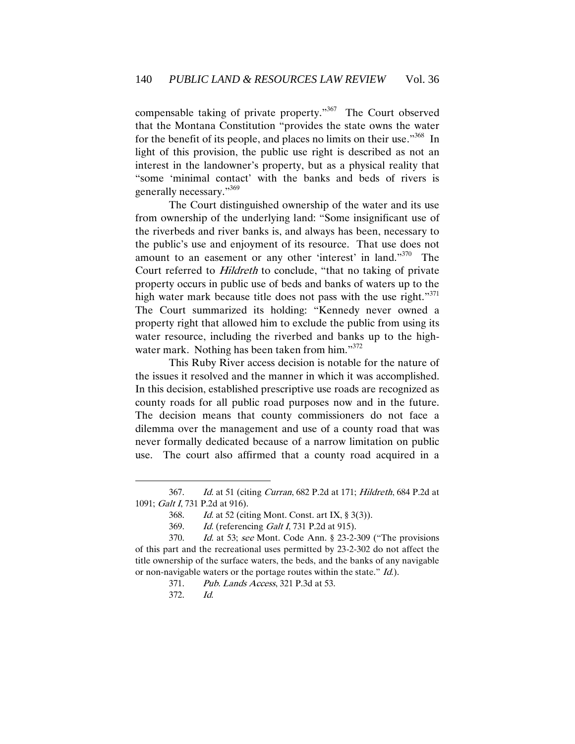compensable taking of private property."[367] The Court observed that the Montana Constitution "provides the state owns the water for the benefit of its people, and places no limits on their use."[368] In light of this provision, the public use right is described as not an interest in the landowner's property, but as a physical reality that "some 'minimal contact' with the banks and beds of rivers is generally necessary."[369]

The Court distinguished ownership of the water and its use from ownership of the underlying land: "Some insignificant use of the riverbeds and river banks is, and always has been, necessary to the public's use and enjoyment of its resource. That use does not amount to an easement or any other 'interest' in land."[370] The Court referred to *Hildreth* to conclude, "that no taking of private property occurs in public use of beds and banks of waters up to the high water mark because title does not pass with the use right."[371] The Court summarized its holding: "Kennedy never owned a property right that allowed him to exclude the public from using its water resource, including the riverbed and banks up to the high-water mark. Nothing has been taken from him."[372]

This Ruby River access decision is notable for the nature of the issues it resolved and the manner in which it was accomplished. In this decision, established prescriptive use roads are recognized as county roads for all public road purposes now and in the future. The decision means that county commissioners do not face a dilemma over the management and use of a county road that was never formally dedicated because of a narrow limitation on public use. The court also affirmed that a county road acquired in a

---

367. *Id.* at 51 (citing *Curran*, 682 P.2d at 171; *Hildreth*, 684 P.2d at 1091; *Galt I*, 731 P.2d at 916).

368. *Id.* at 52 (citing Mont. Const. art IX, § 3(3)).

369. *Id.* (referencing *Galt I*, 731 P.2d at 915).

370. *Id.* at 53; *see* Mont. Code Ann. § 23-2-309 ("The provisions of this part and the recreational uses permitted by 23-2-302 do not affect the title ownership of the surface waters, the beds, and the banks of any navigable or non-navigable waters or the portage routes within the state." *Id.*).

371. *Pub. Lands Access*, 321 P.3d at 53.

372. *Id.*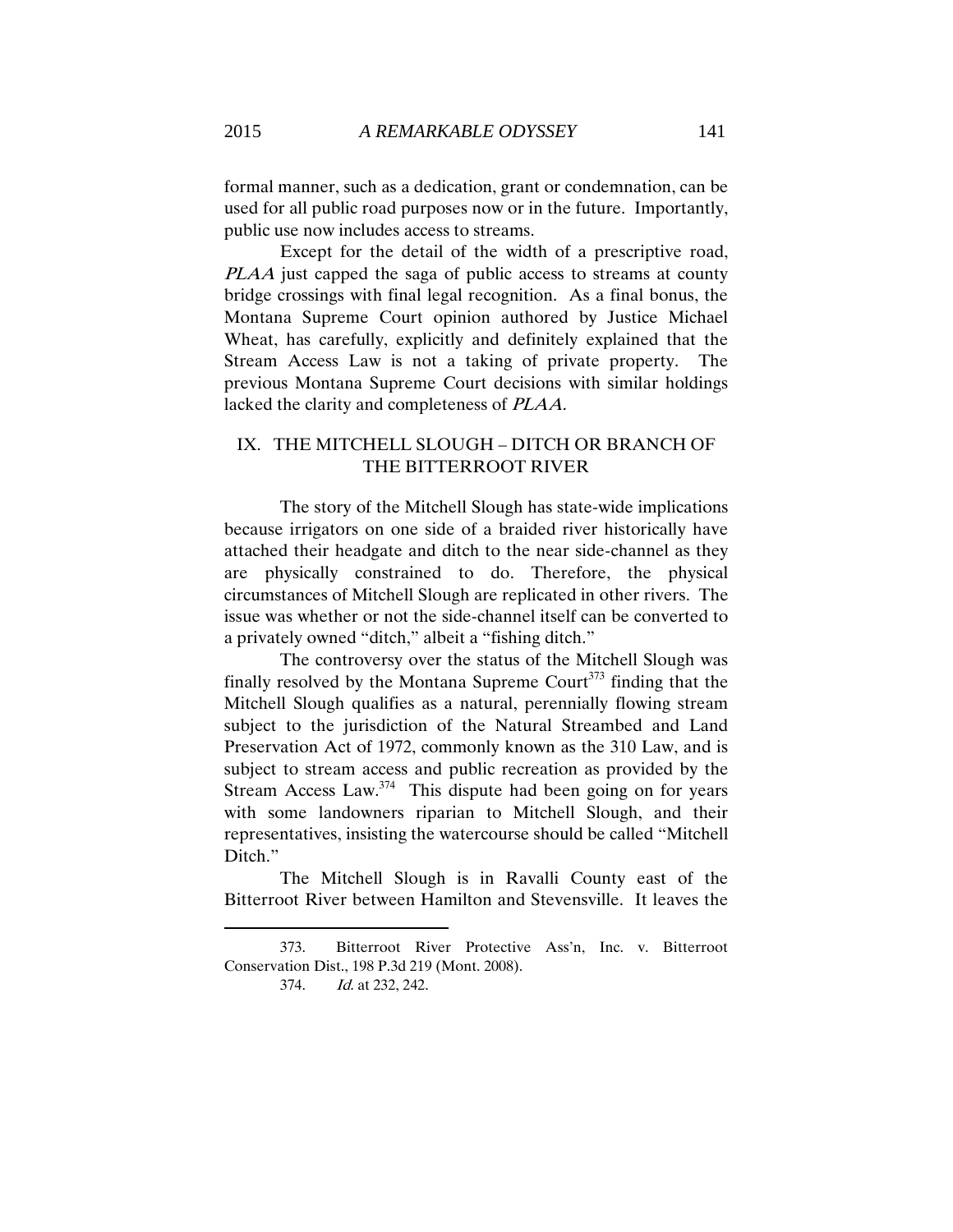formal manner, such as a dedication, grant or condemnation, can be used for all public road purposes now or in the future. Importantly, public use now includes access to streams.

Except for the detail of the width of a prescriptive road, *PLAA* just capped the saga of public access to streams at county bridge crossings with final legal recognition. As a final bonus, the Montana Supreme Court opinion authored by Justice Michael Wheat, has carefully, explicitly and definitely explained that the Stream Access Law is not a taking of private property. The previous Montana Supreme Court decisions with similar holdings lacked the clarity and completeness of *PLAA.*

## IX. THE MITCHELL SLOUGH – DITCH OR BRANCH OF THE BITTERROOT RIVER

The story of the Mitchell Slough has state-wide implications because irrigators on one side of a braided river historically have attached their headgate and ditch to the near side-channel as they are physically constrained to do. Therefore, the physical circumstances of Mitchell Slough are replicated in other rivers. The issue was whether or not the side-channel itself can be converted to a privately owned "ditch," albeit a "fishing ditch."

The controversy over the status of the Mitchell Slough was finally resolved by the Montana Supreme Court[373] finding that the Mitchell Slough qualifies as a natural, perennially flowing stream subject to the jurisdiction of the Natural Streambed and Land Preservation Act of 1972, commonly known as the 310 Law, and is subject to stream access and public recreation as provided by the Stream Access Law.[374] This dispute had been going on for years with some landowners riparian to Mitchell Slough, and their representatives, insisting the watercourse should be called "Mitchell Ditch."

The Mitchell Slough is in Ravalli County east of the Bitterroot River between Hamilton and Stevensville. It leaves the

---

373. Bitterroot River Protective Ass'n, Inc. v. Bitterroot Conservation Dist., 198 P.3d 219 (Mont. 2008).

374. *Id.* at 232, 242.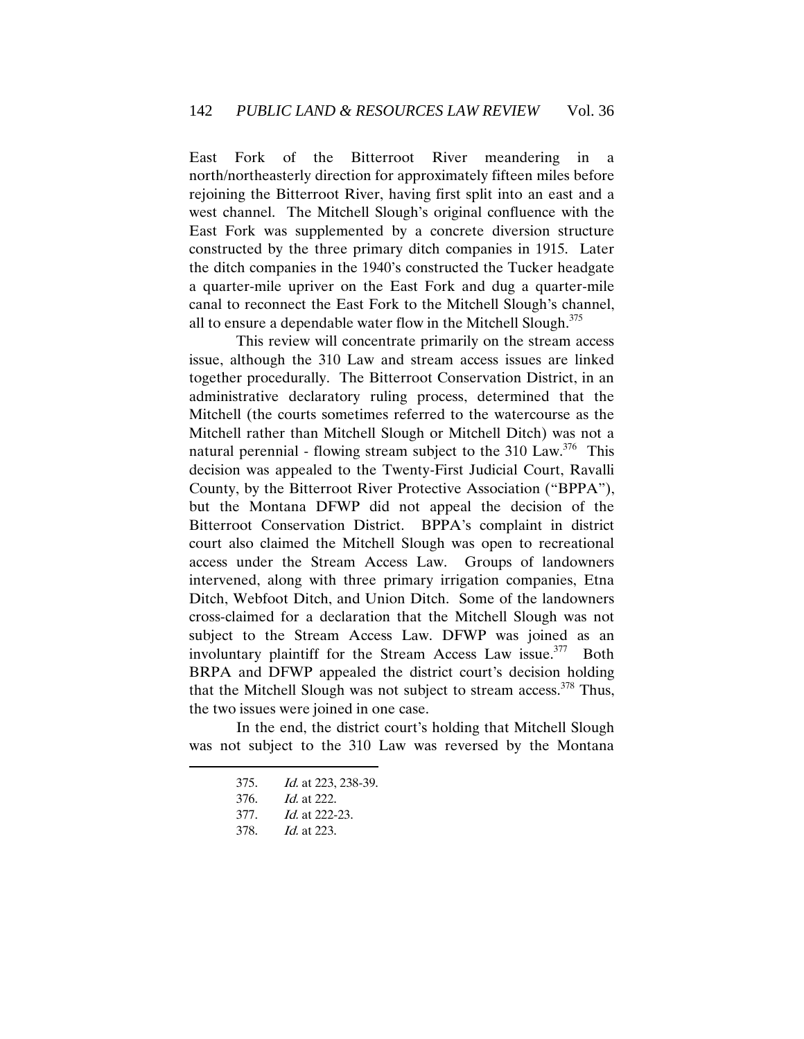East Fork of the Bitterroot River meandering in a north/northeasterly direction for approximately fifteen miles before rejoining the Bitterroot River, having first split into an east and a west channel. The Mitchell Slough's original confluence with the East Fork was supplemented by a concrete diversion structure constructed by the three primary ditch companies in 1915. Later the ditch companies in the 1940's constructed the Tucker headgate a quarter-mile upriver on the East Fork and dug a quarter-mile canal to reconnect the East Fork to the Mitchell Slough's channel, all to ensure a dependable water flow in the Mitchell Slough.[375]

This review will concentrate primarily on the stream access issue, although the 310 Law and stream access issues are linked together procedurally. The Bitterroot Conservation District, in an administrative declaratory ruling process, determined that the Mitchell (the courts sometimes referred to the watercourse as the Mitchell rather than Mitchell Slough or Mitchell Ditch) was not a natural perennial - flowing stream subject to the 310 Law.[376] This decision was appealed to the Twenty-First Judicial Court, Ravalli County, by the Bitterroot River Protective Association ("BPPA"), but the Montana DFWP did not appeal the decision of the Bitterroot Conservation District. BPPA's complaint in district court also claimed the Mitchell Slough was open to recreational access under the Stream Access Law. Groups of landowners intervened, along with three primary irrigation companies, Etna Ditch, Webfoot Ditch, and Union Ditch. Some of the landowners cross-claimed for a declaration that the Mitchell Slough was not subject to the Stream Access Law. DFWP was joined as an involuntary plaintiff for the Stream Access Law issue.[377] Both BRPA and DFWP appealed the district court's decision holding that the Mitchell Slough was not subject to stream access.[378] Thus, the two issues were joined in one case.

In the end, the district court's holding that Mitchell Slough was not subject to the 310 Law was reversed by the Montana

---

375. *Id.* at 223, 238-39.

376. *Id.* at 222.

377. *Id.* at 222-23.

378. *Id.* at 223.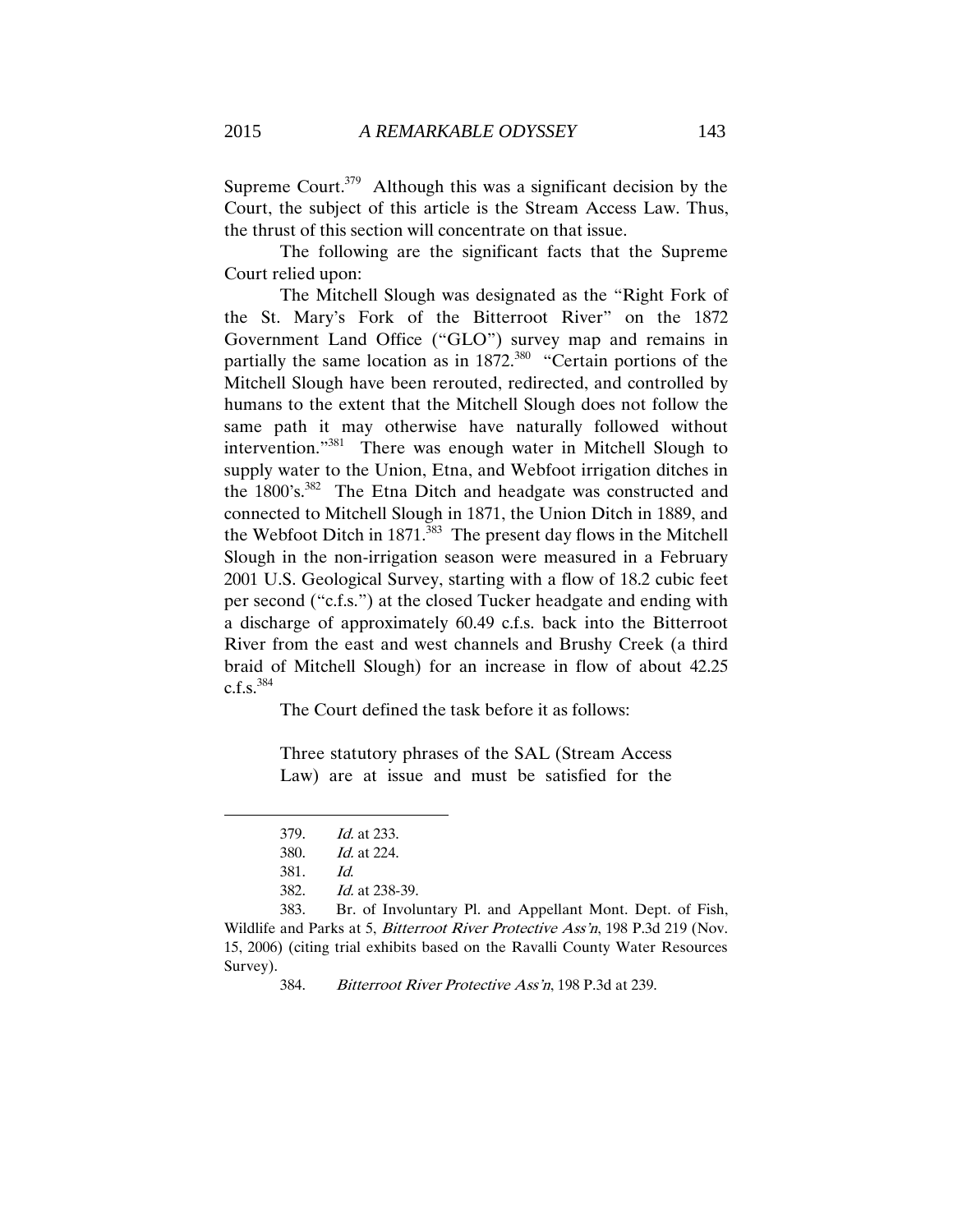Supreme Court.[379] Although this was a significant decision by the Court, the subject of this article is the Stream Access Law. Thus, the thrust of this section will concentrate on that issue.

The following are the significant facts that the Supreme Court relied upon:

The Mitchell Slough was designated as the "Right Fork of the St. Mary's Fork of the Bitterroot River" on the 1872 Government Land Office ("GLO") survey map and remains in partially the same location as in 1872.[380] "Certain portions of the Mitchell Slough have been rerouted, redirected, and controlled by humans to the extent that the Mitchell Slough does not follow the same path it may otherwise have naturally followed without intervention."[381] There was enough water in Mitchell Slough to supply water to the Union, Etna, and Webfoot irrigation ditches in the 1800's.[382] The Etna Ditch and headgate was constructed and connected to Mitchell Slough in 1871, the Union Ditch in 1889, and the Webfoot Ditch in 1871.[383] The present day flows in the Mitchell Slough in the non-irrigation season were measured in a February 2001 U.S. Geological Survey, starting with a flow of 18.2 cubic feet per second ("c.f.s.") at the closed Tucker headgate and ending with a discharge of approximately 60.49 c.f.s. back into the Bitterroot River from the east and west channels and Brushy Creek (a third braid of Mitchell Slough) for an increase in flow of about 42.25 c.f.s.[384]

The Court defined the task before it as follows:

> Three statutory phrases of the SAL (Stream Access Law) are at issue and must be satisfied for the

---

379. *Id.* at 233.

380. *Id.* at 224.

381. *Id.*

382. *Id.* at 238-39.

383. Br. of Involuntary Pl. and Appellant Mont. Dept. of Fish, Wildlife and Parks at 5, *Bitterroot River Protective Ass'n*, 198 P.3d 219 (Nov. 15, 2006) (citing trial exhibits based on the Ravalli County Water Resources Survey).

384. *Bitterroot River Protective Ass'n*, 198 P.3d at 239.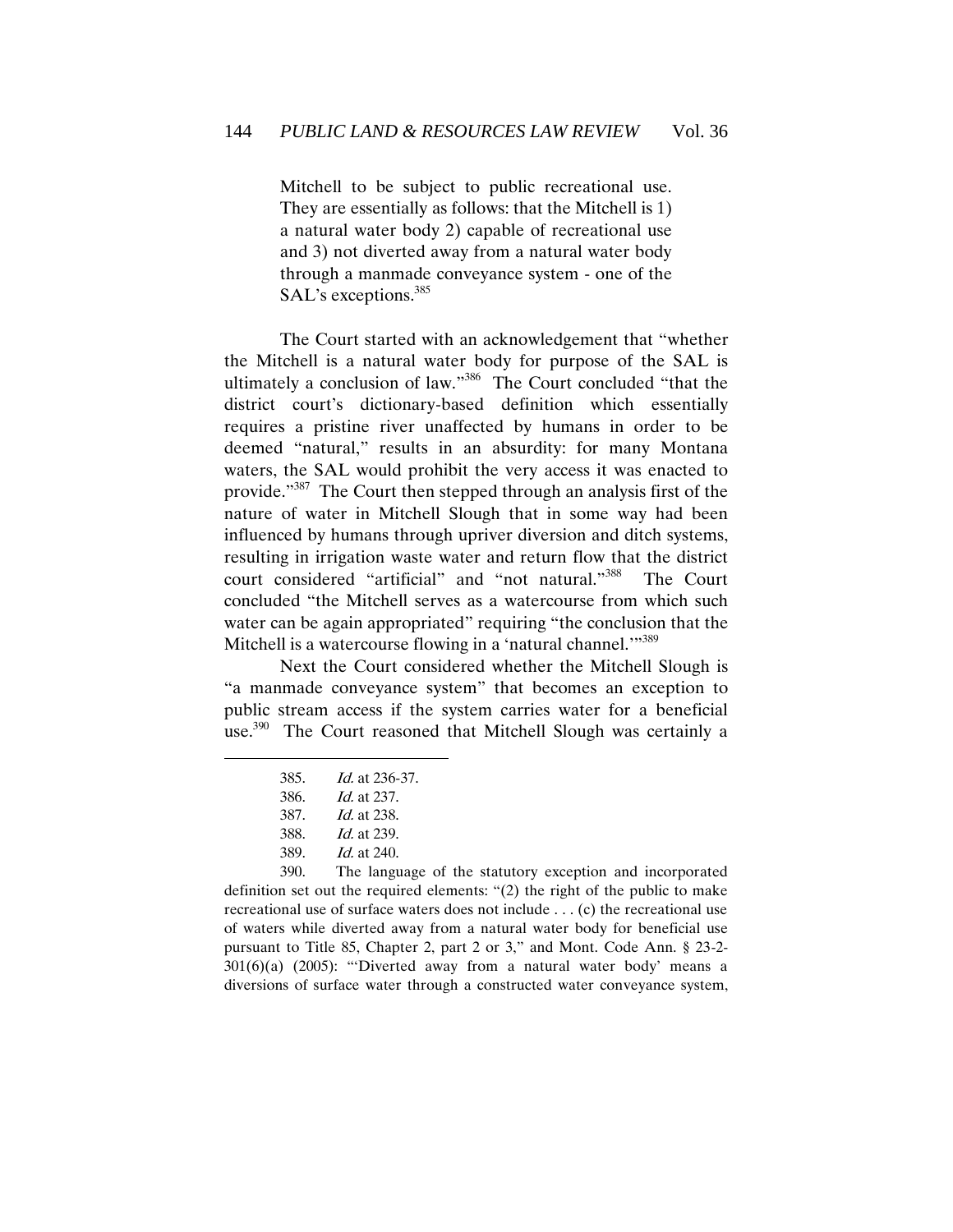> Mitchell to be subject to public recreational use. They are essentially as follows: that the Mitchell is 1) a natural water body 2) capable of recreational use and 3) not diverted away from a natural water body through a manmade conveyance system - one of the SAL's exceptions.[385]

The Court started with an acknowledgement that "whether the Mitchell is a natural water body for purpose of the SAL is ultimately a conclusion of law."[386] The Court concluded "that the district court's dictionary-based definition which essentially requires a pristine river unaffected by humans in order to be deemed "natural," results in an absurdity: for many Montana waters, the SAL would prohibit the very access it was enacted to provide."[387] The Court then stepped through an analysis first of the nature of water in Mitchell Slough that in some way had been influenced by humans through upriver diversion and ditch systems, resulting in irrigation waste water and return flow that the district court considered "artificial" and "not natural."[388] The Court concluded "the Mitchell serves as a watercourse from which such water can be again appropriated" requiring "the conclusion that the Mitchell is a watercourse flowing in a 'natural channel.'"[389]

Next the Court considered whether the Mitchell Slough is "a manmade conveyance system" that becomes an exception to public stream access if the system carries water for a beneficial use.[390] The Court reasoned that Mitchell Slough was certainly a

---

385. *Id.* at 236-37.

386. *Id.* at 237.

387. *Id.* at 238.

388. *Id.* at 239.

389. *Id.* at 240.

390. The language of the statutory exception and incorporated definition set out the required elements: "(2) the right of the public to make recreational use of surface waters does not include . . . (c) the recreational use of waters while diverted away from a natural water body for beneficial use pursuant to Title 85, Chapter 2, part 2 or 3," and Mont. Code Ann. § 23-2-301(6)(a) (2005): "'Diverted away from a natural water body' means a diversions of surface water through a constructed water conveyance system,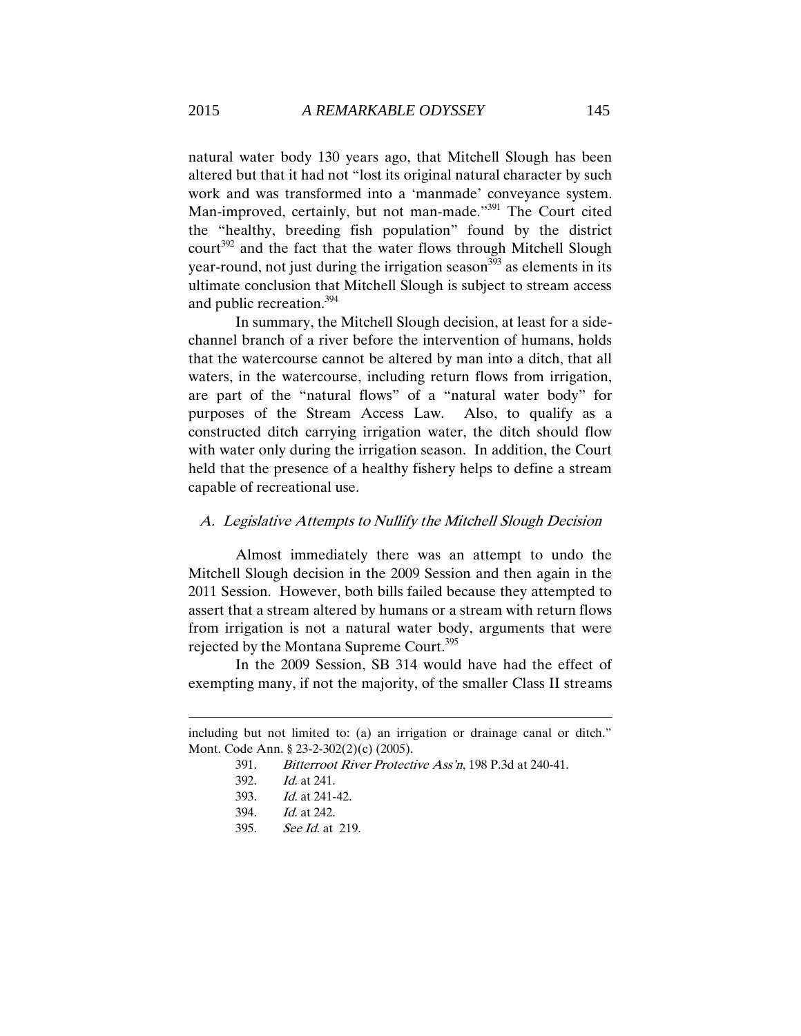natural water body 130 years ago, that Mitchell Slough has been altered but that it had not "lost its original natural character by such work and was transformed into a 'manmade' conveyance system. Man-improved, certainly, but not man-made."[391] The Court cited the "healthy, breeding fish population" found by the district court[392] and the fact that the water flows through Mitchell Slough year-round, not just during the irrigation season[393] as elements in its ultimate conclusion that Mitchell Slough is subject to stream access and public recreation.[394]

In summary, the Mitchell Slough decision, at least for a side-channel branch of a river before the intervention of humans, holds that the watercourse cannot be altered by man into a ditch, that all waters, in the watercourse, including return flows from irrigation, are part of the "natural flows" of a "natural water body" for purposes of the Stream Access Law. Also, to qualify as a constructed ditch carrying irrigation water, the ditch should flow with water only during the irrigation season. In addition, the Court held that the presence of a healthy fishery helps to define a stream capable of recreational use.

### *A. Legislative Attempts to Nullify the Mitchell Slough Decision*

Almost immediately there was an attempt to undo the Mitchell Slough decision in the 2009 Session and then again in the 2011 Session. However, both bills failed because they attempted to assert that a stream altered by humans or a stream with return flows from irrigation is not a natural water body, arguments that were rejected by the Montana Supreme Court.[395]

In the 2009 Session, SB 314 would have had the effect of exempting many, if not the majority, of the smaller Class II streams

---

including but not limited to: (a) an irrigation or drainage canal or ditch." Mont. Code Ann. § 23-2-302(2)(c) (2005).

391. *Bitterroot River Protective Ass'n*, 198 P.3d at 240-41.

392. *Id.* at 241.

393. *Id.* at 241-42.

394. *Id.* at 242.

395. *See Id.* at 219.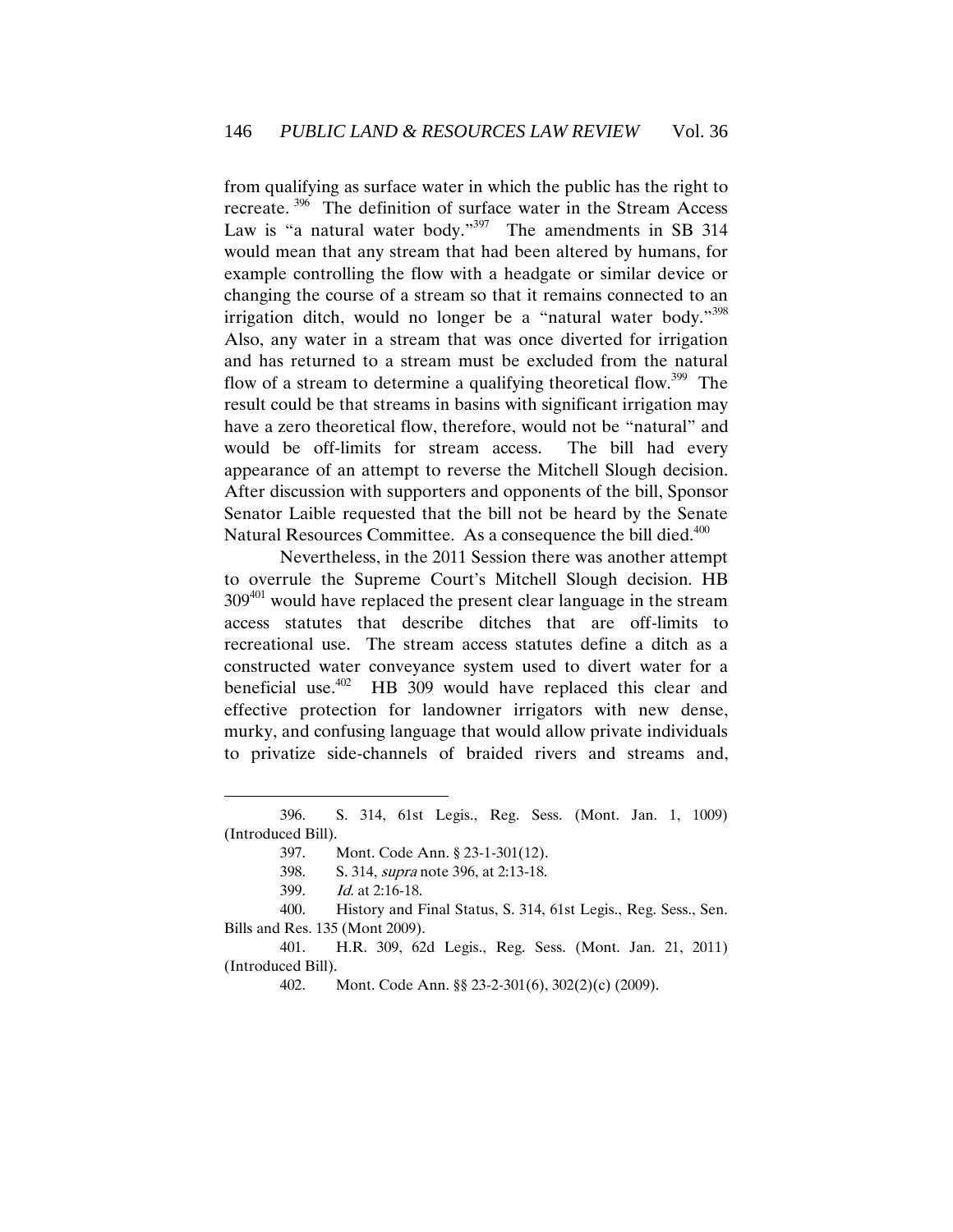from qualifying as surface water in which the public has the right to recreate.[396] The definition of surface water in the Stream Access Law is "a natural water body."[397] The amendments in SB 314 would mean that any stream that had been altered by humans, for example controlling the flow with a headgate or similar device or changing the course of a stream so that it remains connected to an irrigation ditch, would no longer be a "natural water body."[398] Also, any water in a stream that was once diverted for irrigation and has returned to a stream must be excluded from the natural flow of a stream to determine a qualifying theoretical flow.[399] The result could be that streams in basins with significant irrigation may have a zero theoretical flow, therefore, would not be "natural" and would be off-limits for stream access. The bill had every appearance of an attempt to reverse the Mitchell Slough decision. After discussion with supporters and opponents of the bill, Sponsor Senator Laible requested that the bill not be heard by the Senate Natural Resources Committee. As a consequence the bill died.[400]

Nevertheless, in the 2011 Session there was another attempt to overrule the Supreme Court's Mitchell Slough decision. HB 309[401] would have replaced the present clear language in the stream access statutes that describe ditches that are off-limits to recreational use. The stream access statutes define a ditch as a constructed water conveyance system used to divert water for a beneficial use.[402] HB 309 would have replaced this clear and effective protection for landowner irrigators with new dense, murky, and confusing language that would allow private individuals to privatize side-channels of braided rivers and streams and,

---

396. S. 314, 61st Legis., Reg. Sess. (Mont. Jan. 1, 1009) (Introduced Bill).

397. Mont. Code Ann. § 23-1-301(12).

398. S. 314, *supra* note 396, at 2:13-18.

399. *Id.* at 2:16-18.

400. History and Final Status, S. 314, 61st Legis., Reg. Sess., Sen. Bills and Res. 135 (Mont 2009).

401. H.R. 309, 62d Legis., Reg. Sess. (Mont. Jan. 21, 2011) (Introduced Bill).

402. Mont. Code Ann. §§ 23-2-301(6), 302(2)(c) (2009).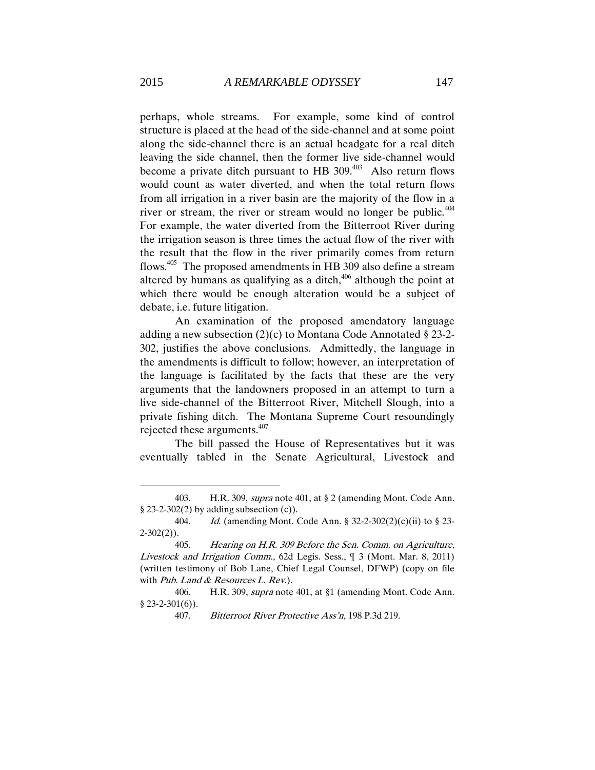perhaps, whole streams. For example, some kind of control structure is placed at the head of the side-channel and at some point along the side-channel there is an actual headgate for a real ditch leaving the side channel, then the former live side-channel would become a private ditch pursuant to HB 309.[403] Also return flows would count as water diverted, and when the total return flows from all irrigation in a river basin are the majority of the flow in a river or stream, the river or stream would no longer be public.[404] For example, the water diverted from the Bitterroot River during the irrigation season is three times the actual flow of the river with the result that the flow in the river primarily comes from return flows.[405] The proposed amendments in HB 309 also define a stream altered by humans as qualifying as a ditch,[406] although the point at which there would be enough alteration would be a subject of debate, i.e. future litigation.

An examination of the proposed amendatory language adding a new subsection (2)(c) to Montana Code Annotated § 23-2-302, justifies the above conclusions. Admittedly, the language in the amendments is difficult to follow; however, an interpretation of the language is facilitated by the facts that these are the very arguments that the landowners proposed in an attempt to turn a live side-channel of the Bitterroot River, Mitchell Slough, into a private fishing ditch. The Montana Supreme Court resoundingly rejected these arguments.[407]

The bill passed the House of Representatives but it was eventually tabled in the Senate Agricultural, Livestock and

---

403. H.R. 309, *supra* note 401, at § 2 (amending Mont. Code Ann. § 23-2-302(2) by adding subsection (c)).

404. *Id.* (amending Mont. Code Ann. § 32-2-302(2)(c)(ii) to § 23-2-302(2)).

405. *Hearing on H.R. 309 Before the Sen. Comm. on Agriculture, Livestock and Irrigation Comm.,* 62d Legis. Sess., ¶ 3 (Mont. Mar. 8, 2011) (written testimony of Bob Lane, Chief Legal Counsel, DFWP) (copy on file with *Pub. Land & Resources L. Rev.*).

406. H.R. 309, *supra* note 401, at §1 (amending Mont. Code Ann. § 23-2-301(6)).

407. *Bitterroot River Protective Ass'n,* 198 P.3d 219.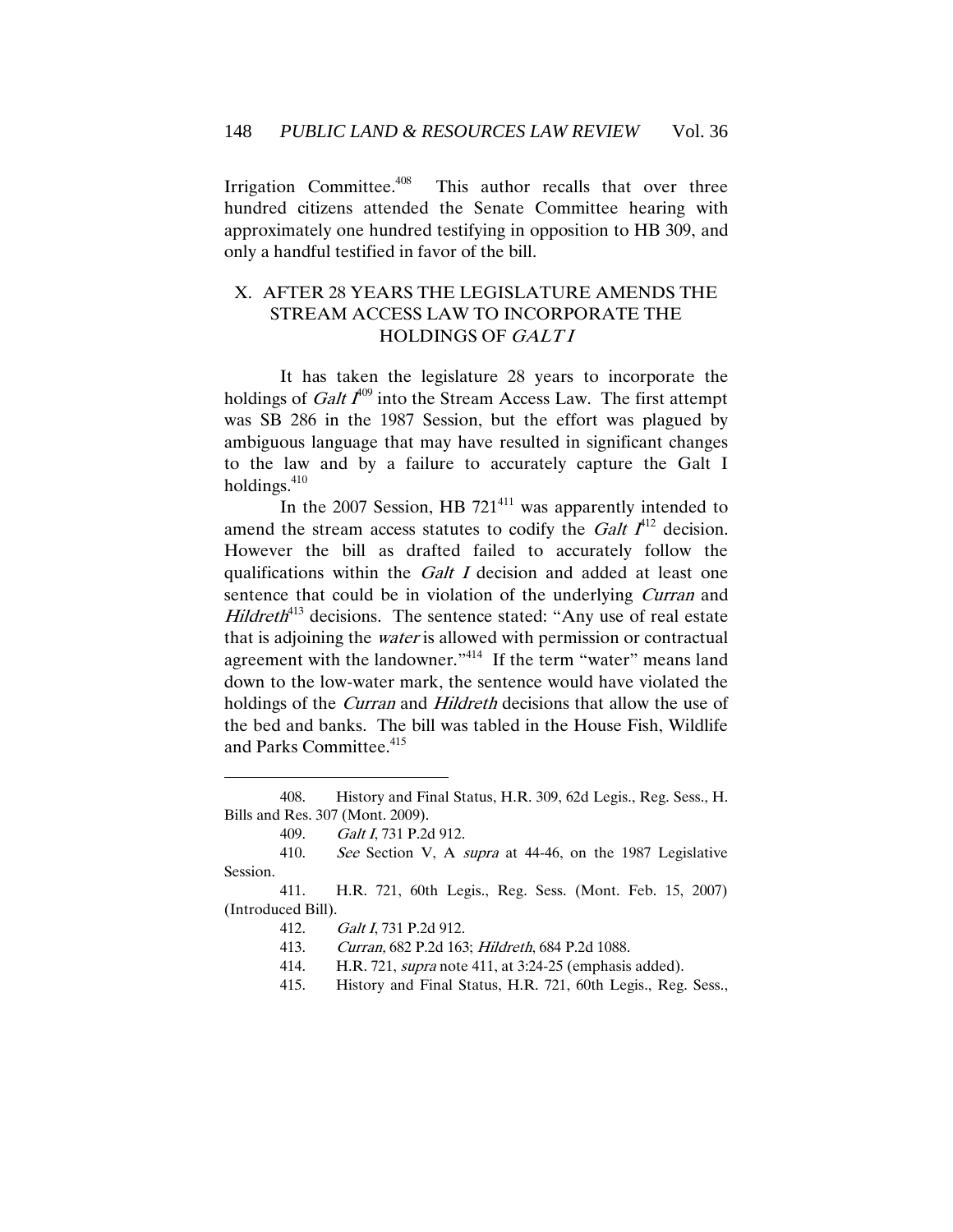Irrigation Committee.[408] This author recalls that over three hundred citizens attended the Senate Committee hearing with approximately one hundred testifying in opposition to HB 309, and only a handful testified in favor of the bill.

## X. AFTER 28 YEARS THE LEGISLATURE AMENDS THE STREAM ACCESS LAW TO INCORPORATE THE HOLDINGS OF *GALT I*

It has taken the legislature 28 years to incorporate the holdings of *Galt I*[409] into the Stream Access Law. The first attempt was SB 286 in the 1987 Session, but the effort was plagued by ambiguous language that may have resulted in significant changes to the law and by a failure to accurately capture the Galt I holdings.[410]

In the 2007 Session, HB 721[411] was apparently intended to amend the stream access statutes to codify the *Galt I*[412] decision. However the bill as drafted failed to accurately follow the qualifications within the *Galt I* decision and added at least one sentence that could be in violation of the underlying *Curran* and *Hildreth*[413] decisions. The sentence stated: "Any use of real estate that is adjoining the *water* is allowed with permission or contractual agreement with the landowner."[414] If the term "water" means land down to the low-water mark, the sentence would have violated the holdings of the *Curran* and *Hildreth* decisions that allow the use of the bed and banks. The bill was tabled in the House Fish, Wildlife and Parks Committee.[415]

---

408. History and Final Status, H.R. 309, 62d Legis., Reg. Sess., H. Bills and Res. 307 (Mont. 2009).

409. *Galt I*, 731 P.2d 912.

410. *See* Section V, A *supra* at 44-46, on the 1987 Legislative Session.

411. H.R. 721, 60th Legis., Reg. Sess. (Mont. Feb. 15, 2007) (Introduced Bill).

412. *Galt I*, 731 P.2d 912.

413. *Curran,* 682 P.2d 163; *Hildreth*, 684 P.2d 1088.

414. H.R. 721, *supra* note 411, at 3:24-25 (emphasis added).

415. History and Final Status, H.R. 721, 60th Legis., Reg. Sess.,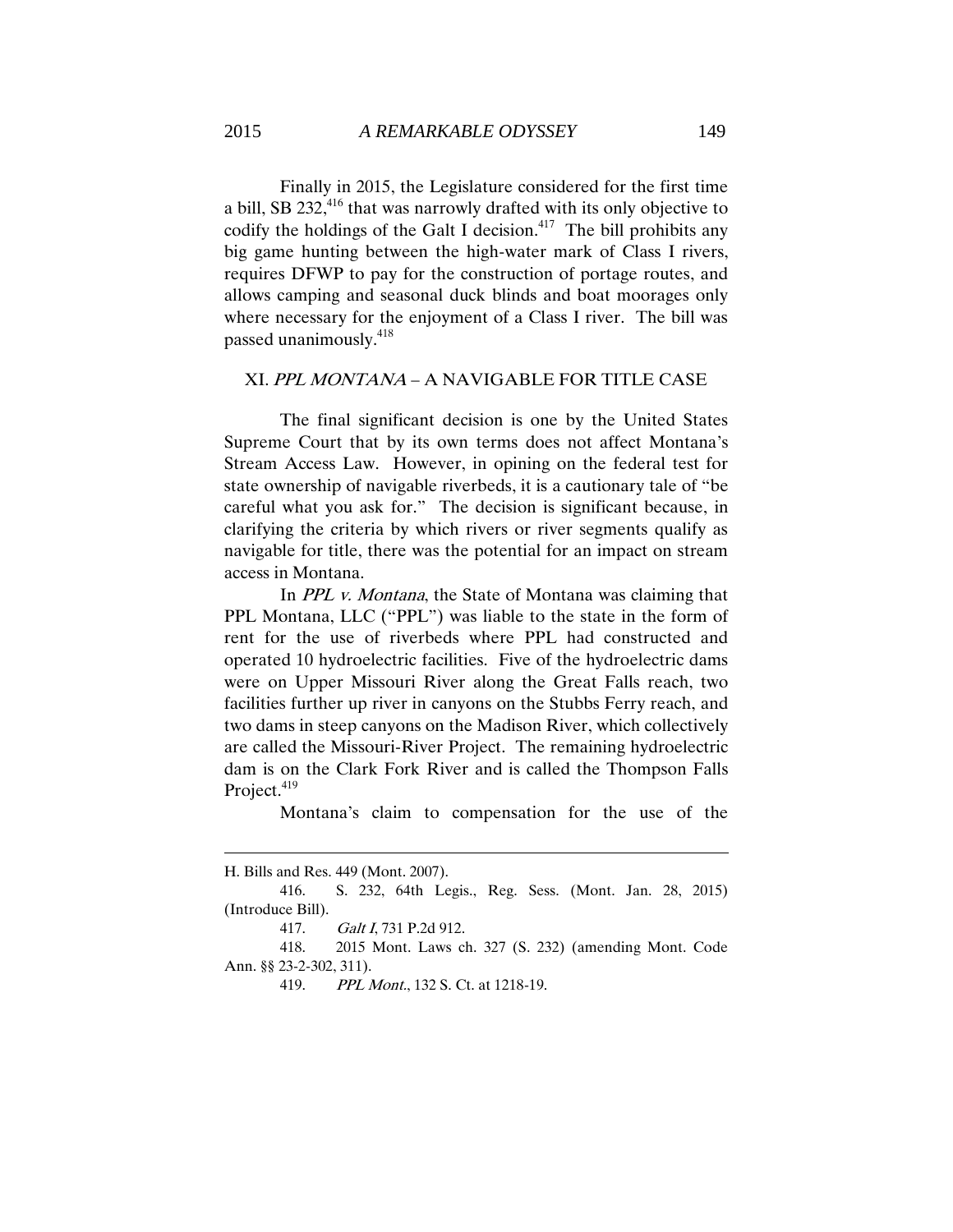Finally in 2015, the Legislature considered for the first time a bill, SB 232,[416] that was narrowly drafted with its only objective to codify the holdings of the Galt I decision.[417] The bill prohibits any big game hunting between the high-water mark of Class I rivers, requires DFWP to pay for the construction of portage routes, and allows camping and seasonal duck blinds and boat moorages only where necessary for the enjoyment of a Class I river. The bill was passed unanimously.[418]

## XI. *PPL MONTANA* – A NAVIGABLE FOR TITLE CASE

The final significant decision is one by the United States Supreme Court that by its own terms does not affect Montana's Stream Access Law. However, in opining on the federal test for state ownership of navigable riverbeds, it is a cautionary tale of "be careful what you ask for." The decision is significant because, in clarifying the criteria by which rivers or river segments qualify as navigable for title, there was the potential for an impact on stream access in Montana.

In *PPL v. Montana*, the State of Montana was claiming that PPL Montana, LLC ("PPL") was liable to the state in the form of rent for the use of riverbeds where PPL had constructed and operated 10 hydroelectric facilities. Five of the hydroelectric dams were on Upper Missouri River along the Great Falls reach, two facilities further up river in canyons on the Stubbs Ferry reach, and two dams in steep canyons on the Madison River, which collectively are called the Missouri-River Project. The remaining hydroelectric dam is on the Clark Fork River and is called the Thompson Falls Project.[419]

Montana's claim to compensation for the use of the

---

H. Bills and Res. 449 (Mont. 2007).

416. S. 232, 64th Legis., Reg. Sess. (Mont. Jan. 28, 2015) (Introduce Bill).

417. *Galt I*, 731 P.2d 912.

418. 2015 Mont. Laws ch. 327 (S. 232) (amending Mont. Code Ann. §§ 23-2-302, 311).

419. *PPL Mont.*, 132 S. Ct. at 1218-19.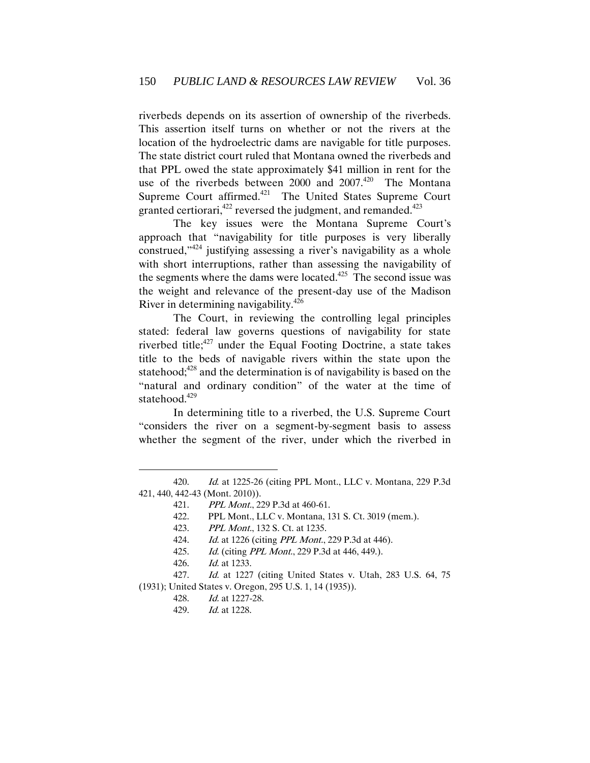riverbeds depends on its assertion of ownership of the riverbeds. This assertion itself turns on whether or not the rivers at the location of the hydroelectric dams are navigable for title purposes. The state district court ruled that Montana owned the riverbeds and that PPL owed the state approximately $41 million in rent for the use of the riverbeds between 2000 and 2007.[420] The Montana Supreme Court affirmed.[421] The United States Supreme Court granted certiorari,[422] reversed the judgment, and remanded.[423]

The key issues were the Montana Supreme Court's approach that "navigability for title purposes is very liberally construed,"[424] justifying assessing a river's navigability as a whole with short interruptions, rather than assessing the navigability of the segments where the dams were located.[425] The second issue was the weight and relevance of the present-day use of the Madison River in determining navigability.[426]

The Court, in reviewing the controlling legal principles stated: federal law governs questions of navigability for state riverbed title;[427] under the Equal Footing Doctrine, a state takes title to the beds of navigable rivers within the state upon the statehood;[428] and the determination is of navigability is based on the "natural and ordinary condition" of the water at the time of statehood.[429]

In determining title to a riverbed, the U.S. Supreme Court "considers the river on a segment-by-segment basis to assess whether the segment of the river, under which the riverbed in

---

420. *Id.* at 1225-26 (citing PPL Mont., LLC v. Montana, 229 P.3d 421, 440, 442-43 (Mont. 2010)).

421. *PPL Mont.*, 229 P.3d at 460-61.

422. PPL Mont., LLC v. Montana, 131 S. Ct. 3019 (mem.).

423. *PPL Mont.*, 132 S. Ct. at 1235.

424. *Id.* at 1226 (citing *PPL Mont.*, 229 P.3d at 446).

425. *Id.* (citing *PPL Mont.*, 229 P.3d at 446, 449.).

426. *Id.* at 1233.

427. *Id.* at 1227 (citing United States v. Utah, 283 U.S. 64, 75 (1931); United States v. Oregon, 295 U.S. 1, 14 (1935)).

428. *Id.* at 1227-28.

429. *Id.* at 1228.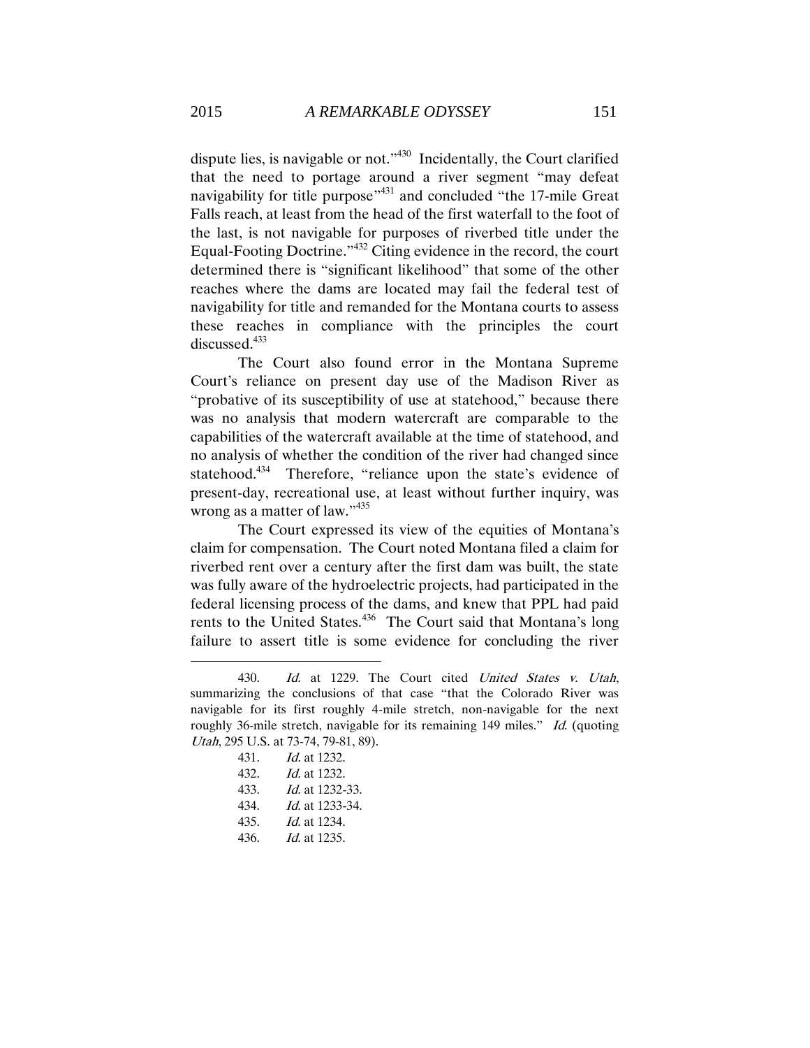dispute lies, is navigable or not."[430] Incidentally, the Court clarified that the need to portage around a river segment "may defeat navigability for title purpose"[431] and concluded "the 17-mile Great Falls reach, at least from the head of the first waterfall to the foot of the last, is not navigable for purposes of riverbed title under the Equal-Footing Doctrine."[432] Citing evidence in the record, the court determined there is "significant likelihood" that some of the other reaches where the dams are located may fail the federal test of navigability for title and remanded for the Montana courts to assess these reaches in compliance with the principles the court discussed.[433]

The Court also found error in the Montana Supreme Court's reliance on present day use of the Madison River as "probative of its susceptibility of use at statehood," because there was no analysis that modern watercraft are comparable to the capabilities of the watercraft available at the time of statehood, and no analysis of whether the condition of the river had changed since statehood.[434] Therefore, "reliance upon the state's evidence of present-day, recreational use, at least without further inquiry, was wrong as a matter of law."[435]

The Court expressed its view of the equities of Montana's claim for compensation. The Court noted Montana filed a claim for riverbed rent over a century after the first dam was built, the state was fully aware of the hydroelectric projects, had participated in the federal licensing process of the dams, and knew that PPL had paid rents to the United States.[436] The Court said that Montana's long failure to assert title is some evidence for concluding the river

---

430. *Id.* at 1229. The Court cited *United States v. Utah*, summarizing the conclusions of that case "that the Colorado River was navigable for its first roughly 4-mile stretch, non-navigable for the next roughly 36-mile stretch, navigable for its remaining 149 miles." *Id.* (quoting *Utah*, 295 U.S. at 73-74, 79-81, 89).

431. *Id.* at 1232.

432. *Id.* at 1232.

433. *Id.* at 1232-33.

434. *Id.* at 1233-34.

435. *Id.* at 1234.

436. *Id.* at 1235.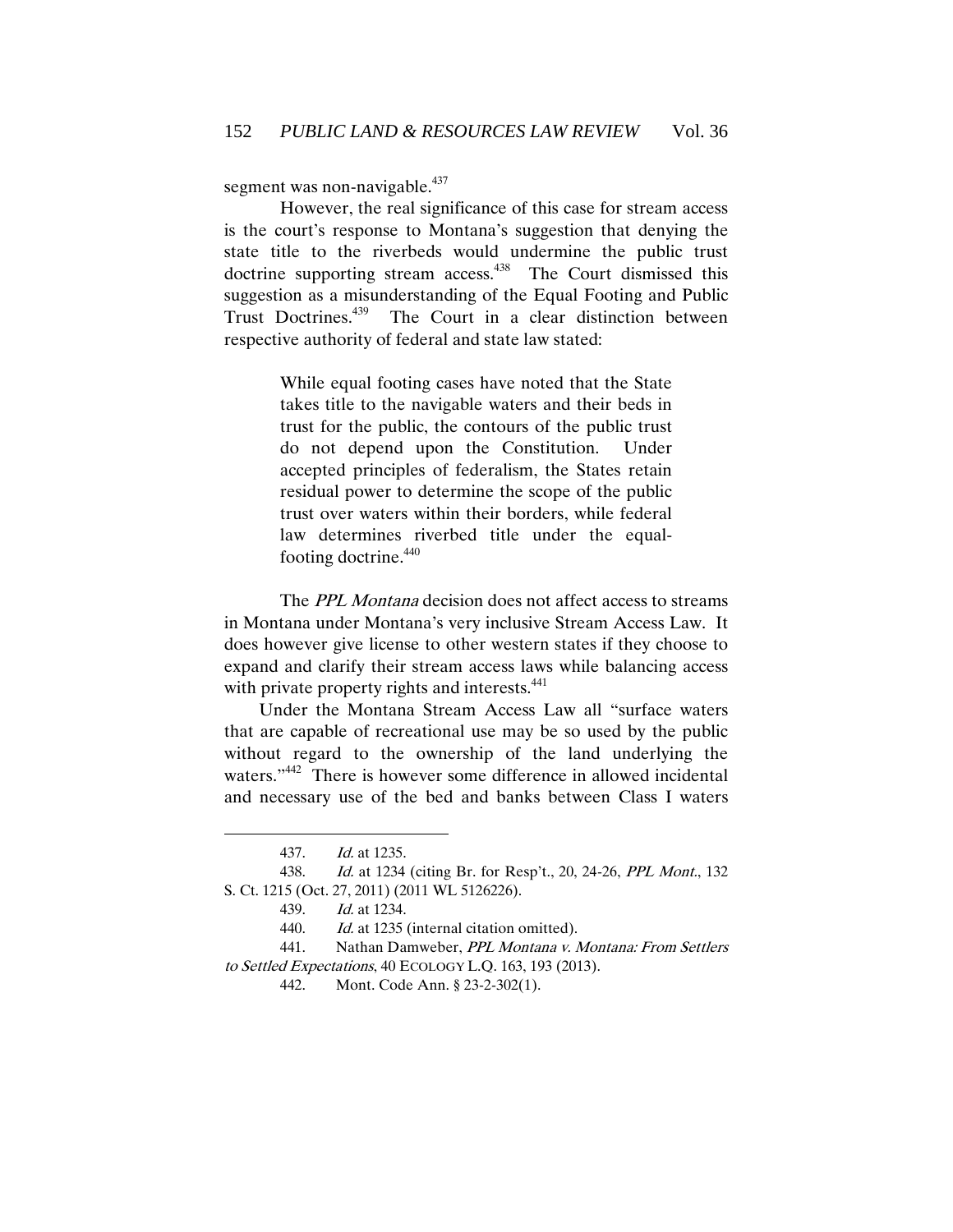segment was non-navigable.[437]

However, the real significance of this case for stream access is the court's response to Montana's suggestion that denying the state title to the riverbeds would undermine the public trust doctrine supporting stream access.[438] The Court dismissed this suggestion as a misunderstanding of the Equal Footing and Public Trust Doctrines.[439] The Court in a clear distinction between respective authority of federal and state law stated:

> While equal footing cases have noted that the State takes title to the navigable waters and their beds in trust for the public, the contours of the public trust do not depend upon the Constitution. Under accepted principles of federalism, the States retain residual power to determine the scope of the public trust over waters within their borders, while federal law determines riverbed title under the equal-footing doctrine.[440]

The *PPL Montana* decision does not affect access to streams in Montana under Montana's very inclusive Stream Access Law. It does however give license to other western states if they choose to expand and clarify their stream access laws while balancing access with private property rights and interests.[441]

Under the Montana Stream Access Law all "surface waters that are capable of recreational use may be so used by the public without regard to the ownership of the land underlying the waters."[442] There is however some difference in allowed incidental and necessary use of the bed and banks between Class I waters

---

437. *Id.* at 1235.

438. *Id.* at 1234 (citing Br. for Resp't., 20, 24-26, *PPL Mont.*, 132 S. Ct. 1215 (Oct. 27, 2011) (2011 WL 5126226).

439. *Id.* at 1234.

440. *Id.* at 1235 (internal citation omitted).

441. Nathan Damweber, *PPL Montana v. Montana: From Settlers to Settled Expectations*, 40 ECOLOGY L.Q. 163, 193 (2013).

442. Mont. Code Ann. § 23-2-302(1).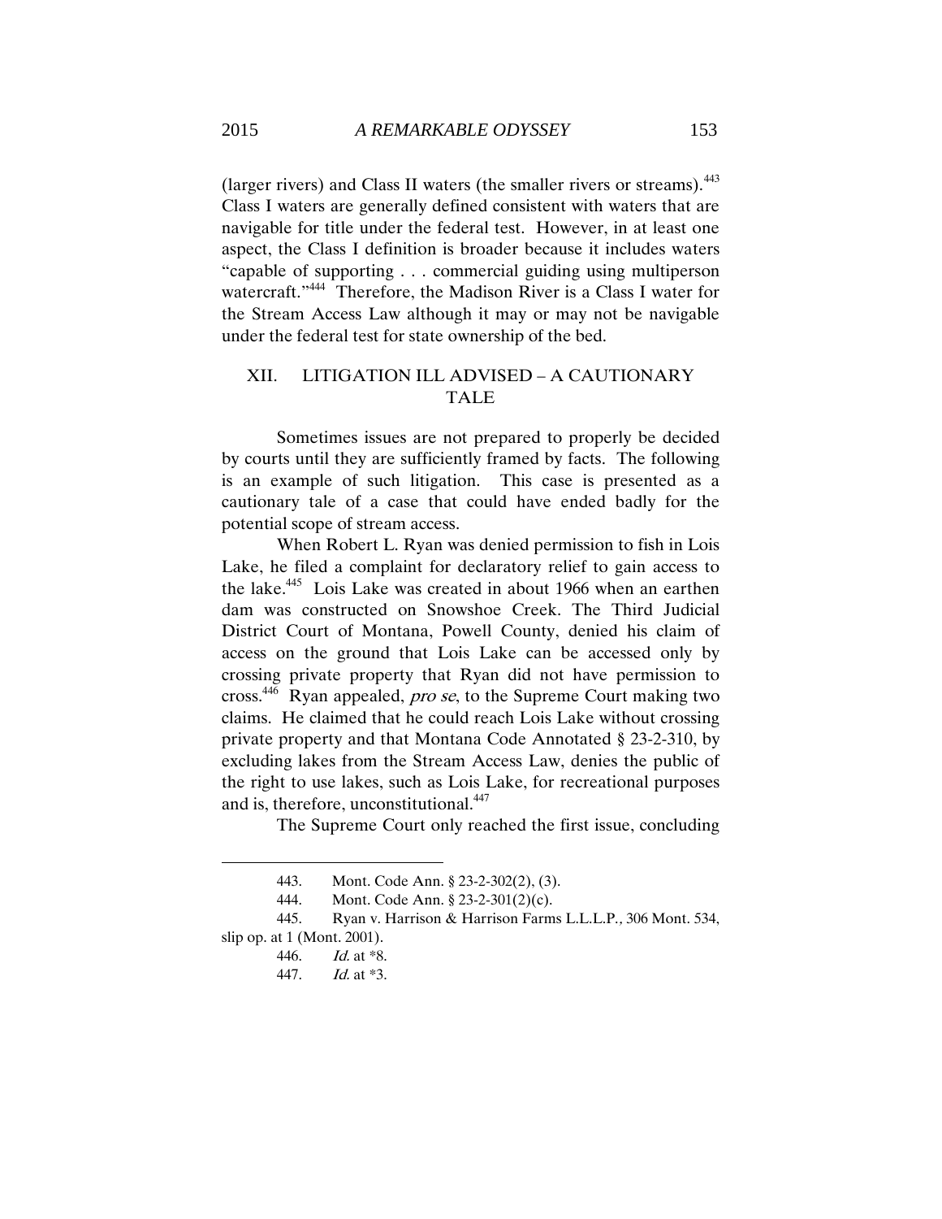(larger rivers) and Class II waters (the smaller rivers or streams).[443] Class I waters are generally defined consistent with waters that are navigable for title under the federal test. However, in at least one aspect, the Class I definition is broader because it includes waters "capable of supporting . . . commercial guiding using multiperson watercraft."[444] Therefore, the Madison River is a Class I water for the Stream Access Law although it may or may not be navigable under the federal test for state ownership of the bed.

## XII. LITIGATION ILL ADVISED – A CAUTIONARY TALE

Sometimes issues are not prepared to properly be decided by courts until they are sufficiently framed by facts. The following is an example of such litigation. This case is presented as a cautionary tale of a case that could have ended badly for the potential scope of stream access.

When Robert L. Ryan was denied permission to fish in Lois Lake, he filed a complaint for declaratory relief to gain access to the lake.[445] Lois Lake was created in about 1966 when an earthen dam was constructed on Snowshoe Creek. The Third Judicial District Court of Montana, Powell County, denied his claim of access on the ground that Lois Lake can be accessed only by crossing private property that Ryan did not have permission to cross.[446] Ryan appealed, *pro se*, to the Supreme Court making two claims. He claimed that he could reach Lois Lake without crossing private property and that Montana Code Annotated § 23-2-310, by excluding lakes from the Stream Access Law, denies the public of the right to use lakes, such as Lois Lake, for recreational purposes and is, therefore, unconstitutional.[447]

The Supreme Court only reached the first issue, concluding

---

443. Mont. Code Ann. § 23-2-302(2), (3).

444. Mont. Code Ann. § 23-2-301(2)(c).

445. Ryan v. Harrison & Harrison Farms L.L.L.P., 306 Mont. 534, slip op. at 1 (Mont. 2001).

446. *Id.* at *8.

447. *Id.* at *3.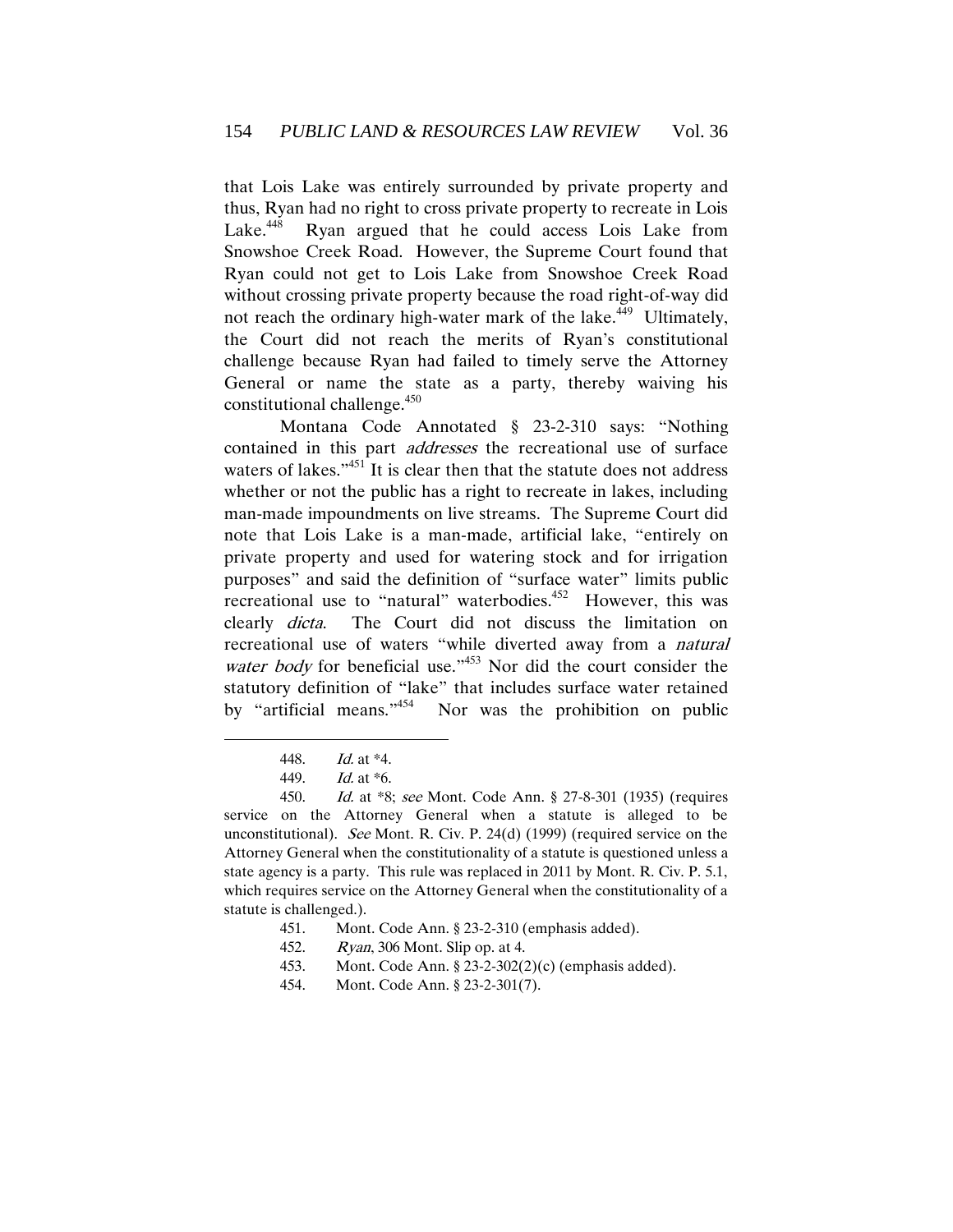that Lois Lake was entirely surrounded by private property and thus, Ryan had no right to cross private property to recreate in Lois Lake.[448] Ryan argued that he could access Lois Lake from Snowshoe Creek Road. However, the Supreme Court found that Ryan could not get to Lois Lake from Snowshoe Creek Road without crossing private property because the road right-of-way did not reach the ordinary high-water mark of the lake.[449] Ultimately, the Court did not reach the merits of Ryan's constitutional challenge because Ryan had failed to timely serve the Attorney General or name the state as a party, thereby waiving his constitutional challenge.[450]

Montana Code Annotated § 23-2-310 says: "Nothing contained in this part *addresses* the recreational use of surface waters of lakes."[451] It is clear then that the statute does not address whether or not the public has a right to recreate in lakes, including man-made impoundments on live streams. The Supreme Court did note that Lois Lake is a man-made, artificial lake, "entirely on private property and used for watering stock and for irrigation purposes" and said the definition of "surface water" limits public recreational use to "natural" waterbodies.[452] However, this was clearly *dicta*. The Court did not discuss the limitation on recreational use of waters "while diverted away from a *natural water body* for beneficial use."[453] Nor did the court consider the statutory definition of "lake" that includes surface water retained by "artificial means."[454] Nor was the prohibition on public

---

448. *Id.* at *4.

449. *Id.* at *6.

450. *Id.* at *8; *see* Mont. Code Ann. § 27-8-301 (1935) (requires service on the Attorney General when a statute is alleged to be unconstitutional). *See* Mont. R. Civ. P. 24(d) (1999) (required service on the Attorney General when the constitutionality of a statute is questioned unless a state agency is a party. This rule was replaced in 2011 by Mont. R. Civ. P. 5.1, which requires service on the Attorney General when the constitutionality of a statute is challenged.).

451. Mont. Code Ann. § 23-2-310 (emphasis added).

452. *Ryan*, 306 Mont. Slip op. at 4.

453. Mont. Code Ann. § 23-2-302(2)(c) (emphasis added).

454. Mont. Code Ann. § 23-2-301(7).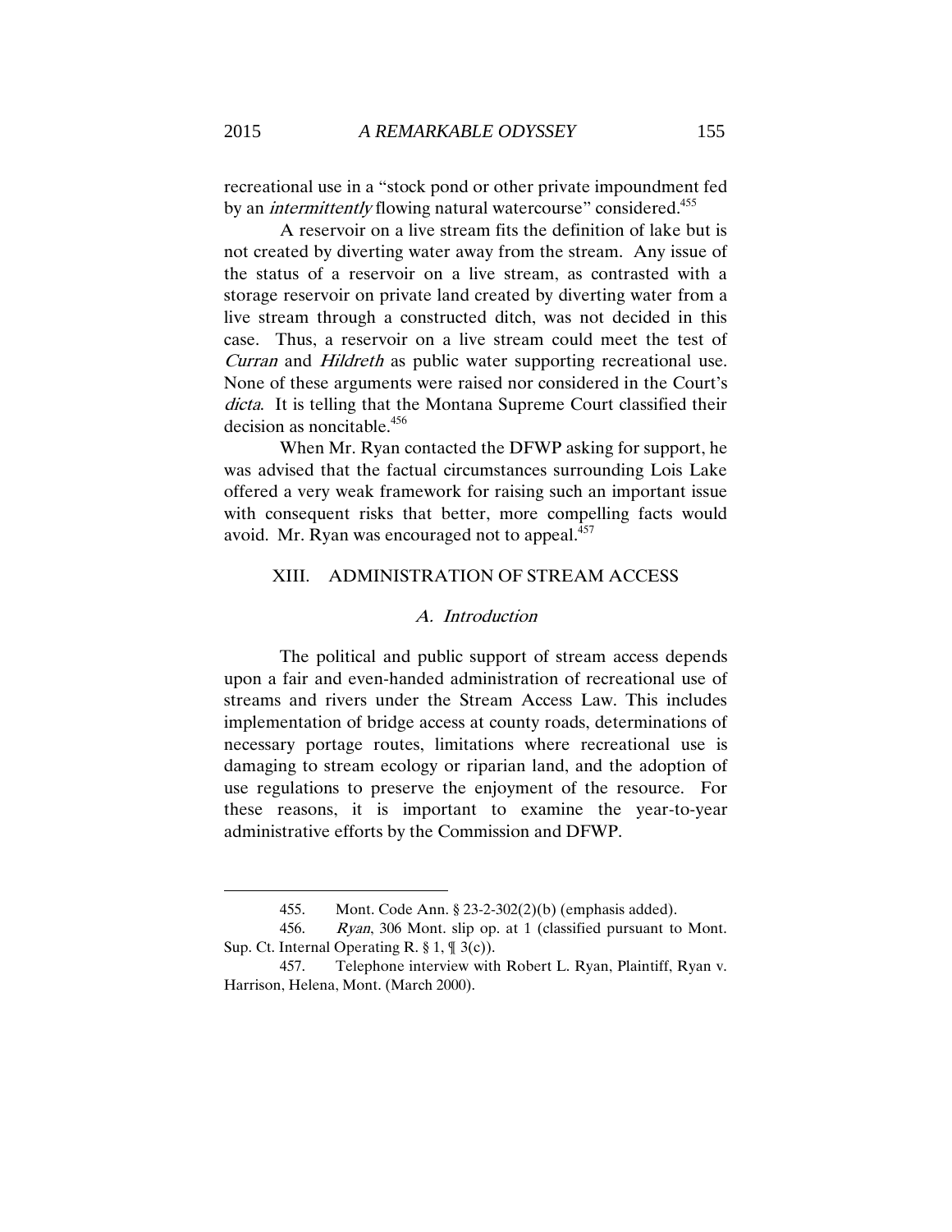recreational use in a "stock pond or other private impoundment fed by an *intermittently* flowing natural watercourse" considered.[455]

A reservoir on a live stream fits the definition of lake but is not created by diverting water away from the stream. Any issue of the status of a reservoir on a live stream, as contrasted with a storage reservoir on private land created by diverting water from a live stream through a constructed ditch, was not decided in this case. Thus, a reservoir on a live stream could meet the test of *Curran* and *Hildreth* as public water supporting recreational use. None of these arguments were raised nor considered in the Court's *dicta*. It is telling that the Montana Supreme Court classified their decision as noncitable.[456]

When Mr. Ryan contacted the DFWP asking for support, he was advised that the factual circumstances surrounding Lois Lake offered a very weak framework for raising such an important issue with consequent risks that better, more compelling facts would avoid. Mr. Ryan was encouraged not to appeal.[457]

## XIII. ADMINISTRATION OF STREAM ACCESS

### *A. Introduction*

The political and public support of stream access depends upon a fair and even-handed administration of recreational use of streams and rivers under the Stream Access Law. This includes implementation of bridge access at county roads, determinations of necessary portage routes, limitations where recreational use is damaging to stream ecology or riparian land, and the adoption of use regulations to preserve the enjoyment of the resource. For these reasons, it is important to examine the year-to-year administrative efforts by the Commission and DFWP.

---

455. Mont. Code Ann. § 23-2-302(2)(b) (emphasis added).

456. *Ryan*, 306 Mont. slip op. at 1 (classified pursuant to Mont. Sup. Ct. Internal Operating R. § 1, ¶ 3(c)).

457. Telephone interview with Robert L. Ryan, Plaintiff, Ryan v. Harrison, Helena, Mont. (March 2000).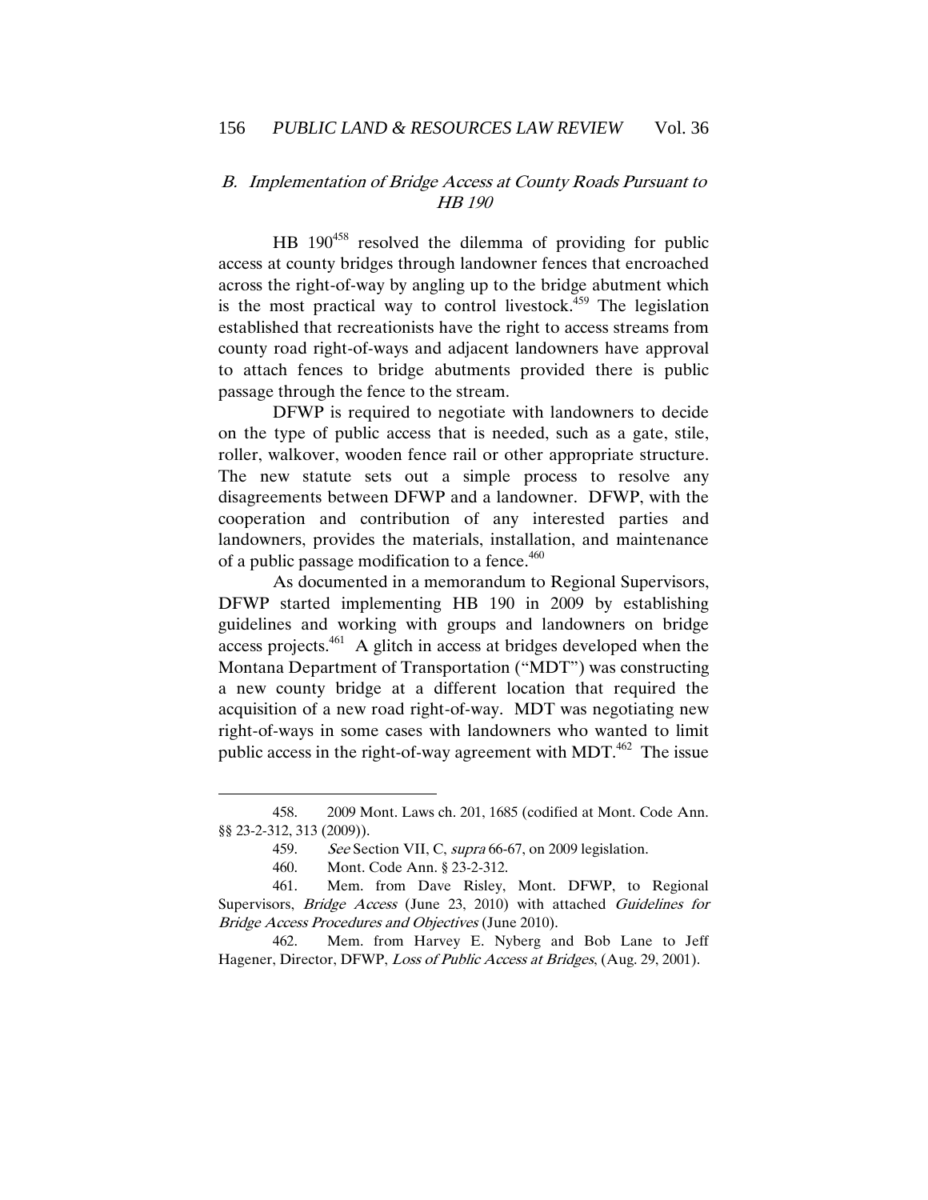### *B. Implementation of Bridge Access at County Roads Pursuant to HB 190*

HB 190[458] resolved the dilemma of providing for public access at county bridges through landowner fences that encroached across the right-of-way by angling up to the bridge abutment which is the most practical way to control livestock.[459] The legislation established that recreationists have the right to access streams from county road right-of-ways and adjacent landowners have approval to attach fences to bridge abutments provided there is public passage through the fence to the stream.

DFWP is required to negotiate with landowners to decide on the type of public access that is needed, such as a gate, stile, roller, walkover, wooden fence rail or other appropriate structure. The new statute sets out a simple process to resolve any disagreements between DFWP and a landowner. DFWP, with the cooperation and contribution of any interested parties and landowners, provides the materials, installation, and maintenance of a public passage modification to a fence.[460]

As documented in a memorandum to Regional Supervisors, DFWP started implementing HB 190 in 2009 by establishing guidelines and working with groups and landowners on bridge access projects.[461] A glitch in access at bridges developed when the Montana Department of Transportation ("MDT") was constructing a new county bridge at a different location that required the acquisition of a new road right-of-way. MDT was negotiating new right-of-ways in some cases with landowners who wanted to limit public access in the right-of-way agreement with MDT.[462] The issue

---

458. 2009 Mont. Laws ch. 201, 1685 (codified at Mont. Code Ann. §§ 23-2-312, 313 (2009)).

459. *See* Section VII, C, *supra* 66-67, on 2009 legislation.

460. Mont. Code Ann. § 23-2-312.

461. Mem. from Dave Risley, Mont. DFWP, to Regional Supervisors, *Bridge Access* (June 23, 2010) with attached *Guidelines for Bridge Access Procedures and Objectives* (June 2010).

462. Mem. from Harvey E. Nyberg and Bob Lane to Jeff Hagener, Director, DFWP, *Loss of Public Access at Bridges*, (Aug. 29, 2001).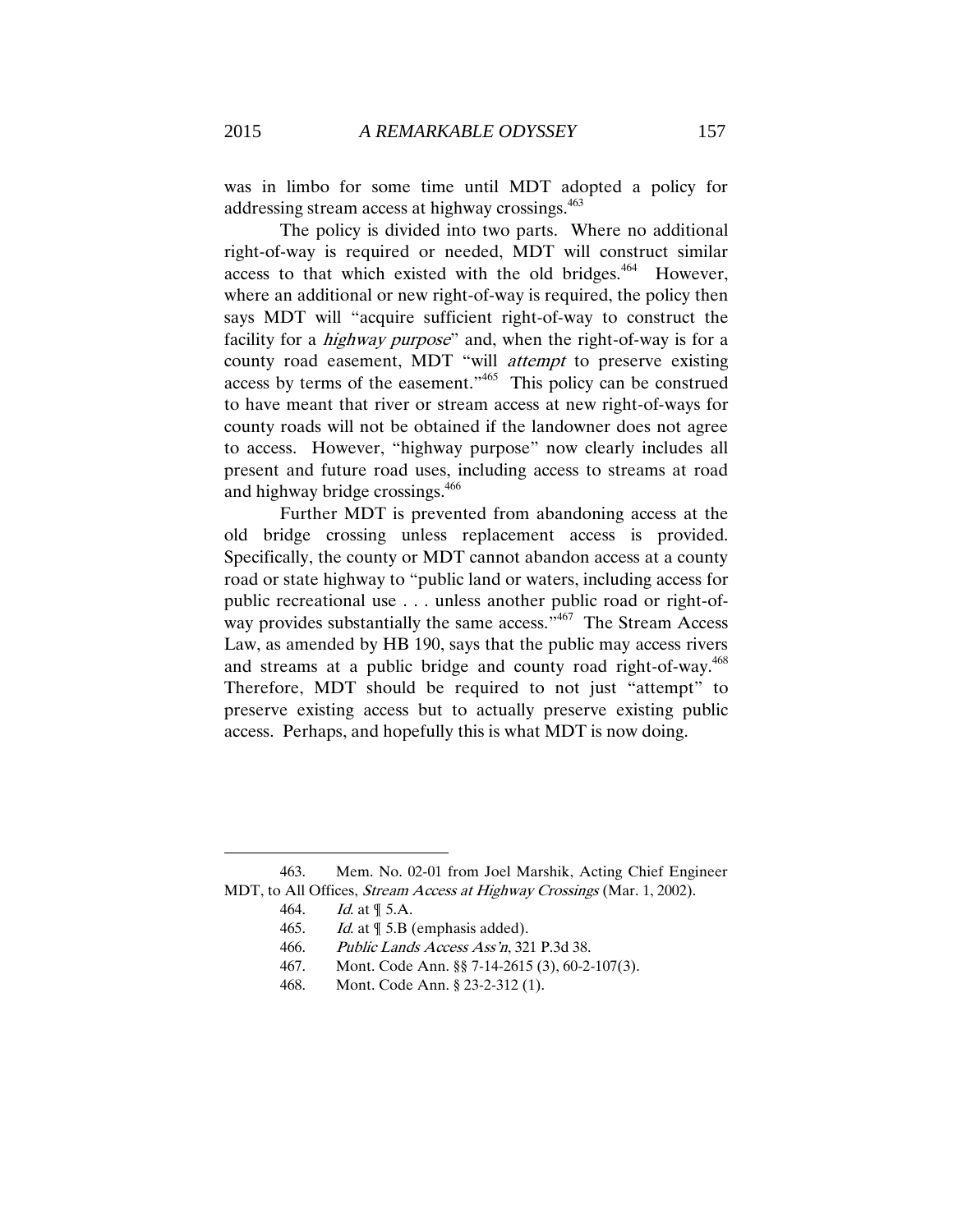was in limbo for some time until MDT adopted a policy for addressing stream access at highway crossings.[463]

The policy is divided into two parts. Where no additional right-of-way is required or needed, MDT will construct similar access to that which existed with the old bridges.[464] However, where an additional or new right-of-way is required, the policy then says MDT will "acquire sufficient right-of-way to construct the facility for a *highway purpose*" and, when the right-of-way is for a county road easement, MDT "will *attempt* to preserve existing access by terms of the easement."[465] This policy can be construed to have meant that river or stream access at new right-of-ways for county roads will not be obtained if the landowner does not agree to access. However, "highway purpose" now clearly includes all present and future road uses, including access to streams at road and highway bridge crossings.[466]

Further MDT is prevented from abandoning access at the old bridge crossing unless replacement access is provided. Specifically, the county or MDT cannot abandon access at a county road or state highway to "public land or waters, including access for public recreational use . . . unless another public road or right-of-way provides substantially the same access."[467] The Stream Access Law, as amended by HB 190, says that the public may access rivers and streams at a public bridge and county road right-of-way.[468] Therefore, MDT should be required to not just "attempt" to preserve existing access but to actually preserve existing public access. Perhaps, and hopefully this is what MDT is now doing.

---

463. Mem. No. 02-01 from Joel Marshik, Acting Chief Engineer MDT, to All Offices, *Stream Access at Highway Crossings* (Mar. 1, 2002).

464. *Id.* at ¶ 5.A.

465. *Id.* at ¶ 5.B (emphasis added).

466. *Public Lands Access Ass'n*, 321 P.3d 38.

467. Mont. Code Ann. §§ 7-14-2615 (3), 60-2-107(3).

468. Mont. Code Ann. § 23-2-312 (1).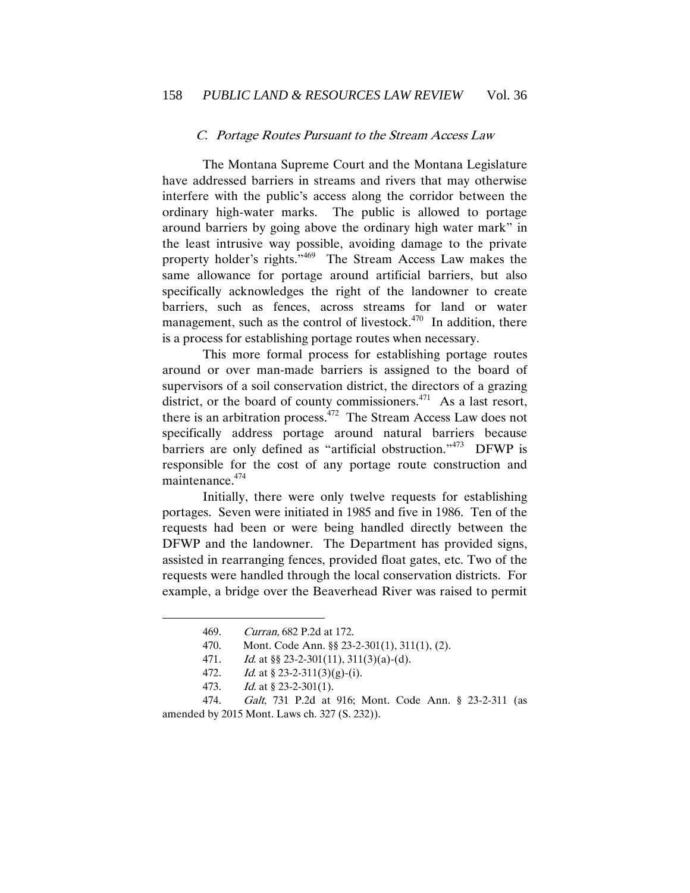### C. Portage Routes Pursuant to the Stream Access Law

The Montana Supreme Court and the Montana Legislature have addressed barriers in streams and rivers that may otherwise interfere with the public's access along the corridor between the ordinary high-water marks. The public is allowed to portage around barriers by going above the ordinary high water mark" in the least intrusive way possible, avoiding damage to the private property holder's rights."[469] The Stream Access Law makes the same allowance for portage around artificial barriers, but also specifically acknowledges the right of the landowner to create barriers, such as fences, across streams for land or water management, such as the control of livestock.[470] In addition, there is a process for establishing portage routes when necessary.

This more formal process for establishing portage routes around or over man-made barriers is assigned to the board of supervisors of a soil conservation district, the directors of a grazing district, or the board of county commissioners.[471] As a last resort, there is an arbitration process.[472] The Stream Access Law does not specifically address portage around natural barriers because barriers are only defined as "artificial obstruction."[473] DFWP is responsible for the cost of any portage route construction and maintenance.[474]

Initially, there were only twelve requests for establishing portages. Seven were initiated in 1985 and five in 1986. Ten of the requests had been or were being handled directly between the DFWP and the landowner. The Department has provided signs, assisted in rearranging fences, provided float gates, etc. Two of the requests were handled through the local conservation districts. For example, a bridge over the Beaverhead River was raised to permit

---

469. *Curran,* 682 P.2d at 172.

470. Mont. Code Ann. §§ 23-2-301(1), 311(1), (2).

471. *Id.* at §§ 23-2-301(11), 311(3)(a)-(d).

472. *Id.* at § 23-2-311(3)(g)-(i).

473. *Id.* at § 23-2-301(1).

474. *Galt*, 731 P.2d at 916; Mont. Code Ann. § 23-2-311 (as amended by 2015 Mont. Laws ch. 327 (S. 232)).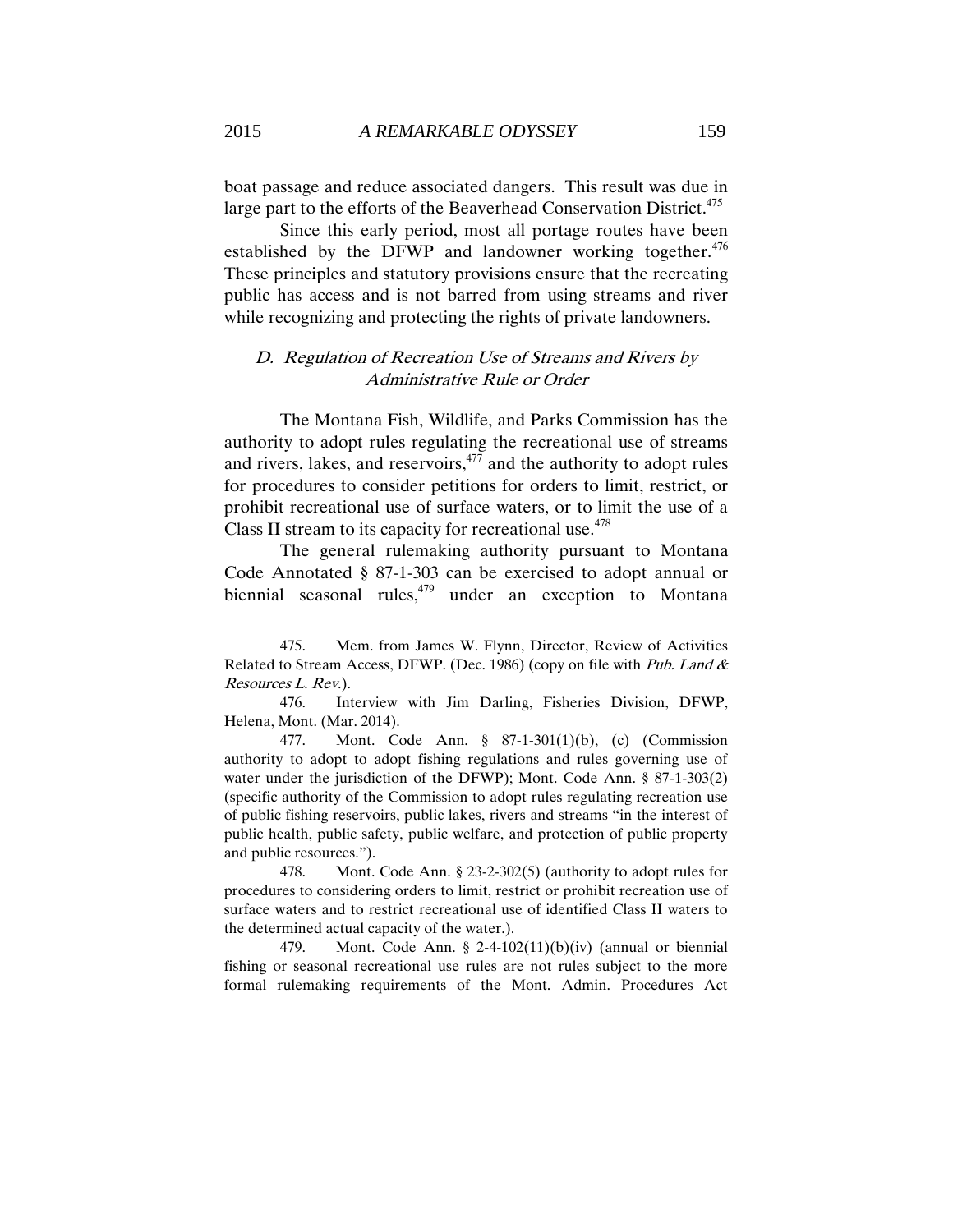boat passage and reduce associated dangers. This result was due in large part to the efforts of the Beaverhead Conservation District.[475]

Since this early period, most all portage routes have been established by the DFWP and landowner working together.[476] These principles and statutory provisions ensure that the recreating public has access and is not barred from using streams and river while recognizing and protecting the rights of private landowners.

### *D. Regulation of Recreation Use of Streams and Rivers by Administrative Rule or Order*

The Montana Fish, Wildlife, and Parks Commission has the authority to adopt rules regulating the recreational use of streams and rivers, lakes, and reservoirs,[477] and the authority to adopt rules for procedures to consider petitions for orders to limit, restrict, or prohibit recreational use of surface waters, or to limit the use of a Class II stream to its capacity for recreational use.[478]

The general rulemaking authority pursuant to Montana Code Annotated § 87-1-303 can be exercised to adopt annual or biennial seasonal rules,[479] under an exception to Montana

---

475. Mem. from James W. Flynn, Director, Review of Activities Related to Stream Access, DFWP. (Dec. 1986) (copy on file with *Pub. Land & Resources L. Rev.*).

476. Interview with Jim Darling, Fisheries Division, DFWP, Helena, Mont. (Mar. 2014).

477. Mont. Code Ann. § 87-1-301(1)(b), (c) (Commission authority to adopt to adopt fishing regulations and rules governing use of water under the jurisdiction of the DFWP); Mont. Code Ann. § 87-1-303(2) (specific authority of the Commission to adopt rules regulating recreation use of public fishing reservoirs, public lakes, rivers and streams "in the interest of public health, public safety, public welfare, and protection of public property and public resources.").

478. Mont. Code Ann. § 23-2-302(5) (authority to adopt rules for procedures to considering orders to limit, restrict or prohibit recreation use of surface waters and to restrict recreational use of identified Class II waters to the determined actual capacity of the water.).

479. Mont. Code Ann. § 2-4-102(11)(b)(iv) (annual or biennial fishing or seasonal recreational use rules are not rules subject to the more formal rulemaking requirements of the Mont. Admin. Procedures Act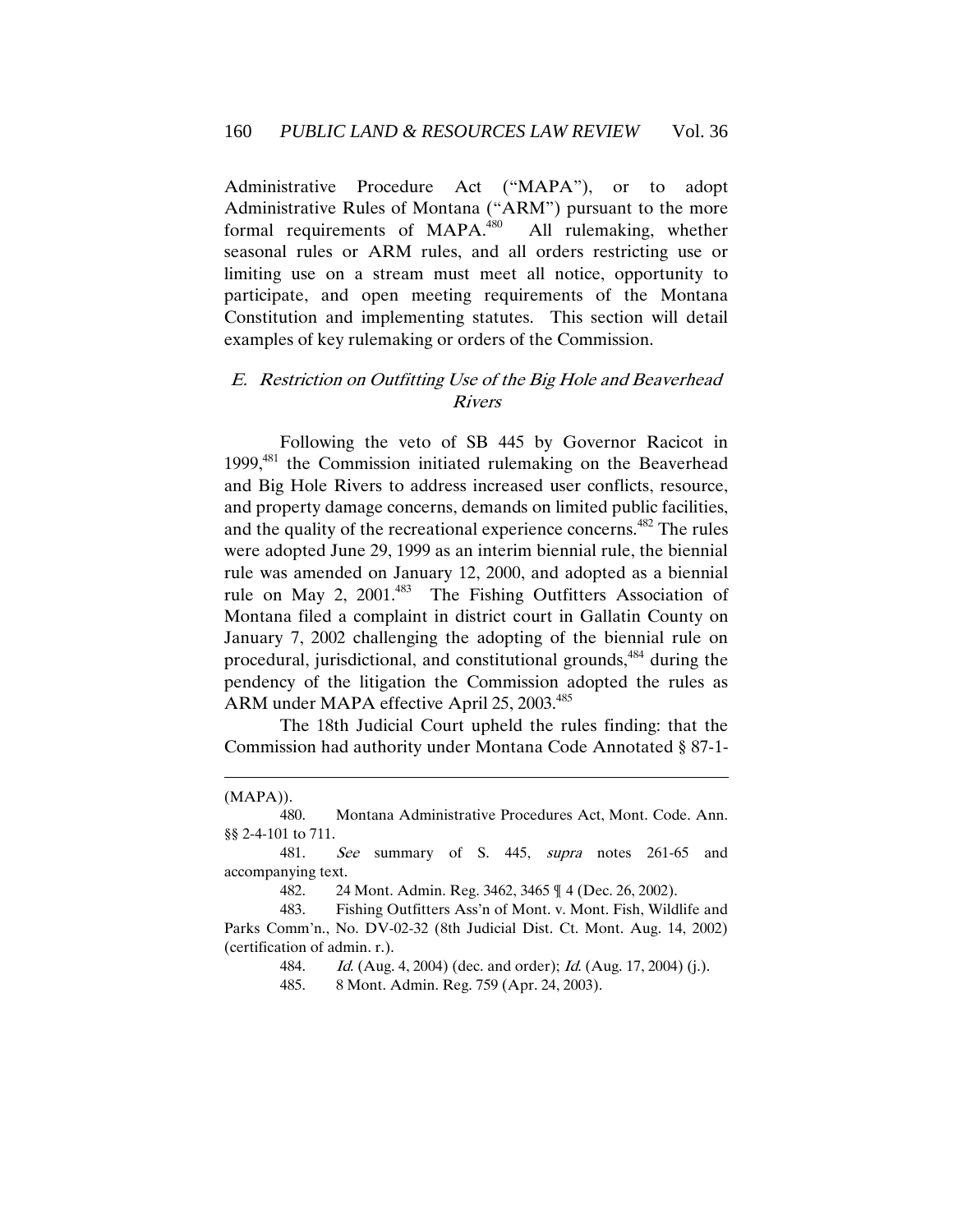Administrative Procedure Act ("MAPA"), or to adopt Administrative Rules of Montana ("ARM") pursuant to the more formal requirements of MAPA.[480] All rulemaking, whether seasonal rules or ARM rules, and all orders restricting use or limiting use on a stream must meet all notice, opportunity to participate, and open meeting requirements of the Montana Constitution and implementing statutes. This section will detail examples of key rulemaking or orders of the Commission.

### *E. Restriction on Outfitting Use of the Big Hole and Beaverhead Rivers*

Following the veto of SB 445 by Governor Racicot in 1999,[481] the Commission initiated rulemaking on the Beaverhead and Big Hole Rivers to address increased user conflicts, resource, and property damage concerns, demands on limited public facilities, and the quality of the recreational experience concerns.[482] The rules were adopted June 29, 1999 as an interim biennial rule, the biennial rule was amended on January 12, 2000, and adopted as a biennial rule on May 2, 2001.[483] The Fishing Outfitters Association of Montana filed a complaint in district court in Gallatin County on January 7, 2002 challenging the adopting of the biennial rule on procedural, jurisdictional, and constitutional grounds,[484] during the pendency of the litigation the Commission adopted the rules as ARM under MAPA effective April 25, 2003.[485]

The 18th Judicial Court upheld the rules finding: that the Commission had authority under Montana Code Annotated § 87-1-

---

(MAPA)).

480. Montana Administrative Procedures Act, Mont. Code. Ann. §§ 2-4-101 to 711.

481. *See* summary of S. 445, *supra* notes 261-65 and accompanying text.

482. 24 Mont. Admin. Reg. 3462, 3465 ¶ 4 (Dec. 26, 2002).

483. Fishing Outfitters Ass'n of Mont. v. Mont. Fish, Wildlife and Parks Comm'n., No. DV-02-32 (8th Judicial Dist. Ct. Mont. Aug. 14, 2002) (certification of admin. r.).

484. *Id.* (Aug. 4, 2004) (dec. and order); *Id.* (Aug. 17, 2004) (j.).

485. 8 Mont. Admin. Reg. 759 (Apr. 24, 2003).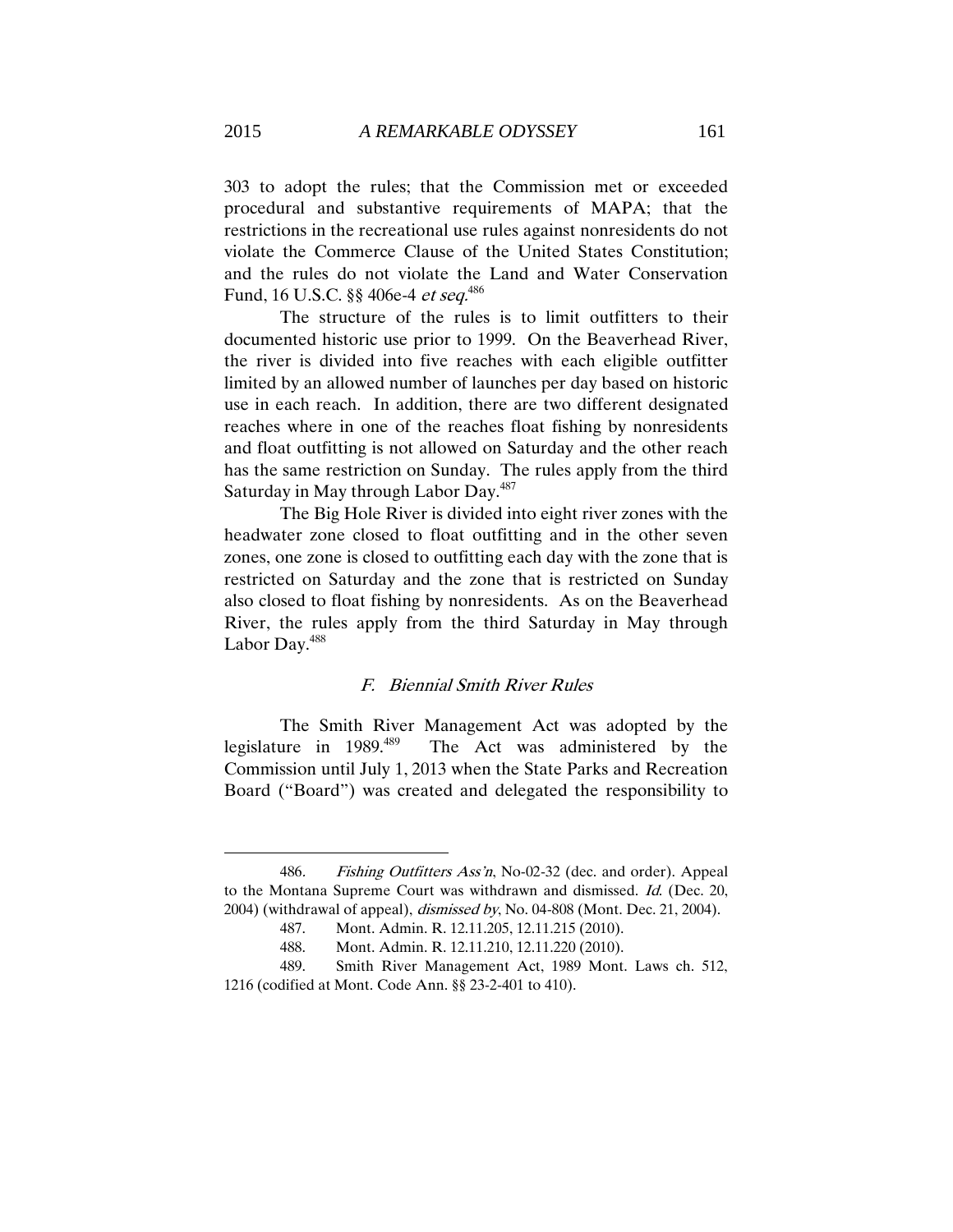303 to adopt the rules; that the Commission met or exceeded procedural and substantive requirements of MAPA; that the restrictions in the recreational use rules against nonresidents do not violate the Commerce Clause of the United States Constitution; and the rules do not violate the Land and Water Conservation Fund, 16 U.S.C. §§ 406e-4 *et seq.*[486]

The structure of the rules is to limit outfitters to their documented historic use prior to 1999. On the Beaverhead River, the river is divided into five reaches with each eligible outfitter limited by an allowed number of launches per day based on historic use in each reach. In addition, there are two different designated reaches where in one of the reaches float fishing by nonresidents and float outfitting is not allowed on Saturday and the other reach has the same restriction on Sunday. The rules apply from the third Saturday in May through Labor Day.[487]

The Big Hole River is divided into eight river zones with the headwater zone closed to float outfitting and in the other seven zones, one zone is closed to outfitting each day with the zone that is restricted on Saturday and the zone that is restricted on Sunday also closed to float fishing by nonresidents. As on the Beaverhead River, the rules apply from the third Saturday in May through Labor Day.[488]

### *F. Biennial Smith River Rules*

The Smith River Management Act was adopted by the legislature in 1989.[489] The Act was administered by the Commission until July 1, 2013 when the State Parks and Recreation Board ("Board") was created and delegated the responsibility to

---

486. *Fishing Outfitters Ass'n*, No-02-32 (dec. and order). Appeal to the Montana Supreme Court was withdrawn and dismissed. *Id.* (Dec. 20, 2004) (withdrawal of appeal), *dismissed by*, No. 04-808 (Mont. Dec. 21, 2004).

487. Mont. Admin. R. 12.11.205, 12.11.215 (2010).

488. Mont. Admin. R. 12.11.210, 12.11.220 (2010).

489. Smith River Management Act, 1989 Mont. Laws ch. 512, 1216 (codified at Mont. Code Ann. §§ 23-2-401 to 410).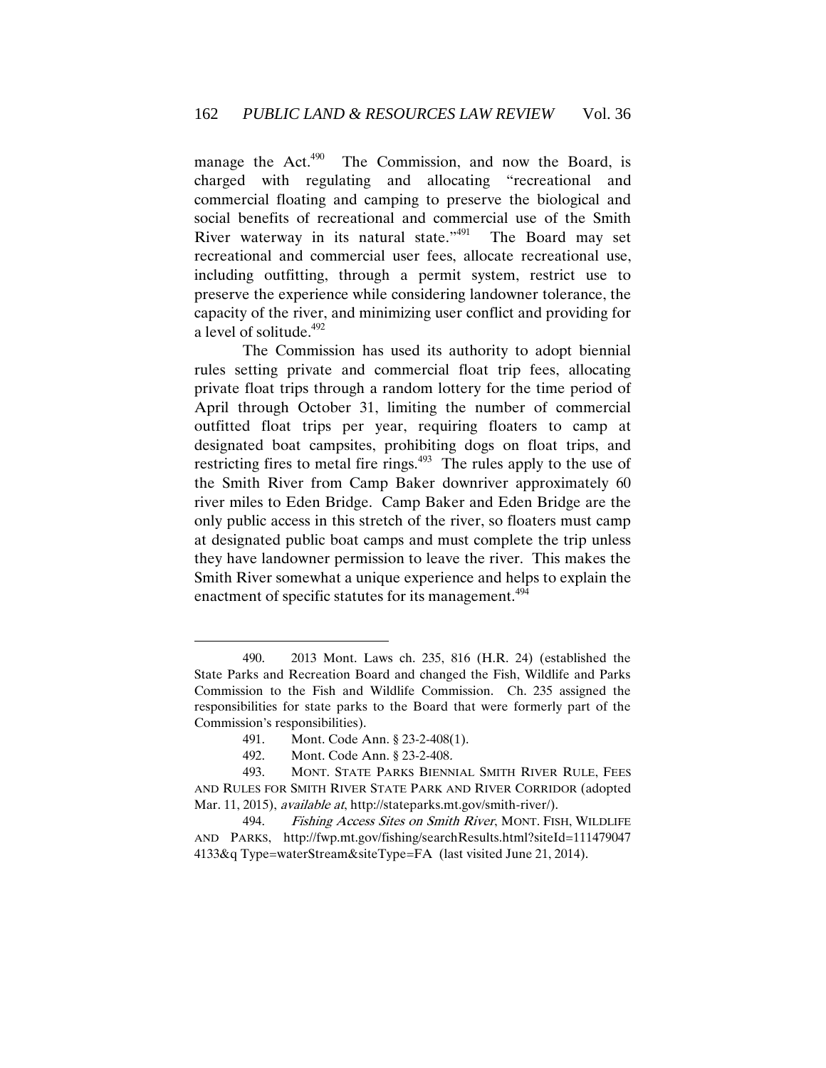manage the Act.[490] The Commission, and now the Board, is charged with regulating and allocating "recreational and commercial floating and camping to preserve the biological and social benefits of recreational and commercial use of the Smith River waterway in its natural state."[491] The Board may set recreational and commercial user fees, allocate recreational use, including outfitting, through a permit system, restrict use to preserve the experience while considering landowner tolerance, the capacity of the river, and minimizing user conflict and providing for a level of solitude.[492]

The Commission has used its authority to adopt biennial rules setting private and commercial float trip fees, allocating private float trips through a random lottery for the time period of April through October 31, limiting the number of commercial outfitted float trips per year, requiring floaters to camp at designated boat campsites, prohibiting dogs on float trips, and restricting fires to metal fire rings.[493] The rules apply to the use of the Smith River from Camp Baker downriver approximately 60 river miles to Eden Bridge. Camp Baker and Eden Bridge are the only public access in this stretch of the river, so floaters must camp at designated public boat camps and must complete the trip unless they have landowner permission to leave the river. This makes the Smith River somewhat a unique experience and helps to explain the enactment of specific statutes for its management.[494]

---

490. 2013 Mont. Laws ch. 235, 816 (H.R. 24) (established the State Parks and Recreation Board and changed the Fish, Wildlife and Parks Commission to the Fish and Wildlife Commission. Ch. 235 assigned the responsibilities for state parks to the Board that were formerly part of the Commission's responsibilities).

491. Mont. Code Ann. § 23-2-408(1).

492. Mont. Code Ann. § 23-2-408.

493. MONT. STATE PARKS BIENNIAL SMITH RIVER RULE, FEES AND RULES FOR SMITH RIVER STATE PARK AND RIVER CORRIDOR (adopted Mar. 11, 2015), *available at*, http://stateparks.mt.gov/smith-river/).

494. *Fishing Access Sites on Smith River*, MONT. FISH, WILDLIFE AND PARKS, http://fwp.mt.gov/fishing/searchResults.html?siteId=111479047 4133&q Type=waterStream&siteType=FA (last visited June 21, 2014).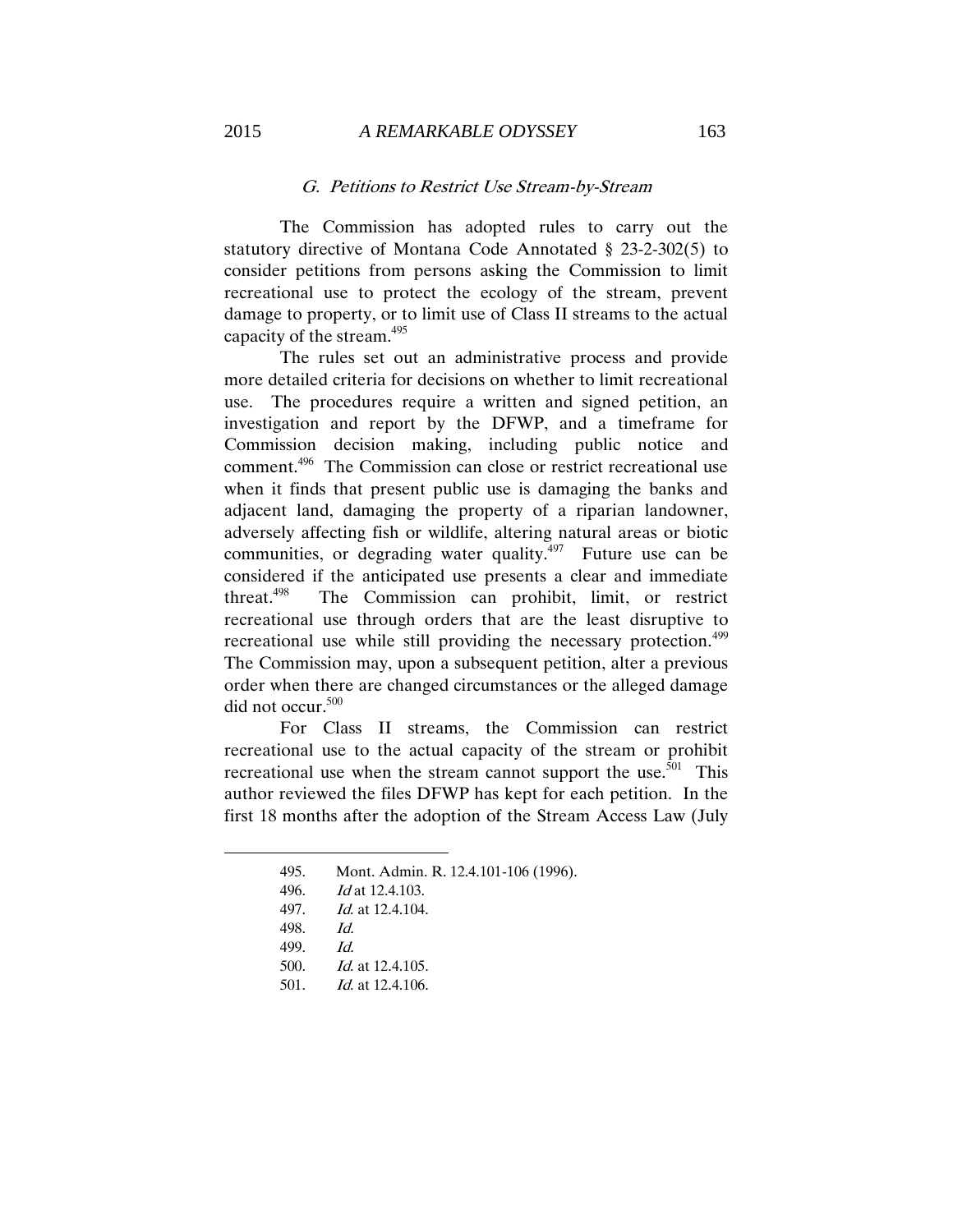### *G. Petitions to Restrict Use Stream-by-Stream*

The Commission has adopted rules to carry out the statutory directive of Montana Code Annotated § 23-2-302(5) to consider petitions from persons asking the Commission to limit recreational use to protect the ecology of the stream, prevent damage to property, or to limit use of Class II streams to the actual capacity of the stream.[495]

The rules set out an administrative process and provide more detailed criteria for decisions on whether to limit recreational use. The procedures require a written and signed petition, an investigation and report by the DFWP, and a timeframe for Commission decision making, including public notice and comment.[496] The Commission can close or restrict recreational use when it finds that present public use is damaging the banks and adjacent land, damaging the property of a riparian landowner, adversely affecting fish or wildlife, altering natural areas or biotic communities, or degrading water quality.[497] Future use can be considered if the anticipated use presents a clear and immediate threat.[498] The Commission can prohibit, limit, or restrict recreational use through orders that are the least disruptive to recreational use while still providing the necessary protection.[499] The Commission may, upon a subsequent petition, alter a previous order when there are changed circumstances or the alleged damage did not occur.[500]

For Class II streams, the Commission can restrict recreational use to the actual capacity of the stream or prohibit recreational use when the stream cannot support the use.[501] This author reviewed the files DFWP has kept for each petition. In the first 18 months after the adoption of the Stream Access Law (July

---

495. Mont. Admin. R. 12.4.101-106 (1996).

496. *Id* at 12.4.103.

497. *Id.* at 12.4.104.

498. *Id.*

499. *Id.*

500. *Id.* at 12.4.105.

501. *Id.* at 12.4.106.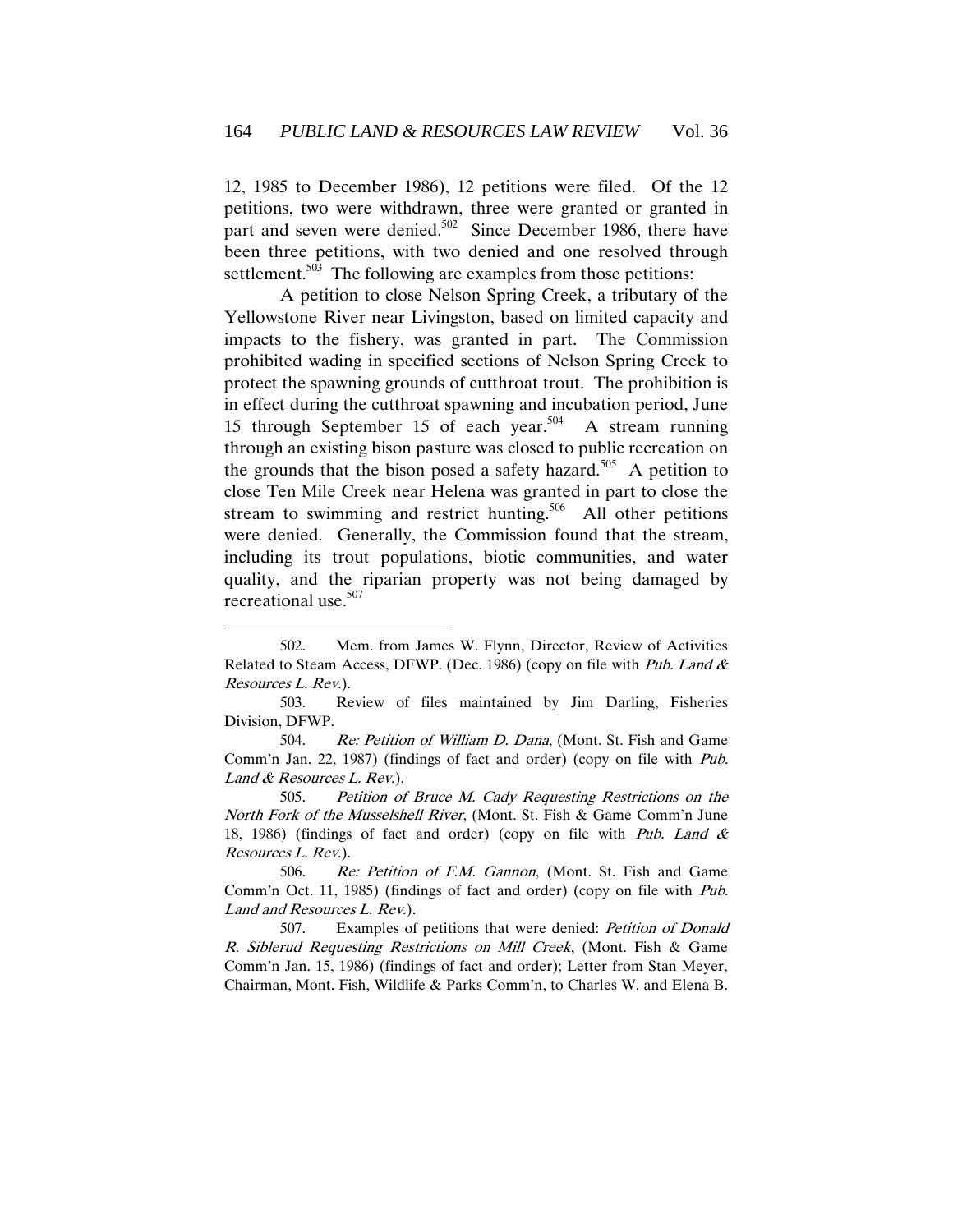12, 1985 to December 1986), 12 petitions were filed. Of the 12 petitions, two were withdrawn, three were granted or granted in part and seven were denied.[502] Since December 1986, there have been three petitions, with two denied and one resolved through settlement.[503] The following are examples from those petitions:

A petition to close Nelson Spring Creek, a tributary of the Yellowstone River near Livingston, based on limited capacity and impacts to the fishery, was granted in part. The Commission prohibited wading in specified sections of Nelson Spring Creek to protect the spawning grounds of cutthroat trout. The prohibition is in effect during the cutthroat spawning and incubation period, June 15 through September 15 of each year.[504] A stream running through an existing bison pasture was closed to public recreation on the grounds that the bison posed a safety hazard.[505] A petition to close Ten Mile Creek near Helena was granted in part to close the stream to swimming and restrict hunting.[506] All other petitions were denied. Generally, the Commission found that the stream, including its trout populations, biotic communities, and water quality, and the riparian property was not being damaged by recreational use.[507]

---

502. Mem. from James W. Flynn, Director, Review of Activities Related to Steam Access, DFWP. (Dec. 1986) (copy on file with *Pub. Land & Resources L. Rev.*).

503. Review of files maintained by Jim Darling, Fisheries Division, DFWP.

504. *Re: Petition of William D. Dana*, (Mont. St. Fish and Game Comm'n Jan. 22, 1987) (findings of fact and order) (copy on file with *Pub. Land & Resources L. Rev.*).

505. *Petition of Bruce M. Cady Requesting Restrictions on the North Fork of the Musselshell River*, (Mont. St. Fish & Game Comm'n June 18, 1986) (findings of fact and order) (copy on file with *Pub. Land & Resources L. Rev.*).

506. *Re: Petition of F.M. Gannon*, (Mont. St. Fish and Game Comm'n Oct. 11, 1985) (findings of fact and order) (copy on file with *Pub. Land and Resources L. Rev.*).

507. Examples of petitions that were denied: *Petition of Donald R. Siblerud Requesting Restrictions on Mill Creek*, (Mont. Fish & Game Comm'n Jan. 15, 1986) (findings of fact and order); Letter from Stan Meyer, Chairman, Mont. Fish, Wildlife & Parks Comm'n, to Charles W. and Elena B.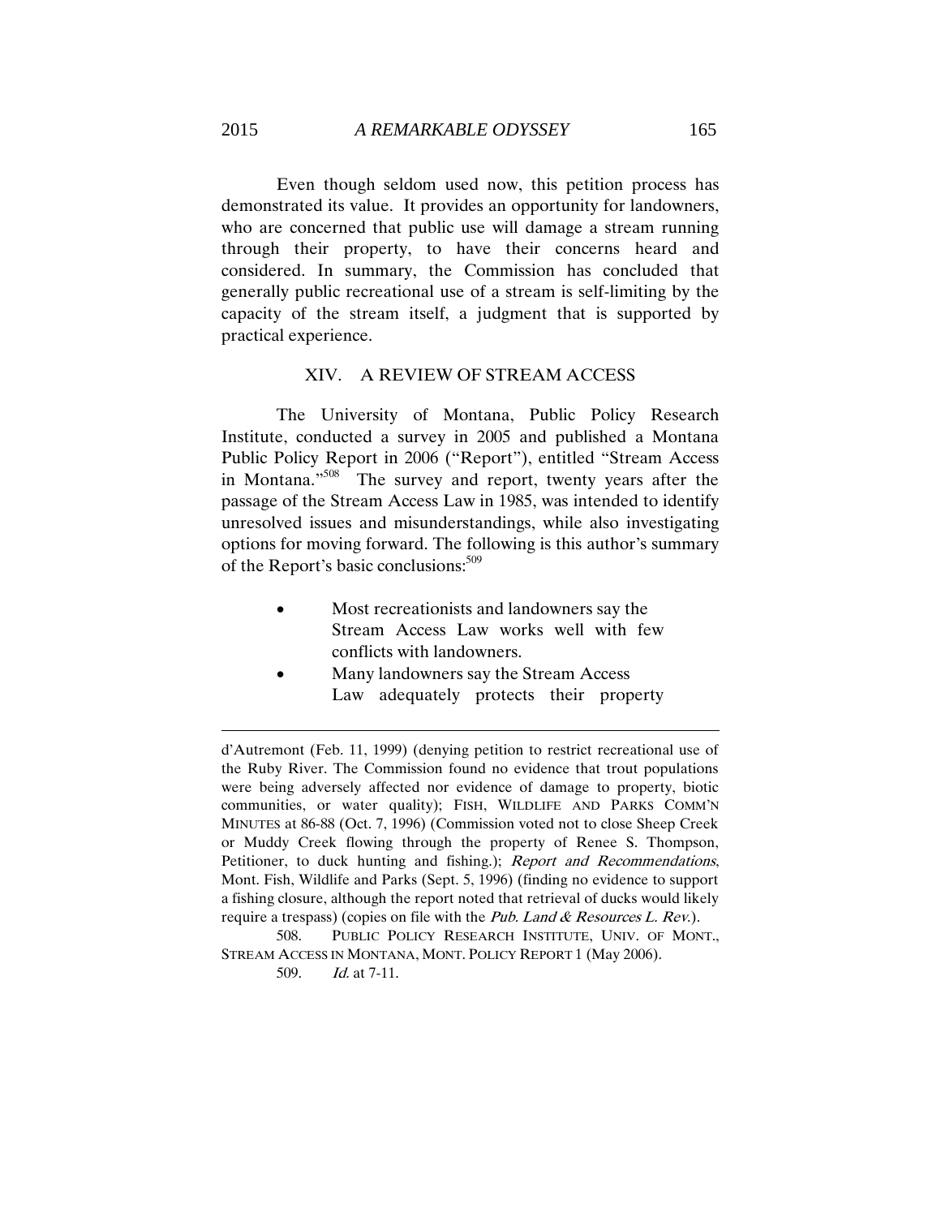Even though seldom used now, this petition process has demonstrated its value. It provides an opportunity for landowners, who are concerned that public use will damage a stream running through their property, to have their concerns heard and considered. In summary, the Commission has concluded that generally public recreational use of a stream is self-limiting by the capacity of the stream itself, a judgment that is supported by practical experience.

## XIV. A REVIEW OF STREAM ACCESS

The University of Montana, Public Policy Research Institute, conducted a survey in 2005 and published a Montana Public Policy Report in 2006 ("Report"), entitled "Stream Access in Montana."[508] The survey and report, twenty years after the passage of the Stream Access Law in 1985, was intended to identify unresolved issues and misunderstandings, while also investigating options for moving forward. The following is this author's summary of the Report's basic conclusions:[509]

- Most recreationists and landowners say the Stream Access Law works well with few conflicts with landowners.
- Many landowners say the Stream Access Law adequately protects their property

---

d'Autremont (Feb. 11, 1999) (denying petition to restrict recreational use of the Ruby River. The Commission found no evidence that trout populations were being adversely affected nor evidence of damage to property, biotic communities, or water quality); FISH, WILDLIFE AND PARKS COMM'N MINUTES at 86-88 (Oct. 7, 1996) (Commission voted not to close Sheep Creek or Muddy Creek flowing through the property of Renee S. Thompson, Petitioner, to duck hunting and fishing.); *Report and Recommendations*, Mont. Fish, Wildlife and Parks (Sept. 5, 1996) (finding no evidence to support a fishing closure, although the report noted that retrieval of ducks would likely require a trespass) (copies on file with the *Pub. Land & Resources L. Rev.*).

508. PUBLIC POLICY RESEARCH INSTITUTE, UNIV. OF MONT., STREAM ACCESS IN MONTANA, MONT. POLICY REPORT 1 (May 2006).

509. *Id.* at 7-11.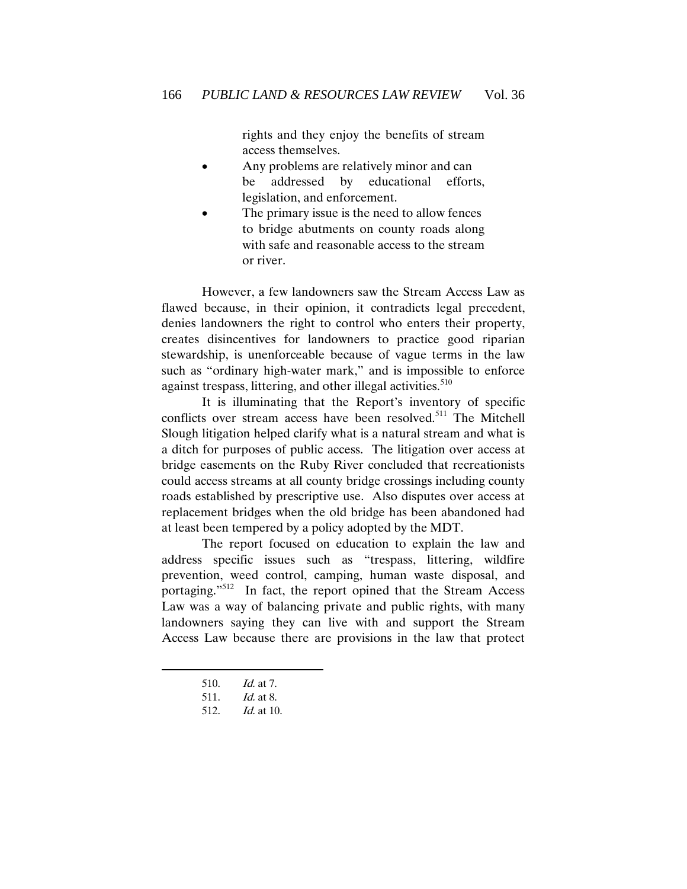rights and they enjoy the benefits of stream access themselves.

- Any problems are relatively minor and can be addressed by educational efforts, legislation, and enforcement.
- The primary issue is the need to allow fences to bridge abutments on county roads along with safe and reasonable access to the stream or river.

However, a few landowners saw the Stream Access Law as flawed because, in their opinion, it contradicts legal precedent, denies landowners the right to control who enters their property, creates disincentives for landowners to practice good riparian stewardship, is unenforceable because of vague terms in the law such as "ordinary high-water mark," and is impossible to enforce against trespass, littering, and other illegal activities.[510]

It is illuminating that the Report's inventory of specific conflicts over stream access have been resolved.[511] The Mitchell Slough litigation helped clarify what is a natural stream and what is a ditch for purposes of public access. The litigation over access at bridge easements on the Ruby River concluded that recreationists could access streams at all county bridge crossings including county roads established by prescriptive use. Also disputes over access at replacement bridges when the old bridge has been abandoned had at least been tempered by a policy adopted by the MDT.

The report focused on education to explain the law and address specific issues such as "trespass, littering, wildfire prevention, weed control, camping, human waste disposal, and portaging."[512] In fact, the report opined that the Stream Access Law was a way of balancing private and public rights, with many landowners saying they can live with and support the Stream Access Law because there are provisions in the law that protect

---

510. *Id.* at 7.
511. *Id.* at 8.
512. *Id.* at 10.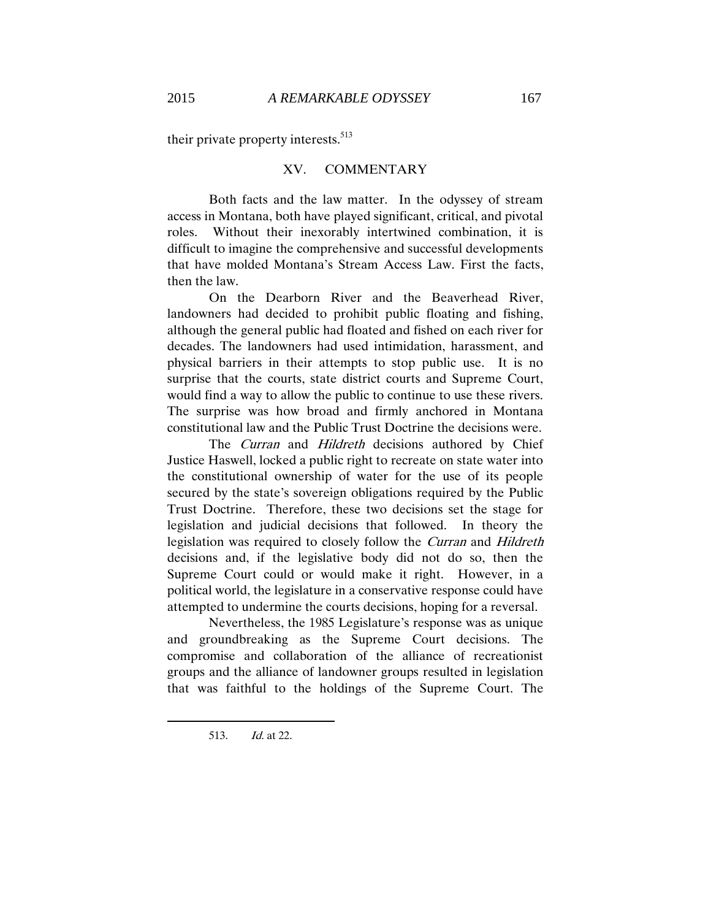their private property interests.[513]

## XV. COMMENTARY

Both facts and the law matter. In the odyssey of stream access in Montana, both have played significant, critical, and pivotal roles. Without their inexorably intertwined combination, it is difficult to imagine the comprehensive and successful developments that have molded Montana's Stream Access Law. First the facts, then the law.

On the Dearborn River and the Beaverhead River, landowners had decided to prohibit public floating and fishing, although the general public had floated and fished on each river for decades. The landowners had used intimidation, harassment, and physical barriers in their attempts to stop public use. It is no surprise that the courts, state district courts and Supreme Court, would find a way to allow the public to continue to use these rivers. The surprise was how broad and firmly anchored in Montana constitutional law and the Public Trust Doctrine the decisions were.

The *Curran* and *Hildreth* decisions authored by Chief Justice Haswell, locked a public right to recreate on state water into the constitutional ownership of water for the use of its people secured by the state's sovereign obligations required by the Public Trust Doctrine. Therefore, these two decisions set the stage for legislation and judicial decisions that followed. In theory the legislation was required to closely follow the *Curran* and *Hildreth* decisions and, if the legislative body did not do so, then the Supreme Court could or would make it right. However, in a political world, the legislature in a conservative response could have attempted to undermine the courts decisions, hoping for a reversal.

Nevertheless, the 1985 Legislature's response was as unique and groundbreaking as the Supreme Court decisions. The compromise and collaboration of the alliance of recreationist groups and the alliance of landowner groups resulted in legislation that was faithful to the holdings of the Supreme Court. The

---

513. *Id.* at 22.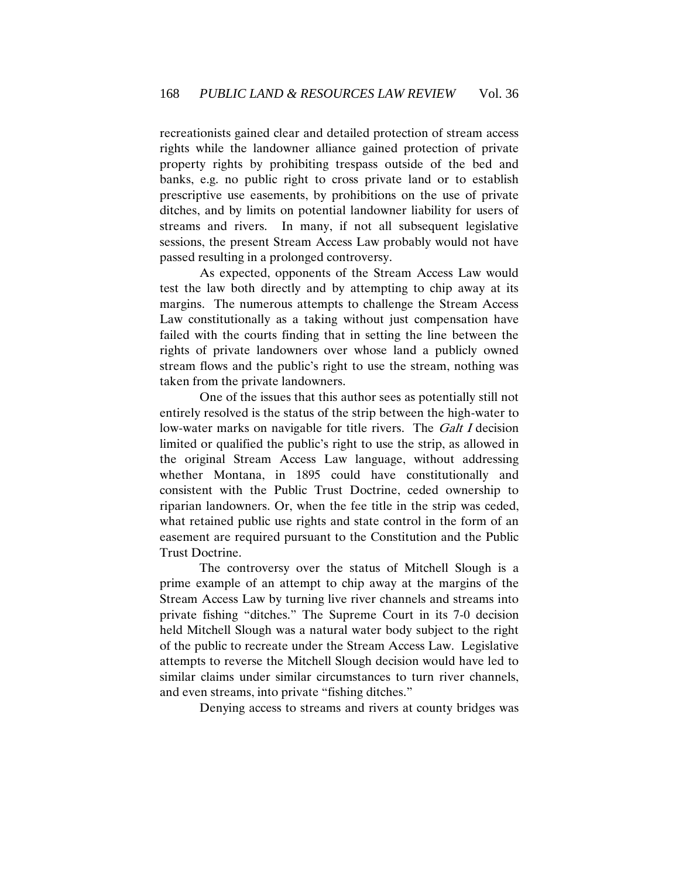recreationists gained clear and detailed protection of stream access rights while the landowner alliance gained protection of private property rights by prohibiting trespass outside of the bed and banks, e.g. no public right to cross private land or to establish prescriptive use easements, by prohibitions on the use of private ditches, and by limits on potential landowner liability for users of streams and rivers. In many, if not all subsequent legislative sessions, the present Stream Access Law probably would not have passed resulting in a prolonged controversy.

As expected, opponents of the Stream Access Law would test the law both directly and by attempting to chip away at its margins. The numerous attempts to challenge the Stream Access Law constitutionally as a taking without just compensation have failed with the courts finding that in setting the line between the rights of private landowners over whose land a publicly owned stream flows and the public's right to use the stream, nothing was taken from the private landowners.

One of the issues that this author sees as potentially still not entirely resolved is the status of the strip between the high-water to low-water marks on navigable for title rivers. The *Galt I* decision limited or qualified the public's right to use the strip, as allowed in the original Stream Access Law language, without addressing whether Montana, in 1895 could have constitutionally and consistent with the Public Trust Doctrine, ceded ownership to riparian landowners. Or, when the fee title in the strip was ceded, what retained public use rights and state control in the form of an easement are required pursuant to the Constitution and the Public Trust Doctrine.

The controversy over the status of Mitchell Slough is a prime example of an attempt to chip away at the margins of the Stream Access Law by turning live river channels and streams into private fishing "ditches." The Supreme Court in its 7-0 decision held Mitchell Slough was a natural water body subject to the right of the public to recreate under the Stream Access Law. Legislative attempts to reverse the Mitchell Slough decision would have led to similar claims under similar circumstances to turn river channels, and even streams, into private "fishing ditches."

Denying access to streams and rivers at county bridges was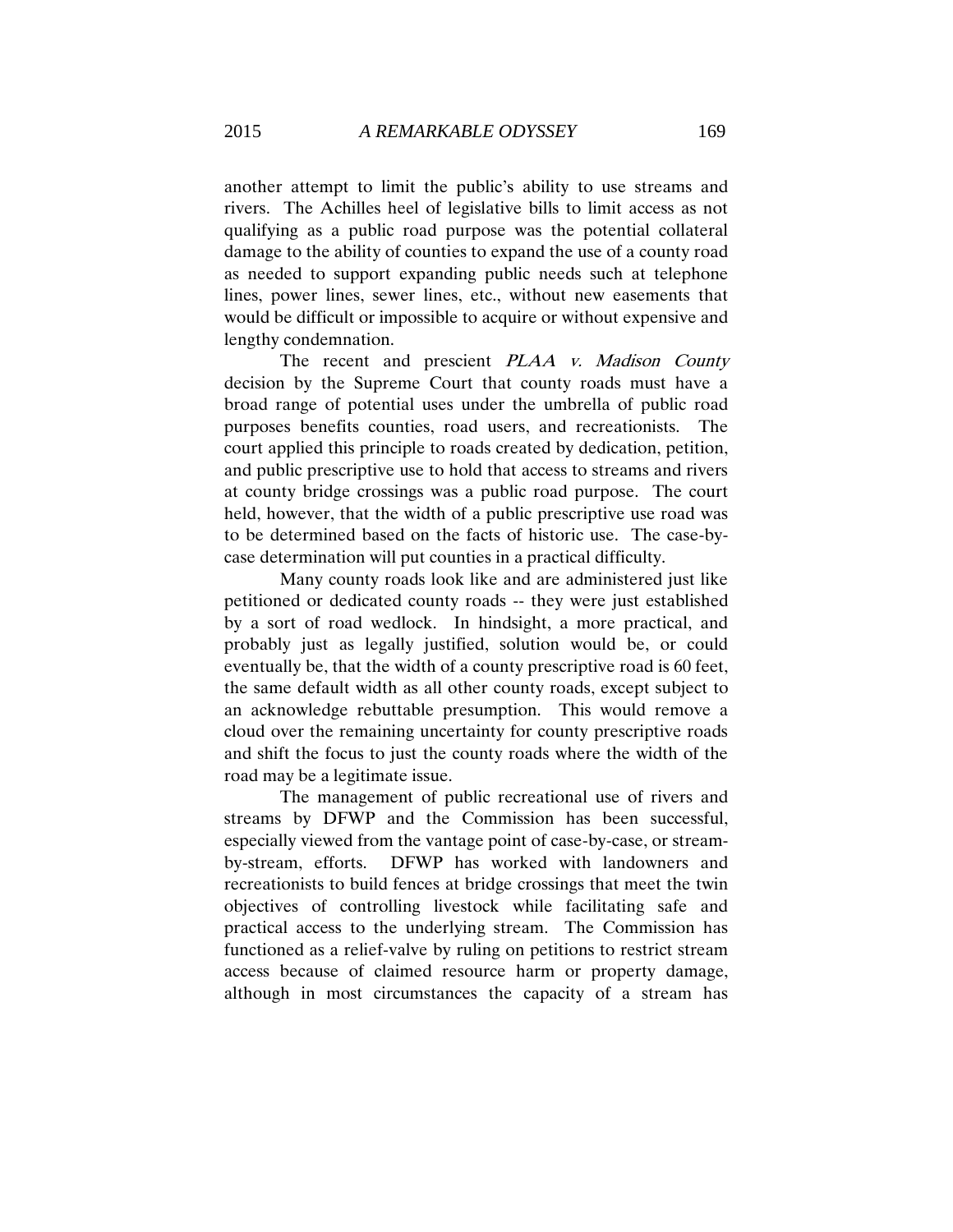another attempt to limit the public's ability to use streams and rivers. The Achilles heel of legislative bills to limit access as not qualifying as a public road purpose was the potential collateral damage to the ability of counties to expand the use of a county road as needed to support expanding public needs such at telephone lines, power lines, sewer lines, etc., without new easements that would be difficult or impossible to acquire or without expensive and lengthy condemnation.

The recent and prescient *PLAA v. Madison County* decision by the Supreme Court that county roads must have a broad range of potential uses under the umbrella of public road purposes benefits counties, road users, and recreationists. The court applied this principle to roads created by dedication, petition, and public prescriptive use to hold that access to streams and rivers at county bridge crossings was a public road purpose. The court held, however, that the width of a public prescriptive use road was to be determined based on the facts of historic use. The case-by-case determination will put counties in a practical difficulty.

Many county roads look like and are administered just like petitioned or dedicated county roads -- they were just established by a sort of road wedlock. In hindsight, a more practical, and probably just as legally justified, solution would be, or could eventually be, that the width of a county prescriptive road is 60 feet, the same default width as all other county roads, except subject to an acknowledge rebuttable presumption. This would remove a cloud over the remaining uncertainty for county prescriptive roads and shift the focus to just the county roads where the width of the road may be a legitimate issue.

The management of public recreational use of rivers and streams by DFWP and the Commission has been successful, especially viewed from the vantage point of case-by-case, or stream-by-stream, efforts. DFWP has worked with landowners and recreationists to build fences at bridge crossings that meet the twin objectives of controlling livestock while facilitating safe and practical access to the underlying stream. The Commission has functioned as a relief-valve by ruling on petitions to restrict stream access because of claimed resource harm or property damage, although in most circumstances the capacity of a stream has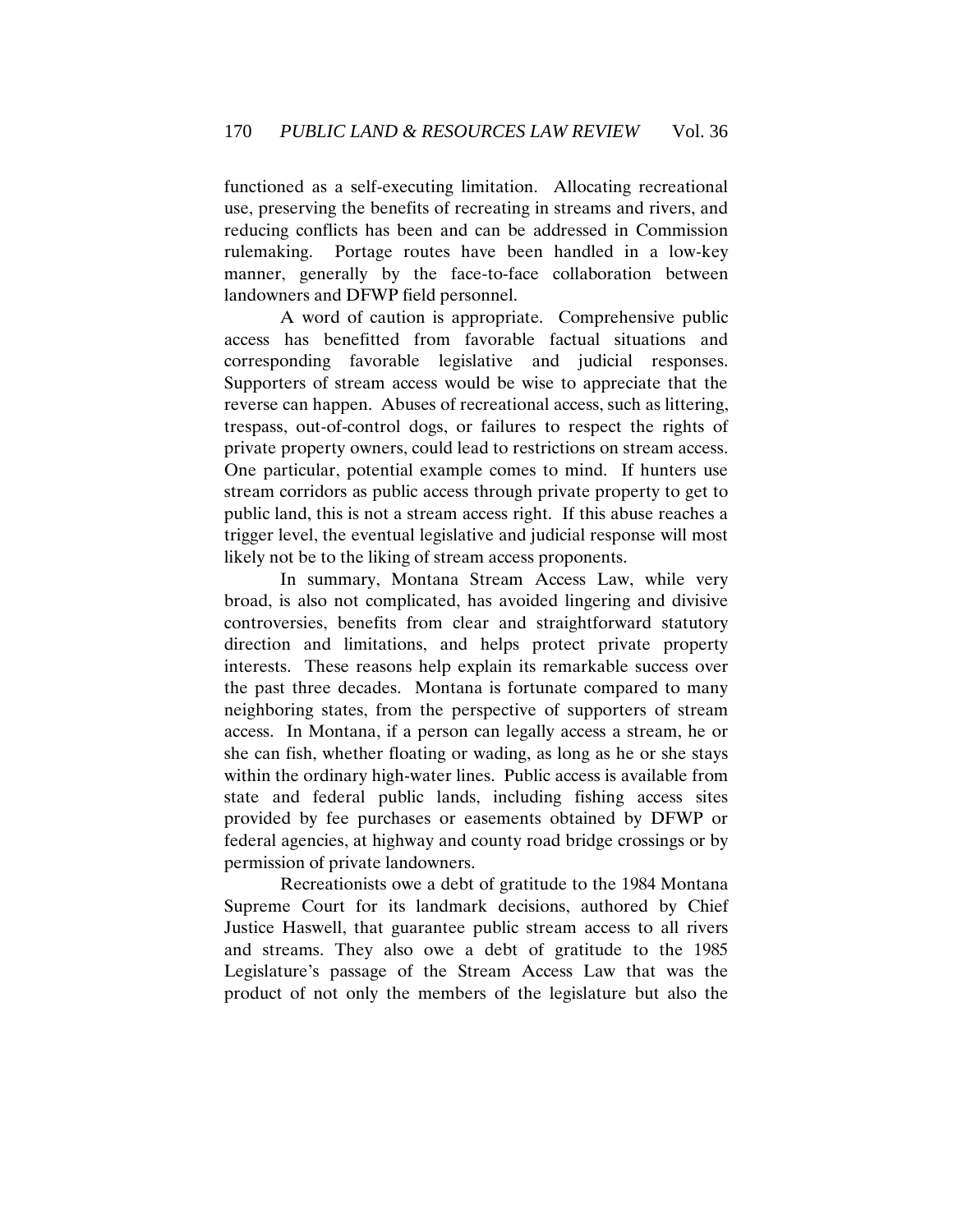functioned as a self-executing limitation. Allocating recreational use, preserving the benefits of recreating in streams and rivers, and reducing conflicts has been and can be addressed in Commission rulemaking. Portage routes have been handled in a low-key manner, generally by the face-to-face collaboration between landowners and DFWP field personnel.

A word of caution is appropriate. Comprehensive public access has benefitted from favorable factual situations and corresponding favorable legislative and judicial responses. Supporters of stream access would be wise to appreciate that the reverse can happen. Abuses of recreational access, such as littering, trespass, out-of-control dogs, or failures to respect the rights of private property owners, could lead to restrictions on stream access. One particular, potential example comes to mind. If hunters use stream corridors as public access through private property to get to public land, this is not a stream access right. If this abuse reaches a trigger level, the eventual legislative and judicial response will most likely not be to the liking of stream access proponents.

In summary, Montana Stream Access Law, while very broad, is also not complicated, has avoided lingering and divisive controversies, benefits from clear and straightforward statutory direction and limitations, and helps protect private property interests. These reasons help explain its remarkable success over the past three decades. Montana is fortunate compared to many neighboring states, from the perspective of supporters of stream access. In Montana, if a person can legally access a stream, he or she can fish, whether floating or wading, as long as he or she stays within the ordinary high-water lines. Public access is available from state and federal public lands, including fishing access sites provided by fee purchases or easements obtained by DFWP or federal agencies, at highway and county road bridge crossings or by permission of private landowners.

Recreationists owe a debt of gratitude to the 1984 Montana Supreme Court for its landmark decisions, authored by Chief Justice Haswell, that guarantee public stream access to all rivers and streams. They also owe a debt of gratitude to the 1985 Legislature's passage of the Stream Access Law that was the product of not only the members of the legislature but also the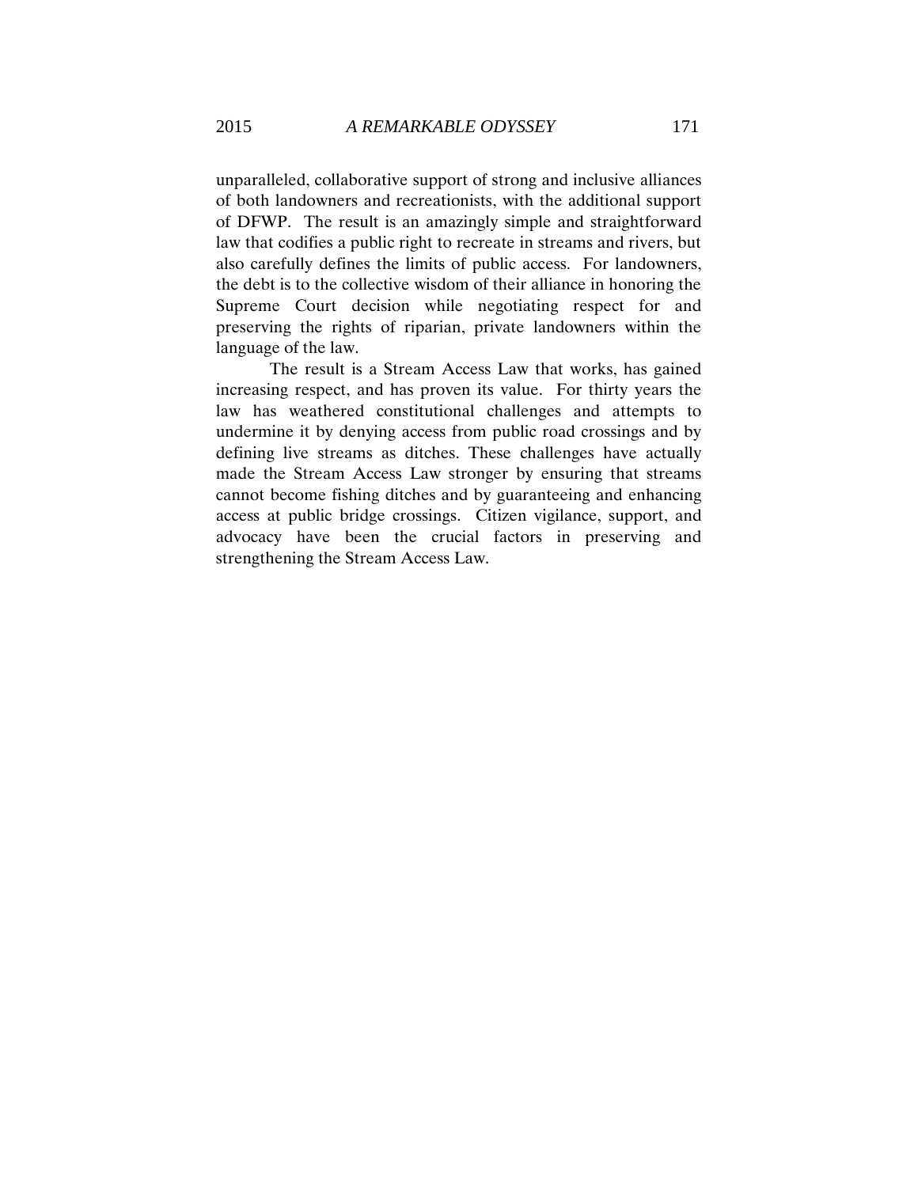unparalleled, collaborative support of strong and inclusive alliances of both landowners and recreationists, with the additional support of DFWP. The result is an amazingly simple and straightforward law that codifies a public right to recreate in streams and rivers, but also carefully defines the limits of public access. For landowners, the debt is to the collective wisdom of their alliance in honoring the Supreme Court decision while negotiating respect for and preserving the rights of riparian, private landowners within the language of the law.

The result is a Stream Access Law that works, has gained increasing respect, and has proven its value. For thirty years the law has weathered constitutional challenges and attempts to undermine it by denying access from public road crossings and by defining live streams as ditches. These challenges have actually made the Stream Access Law stronger by ensuring that streams cannot become fishing ditches and by guaranteeing and enhancing access at public bridge crossings. Citizen vigilance, support, and advocacy have been the crucial factors in preserving and strengthening the Stream Access Law.